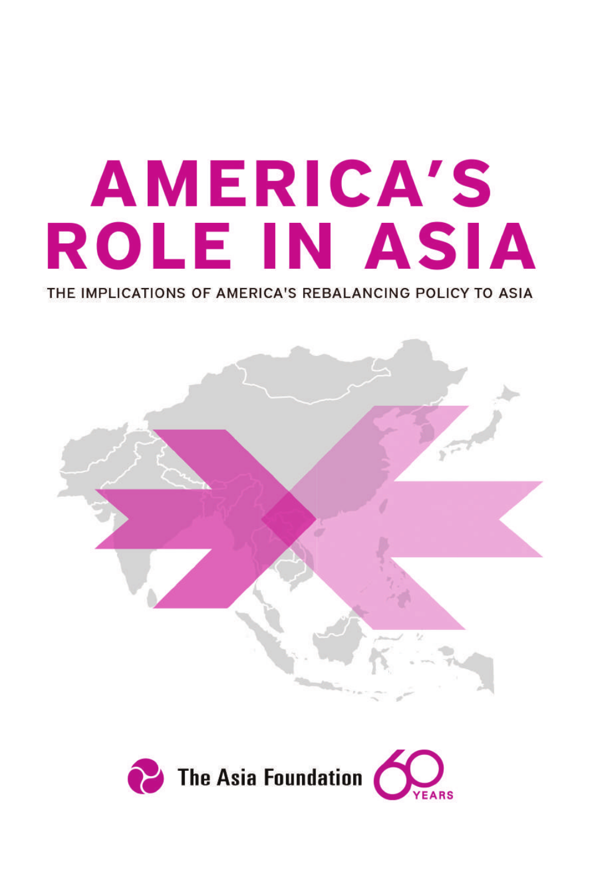# AMERICA'S ROLE IN ASIA

THE IMPLICATIONS OF AMERICA'S REBALANCING POLICY TO ASIA

The Asia Foundation 60 YEARS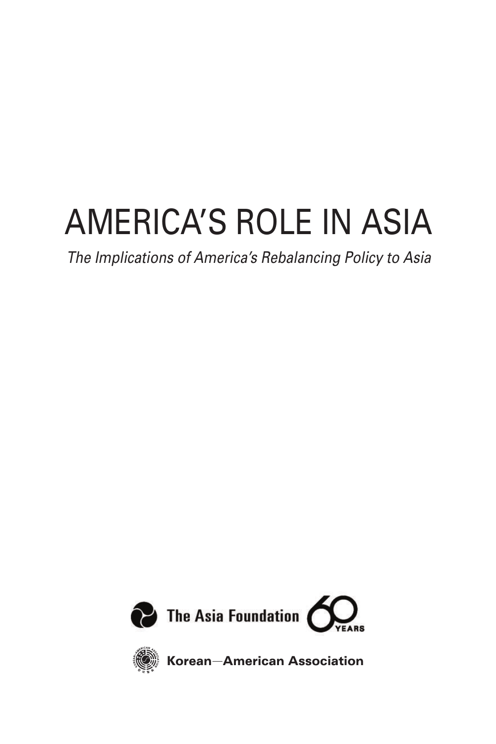# AMERICA'S ROLE IN ASIA

*The Implications of America's Rebalancing Policy to Asia*

The Asia Foundation 60 YEARS

Korean—American Association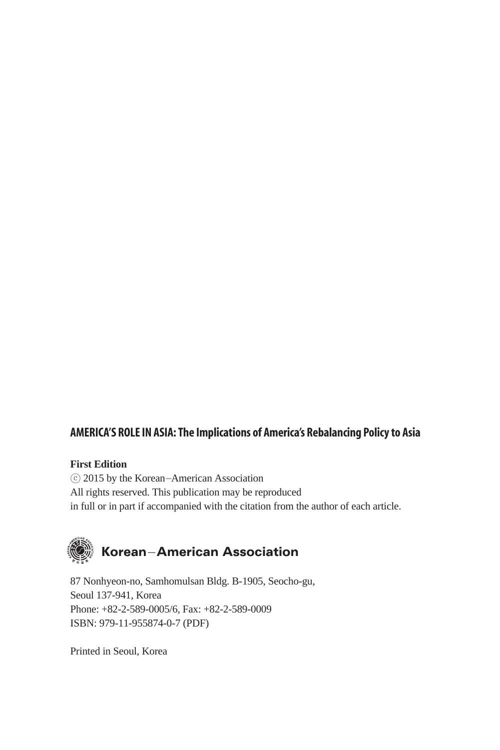**AMERICA'S ROLE IN ASIA: The Implications of America's Rebalancing Policy to Asia**

**First Edition**
ⓒ 2015 by the Korean–American Association
All rights reserved. This publication may be reproduced
in full or in part if accompanied with the citation from the author of each article.

**Korean–American Association**

87 Nonhyeon-no, Samhomulsan Bldg. B-1905, Seocho-gu,
Seoul 137-941, Korea
Phone: +82-2-589-0005/6, Fax: +82-2-589-0009
ISBN: 979-11-955874-0-7 (PDF)

Printed in Seoul, Korea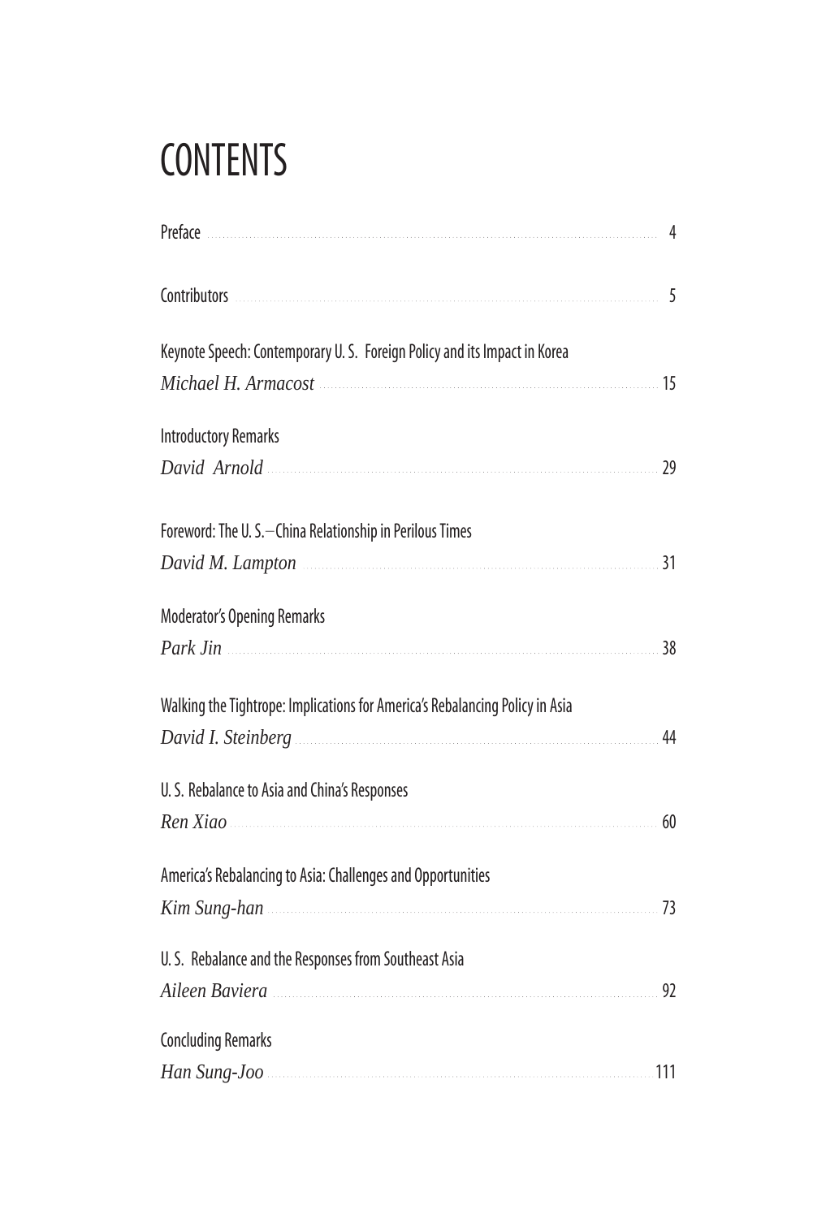# CONTENTS

Preface ........................................................ 4

Contributors ........................................................ 5

Keynote Speech: Contemporary U. S. Foreign Policy and its Impact in Korea
*Michael H. Armacost* ........................................................ 15

Introductory Remarks
*David Arnold* ........................................................ 29

Foreword: The U. S.–China Relationship in Perilous Times
*David M. Lampton* ........................................................ 31

Moderator's Opening Remarks
*Park Jin* ........................................................ 38

Walking the Tightrope: Implications for America's Rebalancing Policy in Asia
*David I. Steinberg* ........................................................ 44

U. S. Rebalance to Asia and China's Responses
*Ren Xiao* ........................................................ 60

America's Rebalancing to Asia: Challenges and Opportunities
*Kim Sung-han* ........................................................ 73

U. S. Rebalance and the Responses from Southeast Asia
*Aileen Baviera* ........................................................ 92

Concluding Remarks
*Han Sung-Joo* ........................................................ 111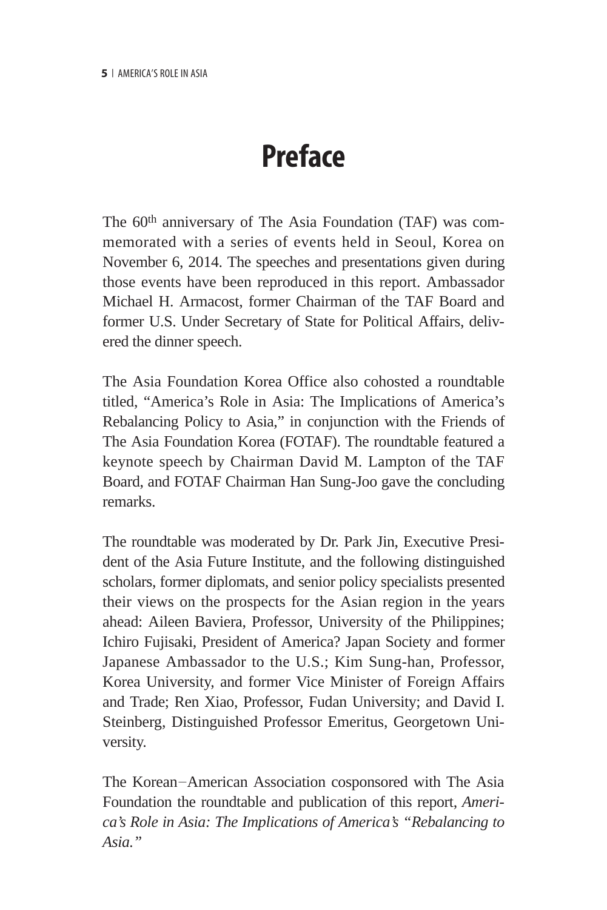# Preface

The 60th anniversary of The Asia Foundation (TAF) was commemorated with a series of events held in Seoul, Korea on November 6, 2014. The speeches and presentations given during those events have been reproduced in this report. Ambassador Michael H. Armacost, former Chairman of the TAF Board and former U.S. Under Secretary of State for Political Affairs, delivered the dinner speech.

The Asia Foundation Korea Office also cohosted a roundtable titled, "America's Role in Asia: The Implications of America's Rebalancing Policy to Asia," in conjunction with the Friends of The Asia Foundation Korea (FOTAF). The roundtable featured a keynote speech by Chairman David M. Lampton of the TAF Board, and FOTAF Chairman Han Sung-Joo gave the concluding remarks.

The roundtable was moderated by Dr. Park Jin, Executive President of the Asia Future Institute, and the following distinguished scholars, former diplomats, and senior policy specialists presented their views on the prospects for the Asian region in the years ahead: Aileen Baviera, Professor, University of the Philippines; Ichiro Fujisaki, President of America? Japan Society and former Japanese Ambassador to the U.S.; Kim Sung-han, Professor, Korea University, and former Vice Minister of Foreign Affairs and Trade; Ren Xiao, Professor, Fudan University; and David I. Steinberg, Distinguished Professor Emeritus, Georgetown University.

The Korean−American Association cosponsored with The Asia Foundation the roundtable and publication of this report, *America's Role in Asia: The Implications of America's "Rebalancing to Asia."*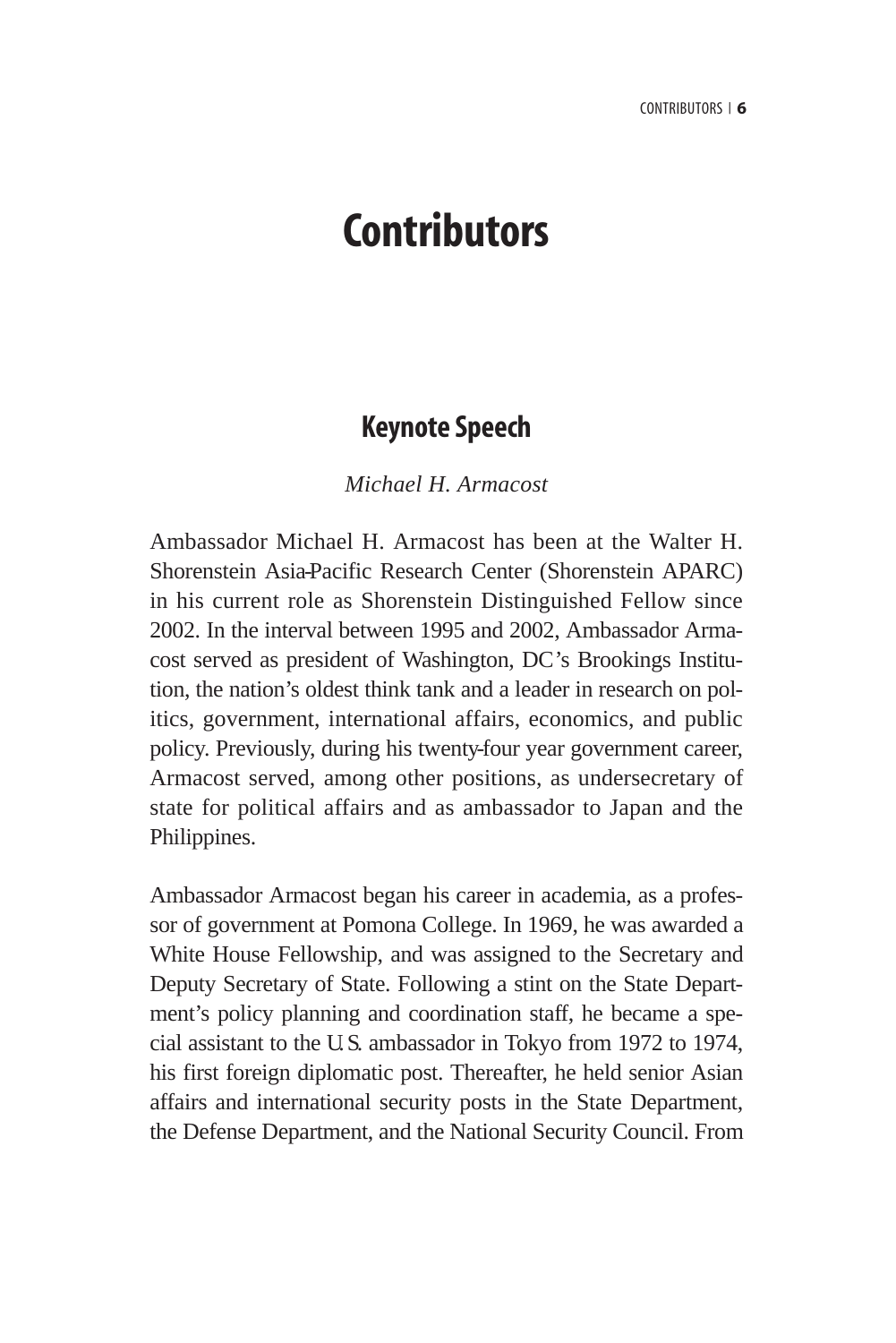# Contributors

## Keynote Speech

*Michael H. Armacost*

Ambassador Michael H. Armacost has been at the Walter H. Shorenstein Asia-Pacific Research Center (Shorenstein APARC) in his current role as Shorenstein Distinguished Fellow since 2002. In the interval between 1995 and 2002, Ambassador Armacost served as president of Washington, DC's Brookings Institution, the nation's oldest think tank and a leader in research on politics, government, international affairs, economics, and public policy. Previously, during his twenty-four year government career, Armacost served, among other positions, as undersecretary of state for political affairs and as ambassador to Japan and the Philippines.

Ambassador Armacost began his career in academia, as a professor of government at Pomona College. In 1969, he was awarded a White House Fellowship, and was assigned to the Secretary and Deputy Secretary of State. Following a stint on the State Department's policy planning and coordination staff, he became a special assistant to the U.S. ambassador in Tokyo from 1972 to 1974, his first foreign diplomatic post. Thereafter, he held senior Asian affairs and international security posts in the State Department, the Defense Department, and the National Security Council. From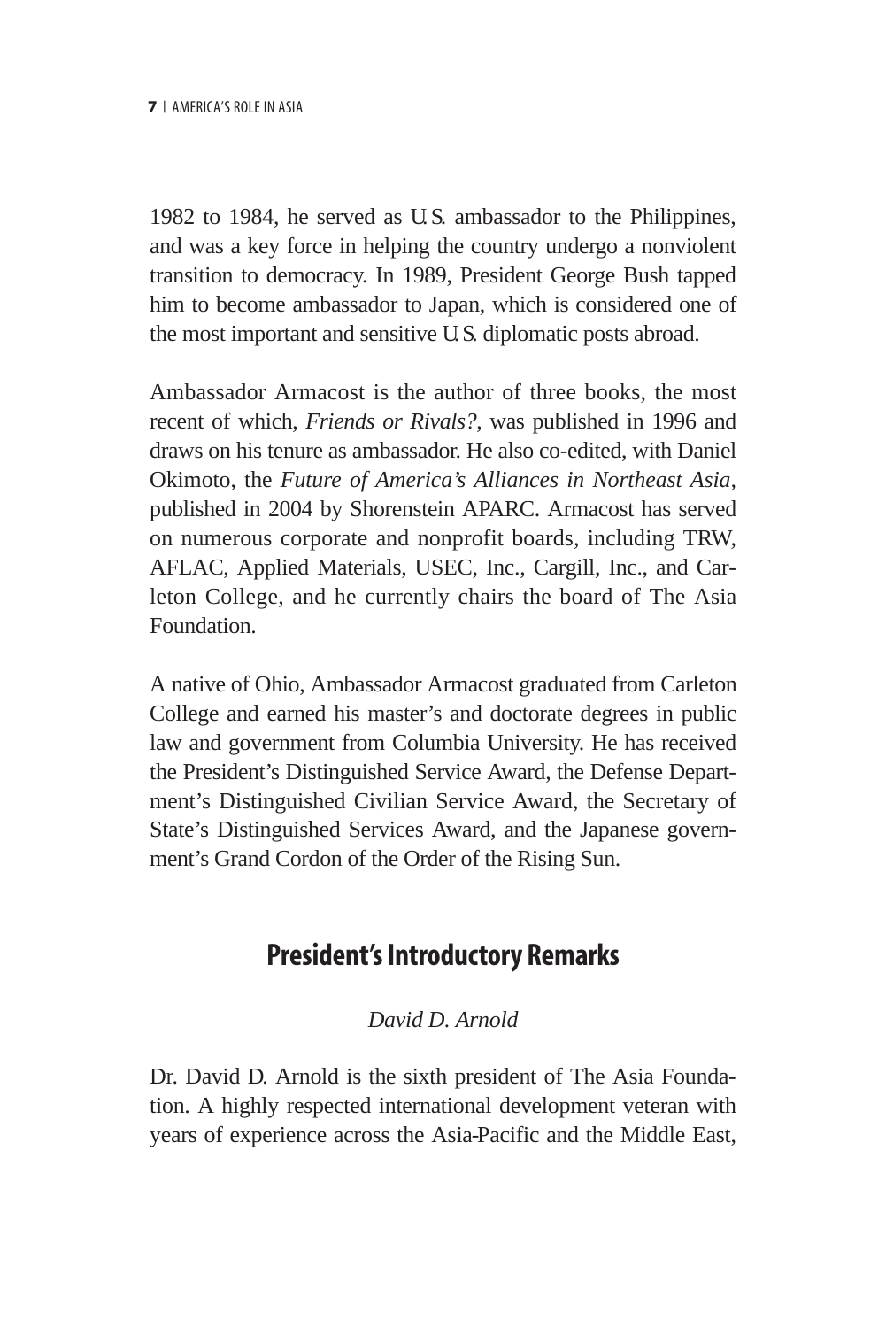1982 to 1984, he served as U.S. ambassador to the Philippines, and was a key force in helping the country undergo a nonviolent transition to democracy. In 1989, President George Bush tapped him to become ambassador to Japan, which is considered one of the most important and sensitive U.S. diplomatic posts abroad.

Ambassador Armacost is the author of three books, the most recent of which, *Friends or Rivals?*, was published in 1996 and draws on his tenure as ambassador. He also co-edited, with Daniel Okimoto, the *Future of America's Alliances in Northeast Asia*, published in 2004 by Shorenstein APARC. Armacost has served on numerous corporate and nonprofit boards, including TRW, AFLAC, Applied Materials, USEC, Inc., Cargill, Inc., and Carleton College, and he currently chairs the board of The Asia Foundation.

A native of Ohio, Ambassador Armacost graduated from Carleton College and earned his master's and doctorate degrees in public law and government from Columbia University. He has received the President's Distinguished Service Award, the Defense Department's Distinguished Civilian Service Award, the Secretary of State's Distinguished Services Award, and the Japanese government's Grand Cordon of the Order of the Rising Sun.

## President's Introductory Remarks

*David D. Arnold*

Dr. David D. Arnold is the sixth president of The Asia Foundation. A highly respected international development veteran with years of experience across the Asia-Pacific and the Middle East,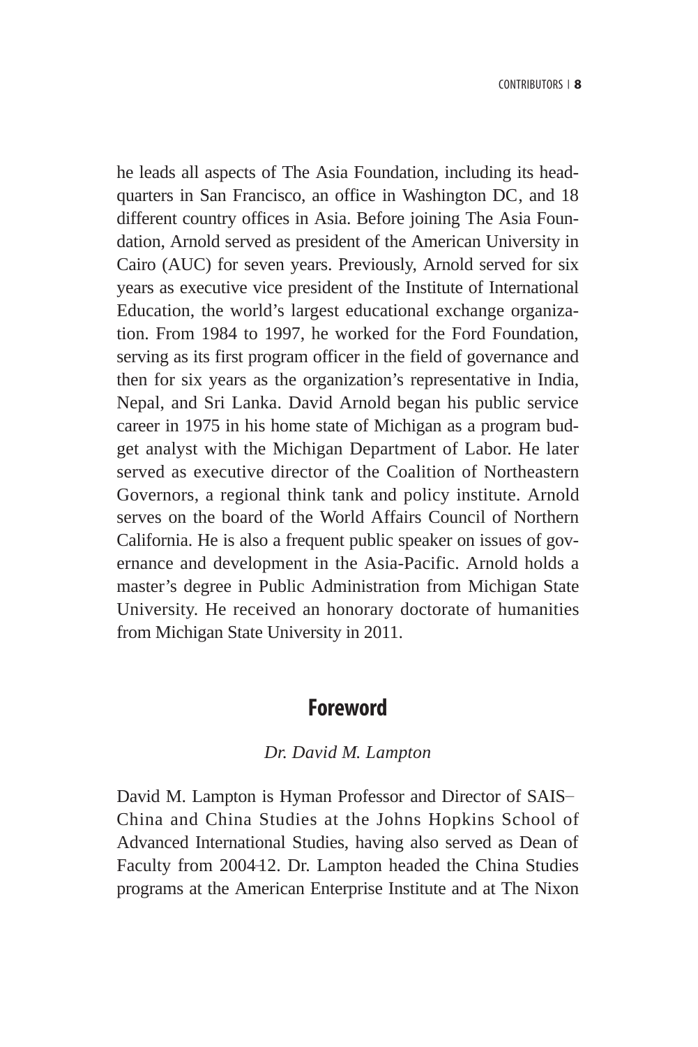he leads all aspects of The Asia Foundation, including its headquarters in San Francisco, an office in Washington DC, and 18 different country offices in Asia. Before joining The Asia Foundation, Arnold served as president of the American University in Cairo (AUC) for seven years. Previously, Arnold served for six years as executive vice president of the Institute of International Education, the world's largest educational exchange organization. From 1984 to 1997, he worked for the Ford Foundation, serving as its first program officer in the field of governance and then for six years as the organization's representative in India, Nepal, and Sri Lanka. David Arnold began his public service career in 1975 in his home state of Michigan as a program budget analyst with the Michigan Department of Labor. He later served as executive director of the Coalition of Northeastern Governors, a regional think tank and policy institute. Arnold serves on the board of the World Affairs Council of Northern California. He is also a frequent public speaker on issues of governance and development in the Asia-Pacific. Arnold holds a master's degree in Public Administration from Michigan State University. He received an honorary doctorate of humanities from Michigan State University in 2011.

## Foreword

*Dr. David M. Lampton*

David M. Lampton is Hyman Professor and Director of SAIS–China and China Studies at the Johns Hopkins School of Advanced International Studies, having also served as Dean of Faculty from 2004–12. Dr. Lampton headed the China Studies programs at the American Enterprise Institute and at The Nixon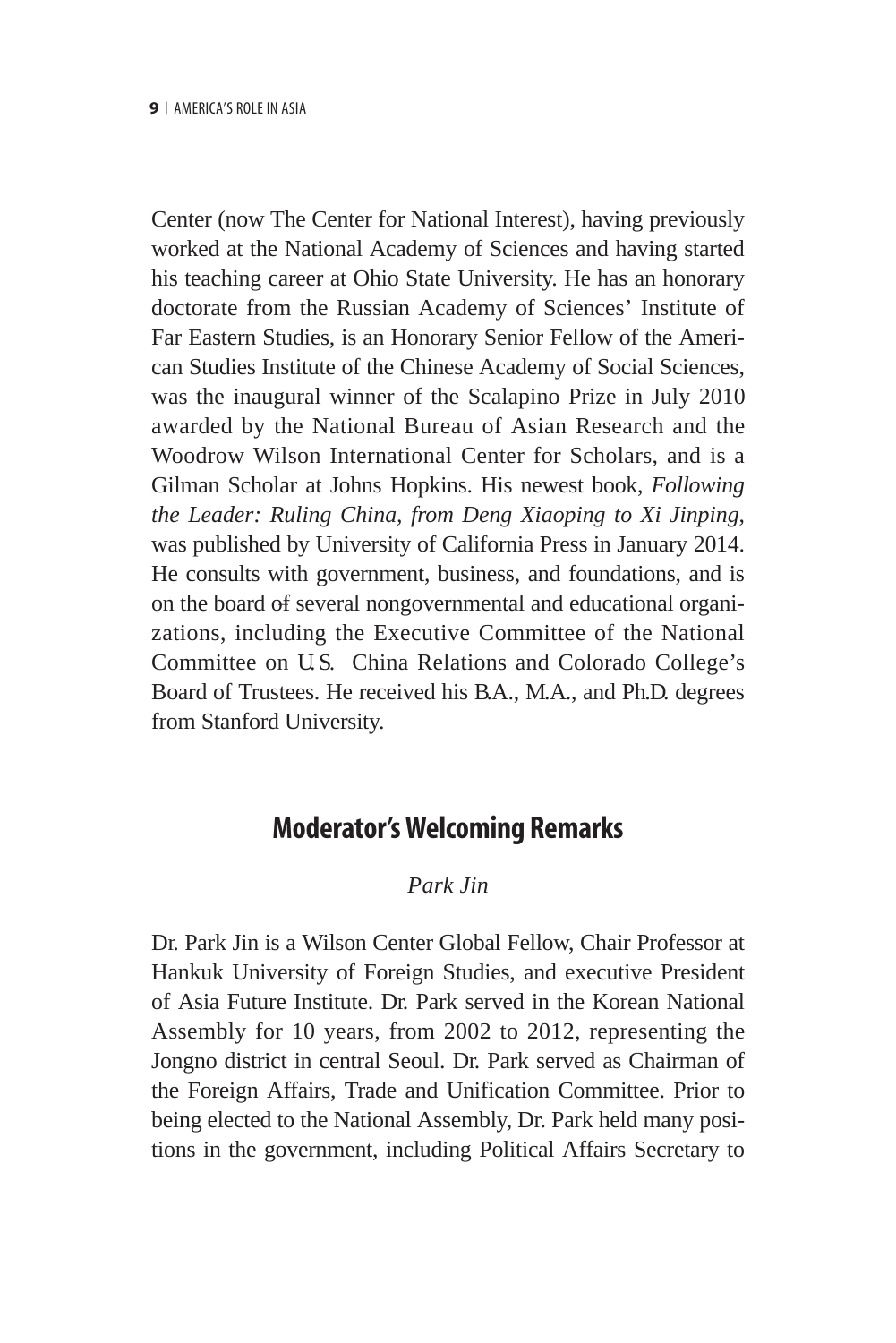Center (now The Center for National Interest), having previously worked at the National Academy of Sciences and having started his teaching career at Ohio State University. He has an honorary doctorate from the Russian Academy of Sciences' Institute of Far Eastern Studies, is an Honorary Senior Fellow of the American Studies Institute of the Chinese Academy of Social Sciences, was the inaugural winner of the Scalapino Prize in July 2010 awarded by the National Bureau of Asian Research and the Woodrow Wilson International Center for Scholars, and is a Gilman Scholar at Johns Hopkins. His newest book, *Following the Leader: Ruling China, from Deng Xiaoping to Xi Jinping*, was published by University of California Press in January 2014. He consults with government, business, and foundations, and is on the board of several nongovernmental and educational organizations, including the Executive Committee of the National Committee on U.S. China Relations and Colorado College's Board of Trustees. He received his B.A., M.A., and Ph.D. degrees from Stanford University.

## Moderator's Welcoming Remarks

*Park Jin*

Dr. Park Jin is a Wilson Center Global Fellow, Chair Professor at Hankuk University of Foreign Studies, and executive President of Asia Future Institute. Dr. Park served in the Korean National Assembly for 10 years, from 2002 to 2012, representing the Jongno district in central Seoul. Dr. Park served as Chairman of the Foreign Affairs, Trade and Unification Committee. Prior to being elected to the National Assembly, Dr. Park held many positions in the government, including Political Affairs Secretary to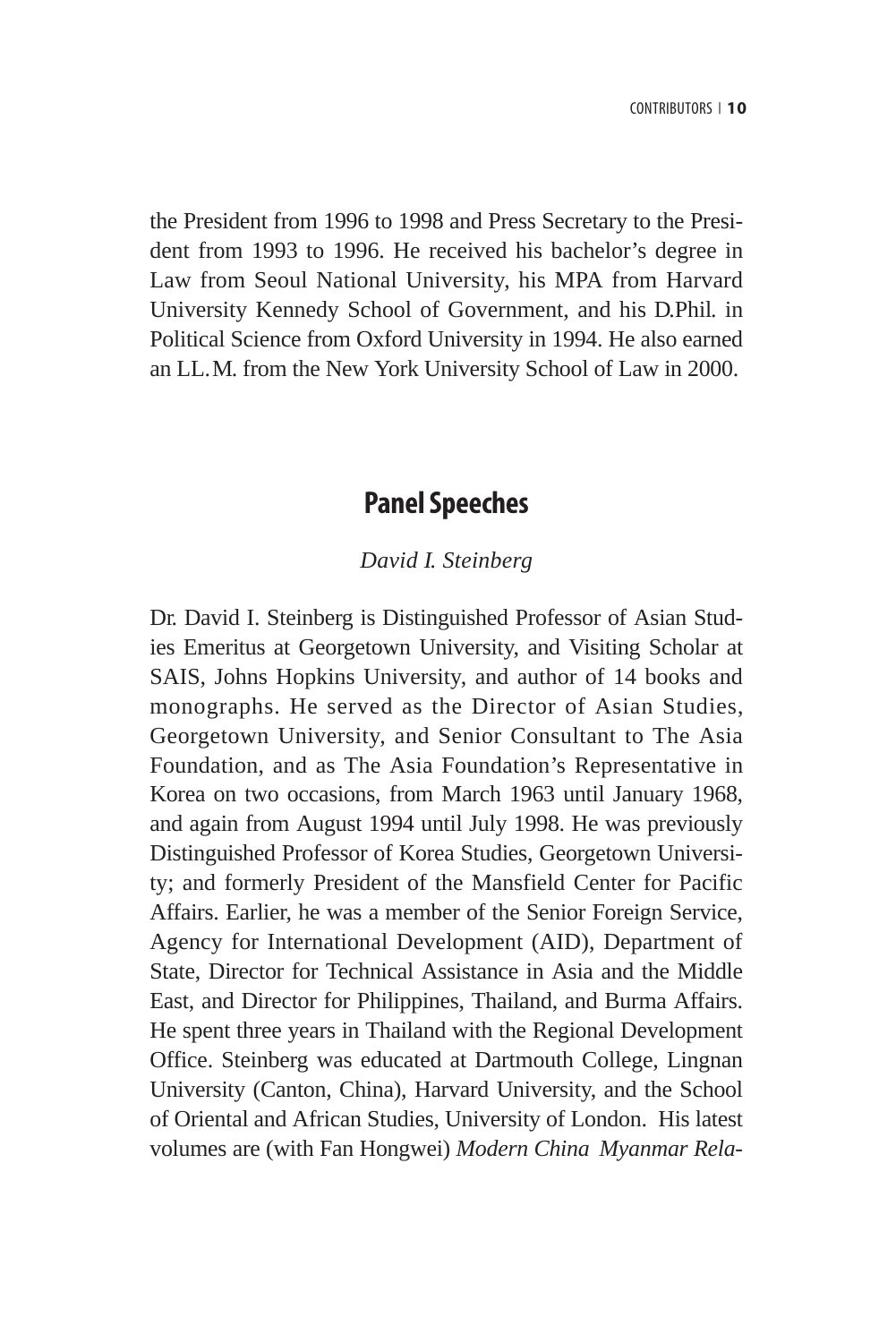the President from 1996 to 1998 and Press Secretary to the President from 1993 to 1996. He received his bachelor's degree in Law from Seoul National University, his MPA from Harvard University Kennedy School of Government, and his D.Phil. in Political Science from Oxford University in 1994. He also earned an LL.M. from the New York University School of Law in 2000.

## Panel Speeches

### *David I. Steinberg*

Dr. David I. Steinberg is Distinguished Professor of Asian Studies Emeritus at Georgetown University, and Visiting Scholar at SAIS, Johns Hopkins University, and author of 14 books and monographs. He served as the Director of Asian Studies, Georgetown University, and Senior Consultant to The Asia Foundation, and as The Asia Foundation's Representative in Korea on two occasions, from March 1963 until January 1968, and again from August 1994 until July 1998. He was previously Distinguished Professor of Korea Studies, Georgetown University; and formerly President of the Mansfield Center for Pacific Affairs. Earlier, he was a member of the Senior Foreign Service, Agency for International Development (AID), Department of State, Director for Technical Assistance in Asia and the Middle East, and Director for Philippines, Thailand, and Burma Affairs. He spent three years in Thailand with the Regional Development Office. Steinberg was educated at Dartmouth College, Lingnan University (Canton, China), Harvard University, and the School of Oriental and African Studies, University of London. His latest volumes are (with Fan Hongwei) *Modern China Myanmar Rela-*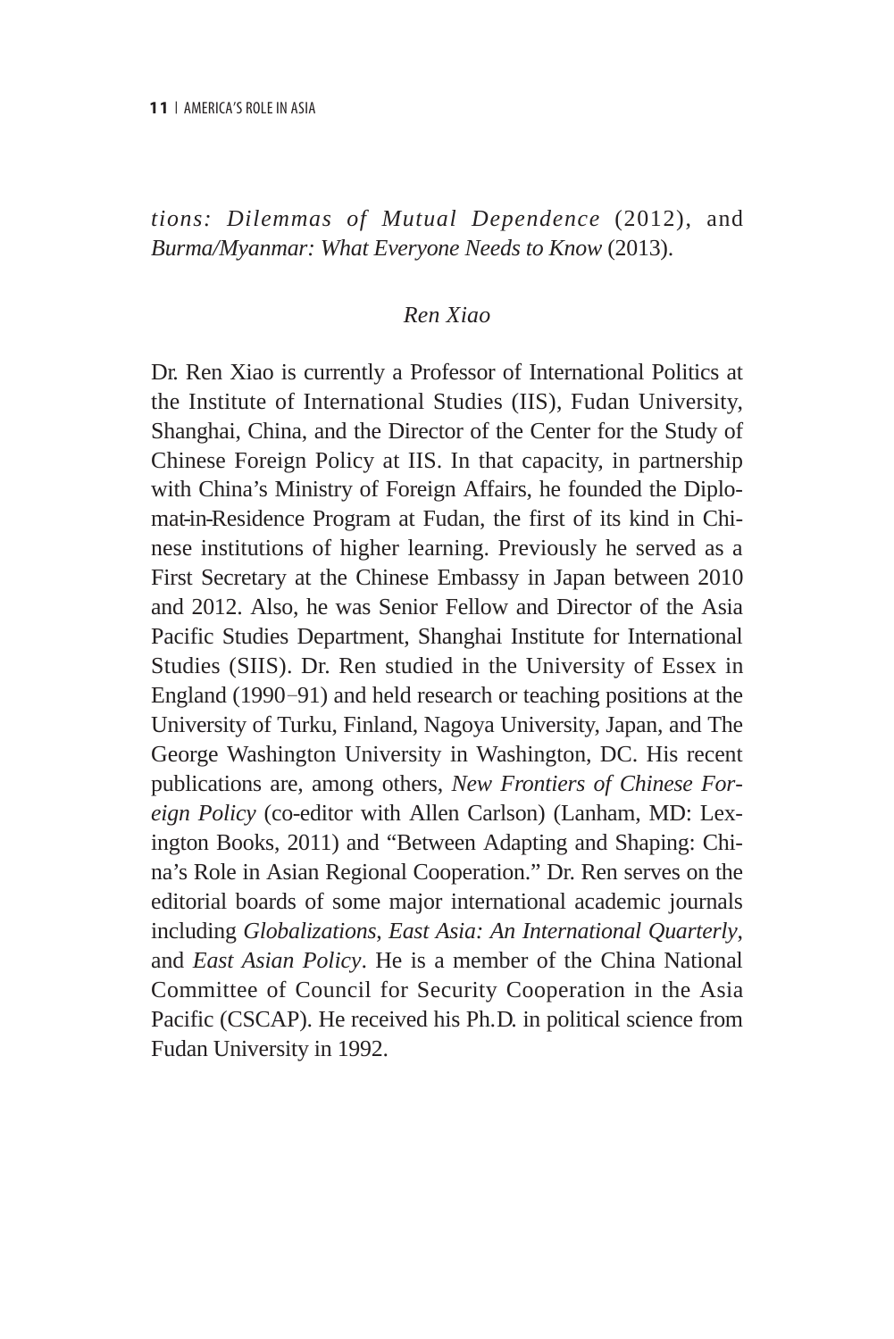*tions: Dilemmas of Mutual Dependence* (2012), and *Burma/Myanmar: What Everyone Needs to Know* (2013).

*Ren Xiao*

Dr. Ren Xiao is currently a Professor of International Politics at the Institute of International Studies (IIS), Fudan University, Shanghai, China, and the Director of the Center for the Study of Chinese Foreign Policy at IIS. In that capacity, in partnership with China's Ministry of Foreign Affairs, he founded the Diplomat-in-Residence Program at Fudan, the first of its kind in Chinese institutions of higher learning. Previously he served as a First Secretary at the Chinese Embassy in Japan between 2010 and 2012. Also, he was Senior Fellow and Director of the Asia Pacific Studies Department, Shanghai Institute for International Studies (SIIS). Dr. Ren studied in the University of Essex in England (1990–91) and held research or teaching positions at the University of Turku, Finland, Nagoya University, Japan, and The George Washington University in Washington, DC. His recent publications are, among others, *New Frontiers of Chinese Foreign Policy* (co-editor with Allen Carlson) (Lanham, MD: Lexington Books, 2011) and "Between Adapting and Shaping: China's Role in Asian Regional Cooperation." Dr. Ren serves on the editorial boards of some major international academic journals including *Globalizations*, *East Asia: An International Quarterly*, and *East Asian Policy*. He is a member of the China National Committee of Council for Security Cooperation in the Asia Pacific (CSCAP). He received his Ph.D. in political science from Fudan University in 1992.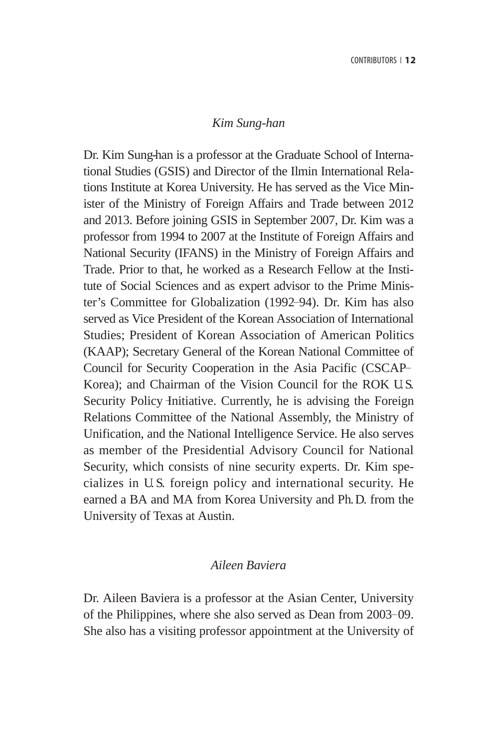### *Kim Sung-han*

Dr. Kim Sung-han is a professor at the Graduate School of International Studies (GSIS) and Director of the Ilmin International Relations Institute at Korea University. He has served as the Vice Minister of the Ministry of Foreign Affairs and Trade between 2012 and 2013. Before joining GSIS in September 2007, Dr. Kim was a professor from 1994 to 2007 at the Institute of Foreign Affairs and National Security (IFANS) in the Ministry of Foreign Affairs and Trade. Prior to that, he worked as a Research Fellow at the Institute of Social Sciences and as expert advisor to the Prime Minister's Committee for Globalization (1992–94). Dr. Kim has also served as Vice President of the Korean Association of International Studies; President of Korean Association of American Politics (KAAP); Secretary General of the Korean National Committee of Council for Security Cooperation in the Asia Pacific (CSCAP–Korea); and Chairman of the Vision Council for the ROK U.S. Security Policy Initiative. Currently, he is advising the Foreign Relations Committee of the National Assembly, the Ministry of Unification, and the National Intelligence Service. He also serves as member of the Presidential Advisory Council for National Security, which consists of nine security experts. Dr. Kim specializes in U.S. foreign policy and international security. He earned a BA and MA from Korea University and Ph.D. from the University of Texas at Austin.

### *Aileen Baviera*

Dr. Aileen Baviera is a professor at the Asian Center, University of the Philippines, where she also served as Dean from 2003–09. She also has a visiting professor appointment at the University of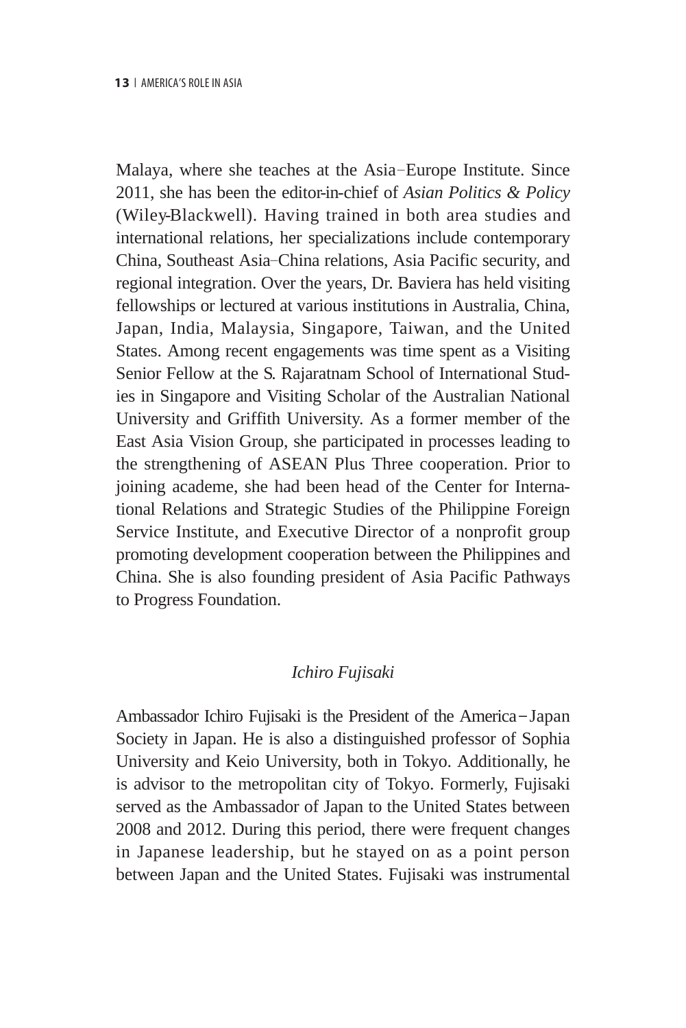Malaya, where she teaches at the Asia–Europe Institute. Since 2011, she has been the editor-in-chief of *Asian Politics & Policy* (Wiley-Blackwell). Having trained in both area studies and international relations, her specializations include contemporary China, Southeast Asia–China relations, Asia Pacific security, and regional integration. Over the years, Dr. Baviera has held visiting fellowships or lectured at various institutions in Australia, China, Japan, India, Malaysia, Singapore, Taiwan, and the United States. Among recent engagements was time spent as a Visiting Senior Fellow at the S. Rajaratnam School of International Studies in Singapore and Visiting Scholar of the Australian National University and Griffith University. As a former member of the East Asia Vision Group, she participated in processes leading to the strengthening of ASEAN Plus Three cooperation. Prior to joining academe, she had been head of the Center for International Relations and Strategic Studies of the Philippine Foreign Service Institute, and Executive Director of a nonprofit group promoting development cooperation between the Philippines and China. She is also founding president of Asia Pacific Pathways to Progress Foundation.

### *Ichiro Fujisaki*

Ambassador Ichiro Fujisaki is the President of the America–Japan Society in Japan. He is also a distinguished professor of Sophia University and Keio University, both in Tokyo. Additionally, he is advisor to the metropolitan city of Tokyo. Formerly, Fujisaki served as the Ambassador of Japan to the United States between 2008 and 2012. During this period, there were frequent changes in Japanese leadership, but he stayed on as a point person between Japan and the United States. Fujisaki was instrumental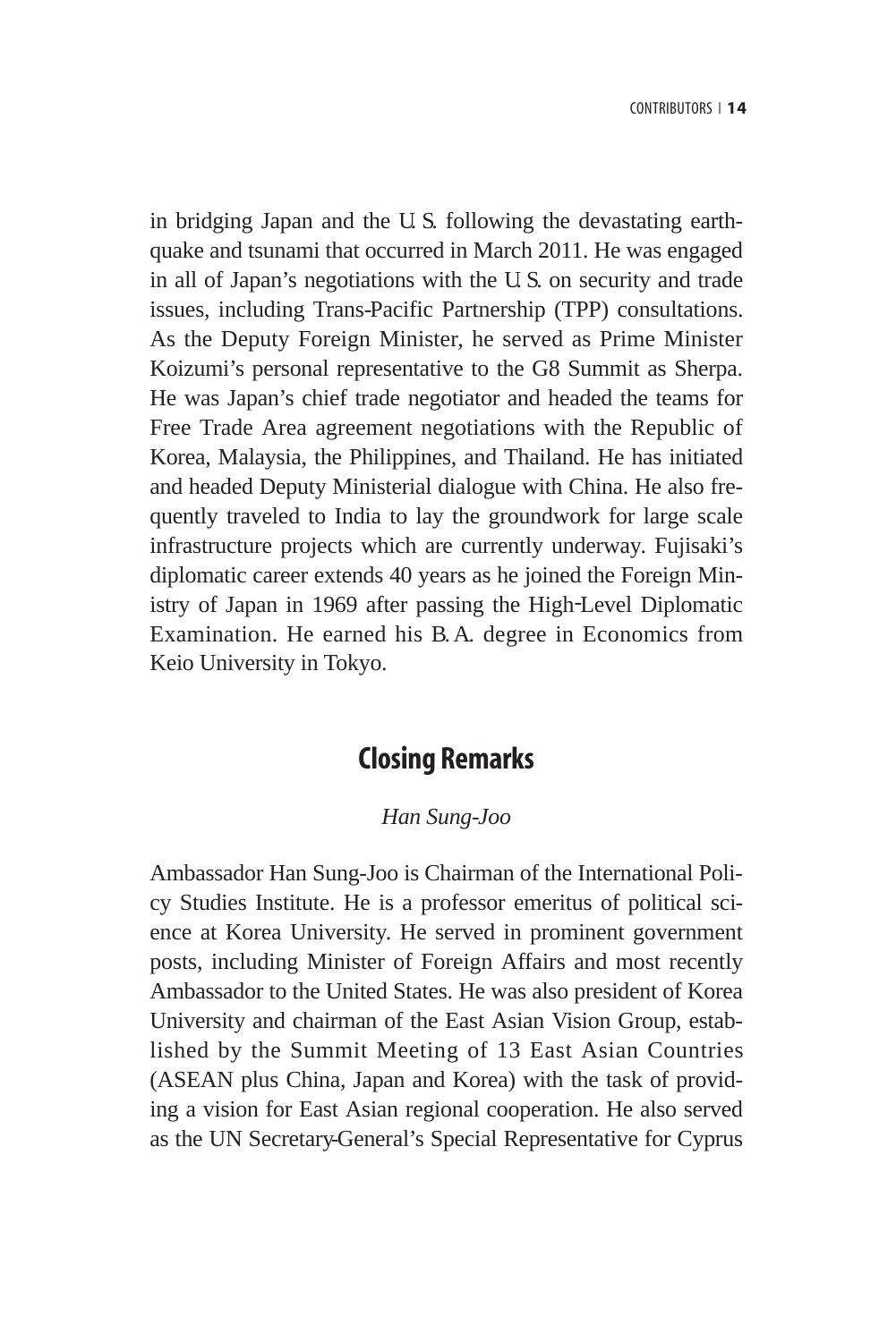in bridging Japan and the U.S. following the devastating earthquake and tsunami that occurred in March 2011. He was engaged in all of Japan's negotiations with the U.S. on security and trade issues, including Trans-Pacific Partnership (TPP) consultations. As the Deputy Foreign Minister, he served as Prime Minister Koizumi's personal representative to the G8 Summit as Sherpa. He was Japan's chief trade negotiator and headed the teams for Free Trade Area agreement negotiations with the Republic of Korea, Malaysia, the Philippines, and Thailand. He has initiated and headed Deputy Ministerial dialogue with China. He also frequently traveled to India to lay the groundwork for large scale infrastructure projects which are currently underway. Fujisaki's diplomatic career extends 40 years as he joined the Foreign Ministry of Japan in 1969 after passing the High-Level Diplomatic Examination. He earned his B.A. degree in Economics from Keio University in Tokyo.

## Closing Remarks

*Han Sung-Joo*

Ambassador Han Sung-Joo is Chairman of the International Policy Studies Institute. He is a professor emeritus of political science at Korea University. He served in prominent government posts, including Minister of Foreign Affairs and most recently Ambassador to the United States. He was also president of Korea University and chairman of the East Asian Vision Group, established by the Summit Meeting of 13 East Asian Countries (ASEAN plus China, Japan and Korea) with the task of providing a vision for East Asian regional cooperation. He also served as the UN Secretary-General's Special Representative for Cyprus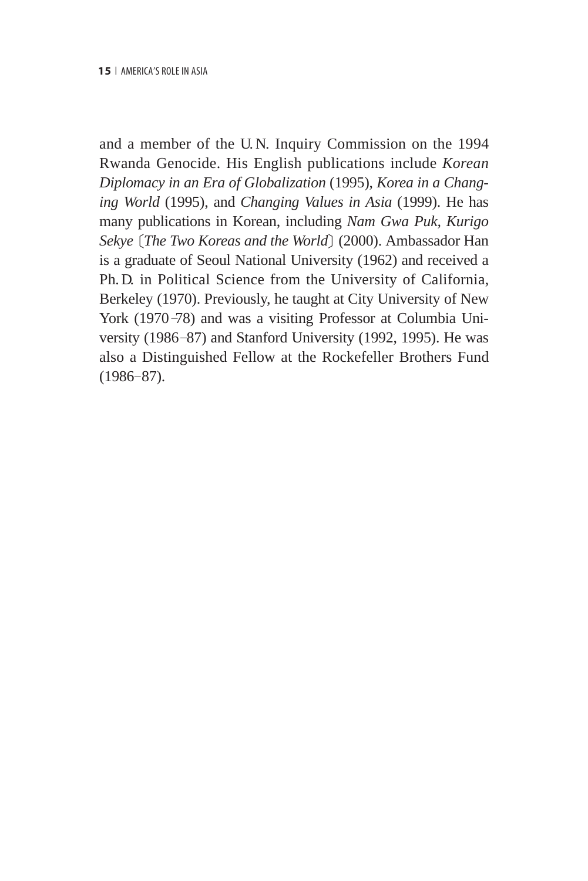and a member of the U.N. Inquiry Commission on the 1994 Rwanda Genocide. His English publications include *Korean Diplomacy in an Era of Globalization* (1995), *Korea in a Changing World* (1995), and *Changing Values in Asia* (1999). He has many publications in Korean, including *Nam Gwa Puk, Kurigo Sekye* 〔*The Two Koreas and the World*〕 (2000). Ambassador Han is a graduate of Seoul National University (1962) and received a Ph.D. in Political Science from the University of California, Berkeley (1970). Previously, he taught at City University of New York (1970–78) and was a visiting Professor at Columbia University (1986–87) and Stanford University (1992, 1995). He was also a Distinguished Fellow at the Rockefeller Brothers Fund (1986–87).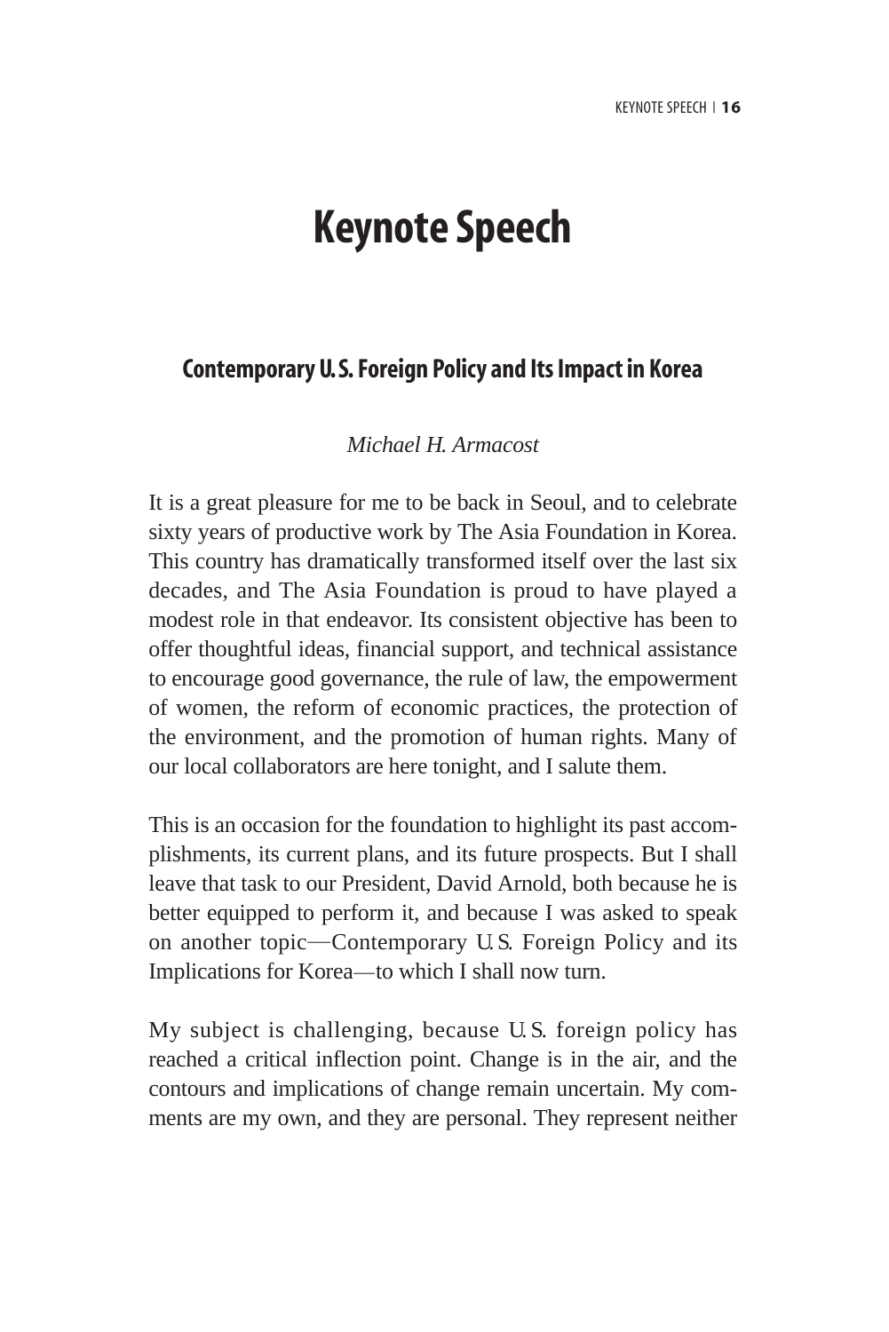# Keynote Speech

## Contemporary U.S. Foreign Policy and Its Impact in Korea

*Michael H. Armacost*

It is a great pleasure for me to be back in Seoul, and to celebrate sixty years of productive work by The Asia Foundation in Korea. This country has dramatically transformed itself over the last six decades, and The Asia Foundation is proud to have played a modest role in that endeavor. Its consistent objective has been to offer thoughtful ideas, financial support, and technical assistance to encourage good governance, the rule of law, the empowerment of women, the reform of economic practices, the protection of the environment, and the promotion of human rights. Many of our local collaborators are here tonight, and I salute them.

This is an occasion for the foundation to highlight its past accomplishments, its current plans, and its future prospects. But I shall leave that task to our President, David Arnold, both because he is better equipped to perform it, and because I was asked to speak on another topic—Contemporary U.S. Foreign Policy and its Implications for Korea—to which I shall now turn.

My subject is challenging, because U.S. foreign policy has reached a critical inflection point. Change is in the air, and the contours and implications of change remain uncertain. My comments are my own, and they are personal. They represent neither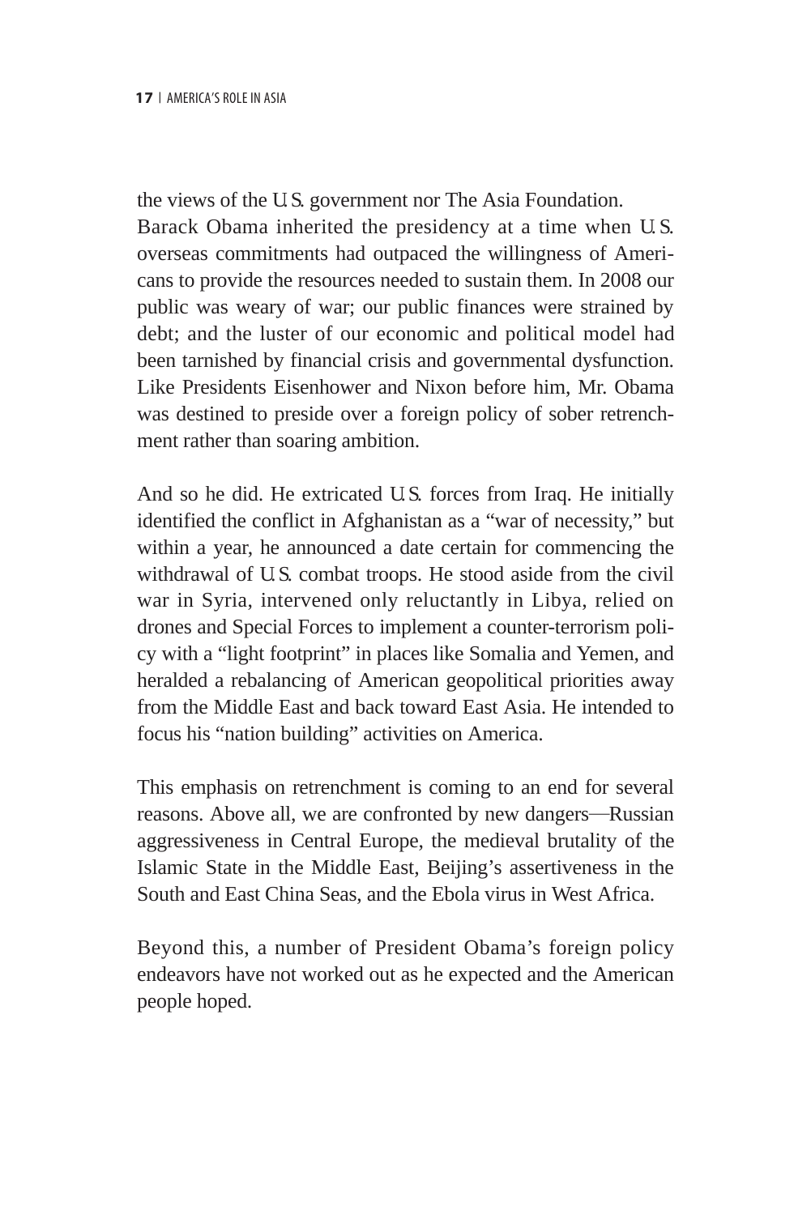the views of the U.S. government nor The Asia Foundation.

Barack Obama inherited the presidency at a time when U.S. overseas commitments had outpaced the willingness of Americans to provide the resources needed to sustain them. In 2008 our public was weary of war; our public finances were strained by debt; and the luster of our economic and political model had been tarnished by financial crisis and governmental dysfunction. Like Presidents Eisenhower and Nixon before him, Mr. Obama was destined to preside over a foreign policy of sober retrenchment rather than soaring ambition.

And so he did. He extricated U.S. forces from Iraq. He initially identified the conflict in Afghanistan as a "war of necessity," but within a year, he announced a date certain for commencing the withdrawal of U.S. combat troops. He stood aside from the civil war in Syria, intervened only reluctantly in Libya, relied on drones and Special Forces to implement a counter-terrorism policy with a "light footprint" in places like Somalia and Yemen, and heralded a rebalancing of American geopolitical priorities away from the Middle East and back toward East Asia. He intended to focus his "nation building" activities on America.

This emphasis on retrenchment is coming to an end for several reasons. Above all, we are confronted by new dangers—Russian aggressiveness in Central Europe, the medieval brutality of the Islamic State in the Middle East, Beijing's assertiveness in the South and East China Seas, and the Ebola virus in West Africa.

Beyond this, a number of President Obama's foreign policy endeavors have not worked out as he expected and the American people hoped.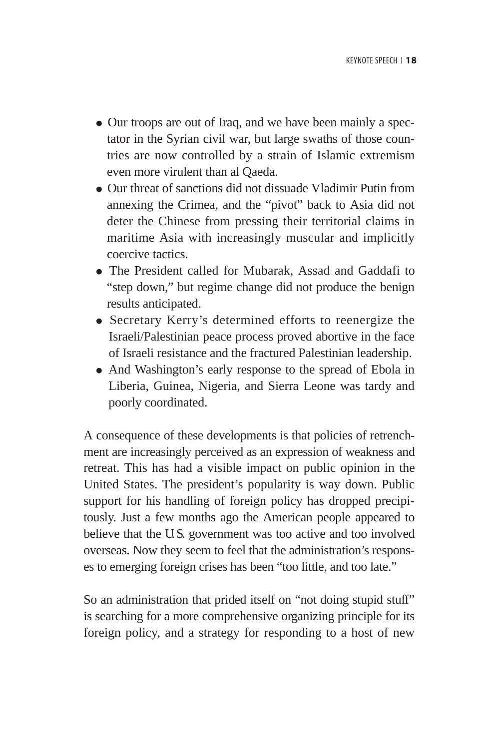- Our troops are out of Iraq, and we have been mainly a spectator in the Syrian civil war, but large swaths of those countries are now controlled by a strain of Islamic extremism even more virulent than al Qaeda.
- Our threat of sanctions did not dissuade Vladimir Putin from annexing the Crimea, and the "pivot" back to Asia did not deter the Chinese from pressing their territorial claims in maritime Asia with increasingly muscular and implicitly coercive tactics.
- The President called for Mubarak, Assad and Gaddafi to "step down," but regime change did not produce the benign results anticipated.
- Secretary Kerry's determined efforts to reenergize the Israeli/Palestinian peace process proved abortive in the face of Israeli resistance and the fractured Palestinian leadership.
- And Washington's early response to the spread of Ebola in Liberia, Guinea, Nigeria, and Sierra Leone was tardy and poorly coordinated.

A consequence of these developments is that policies of retrenchment are increasingly perceived as an expression of weakness and retreat. This has had a visible impact on public opinion in the United States. The president's popularity is way down. Public support for his handling of foreign policy has dropped precipitously. Just a few months ago the American people appeared to believe that the U.S. government was too active and too involved overseas. Now they seem to feel that the administration's responses to emerging foreign crises has been "too little, and too late."

So an administration that prided itself on "not doing stupid stuff" is searching for a more comprehensive organizing principle for its foreign policy, and a strategy for responding to a host of new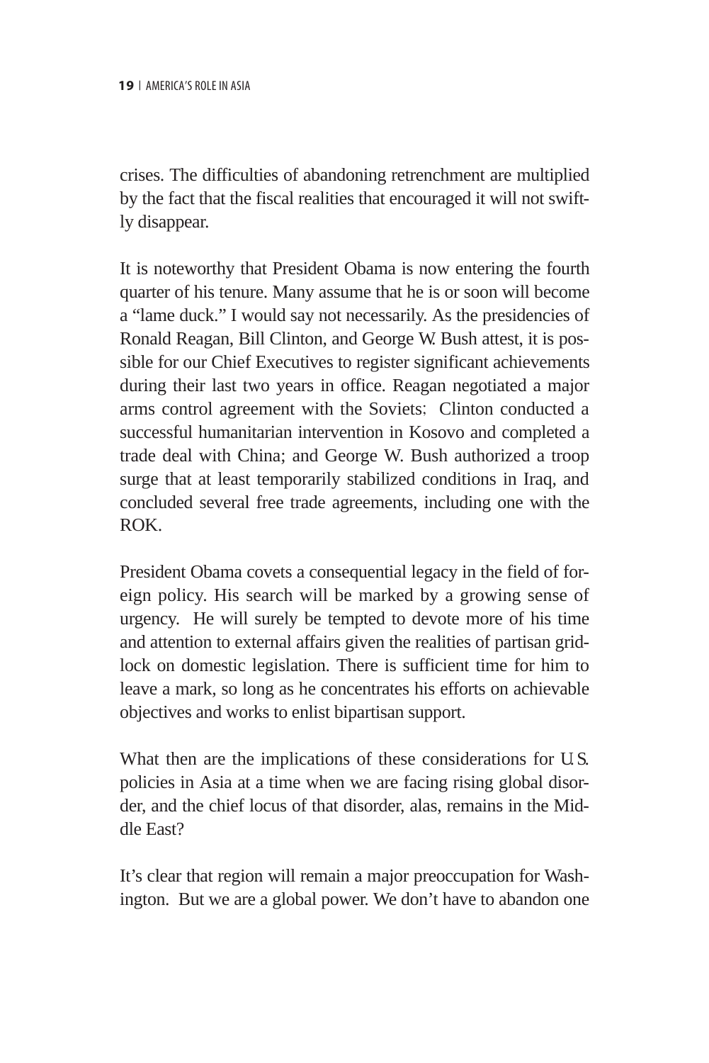crises. The difficulties of abandoning retrenchment are multiplied by the fact that the fiscal realities that encouraged it will not swiftly disappear.

It is noteworthy that President Obama is now entering the fourth quarter of his tenure. Many assume that he is or soon will become a "lame duck." I would say not necessarily. As the presidencies of Ronald Reagan, Bill Clinton, and George W. Bush attest, it is possible for our Chief Executives to register significant achievements during their last two years in office. Reagan negotiated a major arms control agreement with the Soviets; Clinton conducted a successful humanitarian intervention in Kosovo and completed a trade deal with China; and George W. Bush authorized a troop surge that at least temporarily stabilized conditions in Iraq, and concluded several free trade agreements, including one with the ROK.

President Obama covets a consequential legacy in the field of foreign policy. His search will be marked by a growing sense of urgency. He will surely be tempted to devote more of his time and attention to external affairs given the realities of partisan gridlock on domestic legislation. There is sufficient time for him to leave a mark, so long as he concentrates his efforts on achievable objectives and works to enlist bipartisan support.

What then are the implications of these considerations for U.S. policies in Asia at a time when we are facing rising global disorder, and the chief locus of that disorder, alas, remains in the Middle East?

It's clear that region will remain a major preoccupation for Washington. But we are a global power. We don't have to abandon one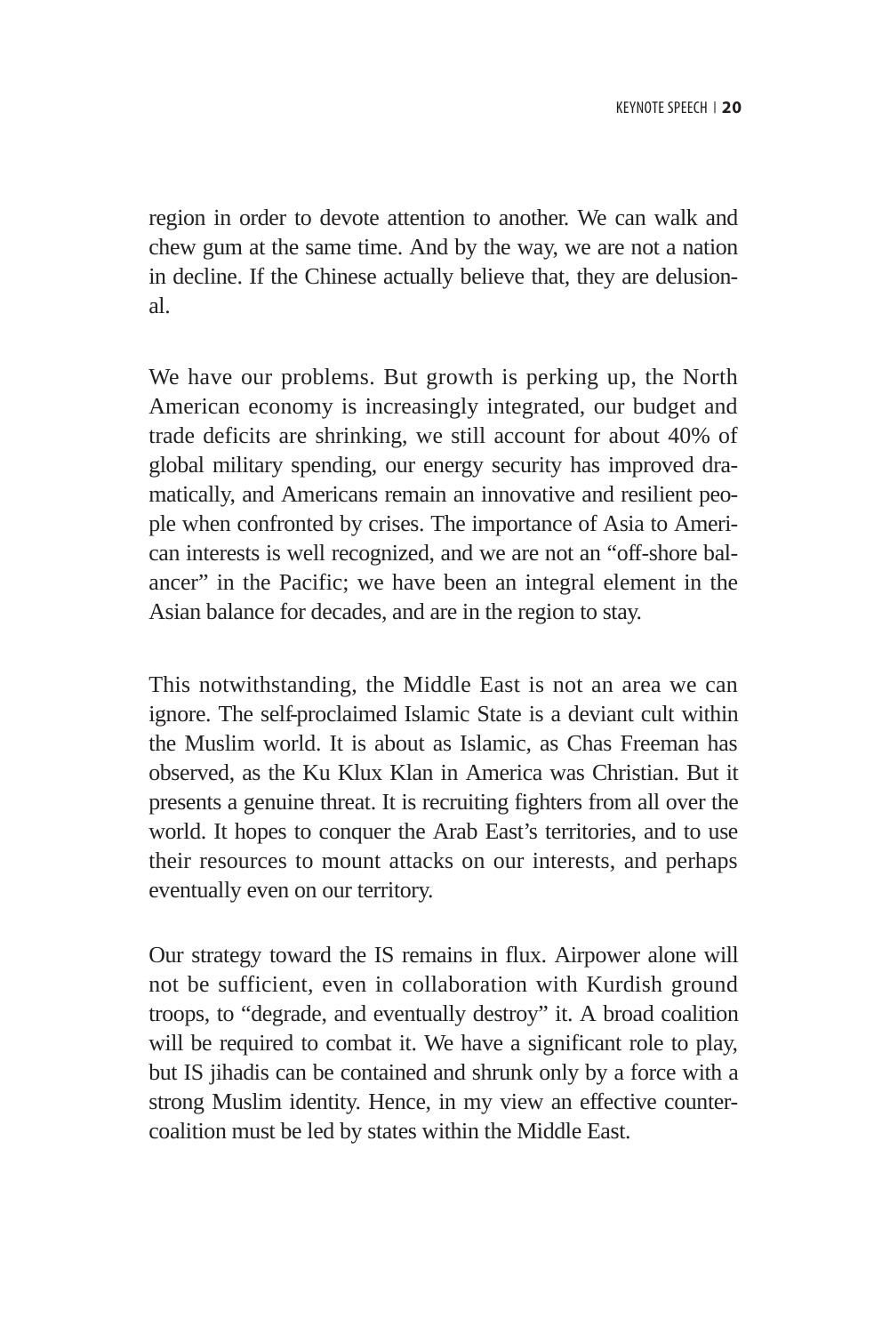region in order to devote attention to another. We can walk and chew gum at the same time. And by the way, we are not a nation in decline. If the Chinese actually believe that, they are delusional.

We have our problems. But growth is perking up, the North American economy is increasingly integrated, our budget and trade deficits are shrinking, we still account for about 40% of global military spending, our energy security has improved dramatically, and Americans remain an innovative and resilient people when confronted by crises. The importance of Asia to American interests is well recognized, and we are not an "off-shore balancer" in the Pacific; we have been an integral element in the Asian balance for decades, and are in the region to stay.

This notwithstanding, the Middle East is not an area we can ignore. The self-proclaimed Islamic State is a deviant cult within the Muslim world. It is about as Islamic, as Chas Freeman has observed, as the Ku Klux Klan in America was Christian. But it presents a genuine threat. It is recruiting fighters from all over the world. It hopes to conquer the Arab East's territories, and to use their resources to mount attacks on our interests, and perhaps eventually even on our territory.

Our strategy toward the IS remains in flux. Airpower alone will not be sufficient, even in collaboration with Kurdish ground troops, to "degrade, and eventually destroy" it. A broad coalition will be required to combat it. We have a significant role to play, but IS jihadis can be contained and shrunk only by a force with a strong Muslim identity. Hence, in my view an effective counter-coalition must be led by states within the Middle East.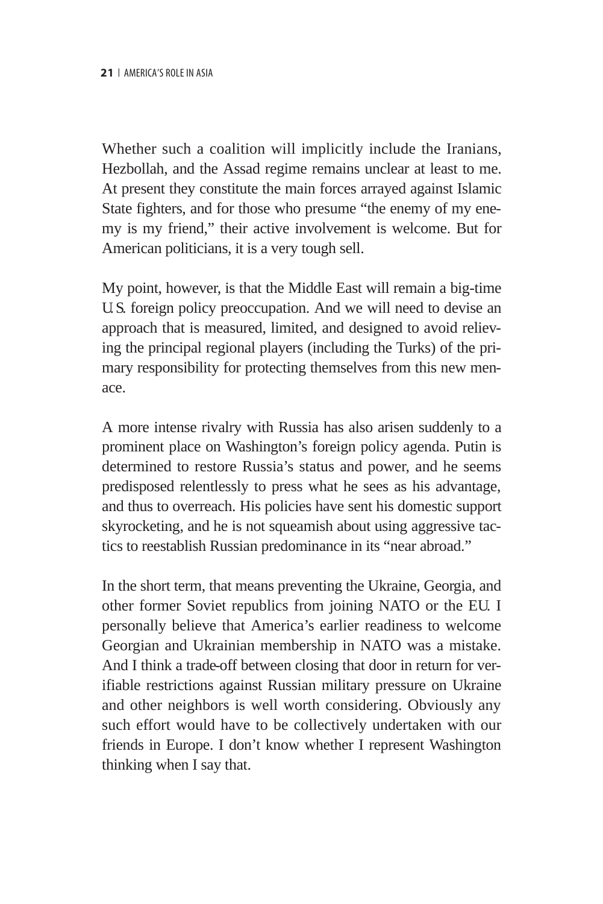Whether such a coalition will implicitly include the Iranians, Hezbollah, and the Assad regime remains unclear at least to me. At present they constitute the main forces arrayed against Islamic State fighters, and for those who presume "the enemy of my enemy is my friend," their active involvement is welcome. But for American politicians, it is a very tough sell.

My point, however, is that the Middle East will remain a big-time U.S. foreign policy preoccupation. And we will need to devise an approach that is measured, limited, and designed to avoid relieving the principal regional players (including the Turks) of the primary responsibility for protecting themselves from this new menace.

A more intense rivalry with Russia has also arisen suddenly to a prominent place on Washington's foreign policy agenda. Putin is determined to restore Russia's status and power, and he seems predisposed relentlessly to press what he sees as his advantage, and thus to overreach. His policies have sent his domestic support skyrocketing, and he is not squeamish about using aggressive tactics to reestablish Russian predominance in its "near abroad."

In the short term, that means preventing the Ukraine, Georgia, and other former Soviet republics from joining NATO or the EU. I personally believe that America's earlier readiness to welcome Georgian and Ukrainian membership in NATO was a mistake. And I think a trade-off between closing that door in return for verifiable restrictions against Russian military pressure on Ukraine and other neighbors is well worth considering. Obviously any such effort would have to be collectively undertaken with our friends in Europe. I don't know whether I represent Washington thinking when I say that.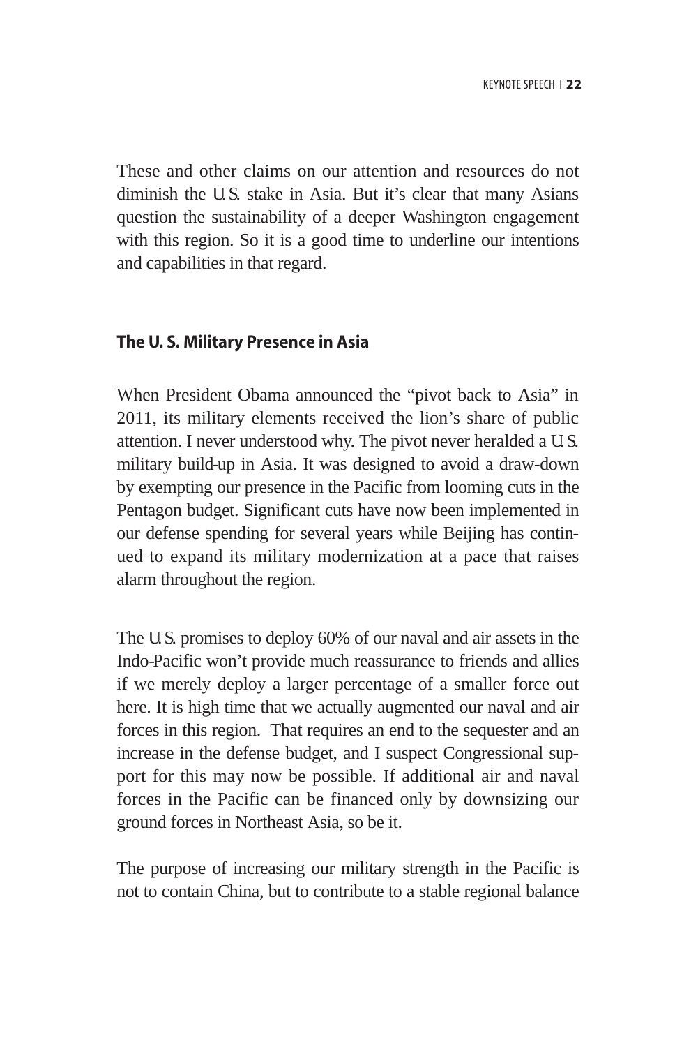These and other claims on our attention and resources do not diminish the U.S. stake in Asia. But it's clear that many Asians question the sustainability of a deeper Washington engagement with this region. So it is a good time to underline our intentions and capabilities in that regard.

## The U. S. Military Presence in Asia

When President Obama announced the "pivot back to Asia" in 2011, its military elements received the lion's share of public attention. I never understood why. The pivot never heralded a U.S. military build-up in Asia. It was designed to avoid a draw-down by exempting our presence in the Pacific from looming cuts in the Pentagon budget. Significant cuts have now been implemented in our defense spending for several years while Beijing has continued to expand its military modernization at a pace that raises alarm throughout the region.

The U.S. promises to deploy 60% of our naval and air assets in the Indo-Pacific won't provide much reassurance to friends and allies if we merely deploy a larger percentage of a smaller force out here. It is high time that we actually augmented our naval and air forces in this region. That requires an end to the sequester and an increase in the defense budget, and I suspect Congressional support for this may now be possible. If additional air and naval forces in the Pacific can be financed only by downsizing our ground forces in Northeast Asia, so be it.

The purpose of increasing our military strength in the Pacific is not to contain China, but to contribute to a stable regional balance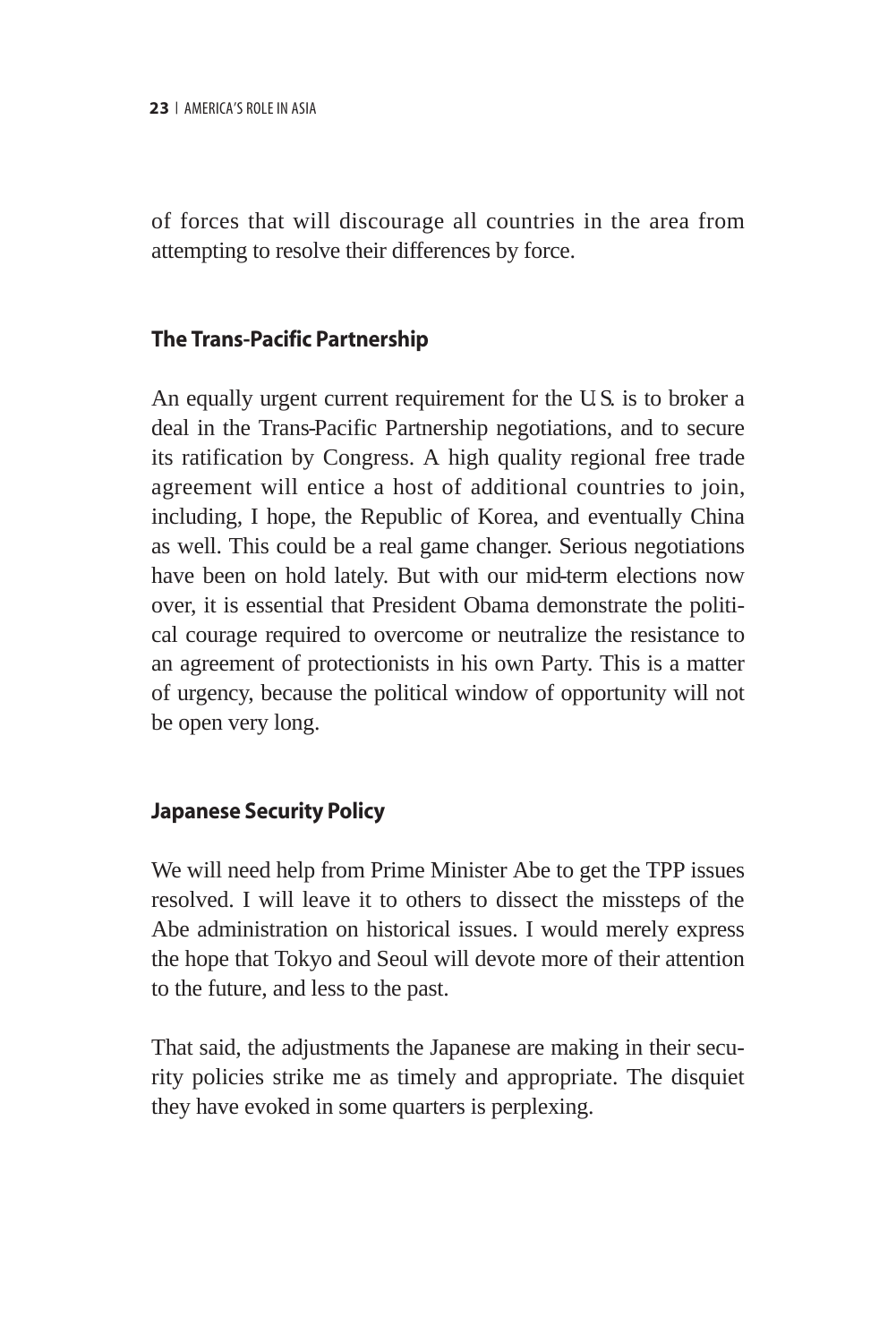of forces that will discourage all countries in the area from attempting to resolve their differences by force.

### The Trans-Pacific Partnership

An equally urgent current requirement for the U.S. is to broker a deal in the Trans-Pacific Partnership negotiations, and to secure its ratification by Congress. A high quality regional free trade agreement will entice a host of additional countries to join, including, I hope, the Republic of Korea, and eventually China as well. This could be a real game changer. Serious negotiations have been on hold lately. But with our mid-term elections now over, it is essential that President Obama demonstrate the political courage required to overcome or neutralize the resistance to an agreement of protectionists in his own Party. This is a matter of urgency, because the political window of opportunity will not be open very long.

### Japanese Security Policy

We will need help from Prime Minister Abe to get the TPP issues resolved. I will leave it to others to dissect the missteps of the Abe administration on historical issues. I would merely express the hope that Tokyo and Seoul will devote more of their attention to the future, and less to the past.

That said, the adjustments the Japanese are making in their security policies strike me as timely and appropriate. The disquiet they have evoked in some quarters is perplexing.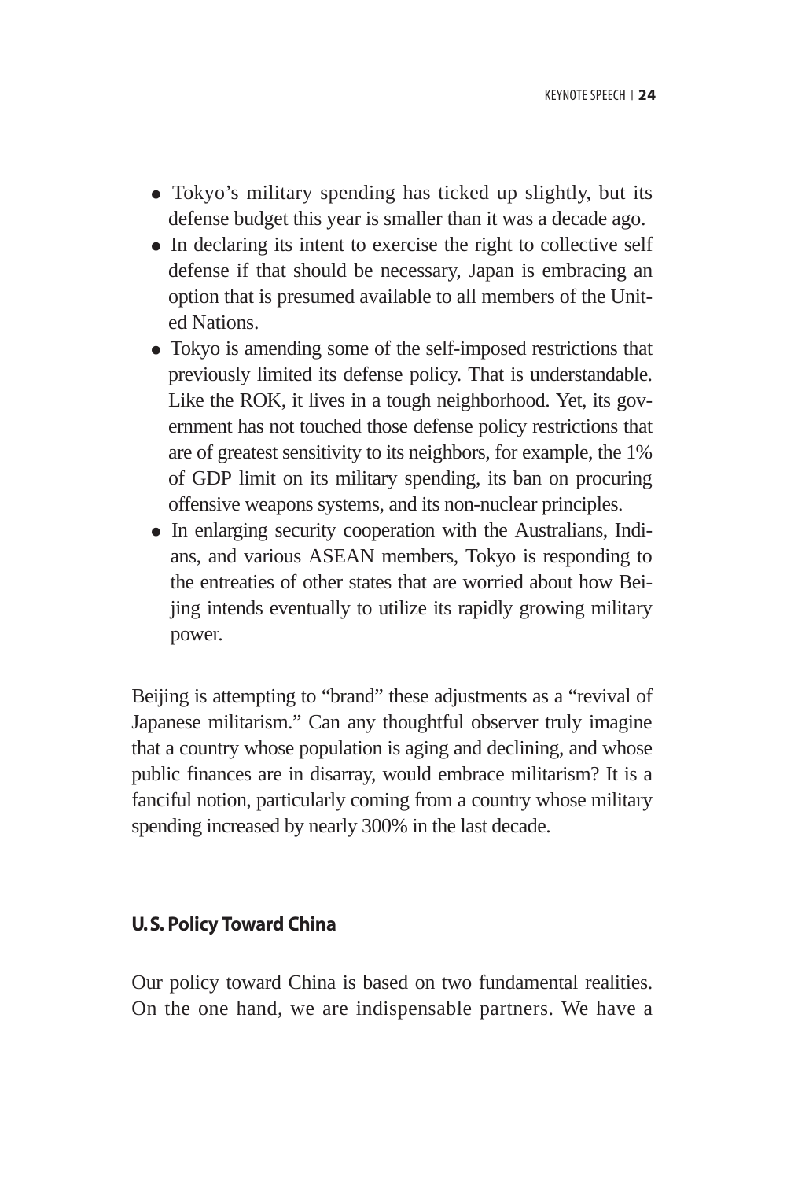- Tokyo's military spending has ticked up slightly, but its defense budget this year is smaller than it was a decade ago.
- In declaring its intent to exercise the right to collective self defense if that should be necessary, Japan is embracing an option that is presumed available to all members of the United Nations.
- Tokyo is amending some of the self-imposed restrictions that previously limited its defense policy. That is understandable. Like the ROK, it lives in a tough neighborhood. Yet, its government has not touched those defense policy restrictions that are of greatest sensitivity to its neighbors, for example, the 1% of GDP limit on its military spending, its ban on procuring offensive weapons systems, and its non-nuclear principles.
- In enlarging security cooperation with the Australians, Indians, and various ASEAN members, Tokyo is responding to the entreaties of other states that are worried about how Beijing intends eventually to utilize its rapidly growing military power.

Beijing is attempting to "brand" these adjustments as a "revival of Japanese militarism." Can any thoughtful observer truly imagine that a country whose population is aging and declining, and whose public finances are in disarray, would embrace militarism? It is a fanciful notion, particularly coming from a country whose military spending increased by nearly 300% in the last decade.

## U.S. Policy Toward China

Our policy toward China is based on two fundamental realities. On the one hand, we are indispensable partners. We have a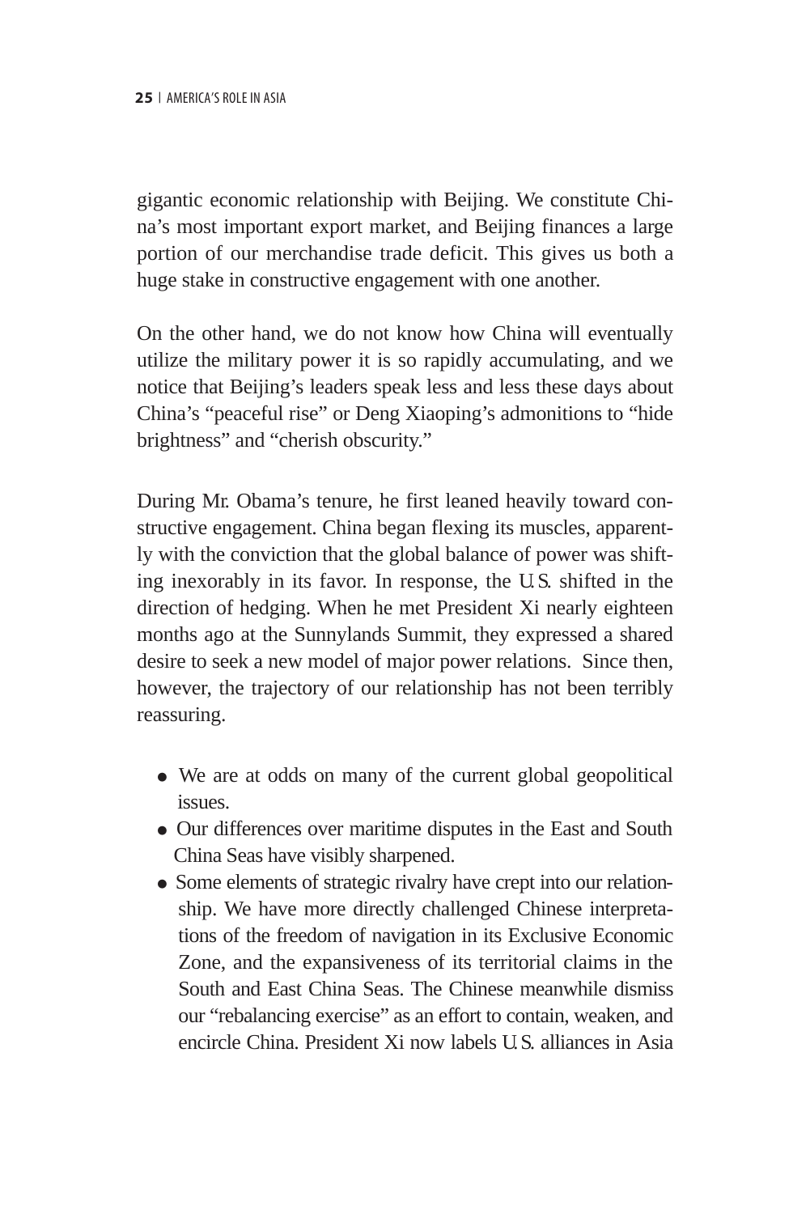gigantic economic relationship with Beijing. We constitute China's most important export market, and Beijing finances a large portion of our merchandise trade deficit. This gives us both a huge stake in constructive engagement with one another.

On the other hand, we do not know how China will eventually utilize the military power it is so rapidly accumulating, and we notice that Beijing's leaders speak less and less these days about China's "peaceful rise" or Deng Xiaoping's admonitions to "hide brightness" and "cherish obscurity."

During Mr. Obama's tenure, he first leaned heavily toward constructive engagement. China began flexing its muscles, apparently with the conviction that the global balance of power was shifting inexorably in its favor. In response, the U.S. shifted in the direction of hedging. When he met President Xi nearly eighteen months ago at the Sunnylands Summit, they expressed a shared desire to seek a new model of major power relations. Since then, however, the trajectory of our relationship has not been terribly reassuring.

- We are at odds on many of the current global geopolitical issues.
- Our differences over maritime disputes in the East and South China Seas have visibly sharpened.
- Some elements of strategic rivalry have crept into our relationship. We have more directly challenged Chinese interpretations of the freedom of navigation in its Exclusive Economic Zone, and the expansiveness of its territorial claims in the South and East China Seas. The Chinese meanwhile dismiss our "rebalancing exercise" as an effort to contain, weaken, and encircle China. President Xi now labels U.S. alliances in Asia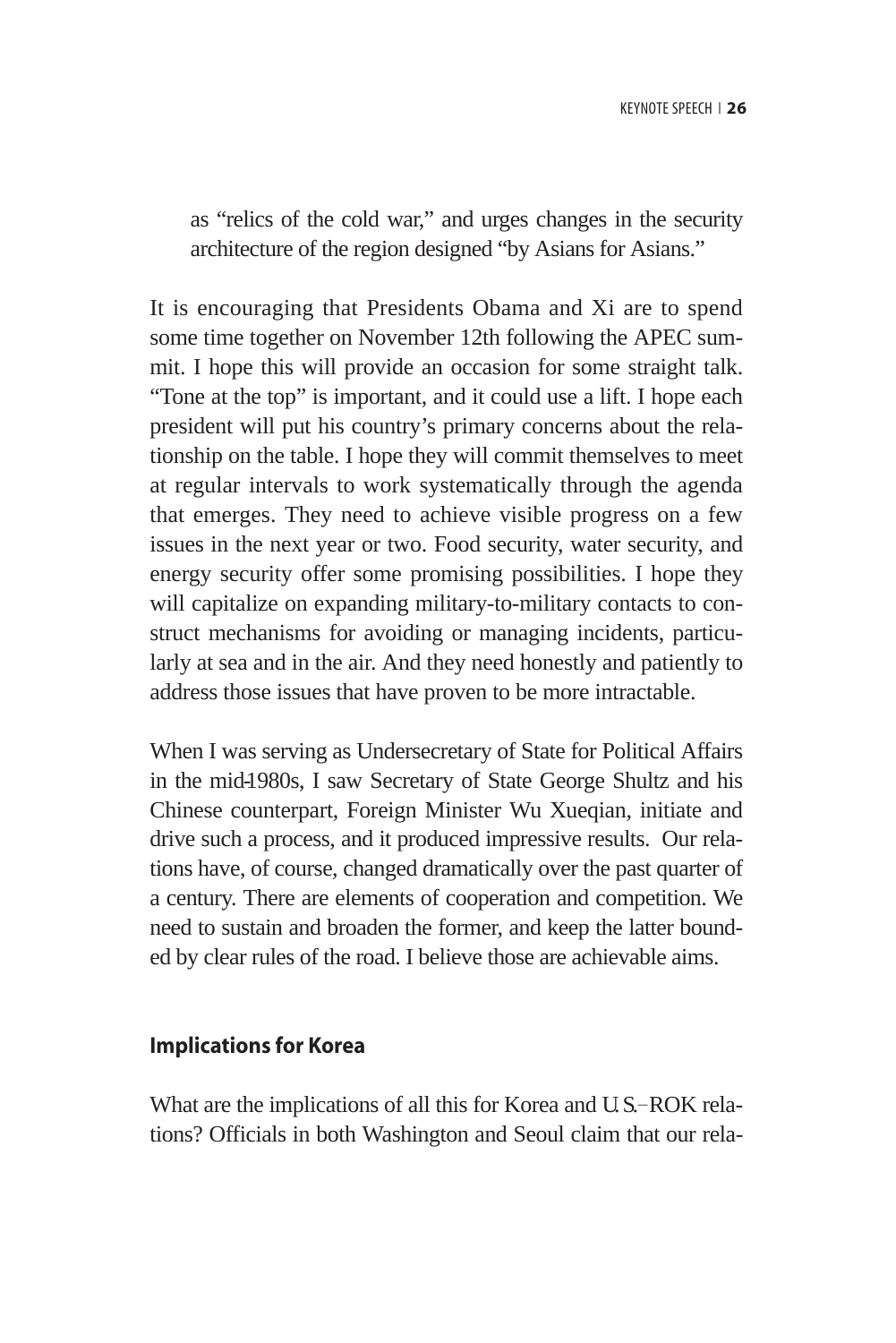as "relics of the cold war," and urges changes in the security architecture of the region designed "by Asians for Asians."

It is encouraging that Presidents Obama and Xi are to spend some time together on November 12th following the APEC summit. I hope this will provide an occasion for some straight talk. "Tone at the top" is important, and it could use a lift. I hope each president will put his country's primary concerns about the relationship on the table. I hope they will commit themselves to meet at regular intervals to work systematically through the agenda that emerges. They need to achieve visible progress on a few issues in the next year or two. Food security, water security, and energy security offer some promising possibilities. I hope they will capitalize on expanding military-to-military contacts to construct mechanisms for avoiding or managing incidents, particularly at sea and in the air. And they need honestly and patiently to address those issues that have proven to be more intractable.

When I was serving as Undersecretary of State for Political Affairs in the mid-1980s, I saw Secretary of State George Shultz and his Chinese counterpart, Foreign Minister Wu Xueqian, initiate and drive such a process, and it produced impressive results. Our relations have, of course, changed dramatically over the past quarter of a century. There are elements of cooperation and competition. We need to sustain and broaden the former, and keep the latter bounded by clear rules of the road. I believe those are achievable aims.

## Implications for Korea

What are the implications of all this for Korea and U.S.–ROK relations? Officials in both Washington and Seoul claim that our rela-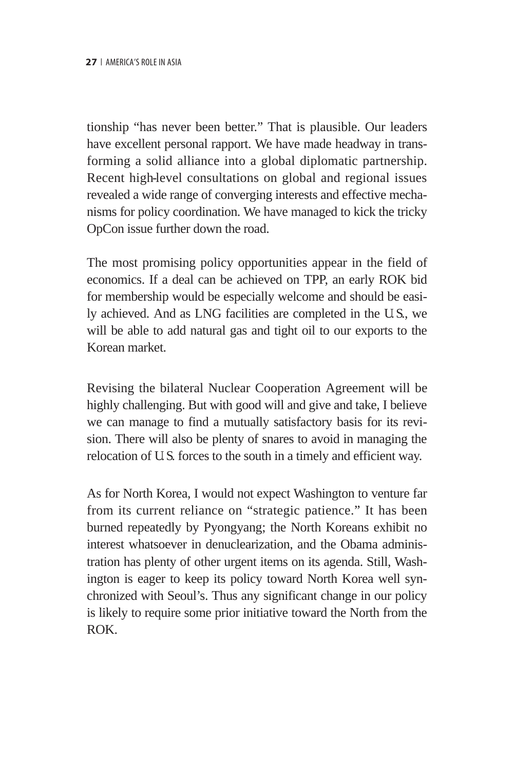tionship "has never been better." That is plausible. Our leaders have excellent personal rapport. We have made headway in transforming a solid alliance into a global diplomatic partnership. Recent high-level consultations on global and regional issues revealed a wide range of converging interests and effective mechanisms for policy coordination. We have managed to kick the tricky OpCon issue further down the road.

The most promising policy opportunities appear in the field of economics. If a deal can be achieved on TPP, an early ROK bid for membership would be especially welcome and should be easily achieved. And as LNG facilities are completed in the U.S., we will be able to add natural gas and tight oil to our exports to the Korean market.

Revising the bilateral Nuclear Cooperation Agreement will be highly challenging. But with good will and give and take, I believe we can manage to find a mutually satisfactory basis for its revision. There will also be plenty of snares to avoid in managing the relocation of U.S. forces to the south in a timely and efficient way.

As for North Korea, I would not expect Washington to venture far from its current reliance on "strategic patience." It has been burned repeatedly by Pyongyang; the North Koreans exhibit no interest whatsoever in denuclearization, and the Obama administration has plenty of other urgent items on its agenda. Still, Washington is eager to keep its policy toward North Korea well synchronized with Seoul's. Thus any significant change in our policy is likely to require some prior initiative toward the North from the ROK.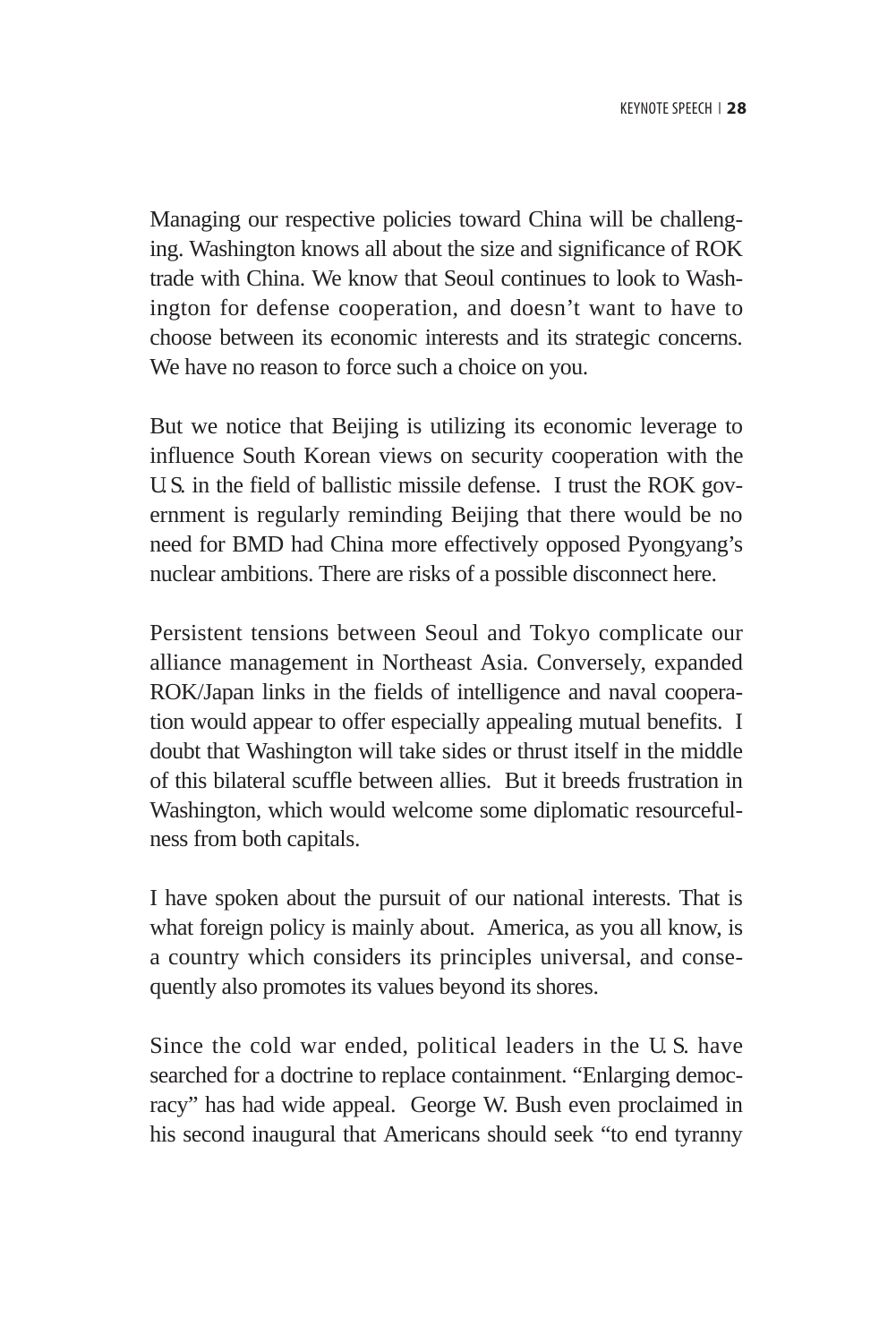Managing our respective policies toward China will be challenging. Washington knows all about the size and significance of ROK trade with China. We know that Seoul continues to look to Washington for defense cooperation, and doesn't want to have to choose between its economic interests and its strategic concerns. We have no reason to force such a choice on you.

But we notice that Beijing is utilizing its economic leverage to influence South Korean views on security cooperation with the U.S. in the field of ballistic missile defense. I trust the ROK government is regularly reminding Beijing that there would be no need for BMD had China more effectively opposed Pyongyang's nuclear ambitions. There are risks of a possible disconnect here.

Persistent tensions between Seoul and Tokyo complicate our alliance management in Northeast Asia. Conversely, expanded ROK/Japan links in the fields of intelligence and naval cooperation would appear to offer especially appealing mutual benefits. I doubt that Washington will take sides or thrust itself in the middle of this bilateral scuffle between allies. But it breeds frustration in Washington, which would welcome some diplomatic resourcefulness from both capitals.

I have spoken about the pursuit of our national interests. That is what foreign policy is mainly about. America, as you all know, is a country which considers its principles universal, and consequently also promotes its values beyond its shores.

Since the cold war ended, political leaders in the U.S. have searched for a doctrine to replace containment. "Enlarging democracy" has had wide appeal. George W. Bush even proclaimed in his second inaugural that Americans should seek "to end tyranny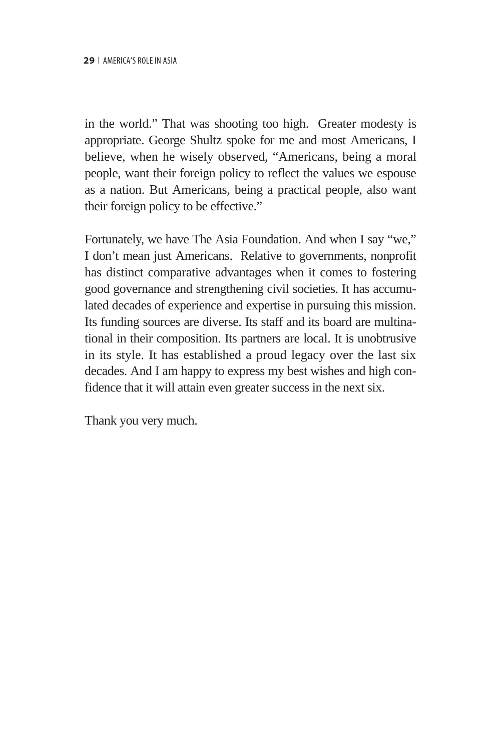in the world." That was shooting too high. Greater modesty is appropriate. George Shultz spoke for me and most Americans, I believe, when he wisely observed, "Americans, being a moral people, want their foreign policy to reflect the values we espouse as a nation. But Americans, being a practical people, also want their foreign policy to be effective."

Fortunately, we have The Asia Foundation. And when I say "we," I don't mean just Americans. Relative to governments, nonprofit has distinct comparative advantages when it comes to fostering good governance and strengthening civil societies. It has accumulated decades of experience and expertise in pursuing this mission. Its funding sources are diverse. Its staff and its board are multinational in their composition. Its partners are local. It is unobtrusive in its style. It has established a proud legacy over the last six decades. And I am happy to express my best wishes and high confidence that it will attain even greater success in the next six.

Thank you very much.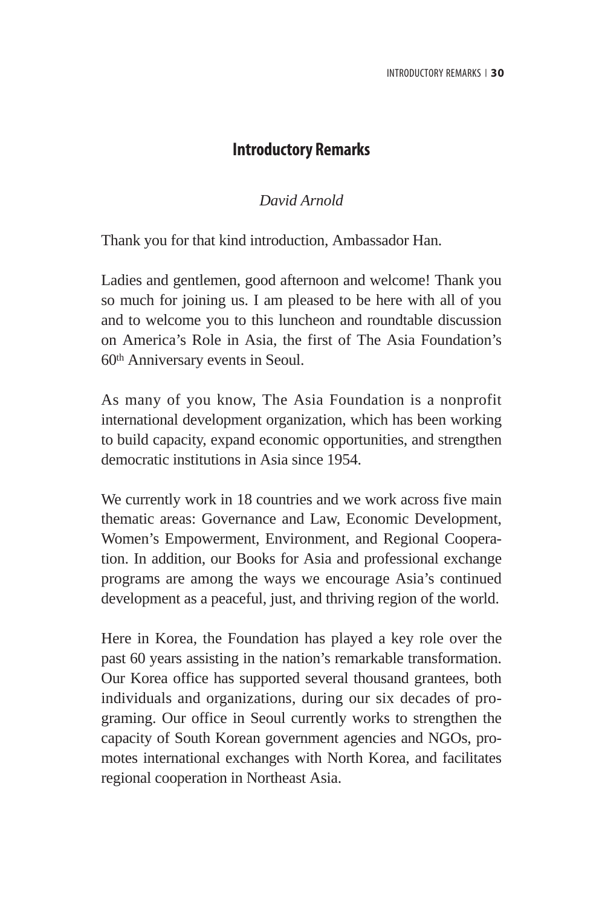# Introductory Remarks

*David Arnold*

Thank you for that kind introduction, Ambassador Han.

Ladies and gentlemen, good afternoon and welcome! Thank you so much for joining us. I am pleased to be here with all of you and to welcome you to this luncheon and roundtable discussion on America's Role in Asia, the first of The Asia Foundation's 60th Anniversary events in Seoul.

As many of you know, The Asia Foundation is a nonprofit international development organization, which has been working to build capacity, expand economic opportunities, and strengthen democratic institutions in Asia since 1954.

We currently work in 18 countries and we work across five main thematic areas: Governance and Law, Economic Development, Women's Empowerment, Environment, and Regional Cooperation. In addition, our Books for Asia and professional exchange programs are among the ways we encourage Asia's continued development as a peaceful, just, and thriving region of the world.

Here in Korea, the Foundation has played a key role over the past 60 years assisting in the nation's remarkable transformation. Our Korea office has supported several thousand grantees, both individuals and organizations, during our six decades of programing. Our office in Seoul currently works to strengthen the capacity of South Korean government agencies and NGOs, promotes international exchanges with North Korea, and facilitates regional cooperation in Northeast Asia.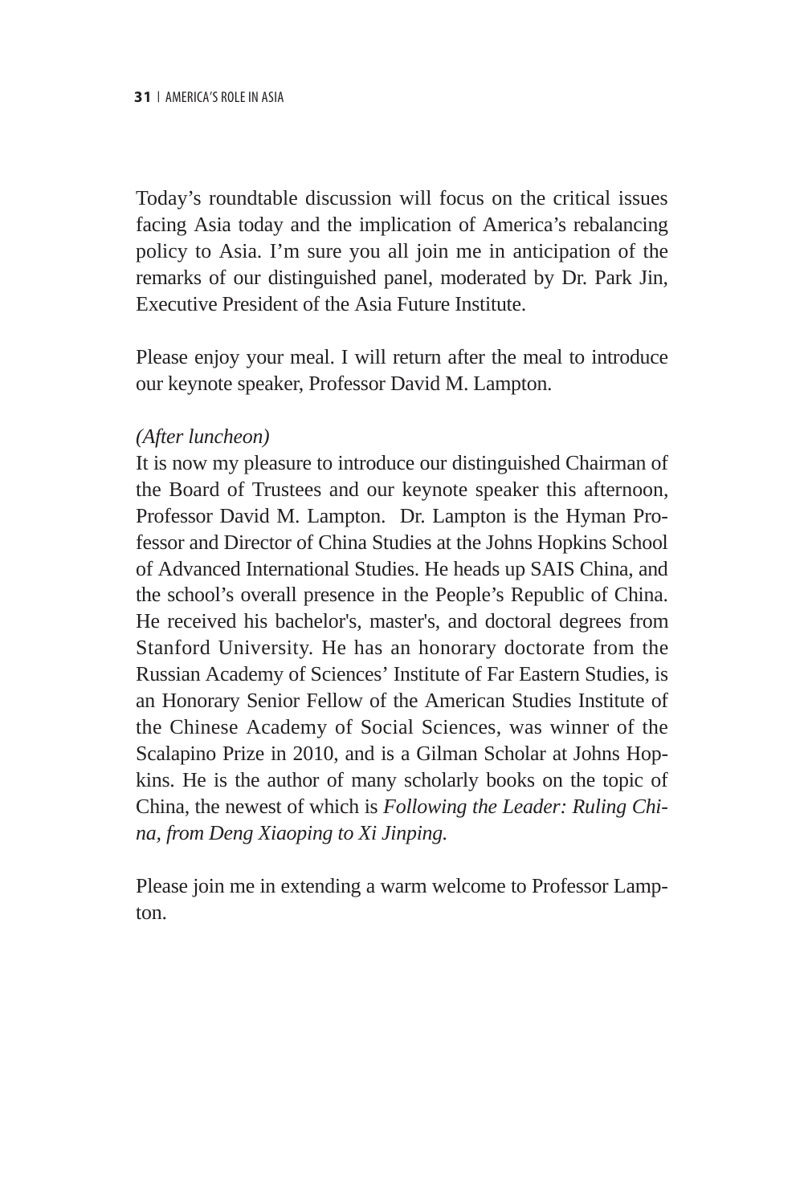Today's roundtable discussion will focus on the critical issues facing Asia today and the implication of America's rebalancing policy to Asia. I'm sure you all join me in anticipation of the remarks of our distinguished panel, moderated by Dr. Park Jin, Executive President of the Asia Future Institute.

Please enjoy your meal. I will return after the meal to introduce our keynote speaker, Professor David M. Lampton.

*(After luncheon)*
It is now my pleasure to introduce our distinguished Chairman of the Board of Trustees and our keynote speaker this afternoon, Professor David M. Lampton. Dr. Lampton is the Hyman Professor and Director of China Studies at the Johns Hopkins School of Advanced International Studies. He heads up SAIS China, and the school's overall presence in the People's Republic of China. He received his bachelor's, master's, and doctoral degrees from Stanford University. He has an honorary doctorate from the Russian Academy of Sciences' Institute of Far Eastern Studies, is an Honorary Senior Fellow of the American Studies Institute of the Chinese Academy of Social Sciences, was winner of the Scalapino Prize in 2010, and is a Gilman Scholar at Johns Hopkins. He is the author of many scholarly books on the topic of China, the newest of which is *Following the Leader: Ruling China, from Deng Xiaoping to Xi Jinping.*

Please join me in extending a warm welcome to Professor Lampton.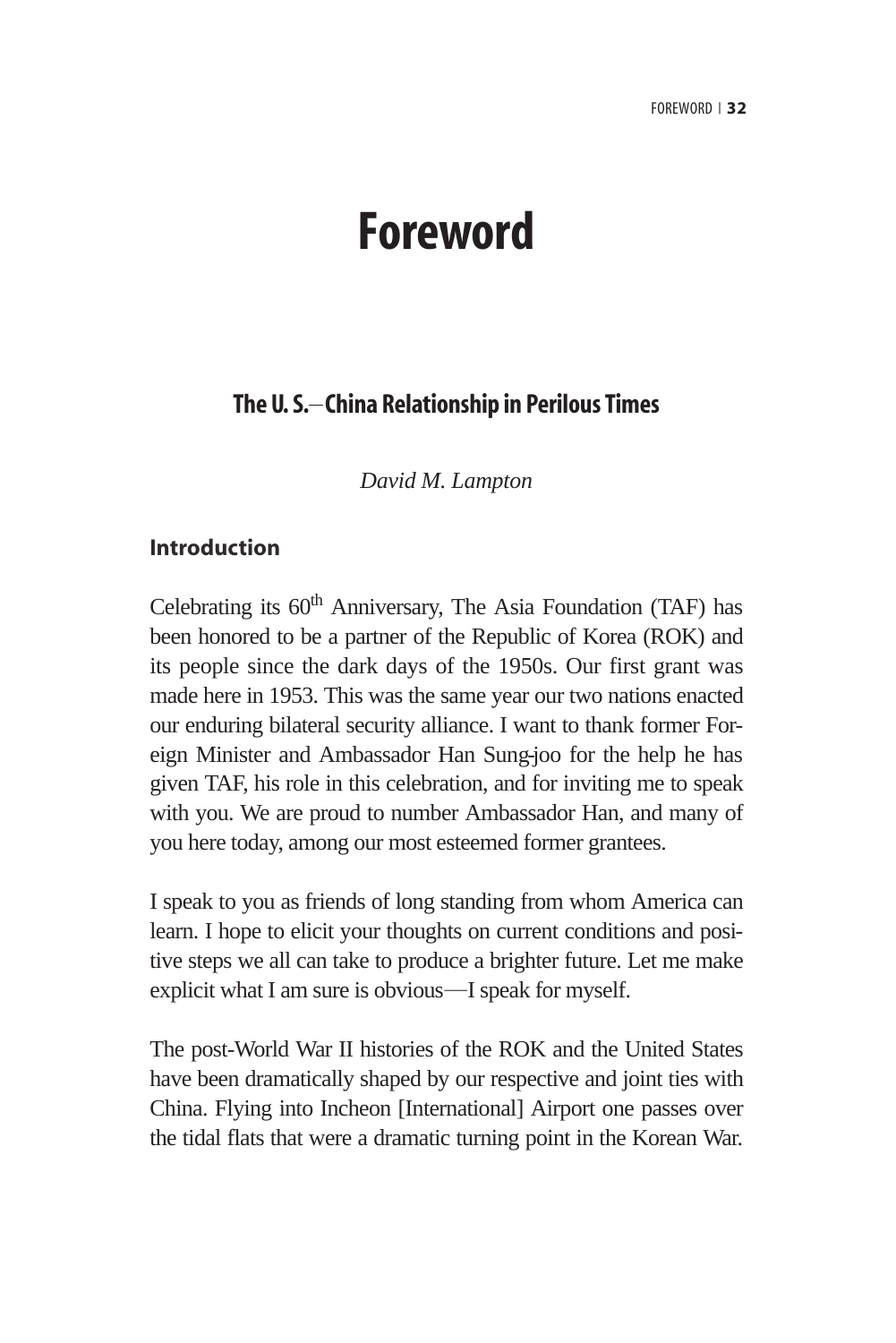# Foreword

## The U. S.–China Relationship in Perilous Times

*David M. Lampton*

### Introduction

Celebrating its 60th Anniversary, The Asia Foundation (TAF) has been honored to be a partner of the Republic of Korea (ROK) and its people since the dark days of the 1950s. Our first grant was made here in 1953. This was the same year our two nations enacted our enduring bilateral security alliance. I want to thank former Foreign Minister and Ambassador Han Sung-joo for the help he has given TAF, his role in this celebration, and for inviting me to speak with you. We are proud to number Ambassador Han, and many of you here today, among our most esteemed former grantees.

I speak to you as friends of long standing from whom America can learn. I hope to elicit your thoughts on current conditions and positive steps we all can take to produce a brighter future. Let me make explicit what I am sure is obvious—I speak for myself.

The post-World War II histories of the ROK and the United States have been dramatically shaped by our respective and joint ties with China. Flying into Incheon [International] Airport one passes over the tidal flats that were a dramatic turning point in the Korean War.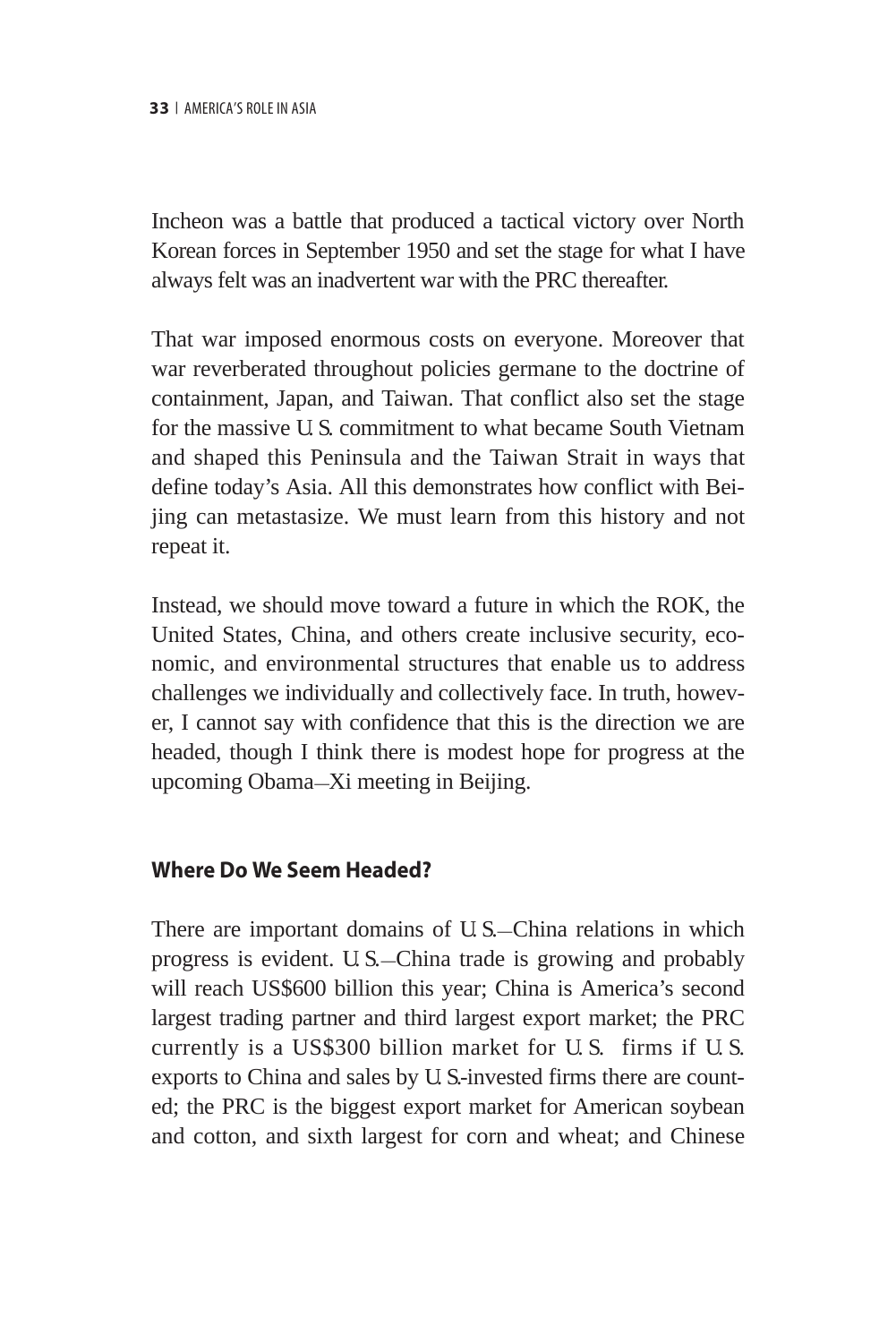Incheon was a battle that produced a tactical victory over North Korean forces in September 1950 and set the stage for what I have always felt was an inadvertent war with the PRC thereafter.

That war imposed enormous costs on everyone. Moreover that war reverberated throughout policies germane to the doctrine of containment, Japan, and Taiwan. That conflict also set the stage for the massive U.S. commitment to what became South Vietnam and shaped this Peninsula and the Taiwan Strait in ways that define today's Asia. All this demonstrates how conflict with Beijing can metastasize. We must learn from this history and not repeat it.

Instead, we should move toward a future in which the ROK, the United States, China, and others create inclusive security, economic, and environmental structures that enable us to address challenges we individually and collectively face. In truth, however, I cannot say with confidence that this is the direction we are headed, though I think there is modest hope for progress at the upcoming Obama–Xi meeting in Beijing.

## Where Do We Seem Headed?

There are important domains of U.S.–China relations in which progress is evident. U.S.–China trade is growing and probably will reach US$600 billion this year; China is America's second largest trading partner and third largest export market; the PRC currently is a US$300 billion market for U.S. firms if U.S. exports to China and sales by U.S.-invested firms there are counted; the PRC is the biggest export market for American soybean and cotton, and sixth largest for corn and wheat; and Chinese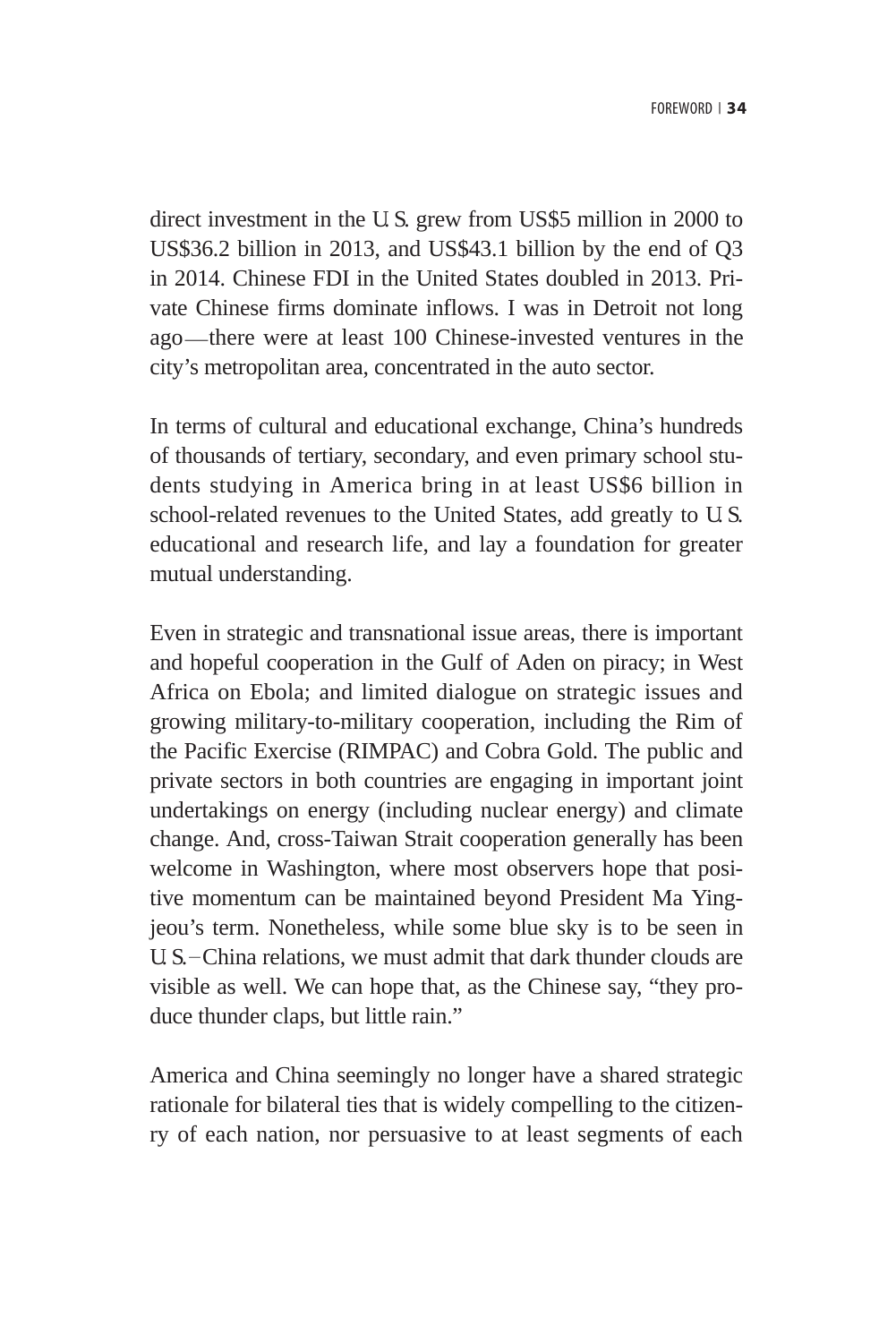direct investment in the U.S. grew from US$5 million in 2000 to US$36.2 billion in 2013, and US$43.1 billion by the end of Q3 in 2014. Chinese FDI in the United States doubled in 2013. Private Chinese firms dominate inflows. I was in Detroit not long ago—there were at least 100 Chinese-invested ventures in the city's metropolitan area, concentrated in the auto sector.

In terms of cultural and educational exchange, China's hundreds of thousands of tertiary, secondary, and even primary school students studying in America bring in at least US$6 billion in school-related revenues to the United States, add greatly to U.S. educational and research life, and lay a foundation for greater mutual understanding.

Even in strategic and transnational issue areas, there is important and hopeful cooperation in the Gulf of Aden on piracy; in West Africa on Ebola; and limited dialogue on strategic issues and growing military-to-military cooperation, including the Rim of the Pacific Exercise (RIMPAC) and Cobra Gold. The public and private sectors in both countries are engaging in important joint undertakings on energy (including nuclear energy) and climate change. And, cross-Taiwan Strait cooperation generally has been welcome in Washington, where most observers hope that positive momentum can be maintained beyond President Ma Ying-jeou's term. Nonetheless, while some blue sky is to be seen in U.S.–China relations, we must admit that dark thunder clouds are visible as well. We can hope that, as the Chinese say, "they produce thunder claps, but little rain."

America and China seemingly no longer have a shared strategic rationale for bilateral ties that is widely compelling to the citizenry of each nation, nor persuasive to at least segments of each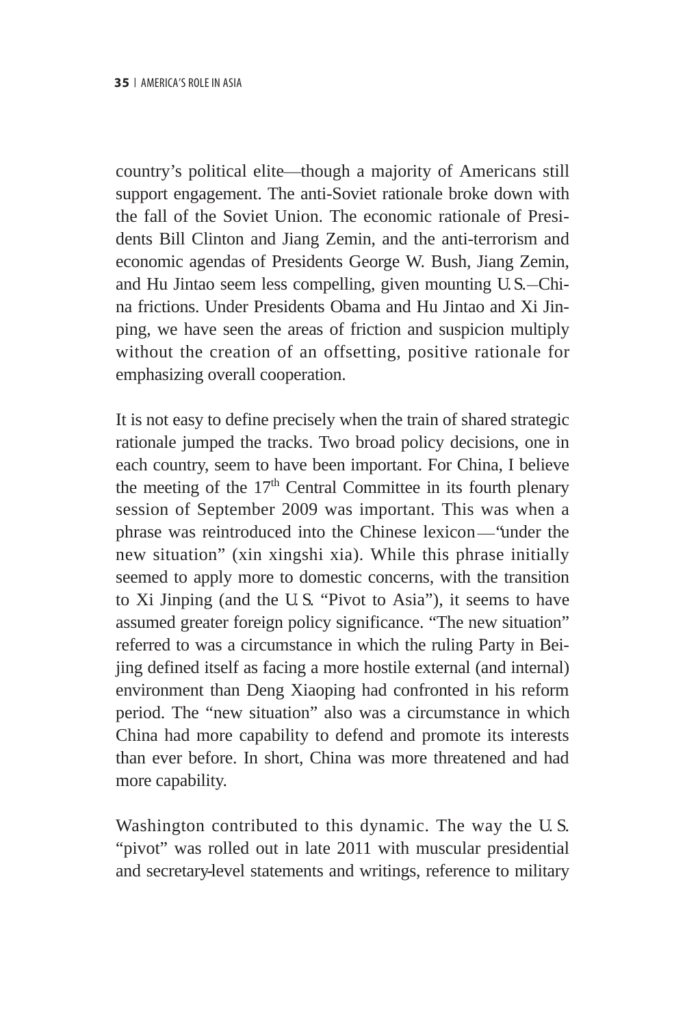country's political elite—though a majority of Americans still support engagement. The anti-Soviet rationale broke down with the fall of the Soviet Union. The economic rationale of Presidents Bill Clinton and Jiang Zemin, and the anti-terrorism and economic agendas of Presidents George W. Bush, Jiang Zemin, and Hu Jintao seem less compelling, given mounting U.S.–China frictions. Under Presidents Obama and Hu Jintao and Xi Jinping, we have seen the areas of friction and suspicion multiply without the creation of an offsetting, positive rationale for emphasizing overall cooperation.

It is not easy to define precisely when the train of shared strategic rationale jumped the tracks. Two broad policy decisions, one in each country, seem to have been important. For China, I believe the meeting of the 17th Central Committee in its fourth plenary session of September 2009 was important. This was when a phrase was reintroduced into the Chinese lexicon—"under the new situation" (xin xingshi xia). While this phrase initially seemed to apply more to domestic concerns, with the transition to Xi Jinping (and the U.S. "Pivot to Asia"), it seems to have assumed greater foreign policy significance. "The new situation" referred to was a circumstance in which the ruling Party in Beijing defined itself as facing a more hostile external (and internal) environment than Deng Xiaoping had confronted in his reform period. The "new situation" also was a circumstance in which China had more capability to defend and promote its interests than ever before. In short, China was more threatened and had more capability.

Washington contributed to this dynamic. The way the U.S. "pivot" was rolled out in late 2011 with muscular presidential and secretary-level statements and writings, reference to military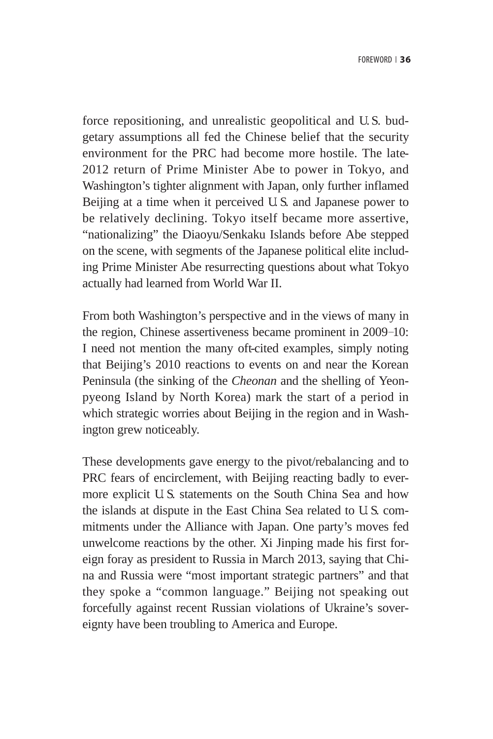force repositioning, and unrealistic geopolitical and U.S. budgetary assumptions all fed the Chinese belief that the security environment for the PRC had become more hostile. The late-2012 return of Prime Minister Abe to power in Tokyo, and Washington's tighter alignment with Japan, only further inflamed Beijing at a time when it perceived U.S. and Japanese power to be relatively declining. Tokyo itself became more assertive, "nationalizing" the Diaoyu/Senkaku Islands before Abe stepped on the scene, with segments of the Japanese political elite including Prime Minister Abe resurrecting questions about what Tokyo actually had learned from World War II.

From both Washington's perspective and in the views of many in the region, Chinese assertiveness became prominent in 2009–10: I need not mention the many oft-cited examples, simply noting that Beijing's 2010 reactions to events on and near the Korean Peninsula (the sinking of the *Cheonan* and the shelling of Yeonpyeong Island by North Korea) mark the start of a period in which strategic worries about Beijing in the region and in Washington grew noticeably.

These developments gave energy to the pivot/rebalancing and to PRC fears of encirclement, with Beijing reacting badly to evermore explicit U.S. statements on the South China Sea and how the islands at dispute in the East China Sea related to U.S. commitments under the Alliance with Japan. One party's moves fed unwelcome reactions by the other. Xi Jinping made his first foreign foray as president to Russia in March 2013, saying that China and Russia were "most important strategic partners" and that they spoke a "common language." Beijing not speaking out forcefully against recent Russian violations of Ukraine's sovereignty have been troubling to America and Europe.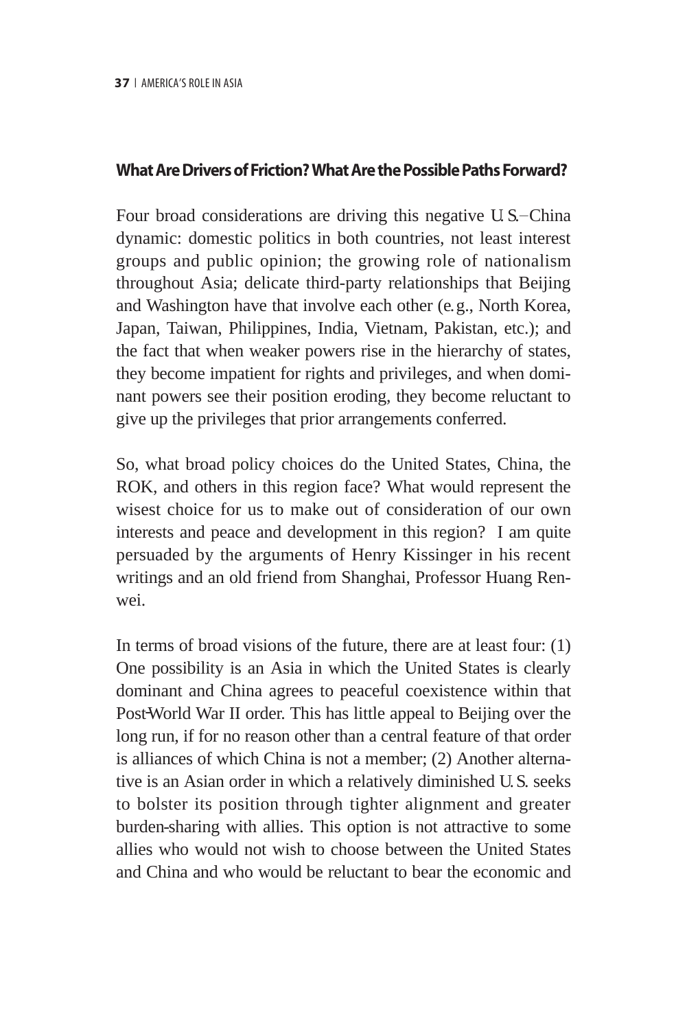### What Are Drivers of Friction? What Are the Possible Paths Forward?

Four broad considerations are driving this negative U.S.–China dynamic: domestic politics in both countries, not least interest groups and public opinion; the growing role of nationalism throughout Asia; delicate third-party relationships that Beijing and Washington have that involve each other (e.g., North Korea, Japan, Taiwan, Philippines, India, Vietnam, Pakistan, etc.); and the fact that when weaker powers rise in the hierarchy of states, they become impatient for rights and privileges, and when dominant powers see their position eroding, they become reluctant to give up the privileges that prior arrangements conferred.

So, what broad policy choices do the United States, China, the ROK, and others in this region face? What would represent the wisest choice for us to make out of consideration of our own interests and peace and development in this region? I am quite persuaded by the arguments of Henry Kissinger in his recent writings and an old friend from Shanghai, Professor Huang Renwei.

In terms of broad visions of the future, there are at least four: (1) One possibility is an Asia in which the United States is clearly dominant and China agrees to peaceful coexistence within that Post-World War II order. This has little appeal to Beijing over the long run, if for no reason other than a central feature of that order is alliances of which China is not a member; (2) Another alternative is an Asian order in which a relatively diminished U.S. seeks to bolster its position through tighter alignment and greater burden-sharing with allies. This option is not attractive to some allies who would not wish to choose between the United States and China and who would be reluctant to bear the economic and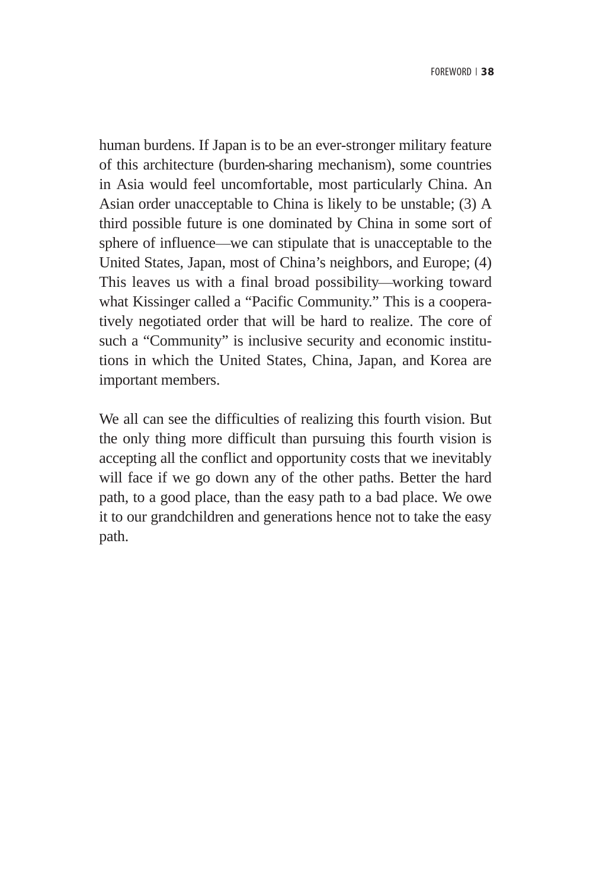human burdens. If Japan is to be an ever-stronger military feature of this architecture (burden-sharing mechanism), some countries in Asia would feel uncomfortable, most particularly China. An Asian order unacceptable to China is likely to be unstable; (3) A third possible future is one dominated by China in some sort of sphere of influence—we can stipulate that is unacceptable to the United States, Japan, most of China's neighbors, and Europe; (4) This leaves us with a final broad possibility—working toward what Kissinger called a "Pacific Community." This is a cooperatively negotiated order that will be hard to realize. The core of such a "Community" is inclusive security and economic institutions in which the United States, China, Japan, and Korea are important members.

We all can see the difficulties of realizing this fourth vision. But the only thing more difficult than pursuing this fourth vision is accepting all the conflict and opportunity costs that we inevitably will face if we go down any of the other paths. Better the hard path, to a good place, than the easy path to a bad place. We owe it to our grandchildren and generations hence not to take the easy path.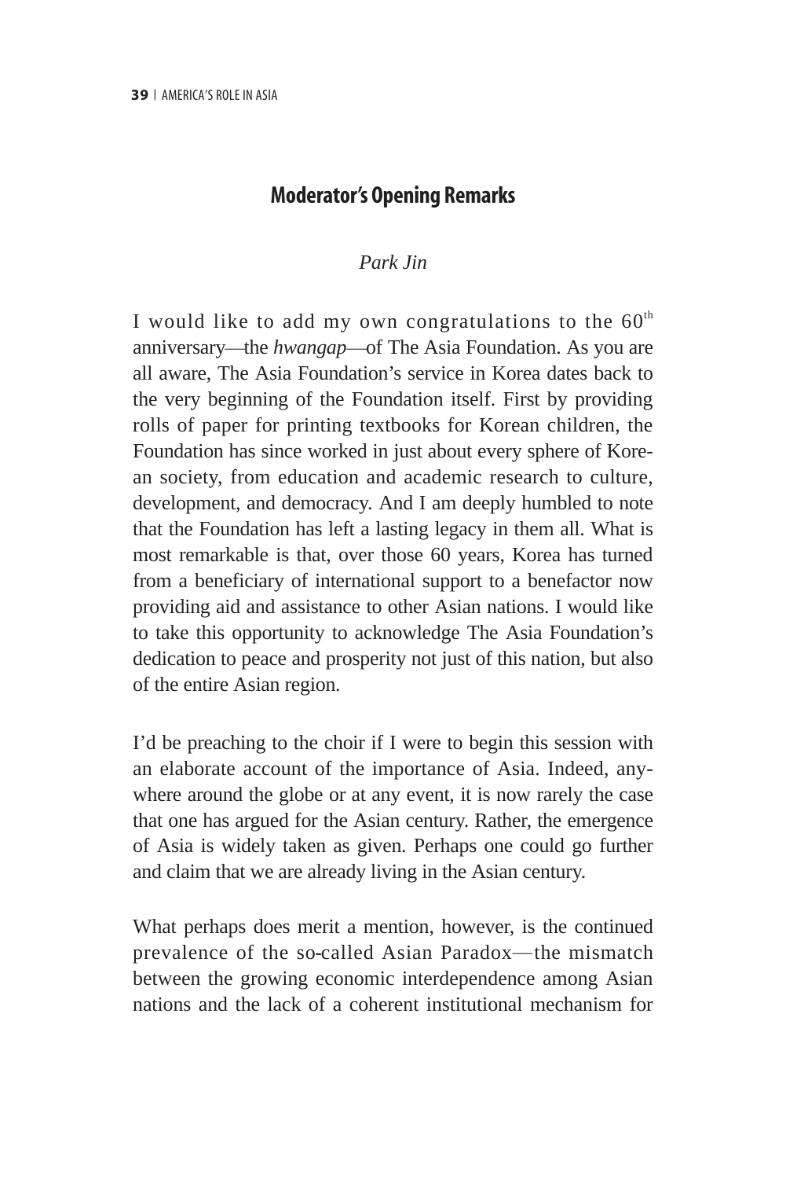## Moderator's Opening Remarks

*Park Jin*

I would like to add my own congratulations to the 60th anniversary—the *hwangap*—of The Asia Foundation. As you are all aware, The Asia Foundation's service in Korea dates back to the very beginning of the Foundation itself. First by providing rolls of paper for printing textbooks for Korean children, the Foundation has since worked in just about every sphere of Korean society, from education and academic research to culture, development, and democracy. And I am deeply humbled to note that the Foundation has left a lasting legacy in them all. What is most remarkable is that, over those 60 years, Korea has turned from a beneficiary of international support to a benefactor now providing aid and assistance to other Asian nations. I would like to take this opportunity to acknowledge The Asia Foundation's dedication to peace and prosperity not just of this nation, but also of the entire Asian region.

I'd be preaching to the choir if I were to begin this session with an elaborate account of the importance of Asia. Indeed, anywhere around the globe or at any event, it is now rarely the case that one has argued for the Asian century. Rather, the emergence of Asia is widely taken as given. Perhaps one could go further and claim that we are already living in the Asian century.

What perhaps does merit a mention, however, is the continued prevalence of the so-called Asian Paradox—the mismatch between the growing economic interdependence among Asian nations and the lack of a coherent institutional mechanism for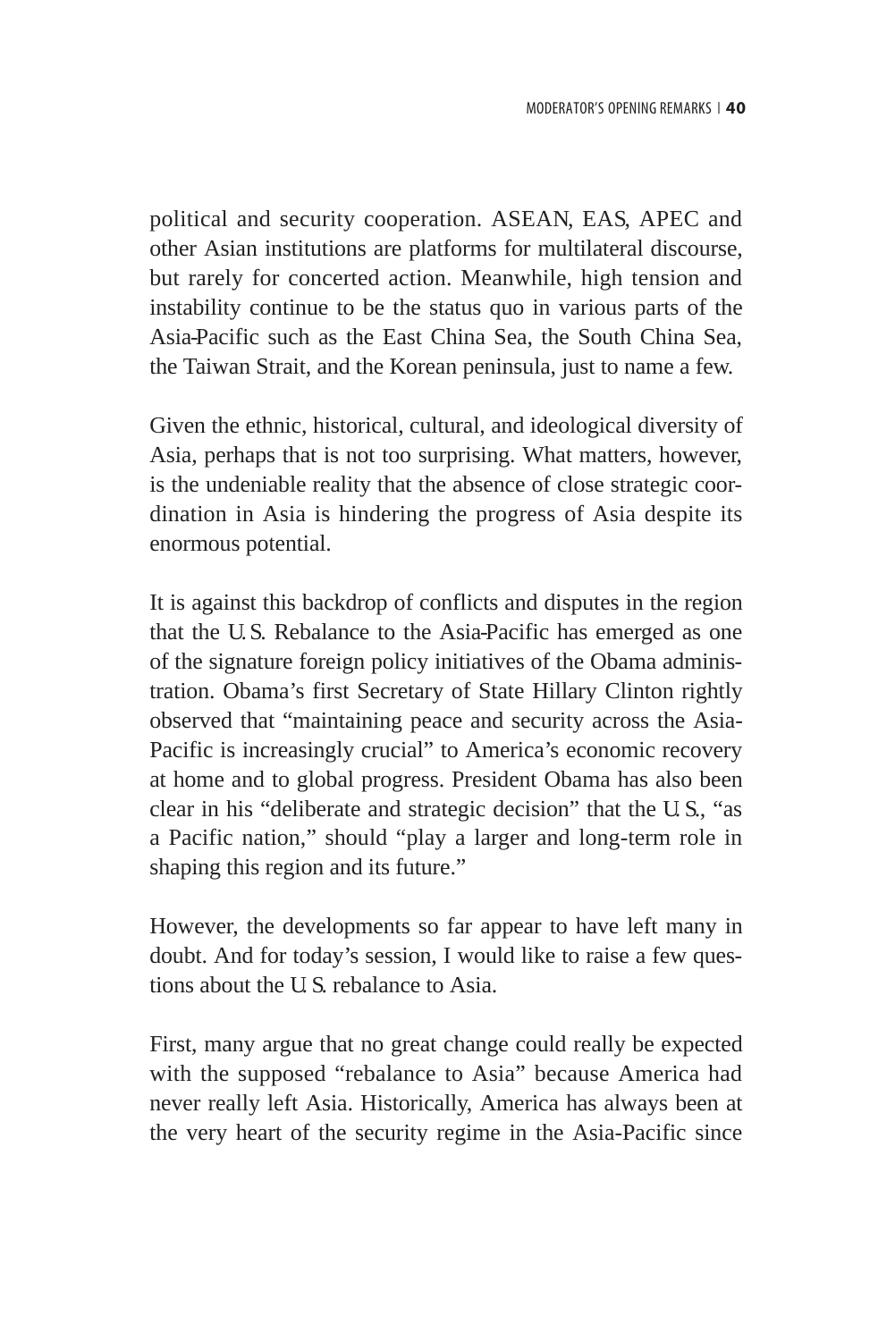political and security cooperation. ASEAN, EAS, APEC and other Asian institutions are platforms for multilateral discourse, but rarely for concerted action. Meanwhile, high tension and instability continue to be the status quo in various parts of the Asia-Pacific such as the East China Sea, the South China Sea, the Taiwan Strait, and the Korean peninsula, just to name a few.

Given the ethnic, historical, cultural, and ideological diversity of Asia, perhaps that is not too surprising. What matters, however, is the undeniable reality that the absence of close strategic coordination in Asia is hindering the progress of Asia despite its enormous potential.

It is against this backdrop of conflicts and disputes in the region that the U.S. Rebalance to the Asia-Pacific has emerged as one of the signature foreign policy initiatives of the Obama administration. Obama's first Secretary of State Hillary Clinton rightly observed that "maintaining peace and security across the Asia-Pacific is increasingly crucial" to America's economic recovery at home and to global progress. President Obama has also been clear in his "deliberate and strategic decision" that the U.S., "as a Pacific nation," should "play a larger and long-term role in shaping this region and its future."

However, the developments so far appear to have left many in doubt. And for today's session, I would like to raise a few questions about the U.S. rebalance to Asia.

First, many argue that no great change could really be expected with the supposed "rebalance to Asia" because America had never really left Asia. Historically, America has always been at the very heart of the security regime in the Asia-Pacific since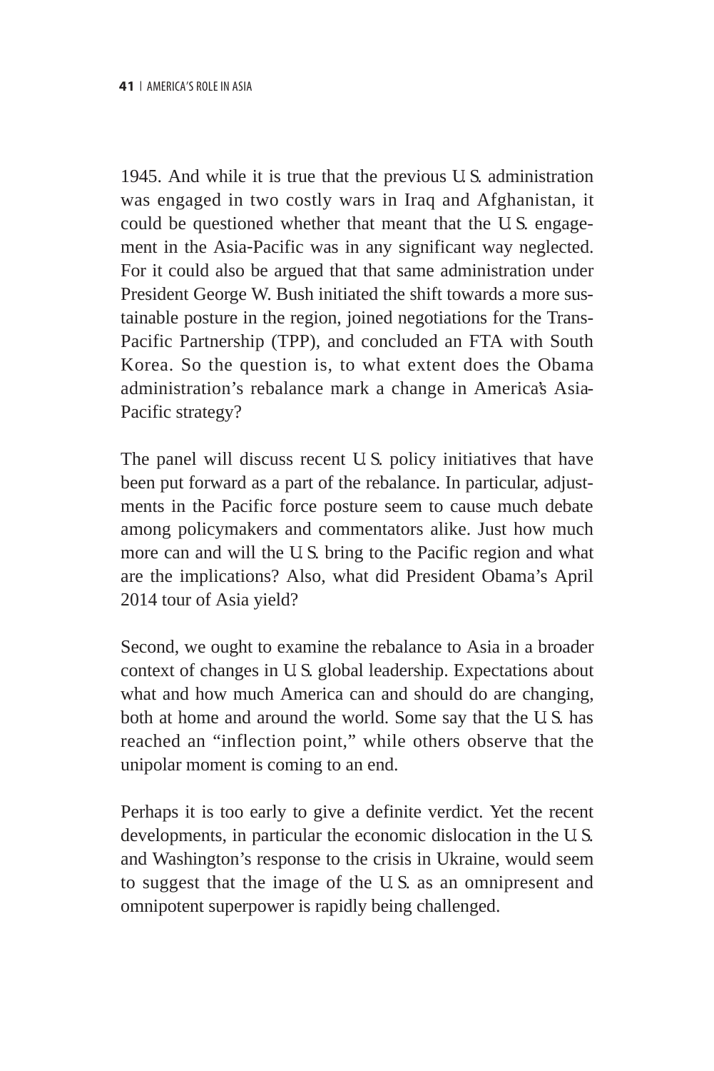1945. And while it is true that the previous U.S. administration was engaged in two costly wars in Iraq and Afghanistan, it could be questioned whether that meant that the U.S. engagement in the Asia-Pacific was in any significant way neglected. For it could also be argued that that same administration under President George W. Bush initiated the shift towards a more sustainable posture in the region, joined negotiations for the Trans-Pacific Partnership (TPP), and concluded an FTA with South Korea. So the question is, to what extent does the Obama administration's rebalance mark a change in America's Asia-Pacific strategy?

The panel will discuss recent U.S. policy initiatives that have been put forward as a part of the rebalance. In particular, adjustments in the Pacific force posture seem to cause much debate among policymakers and commentators alike. Just how much more can and will the U.S. bring to the Pacific region and what are the implications? Also, what did President Obama's April 2014 tour of Asia yield?

Second, we ought to examine the rebalance to Asia in a broader context of changes in U.S. global leadership. Expectations about what and how much America can and should do are changing, both at home and around the world. Some say that the U.S. has reached an "inflection point," while others observe that the unipolar moment is coming to an end.

Perhaps it is too early to give a definite verdict. Yet the recent developments, in particular the economic dislocation in the U.S. and Washington's response to the crisis in Ukraine, would seem to suggest that the image of the U.S. as an omnipresent and omnipotent superpower is rapidly being challenged.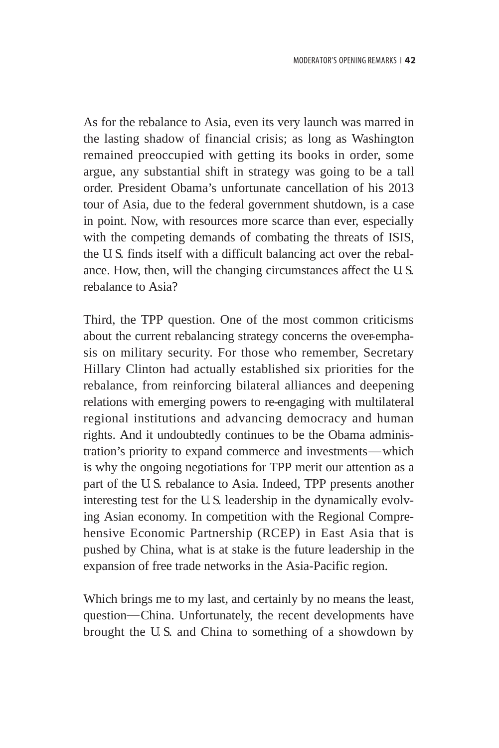As for the rebalance to Asia, even its very launch was marred in the lasting shadow of financial crisis; as long as Washington remained preoccupied with getting its books in order, some argue, any substantial shift in strategy was going to be a tall order. President Obama's unfortunate cancellation of his 2013 tour of Asia, due to the federal government shutdown, is a case in point. Now, with resources more scarce than ever, especially with the competing demands of combating the threats of ISIS, the U.S. finds itself with a difficult balancing act over the rebalance. How, then, will the changing circumstances affect the U.S. rebalance to Asia?

Third, the TPP question. One of the most common criticisms about the current rebalancing strategy concerns the over-emphasis on military security. For those who remember, Secretary Hillary Clinton had actually established six priorities for the rebalance, from reinforcing bilateral alliances and deepening relations with emerging powers to re-engaging with multilateral regional institutions and advancing democracy and human rights. And it undoubtedly continues to be the Obama administration's priority to expand commerce and investments—which is why the ongoing negotiations for TPP merit our attention as a part of the U.S. rebalance to Asia. Indeed, TPP presents another interesting test for the U.S. leadership in the dynamically evolving Asian economy. In competition with the Regional Comprehensive Economic Partnership (RCEP) in East Asia that is pushed by China, what is at stake is the future leadership in the expansion of free trade networks in the Asia-Pacific region.

Which brings me to my last, and certainly by no means the least, question—China. Unfortunately, the recent developments have brought the U.S. and China to something of a showdown by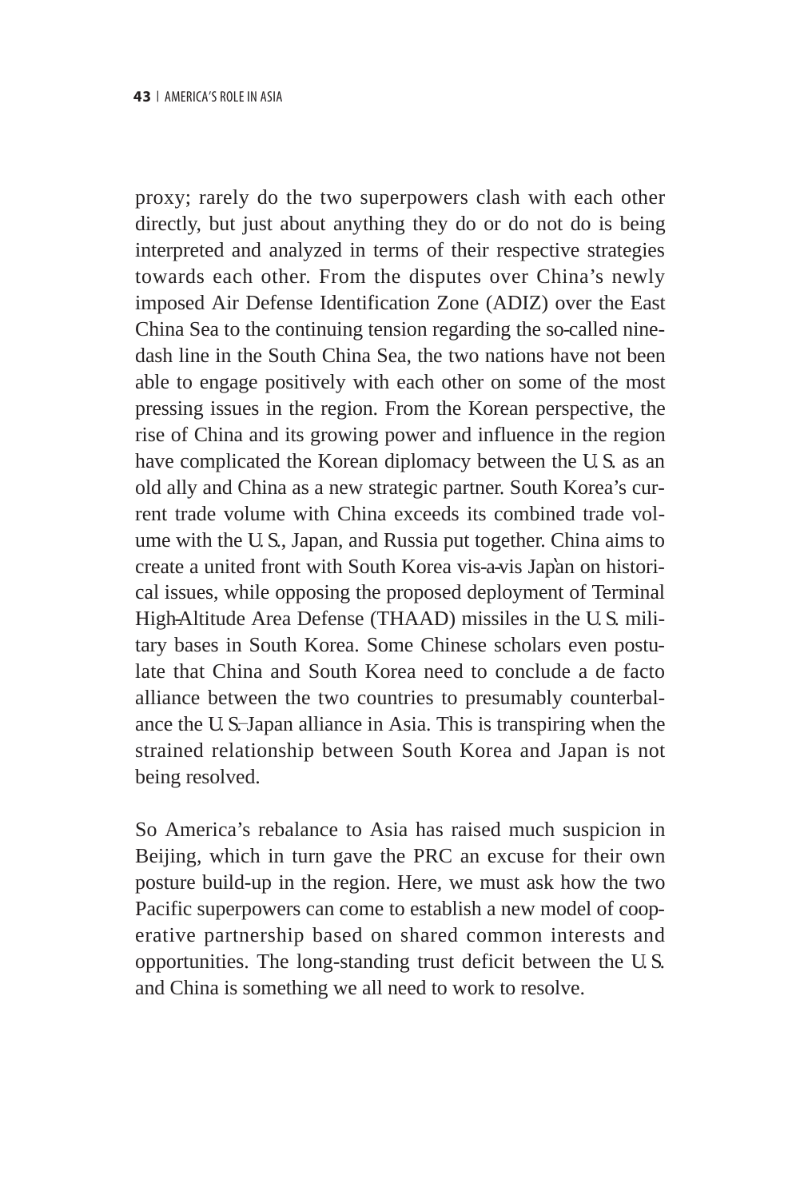proxy; rarely do the two superpowers clash with each other directly, but just about anything they do or do not do is being interpreted and analyzed in terms of their respective strategies towards each other. From the disputes over China's newly imposed Air Defense Identification Zone (ADIZ) over the East China Sea to the continuing tension regarding the so-called nine-dash line in the South China Sea, the two nations have not been able to engage positively with each other on some of the most pressing issues in the region. From the Korean perspective, the rise of China and its growing power and influence in the region have complicated the Korean diplomacy between the U.S. as an old ally and China as a new strategic partner. South Korea's current trade volume with China exceeds its combined trade volume with the U.S., Japan, and Russia put together. China aims to create a united front with South Korea vis-a-vis Japan on historical issues, while opposing the proposed deployment of Terminal High-Altitude Area Defense (THAAD) missiles in the U.S. military bases in South Korea. Some Chinese scholars even postulate that China and South Korea need to conclude a de facto alliance between the two countries to presumably counterbalance the U.S.–Japan alliance in Asia. This is transpiring when the strained relationship between South Korea and Japan is not being resolved.

So America's rebalance to Asia has raised much suspicion in Beijing, which in turn gave the PRC an excuse for their own posture build-up in the region. Here, we must ask how the two Pacific superpowers can come to establish a new model of cooperative partnership based on shared common interests and opportunities. The long-standing trust deficit between the U.S. and China is something we all need to work to resolve.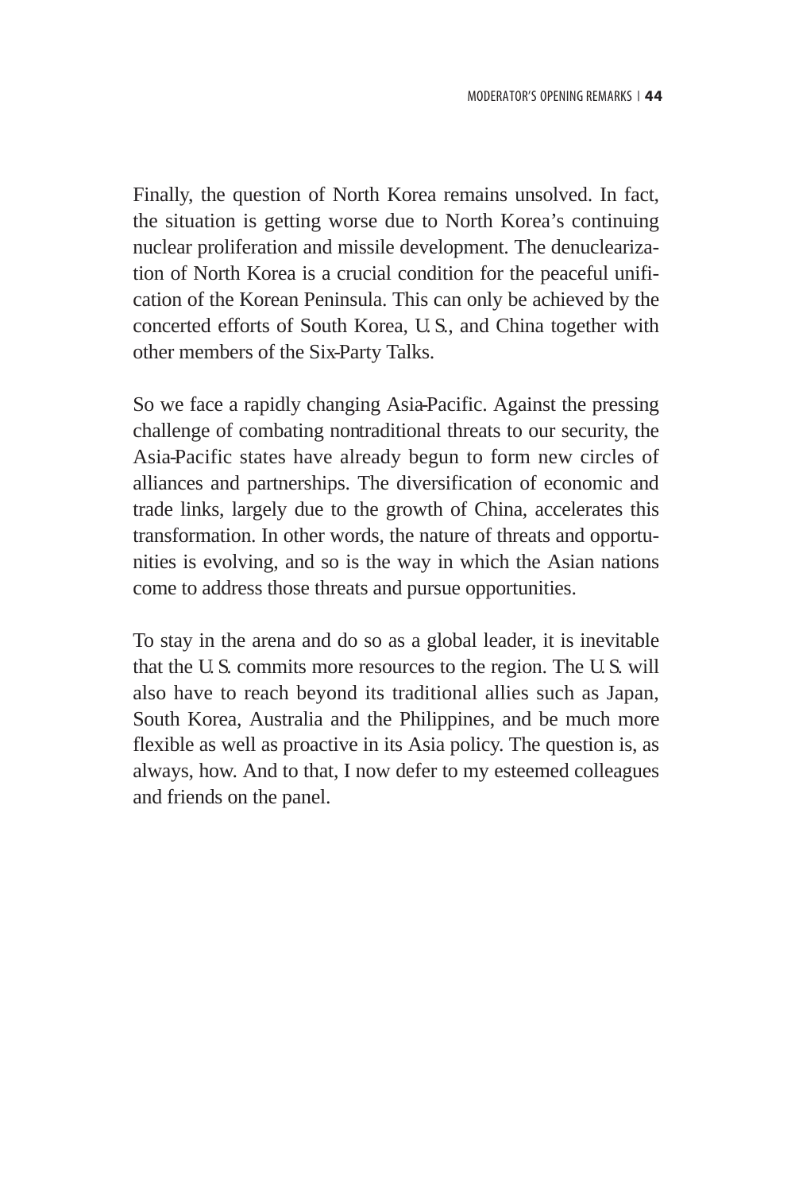Finally, the question of North Korea remains unsolved. In fact, the situation is getting worse due to North Korea's continuing nuclear proliferation and missile development. The denuclearization of North Korea is a crucial condition for the peaceful unification of the Korean Peninsula. This can only be achieved by the concerted efforts of South Korea, U.S., and China together with other members of the Six-Party Talks.

So we face a rapidly changing Asia-Pacific. Against the pressing challenge of combating nontraditional threats to our security, the Asia-Pacific states have already begun to form new circles of alliances and partnerships. The diversification of economic and trade links, largely due to the growth of China, accelerates this transformation. In other words, the nature of threats and opportunities is evolving, and so is the way in which the Asian nations come to address those threats and pursue opportunities.

To stay in the arena and do so as a global leader, it is inevitable that the U.S. commits more resources to the region. The U.S. will also have to reach beyond its traditional allies such as Japan, South Korea, Australia and the Philippines, and be much more flexible as well as proactive in its Asia policy. The question is, as always, how. And to that, I now defer to my esteemed colleagues and friends on the panel.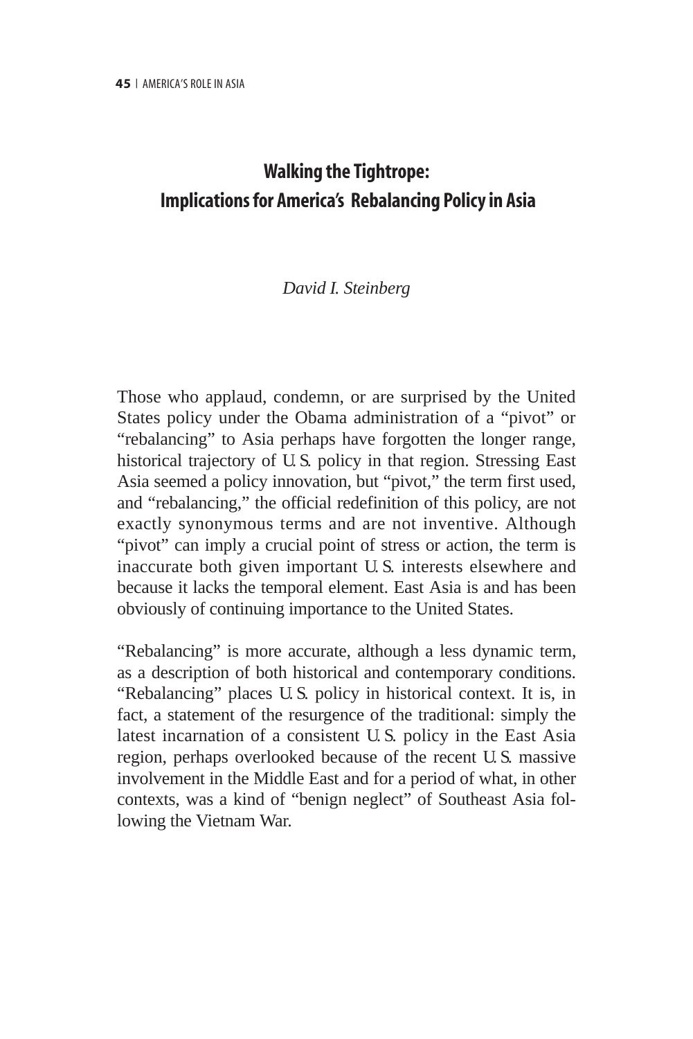# Walking the Tightrope: Implications for America's Rebalancing Policy in Asia

*David I. Steinberg*

Those who applaud, condemn, or are surprised by the United States policy under the Obama administration of a "pivot" or "rebalancing" to Asia perhaps have forgotten the longer range, historical trajectory of U.S. policy in that region. Stressing East Asia seemed a policy innovation, but "pivot," the term first used, and "rebalancing," the official redefinition of this policy, are not exactly synonymous terms and are not inventive. Although "pivot" can imply a crucial point of stress or action, the term is inaccurate both given important U.S. interests elsewhere and because it lacks the temporal element. East Asia is and has been obviously of continuing importance to the United States.

"Rebalancing" is more accurate, although a less dynamic term, as a description of both historical and contemporary conditions. "Rebalancing" places U.S. policy in historical context. It is, in fact, a statement of the resurgence of the traditional: simply the latest incarnation of a consistent U.S. policy in the East Asia region, perhaps overlooked because of the recent U.S. massive involvement in the Middle East and for a period of what, in other contexts, was a kind of "benign neglect" of Southeast Asia following the Vietnam War.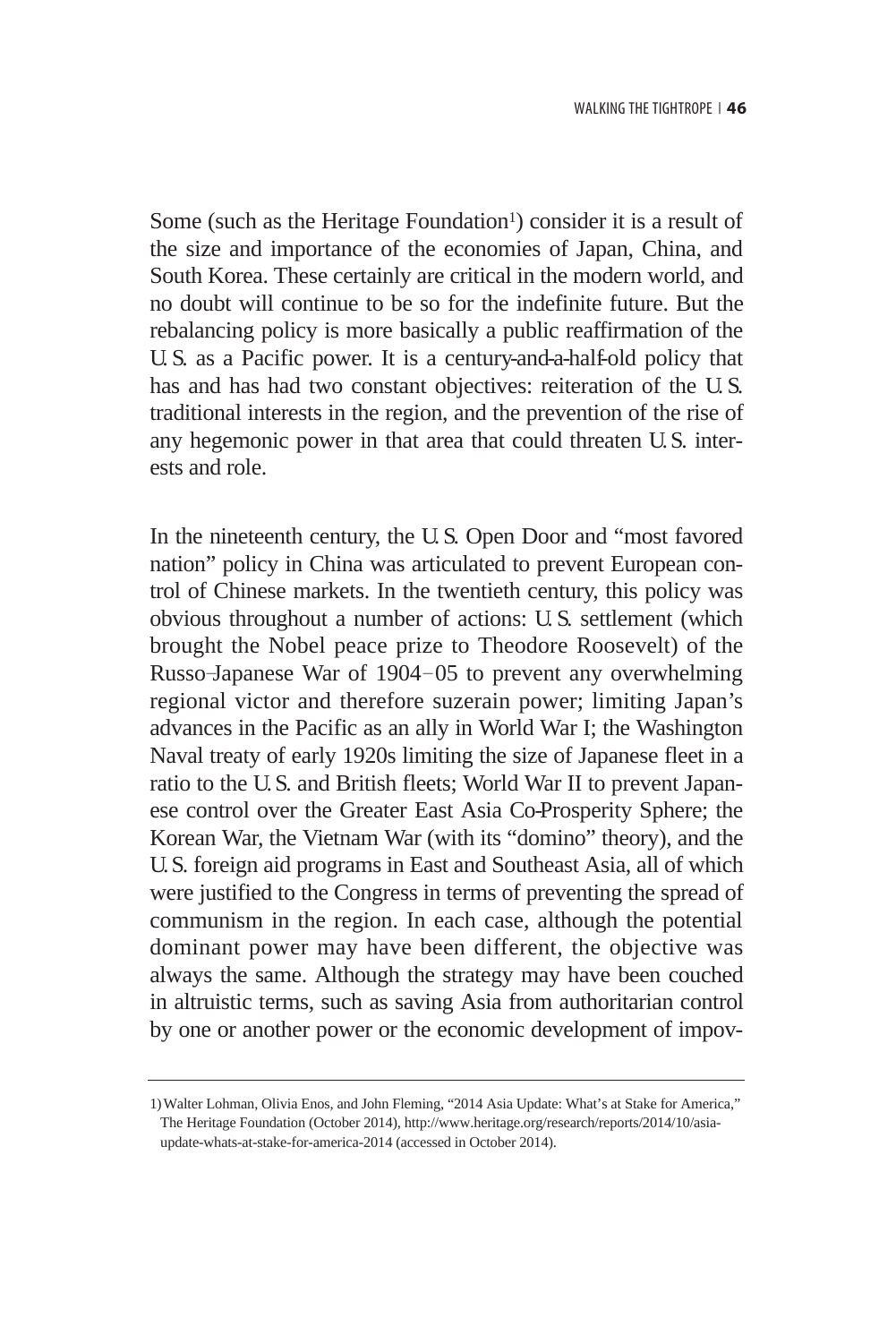Some (such as the Heritage Foundation[1]) consider it is a result of the size and importance of the economies of Japan, China, and South Korea. These certainly are critical in the modern world, and no doubt will continue to be so for the indefinite future. But the rebalancing policy is more basically a public reaffirmation of the U.S. as a Pacific power. It is a century-and-a-half-old policy that has and has had two constant objectives: reiteration of the U.S. traditional interests in the region, and the prevention of the rise of any hegemonic power in that area that could threaten U.S. interests and role.

In the nineteenth century, the U.S. Open Door and "most favored nation" policy in China was articulated to prevent European control of Chinese markets. In the twentieth century, this policy was obvious throughout a number of actions: U.S. settlement (which brought the Nobel peace prize to Theodore Roosevelt) of the Russo-Japanese War of 1904–05 to prevent any overwhelming regional victor and therefore suzerain power; limiting Japan's advances in the Pacific as an ally in World War I; the Washington Naval treaty of early 1920s limiting the size of Japanese fleet in a ratio to the U.S. and British fleets; World War II to prevent Japanese control over the Greater East Asia Co-Prosperity Sphere; the Korean War, the Vietnam War (with its "domino" theory), and the U.S. foreign aid programs in East and Southeast Asia, all of which were justified to the Congress in terms of preventing the spread of communism in the region. In each case, although the potential dominant power may have been different, the objective was always the same. Although the strategy may have been couched in altruistic terms, such as saving Asia from authoritarian control by one or another power or the economic development of impov-

---

1) Walter Lohman, Olivia Enos, and John Fleming, "2014 Asia Update: What's at Stake for America," The Heritage Foundation (October 2014), http://www.heritage.org/research/reports/2014/10/asia-update-whats-at-stake-for-america-2014 (accessed in October 2014).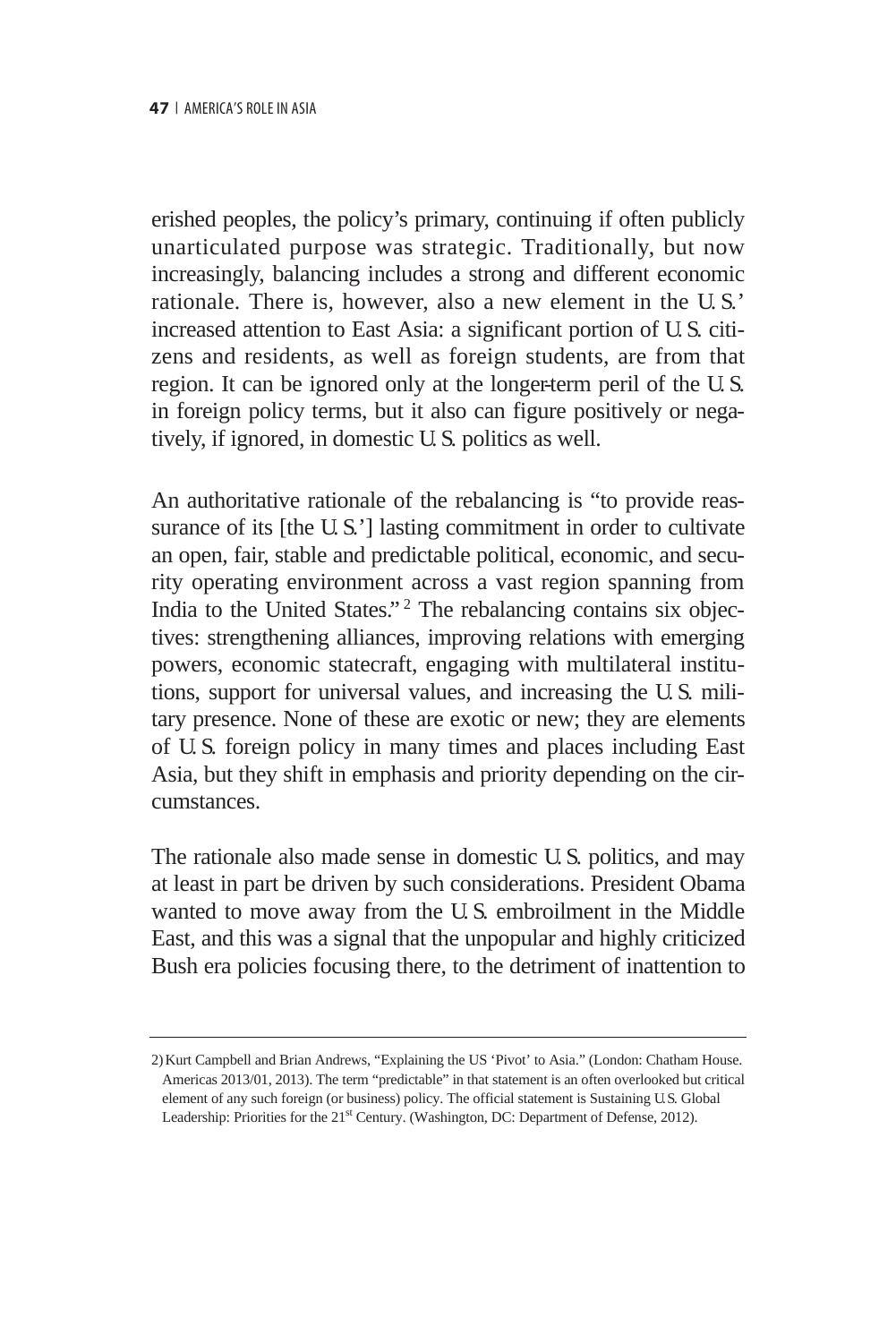erished peoples, the policy's primary, continuing if often publicly unarticulated purpose was strategic. Traditionally, but now increasingly, balancing includes a strong and different economic rationale. There is, however, also a new element in the U.S.' increased attention to East Asia: a significant portion of U.S. citizens and residents, as well as foreign students, are from that region. It can be ignored only at the longer-term peril of the U.S. in foreign policy terms, but it also can figure positively or negatively, if ignored, in domestic U.S. politics as well.

An authoritative rationale of the rebalancing is "to provide reassurance of its [the U.S.'] lasting commitment in order to cultivate an open, fair, stable and predictable political, economic, and security operating environment across a vast region spanning from India to the United States."[2] The rebalancing contains six objectives: strengthening alliances, improving relations with emerging powers, economic statecraft, engaging with multilateral institutions, support for universal values, and increasing the U.S. military presence. None of these are exotic or new; they are elements of U.S. foreign policy in many times and places including East Asia, but they shift in emphasis and priority depending on the circumstances.

The rationale also made sense in domestic U.S. politics, and may at least in part be driven by such considerations. President Obama wanted to move away from the U.S. embroilment in the Middle East, and this was a signal that the unpopular and highly criticized Bush era policies focusing there, to the detriment of inattention to

---

2) Kurt Campbell and Brian Andrews, "Explaining the US 'Pivot' to Asia." (London: Chatham House. Americas 2013/01, 2013). The term "predictable" in that statement is an often overlooked but critical element of any such foreign (or business) policy. The official statement is Sustaining U.S. Global Leadership: Priorities for the 21st Century. (Washington, DC: Department of Defense, 2012).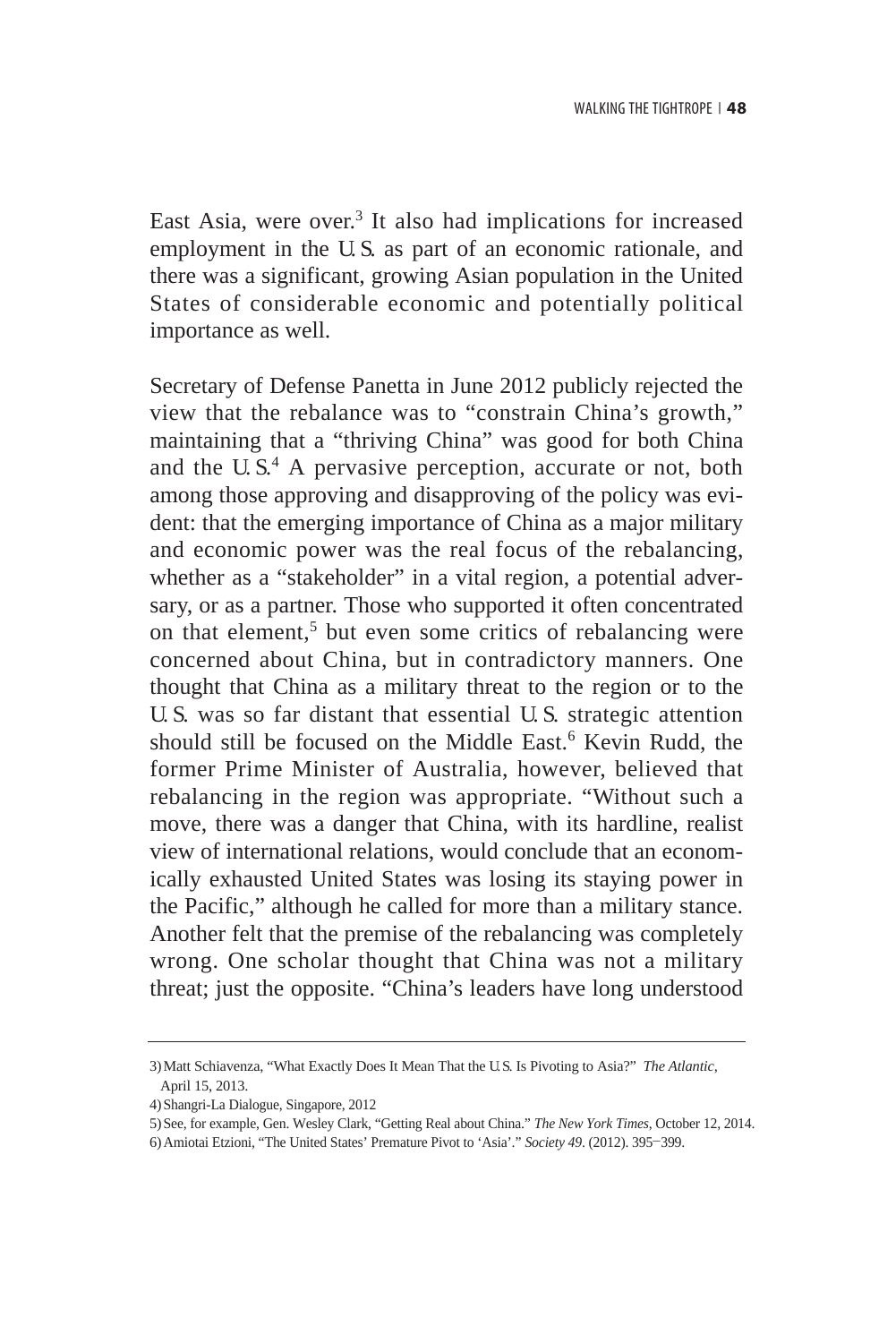East Asia, were over.[3] It also had implications for increased employment in the U.S. as part of an economic rationale, and there was a significant, growing Asian population in the United States of considerable economic and potentially political importance as well.

Secretary of Defense Panetta in June 2012 publicly rejected the view that the rebalance was to "constrain China's growth," maintaining that a "thriving China" was good for both China and the U.S.[4] A pervasive perception, accurate or not, both among those approving and disapproving of the policy was evident: that the emerging importance of China as a major military and economic power was the real focus of the rebalancing, whether as a "stakeholder" in a vital region, a potential adversary, or as a partner. Those who supported it often concentrated on that element,[5] but even some critics of rebalancing were concerned about China, but in contradictory manners. One thought that China as a military threat to the region or to the U.S. was so far distant that essential U.S. strategic attention should still be focused on the Middle East.[6] Kevin Rudd, the former Prime Minister of Australia, however, believed that rebalancing in the region was appropriate. "Without such a move, there was a danger that China, with its hardline, realist view of international relations, would conclude that an economically exhausted United States was losing its staying power in the Pacific," although he called for more than a military stance. Another felt that the premise of the rebalancing was completely wrong. One scholar thought that China was not a military threat; just the opposite. "China's leaders have long understood

---

3) Matt Schiavenza, "What Exactly Does It Mean That the U.S. Is Pivoting to Asia?" *The Atlantic*, April 15, 2013.

4) Shangri-La Dialogue, Singapore, 2012

5) See, for example, Gen. Wesley Clark, "Getting Real about China." *The New York Times*, October 12, 2014.

6) Amiotai Etzioni, "The United States' Premature Pivot to 'Asia'." *Society 49*. (2012). 395–399.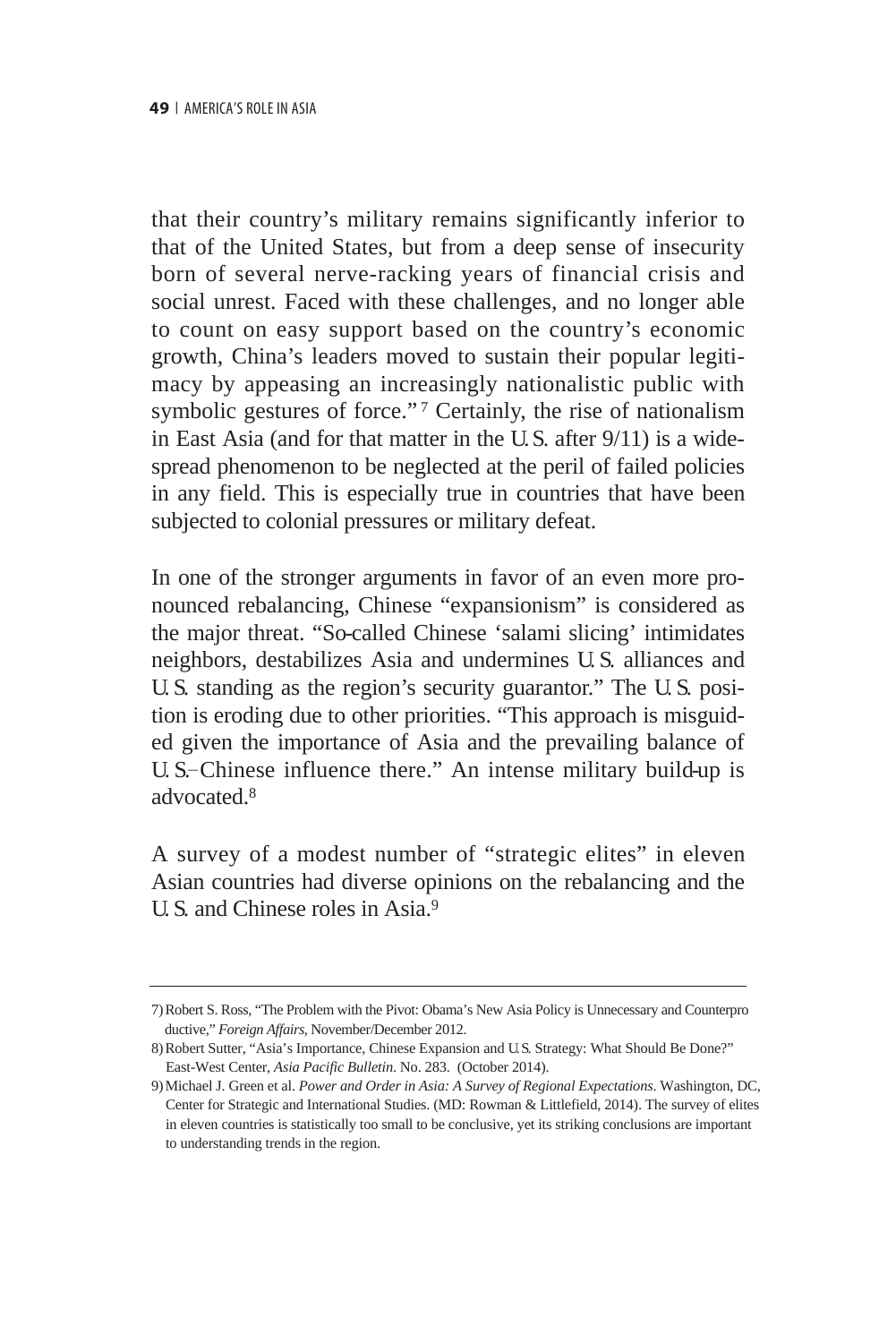that their country's military remains significantly inferior to that of the United States, but from a deep sense of insecurity born of several nerve-racking years of financial crisis and social unrest. Faced with these challenges, and no longer able to count on easy support based on the country's economic growth, China's leaders moved to sustain their popular legitimacy by appeasing an increasingly nationalistic public with symbolic gestures of force."[7] Certainly, the rise of nationalism in East Asia (and for that matter in the U.S. after 9/11) is a widespread phenomenon to be neglected at the peril of failed policies in any field. This is especially true in countries that have been subjected to colonial pressures or military defeat.

In one of the stronger arguments in favor of an even more pronounced rebalancing, Chinese "expansionism" is considered as the major threat. "So-called Chinese 'salami slicing' intimidates neighbors, destabilizes Asia and undermines U.S. alliances and U.S. standing as the region's security guarantor." The U.S. position is eroding due to other priorities. "This approach is misguided given the importance of Asia and the prevailing balance of U.S.–Chinese influence there." An intense military build-up is advocated.[8]

A survey of a modest number of "strategic elites" in eleven Asian countries had diverse opinions on the rebalancing and the U.S. and Chinese roles in Asia.[9]

---

7) Robert S. Ross, "The Problem with the Pivot: Obama's New Asia Policy is Unnecessary and Counterproductive," *Foreign Affairs*, November/December 2012.

8) Robert Sutter, "Asia's Importance, Chinese Expansion and U.S. Strategy: What Should Be Done?" East-West Center, *Asia Pacific Bulletin*. No. 283. (October 2014).

9) Michael J. Green et al. *Power and Order in Asia: A Survey of Regional Expectations*. Washington, DC, Center for Strategic and International Studies. (MD: Rowman & Littlefield, 2014). The survey of elites in eleven countries is statistically too small to be conclusive, yet its striking conclusions are important to understanding trends in the region.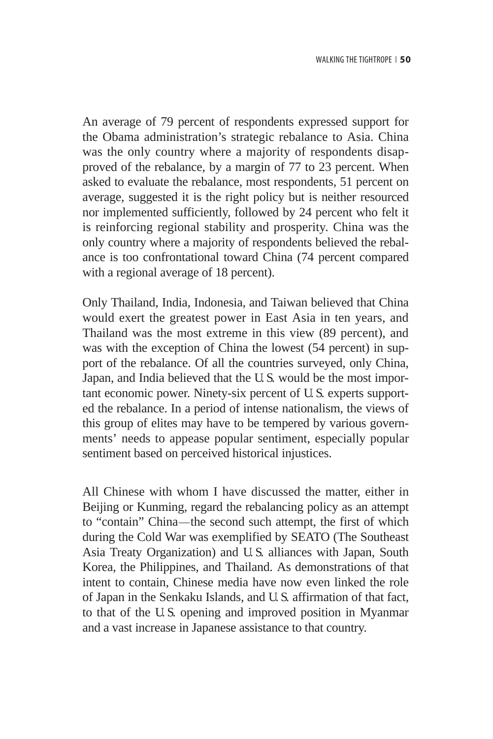An average of 79 percent of respondents expressed support for the Obama administration's strategic rebalance to Asia. China was the only country where a majority of respondents disapproved of the rebalance, by a margin of 77 to 23 percent. When asked to evaluate the rebalance, most respondents, 51 percent on average, suggested it is the right policy but is neither resourced nor implemented sufficiently, followed by 24 percent who felt it is reinforcing regional stability and prosperity. China was the only country where a majority of respondents believed the rebalance is too confrontational toward China (74 percent compared with a regional average of 18 percent).

Only Thailand, India, Indonesia, and Taiwan believed that China would exert the greatest power in East Asia in ten years, and Thailand was the most extreme in this view (89 percent), and was with the exception of China the lowest (54 percent) in support of the rebalance. Of all the countries surveyed, only China, Japan, and India believed that the U.S. would be the most important economic power. Ninety-six percent of U.S. experts supported the rebalance. In a period of intense nationalism, the views of this group of elites may have to be tempered by various governments' needs to appease popular sentiment, especially popular sentiment based on perceived historical injustices.

All Chinese with whom I have discussed the matter, either in Beijing or Kunming, regard the rebalancing policy as an attempt to "contain" China—the second such attempt, the first of which during the Cold War was exemplified by SEATO (The Southeast Asia Treaty Organization) and U.S. alliances with Japan, South Korea, the Philippines, and Thailand. As demonstrations of that intent to contain, Chinese media have now even linked the role of Japan in the Senkaku Islands, and U.S. affirmation of that fact, to that of the U.S. opening and improved position in Myanmar and a vast increase in Japanese assistance to that country.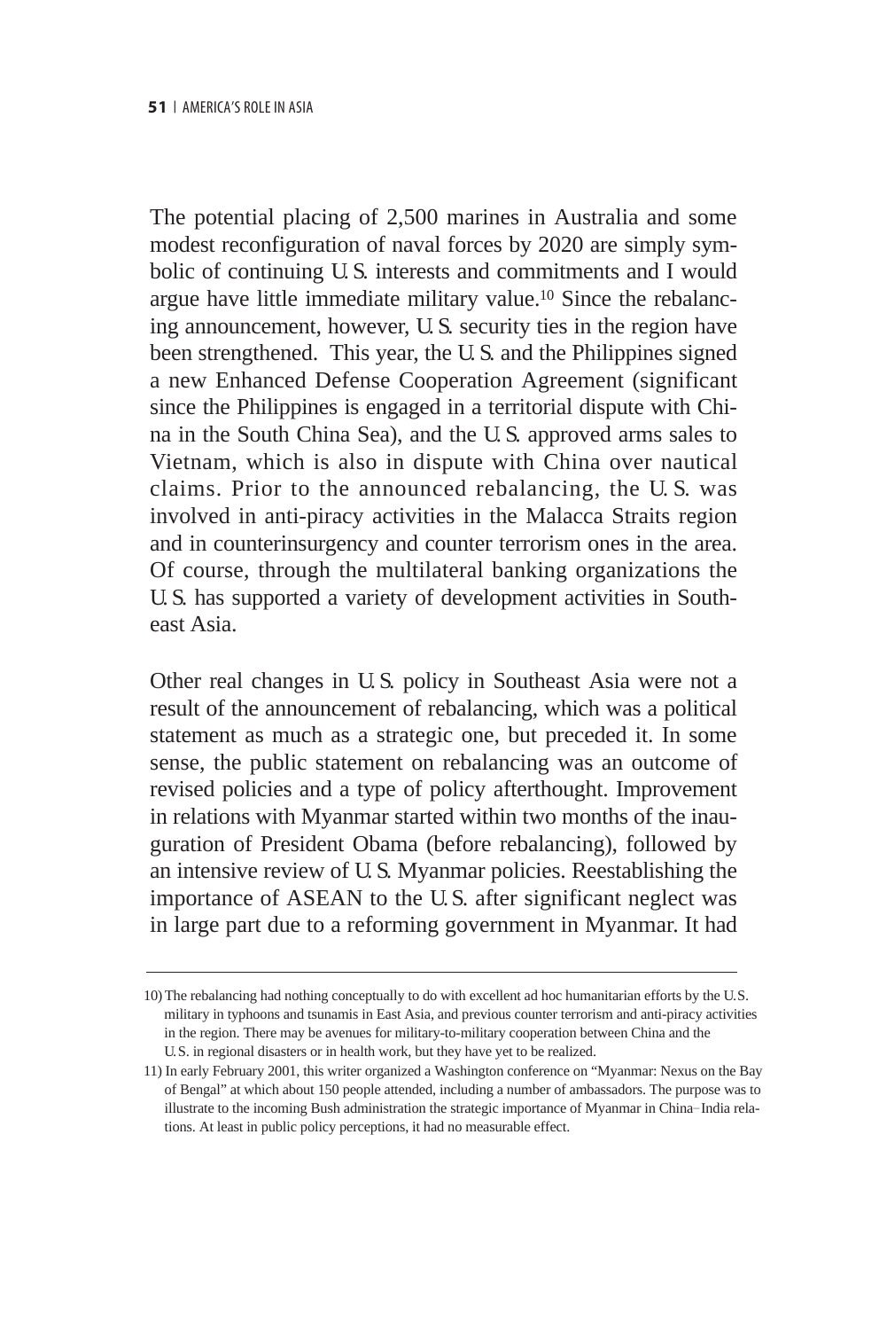The potential placing of 2,500 marines in Australia and some modest reconfiguration of naval forces by 2020 are simply symbolic of continuing U.S. interests and commitments and I would argue have little immediate military value.[10] Since the rebalancing announcement, however, U.S. security ties in the region have been strengthened. This year, the U.S. and the Philippines signed a new Enhanced Defense Cooperation Agreement (significant since the Philippines is engaged in a territorial dispute with China in the South China Sea), and the U.S. approved arms sales to Vietnam, which is also in dispute with China over nautical claims. Prior to the announced rebalancing, the U.S. was involved in anti-piracy activities in the Malacca Straits region and in counterinsurgency and counter terrorism ones in the area. Of course, through the multilateral banking organizations the U.S. has supported a variety of development activities in Southeast Asia.

Other real changes in U.S. policy in Southeast Asia were not a result of the announcement of rebalancing, which was a political statement as much as a strategic one, but preceded it. In some sense, the public statement on rebalancing was an outcome of revised policies and a type of policy afterthought. Improvement in relations with Myanmar started within two months of the inauguration of President Obama (before rebalancing), followed by an intensive review of U.S. Myanmar policies. Reestablishing the importance of ASEAN to the U.S. after significant neglect was in large part due to a reforming government in Myanmar. It had

---

10) The rebalancing had nothing conceptually to do with excellent ad hoc humanitarian efforts by the U.S. military in typhoons and tsunamis in East Asia, and previous counter terrorism and anti-piracy activities in the region. There may be avenues for military-to-military cooperation between China and the U.S. in regional disasters or in health work, but they have yet to be realized.

11) In early February 2001, this writer organized a Washington conference on "Myanmar: Nexus on the Bay of Bengal" at which about 150 people attended, including a number of ambassadors. The purpose was to illustrate to the incoming Bush administration the strategic importance of Myanmar in China–India relations. At least in public policy perceptions, it had no measurable effect.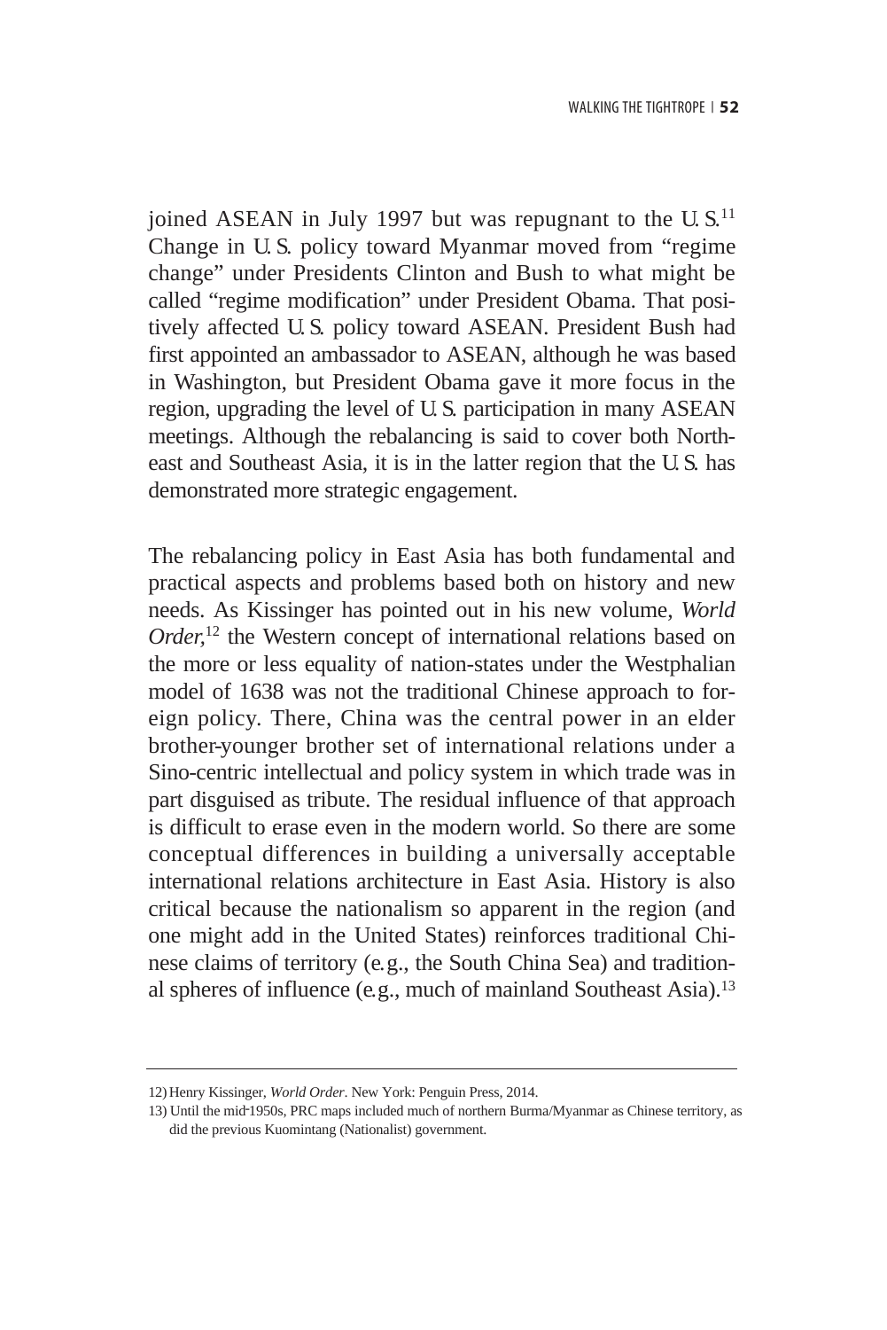joined ASEAN in July 1997 but was repugnant to the U.S.[11] Change in U.S. policy toward Myanmar moved from "regime change" under Presidents Clinton and Bush to what might be called "regime modification" under President Obama. That positively affected U.S. policy toward ASEAN. President Bush had first appointed an ambassador to ASEAN, although he was based in Washington, but President Obama gave it more focus in the region, upgrading the level of U.S. participation in many ASEAN meetings. Although the rebalancing is said to cover both Northeast and Southeast Asia, it is in the latter region that the U.S. has demonstrated more strategic engagement.

The rebalancing policy in East Asia has both fundamental and practical aspects and problems based both on history and new needs. As Kissinger has pointed out in his new volume, *World Order*,[12] the Western concept of international relations based on the more or less equality of nation-states under the Westphalian model of 1638 was not the traditional Chinese approach to foreign policy. There, China was the central power in an elder brother-younger brother set of international relations under a Sino-centric intellectual and policy system in which trade was in part disguised as tribute. The residual influence of that approach is difficult to erase even in the modern world. So there are some conceptual differences in building a universally acceptable international relations architecture in East Asia. History is also critical because the nationalism so apparent in the region (and one might add in the United States) reinforces traditional Chinese claims of territory (e.g., the South China Sea) and traditional spheres of influence (e.g., much of mainland Southeast Asia).[13]

---

12) Henry Kissinger, *World Order*. New York: Penguin Press, 2014.

13) Until the mid-1950s, PRC maps included much of northern Burma/Myanmar as Chinese territory, as did the previous Kuomintang (Nationalist) government.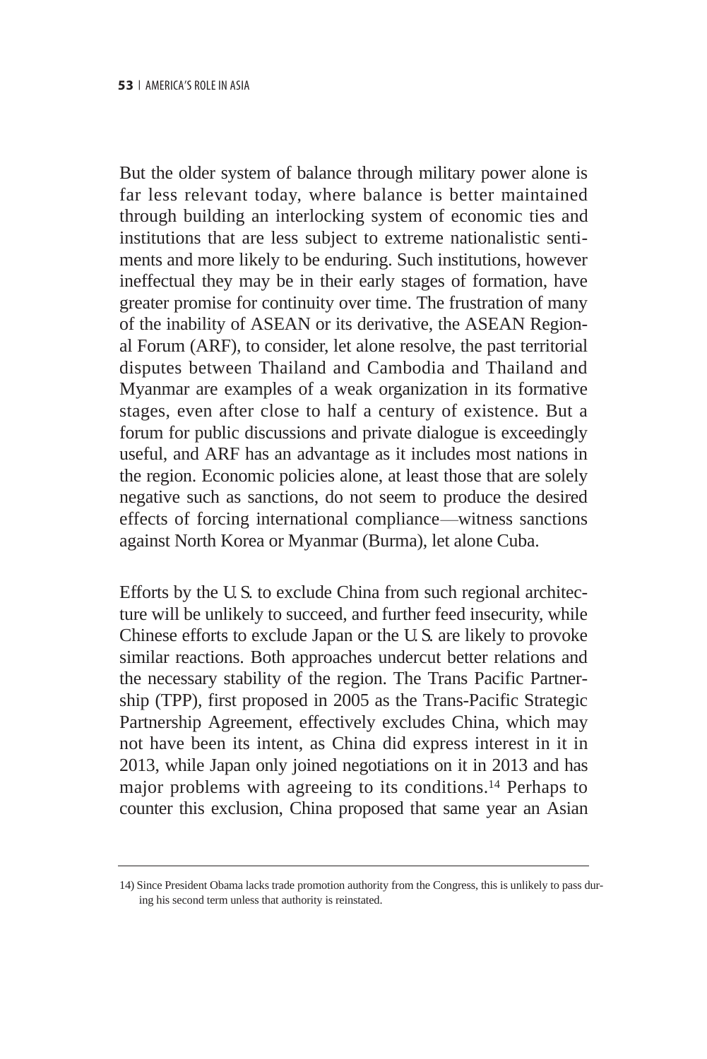But the older system of balance through military power alone is far less relevant today, where balance is better maintained through building an interlocking system of economic ties and institutions that are less subject to extreme nationalistic sentiments and more likely to be enduring. Such institutions, however ineffectual they may be in their early stages of formation, have greater promise for continuity over time. The frustration of many of the inability of ASEAN or its derivative, the ASEAN Regional Forum (ARF), to consider, let alone resolve, the past territorial disputes between Thailand and Cambodia and Thailand and Myanmar are examples of a weak organization in its formative stages, even after close to half a century of existence. But a forum for public discussions and private dialogue is exceedingly useful, and ARF has an advantage as it includes most nations in the region. Economic policies alone, at least those that are solely negative such as sanctions, do not seem to produce the desired effects of forcing international compliance—witness sanctions against North Korea or Myanmar (Burma), let alone Cuba.

Efforts by the U.S. to exclude China from such regional architecture will be unlikely to succeed, and further feed insecurity, while Chinese efforts to exclude Japan or the U.S. are likely to provoke similar reactions. Both approaches undercut better relations and the necessary stability of the region. The Trans Pacific Partnership (TPP), first proposed in 2005 as the Trans-Pacific Strategic Partnership Agreement, effectively excludes China, which may not have been its intent, as China did express interest in it in 2013, while Japan only joined negotiations on it in 2013 and has major problems with agreeing to its conditions.[14] Perhaps to counter this exclusion, China proposed that same year an Asian

---

14) Since President Obama lacks trade promotion authority from the Congress, this is unlikely to pass during his second term unless that authority is reinstated.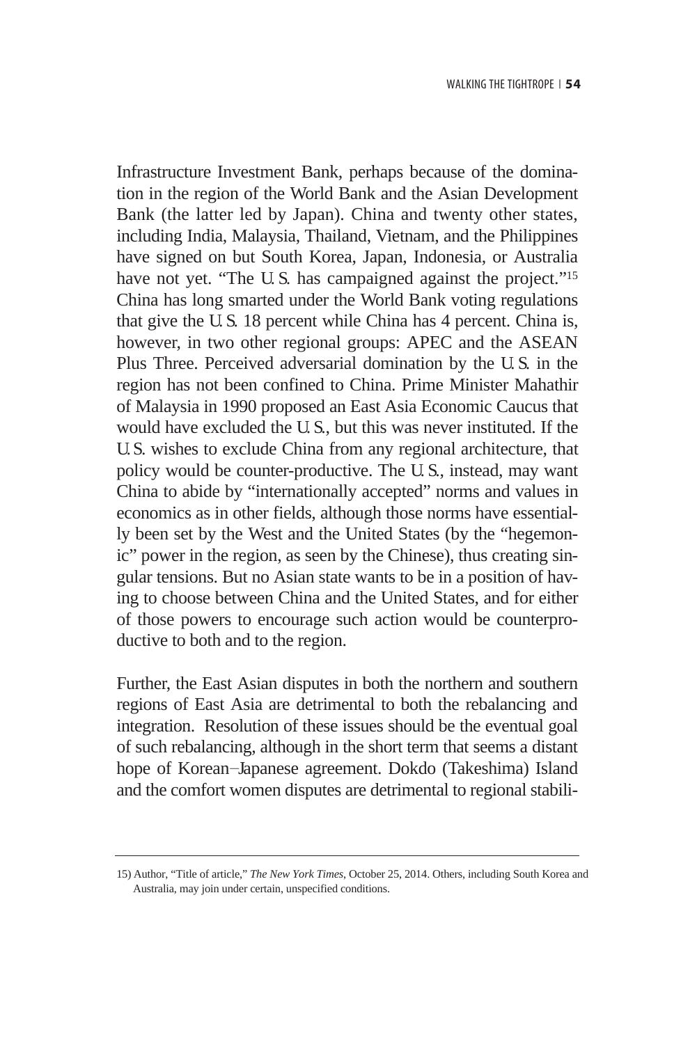Infrastructure Investment Bank, perhaps because of the domination in the region of the World Bank and the Asian Development Bank (the latter led by Japan). China and twenty other states, including India, Malaysia, Thailand, Vietnam, and the Philippines have signed on but South Korea, Japan, Indonesia, or Australia have not yet. "The U.S. has campaigned against the project."[15] China has long smarted under the World Bank voting regulations that give the U.S. 18 percent while China has 4 percent. China is, however, in two other regional groups: APEC and the ASEAN Plus Three. Perceived adversarial domination by the U.S. in the region has not been confined to China. Prime Minister Mahathir of Malaysia in 1990 proposed an East Asia Economic Caucus that would have excluded the U.S., but this was never instituted. If the U.S. wishes to exclude China from any regional architecture, that policy would be counter-productive. The U.S., instead, may want China to abide by "internationally accepted" norms and values in economics as in other fields, although those norms have essentially been set by the West and the United States (by the "hegemonic" power in the region, as seen by the Chinese), thus creating singular tensions. But no Asian state wants to be in a position of having to choose between China and the United States, and for either of those powers to encourage such action would be counterproductive to both and to the region.

Further, the East Asian disputes in both the northern and southern regions of East Asia are detrimental to both the rebalancing and integration. Resolution of these issues should be the eventual goal of such rebalancing, although in the short term that seems a distant hope of Korean–Japanese agreement. Dokdo (Takeshima) Island and the comfort women disputes are detrimental to regional stabili-

---

15) Author, "Title of article," *The New York Times*, October 25, 2014. Others, including South Korea and Australia, may join under certain, unspecified conditions.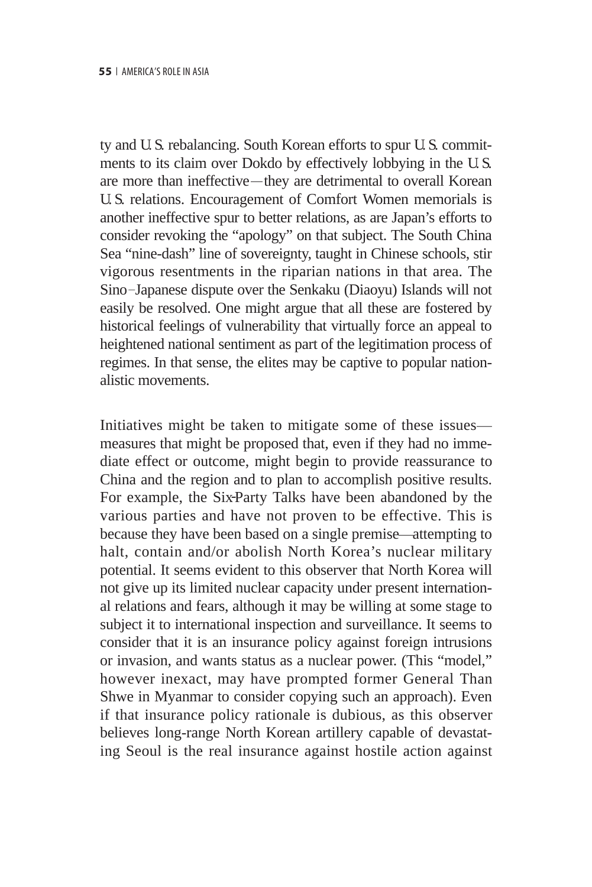ty and U.S. rebalancing. South Korean efforts to spur U.S. commitments to its claim over Dokdo by effectively lobbying in the U.S. are more than ineffective—they are detrimental to overall Korean U.S. relations. Encouragement of Comfort Women memorials is another ineffective spur to better relations, as are Japan's efforts to consider revoking the "apology" on that subject. The South China Sea "nine-dash" line of sovereignty, taught in Chinese schools, stir vigorous resentments in the riparian nations in that area. The Sino–Japanese dispute over the Senkaku (Diaoyu) Islands will not easily be resolved. One might argue that all these are fostered by historical feelings of vulnerability that virtually force an appeal to heightened national sentiment as part of the legitimation process of regimes. In that sense, the elites may be captive to popular nationalistic movements.

Initiatives might be taken to mitigate some of these issues—measures that might be proposed that, even if they had no immediate effect or outcome, might begin to provide reassurance to China and the region and to plan to accomplish positive results. For example, the Six-Party Talks have been abandoned by the various parties and have not proven to be effective. This is because they have been based on a single premise—attempting to halt, contain and/or abolish North Korea's nuclear military potential. It seems evident to this observer that North Korea will not give up its limited nuclear capacity under present international relations and fears, although it may be willing at some stage to subject it to international inspection and surveillance. It seems to consider that it is an insurance policy against foreign intrusions or invasion, and wants status as a nuclear power. (This "model," however inexact, may have prompted former General Than Shwe in Myanmar to consider copying such an approach). Even if that insurance policy rationale is dubious, as this observer believes long-range North Korean artillery capable of devastating Seoul is the real insurance against hostile action against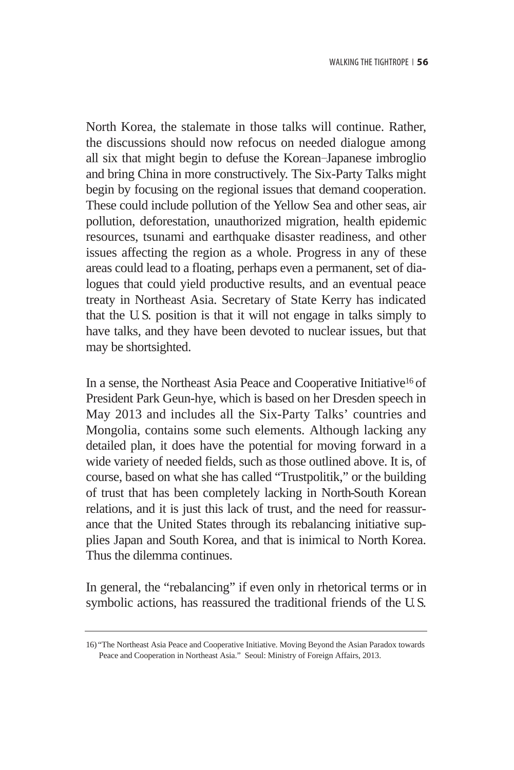North Korea, the stalemate in those talks will continue. Rather, the discussions should now refocus on needed dialogue among all six that might begin to defuse the Korean–Japanese imbroglio and bring China in more constructively. The Six-Party Talks might begin by focusing on the regional issues that demand cooperation. These could include pollution of the Yellow Sea and other seas, air pollution, deforestation, unauthorized migration, health epidemic resources, tsunami and earthquake disaster readiness, and other issues affecting the region as a whole. Progress in any of these areas could lead to a floating, perhaps even a permanent, set of dialogues that could yield productive results, and an eventual peace treaty in Northeast Asia. Secretary of State Kerry has indicated that the U.S. position is that it will not engage in talks simply to have talks, and they have been devoted to nuclear issues, but that may be shortsighted.

In a sense, the Northeast Asia Peace and Cooperative Initiative[16] of President Park Geun-hye, which is based on her Dresden speech in May 2013 and includes all the Six-Party Talks' countries and Mongolia, contains some such elements. Although lacking any detailed plan, it does have the potential for moving forward in a wide variety of needed fields, such as those outlined above. It is, of course, based on what she has called "Trustpolitik," or the building of trust that has been completely lacking in North-South Korean relations, and it is just this lack of trust, and the need for reassurance that the United States through its rebalancing initiative supplies Japan and South Korea, and that is inimical to North Korea. Thus the dilemma continues.

In general, the "rebalancing" if even only in rhetorical terms or in symbolic actions, has reassured the traditional friends of the U.S.

---

16) "The Northeast Asia Peace and Cooperative Initiative. Moving Beyond the Asian Paradox towards Peace and Cooperation in Northeast Asia." Seoul: Ministry of Foreign Affairs, 2013.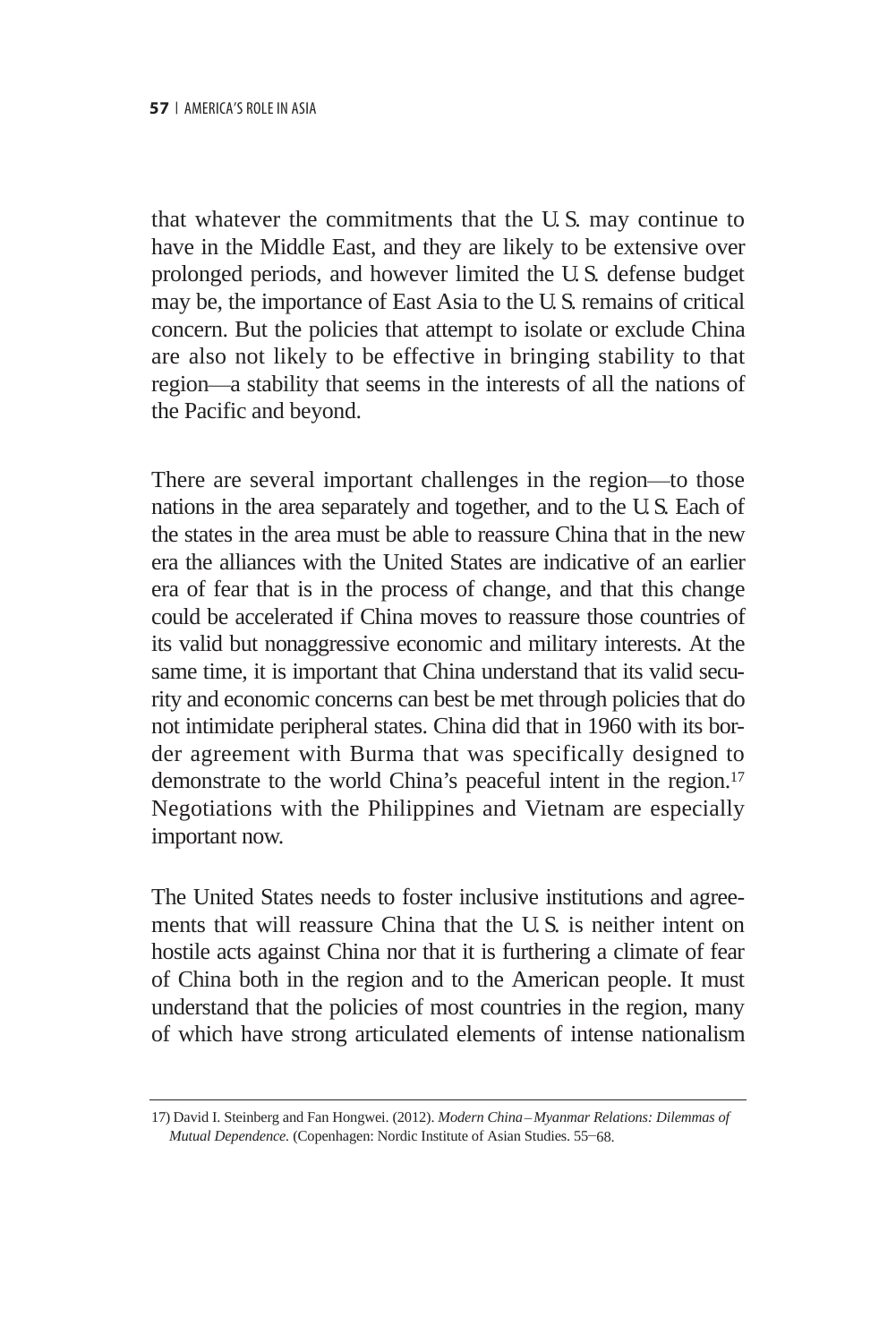that whatever the commitments that the U.S. may continue to have in the Middle East, and they are likely to be extensive over prolonged periods, and however limited the U.S. defense budget may be, the importance of East Asia to the U.S. remains of critical concern. But the policies that attempt to isolate or exclude China are also not likely to be effective in bringing stability to that region—a stability that seems in the interests of all the nations of the Pacific and beyond.

There are several important challenges in the region—to those nations in the area separately and together, and to the U.S. Each of the states in the area must be able to reassure China that in the new era the alliances with the United States are indicative of an earlier era of fear that is in the process of change, and that this change could be accelerated if China moves to reassure those countries of its valid but nonaggressive economic and military interests. At the same time, it is important that China understand that its valid security and economic concerns can best be met through policies that do not intimidate peripheral states. China did that in 1960 with its border agreement with Burma that was specifically designed to demonstrate to the world China's peaceful intent in the region.[17] Negotiations with the Philippines and Vietnam are especially important now.

The United States needs to foster inclusive institutions and agreements that will reassure China that the U.S. is neither intent on hostile acts against China nor that it is furthering a climate of fear of China both in the region and to the American people. It must understand that the policies of most countries in the region, many of which have strong articulated elements of intense nationalism

---

17) David I. Steinberg and Fan Hongwei. (2012). *Modern China–Myanmar Relations: Dilemmas of Mutual Dependence.* (Copenhagen: Nordic Institute of Asian Studies. 55–68.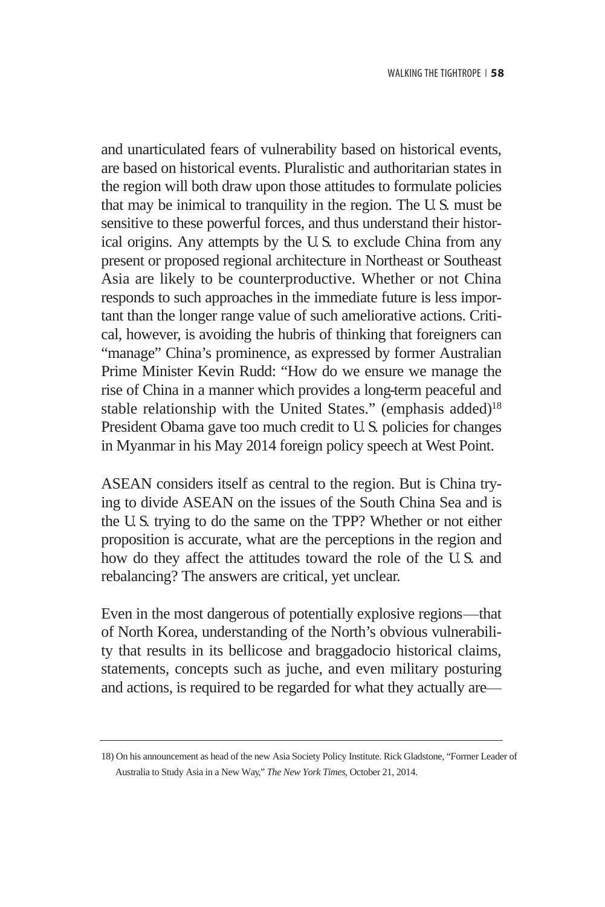and unarticulated fears of vulnerability based on historical events, are based on historical events. Pluralistic and authoritarian states in the region will both draw upon those attitudes to formulate policies that may be inimical to tranquility in the region. The U.S. must be sensitive to these powerful forces, and thus understand their historical origins. Any attempts by the U.S. to exclude China from any present or proposed regional architecture in Northeast or Southeast Asia are likely to be counterproductive. Whether or not China responds to such approaches in the immediate future is less important than the longer range value of such ameliorative actions. Critical, however, is avoiding the hubris of thinking that foreigners can "manage" China's prominence, as expressed by former Australian Prime Minister Kevin Rudd: "How do we ensure we manage the rise of China in a manner which provides a long-term peaceful and stable relationship with the United States." (emphasis added)[18] President Obama gave too much credit to U.S. policies for changes in Myanmar in his May 2014 foreign policy speech at West Point.

ASEAN considers itself as central to the region. But is China trying to divide ASEAN on the issues of the South China Sea and is the U.S. trying to do the same on the TPP? Whether or not either proposition is accurate, what are the perceptions in the region and how do they affect the attitudes toward the role of the U.S. and rebalancing? The answers are critical, yet unclear.

Even in the most dangerous of potentially explosive regions—that of North Korea, understanding of the North's obvious vulnerability that results in its bellicose and braggadocio historical claims, statements, concepts such as juche, and even military posturing and actions, is required to be regarded for what they actually are—

---

18) On his announcement as head of the new Asia Society Policy Institute. Rick Gladstone, "Former Leader of Australia to Study Asia in a New Way," *The New York Times*, October 21, 2014.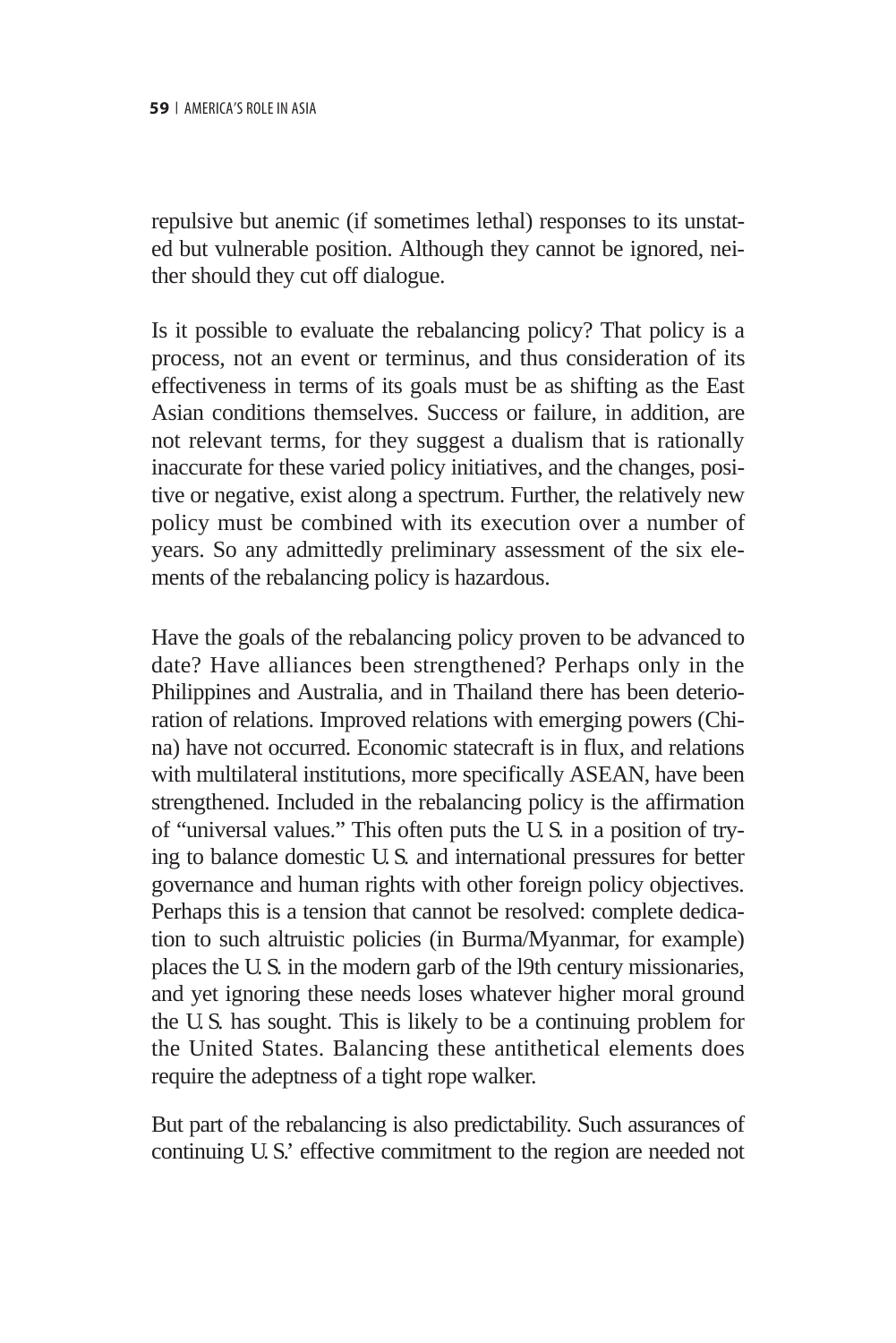repulsive but anemic (if sometimes lethal) responses to its unstated but vulnerable position. Although they cannot be ignored, neither should they cut off dialogue.

Is it possible to evaluate the rebalancing policy? That policy is a process, not an event or terminus, and thus consideration of its effectiveness in terms of its goals must be as shifting as the East Asian conditions themselves. Success or failure, in addition, are not relevant terms, for they suggest a dualism that is rationally inaccurate for these varied policy initiatives, and the changes, positive or negative, exist along a spectrum. Further, the relatively new policy must be combined with its execution over a number of years. So any admittedly preliminary assessment of the six elements of the rebalancing policy is hazardous.

Have the goals of the rebalancing policy proven to be advanced to date? Have alliances been strengthened? Perhaps only in the Philippines and Australia, and in Thailand there has been deterioration of relations. Improved relations with emerging powers (China) have not occurred. Economic statecraft is in flux, and relations with multilateral institutions, more specifically ASEAN, have been strengthened. Included in the rebalancing policy is the affirmation of "universal values." This often puts the U.S. in a position of trying to balance domestic U.S. and international pressures for better governance and human rights with other foreign policy objectives. Perhaps this is a tension that cannot be resolved: complete dedication to such altruistic policies (in Burma/Myanmar, for example) places the U.S. in the modern garb of the l9th century missionaries, and yet ignoring these needs loses whatever higher moral ground the U.S. has sought. This is likely to be a continuing problem for the United States. Balancing these antithetical elements does require the adeptness of a tight rope walker.

But part of the rebalancing is also predictability. Such assurances of continuing U.S.' effective commitment to the region are needed not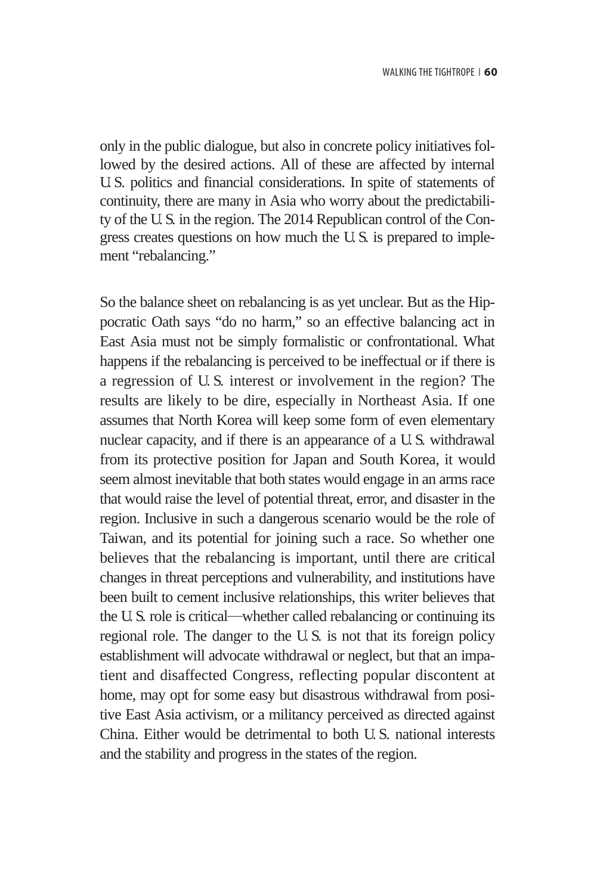only in the public dialogue, but also in concrete policy initiatives followed by the desired actions. All of these are affected by internal U.S. politics and financial considerations. In spite of statements of continuity, there are many in Asia who worry about the predictability of the U.S. in the region. The 2014 Republican control of the Congress creates questions on how much the U.S. is prepared to implement "rebalancing."

So the balance sheet on rebalancing is as yet unclear. But as the Hippocratic Oath says "do no harm," so an effective balancing act in East Asia must not be simply formalistic or confrontational. What happens if the rebalancing is perceived to be ineffectual or if there is a regression of U.S. interest or involvement in the region? The results are likely to be dire, especially in Northeast Asia. If one assumes that North Korea will keep some form of even elementary nuclear capacity, and if there is an appearance of a U.S. withdrawal from its protective position for Japan and South Korea, it would seem almost inevitable that both states would engage in an arms race that would raise the level of potential threat, error, and disaster in the region. Inclusive in such a dangerous scenario would be the role of Taiwan, and its potential for joining such a race. So whether one believes that the rebalancing is important, until there are critical changes in threat perceptions and vulnerability, and institutions have been built to cement inclusive relationships, this writer believes that the U.S. role is critical—whether called rebalancing or continuing its regional role. The danger to the U.S. is not that its foreign policy establishment will advocate withdrawal or neglect, but that an impatient and disaffected Congress, reflecting popular discontent at home, may opt for some easy but disastrous withdrawal from positive East Asia activism, or a militancy perceived as directed against China. Either would be detrimental to both U.S. national interests and the stability and progress in the states of the region.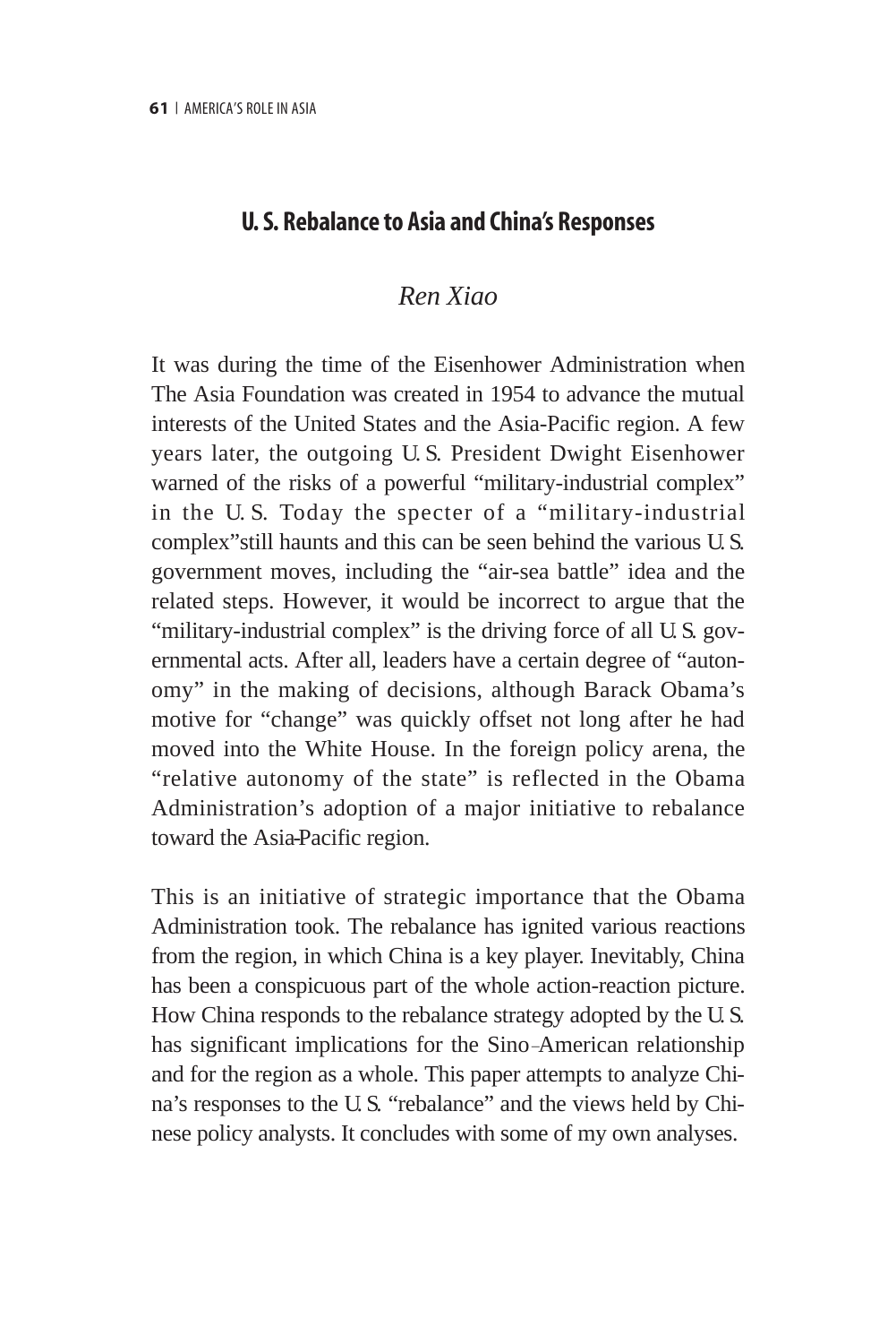## U. S. Rebalance to Asia and China's Responses

*Ren Xiao*

It was during the time of the Eisenhower Administration when The Asia Foundation was created in 1954 to advance the mutual interests of the United States and the Asia-Pacific region. A few years later, the outgoing U.S. President Dwight Eisenhower warned of the risks of a powerful "military-industrial complex" in the U.S. Today the specter of a "military-industrial complex"still haunts and this can be seen behind the various U.S. government moves, including the "air-sea battle" idea and the related steps. However, it would be incorrect to argue that the "military-industrial complex" is the driving force of all U.S. governmental acts. After all, leaders have a certain degree of "autonomy" in the making of decisions, although Barack Obama's motive for "change" was quickly offset not long after he had moved into the White House. In the foreign policy arena, the "relative autonomy of the state" is reflected in the Obama Administration's adoption of a major initiative to rebalance toward the Asia-Pacific region.

This is an initiative of strategic importance that the Obama Administration took. The rebalance has ignited various reactions from the region, in which China is a key player. Inevitably, China has been a conspicuous part of the whole action-reaction picture. How China responds to the rebalance strategy adopted by the U.S. has significant implications for the Sino-American relationship and for the region as a whole. This paper attempts to analyze China's responses to the U.S. "rebalance" and the views held by Chinese policy analysts. It concludes with some of my own analyses.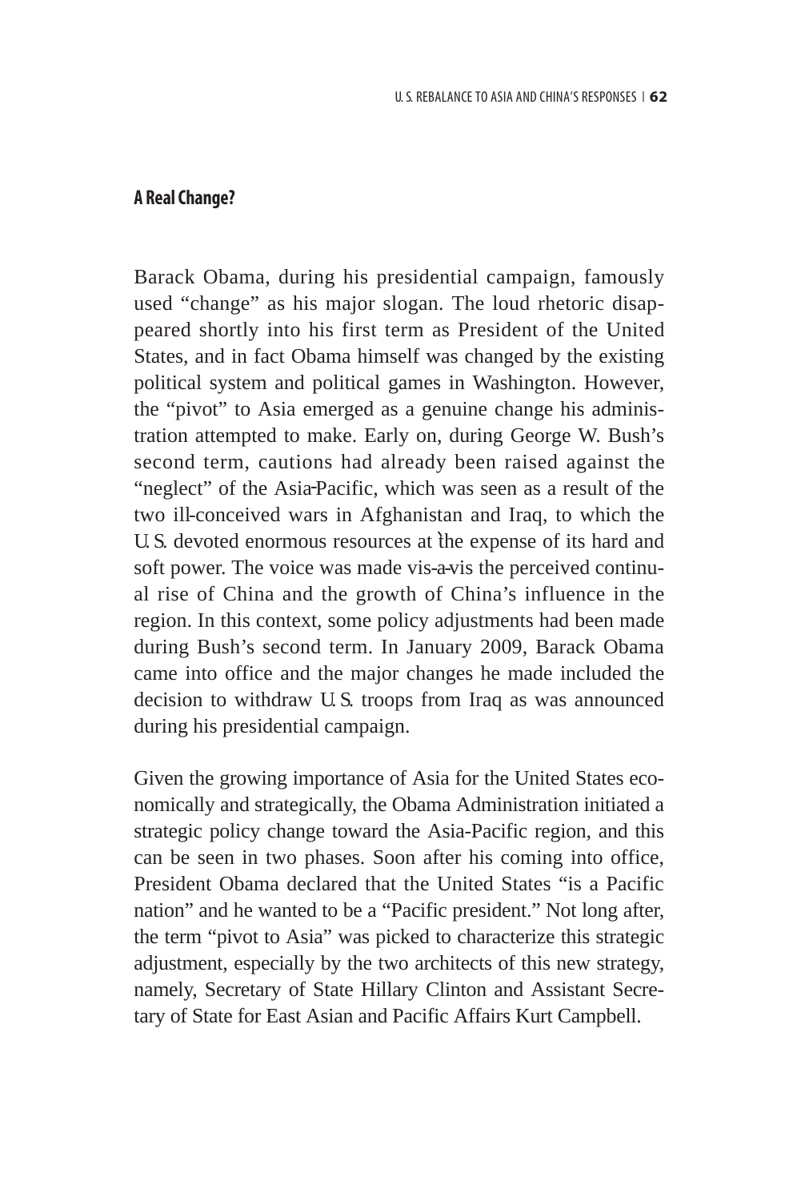### A Real Change?

Barack Obama, during his presidential campaign, famously used "change" as his major slogan. The loud rhetoric disappeared shortly into his first term as President of the United States, and in fact Obama himself was changed by the existing political system and political games in Washington. However, the "pivot" to Asia emerged as a genuine change his administration attempted to make. Early on, during George W. Bush's second term, cautions had already been raised against the "neglect" of the Asia-Pacific, which was seen as a result of the two ill-conceived wars in Afghanistan and Iraq, to which the U.S. devoted enormous resources at the expense of its hard and soft power. The voice was made vis-a-vis the perceived continual rise of China and the growth of China's influence in the region. In this context, some policy adjustments had been made during Bush's second term. In January 2009, Barack Obama came into office and the major changes he made included the decision to withdraw U.S. troops from Iraq as was announced during his presidential campaign.

Given the growing importance of Asia for the United States economically and strategically, the Obama Administration initiated a strategic policy change toward the Asia-Pacific region, and this can be seen in two phases. Soon after his coming into office, President Obama declared that the United States "is a Pacific nation" and he wanted to be a "Pacific president." Not long after, the term "pivot to Asia" was picked to characterize this strategic adjustment, especially by the two architects of this new strategy, namely, Secretary of State Hillary Clinton and Assistant Secretary of State for East Asian and Pacific Affairs Kurt Campbell.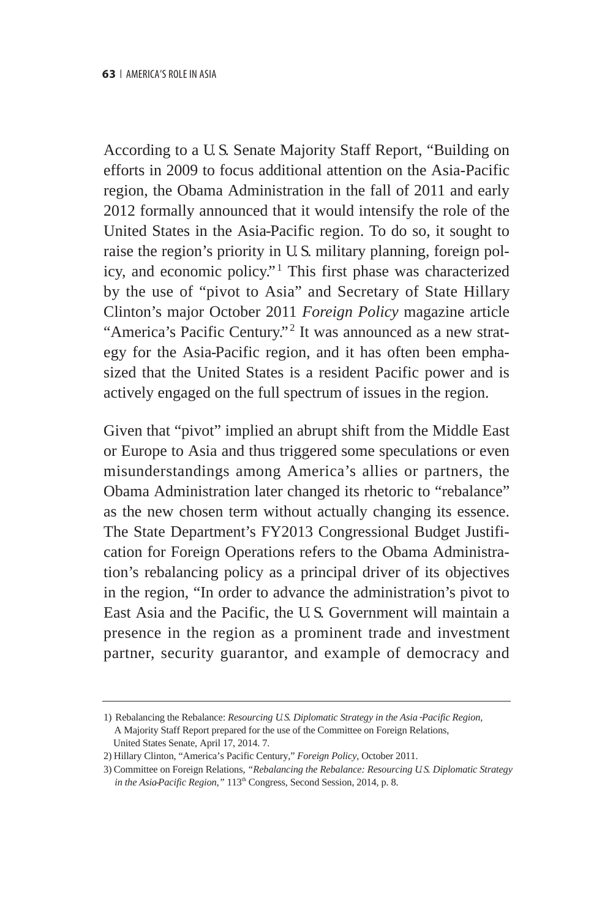According to a U.S. Senate Majority Staff Report, "Building on efforts in 2009 to focus additional attention on the Asia-Pacific region, the Obama Administration in the fall of 2011 and early 2012 formally announced that it would intensify the role of the United States in the Asia-Pacific region. To do so, it sought to raise the region's priority in U.S. military planning, foreign policy, and economic policy."[1] This first phase was characterized by the use of "pivot to Asia" and Secretary of State Hillary Clinton's major October 2011 *Foreign Policy* magazine article "America's Pacific Century."[2] It was announced as a new strategy for the Asia-Pacific region, and it has often been emphasized that the United States is a resident Pacific power and is actively engaged on the full spectrum of issues in the region.

Given that "pivot" implied an abrupt shift from the Middle East or Europe to Asia and thus triggered some speculations or even misunderstandings among America's allies or partners, the Obama Administration later changed its rhetoric to "rebalance" as the new chosen term without actually changing its essence. The State Department's FY2013 Congressional Budget Justification for Foreign Operations refers to the Obama Administration's rebalancing policy as a principal driver of its objectives in the region, "In order to advance the administration's pivot to East Asia and the Pacific, the U.S. Government will maintain a presence in the region as a prominent trade and investment partner, security guarantor, and example of democracy and

---

1) Rebalancing the Rebalance: *Resourcing U.S. Diplomatic Strategy in the Asia-Pacific Region,* A Majority Staff Report prepared for the use of the Committee on Foreign Relations, United States Senate, April 17, 2014. 7.

2) Hillary Clinton, "America's Pacific Century," *Foreign Policy*, October 2011.

3) Committee on Foreign Relations, *"Rebalancing the Rebalance: Resourcing U.S. Diplomatic Strategy in the Asia-Pacific Region,"* 113th Congress, Second Session, 2014, p. 8.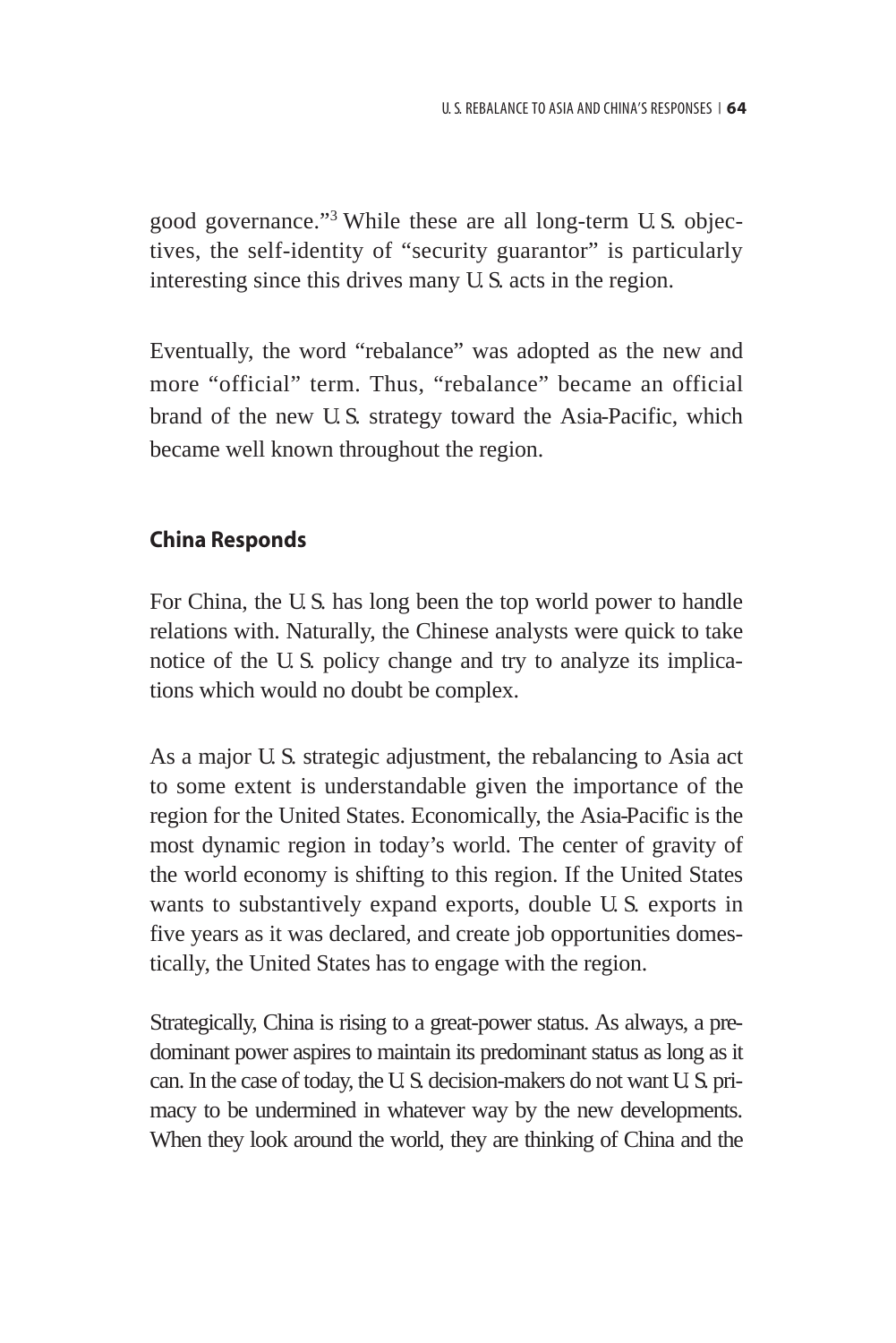good governance."[3] While these are all long-term U.S. objectives, the self-identity of "security guarantor" is particularly interesting since this drives many U.S. acts in the region.

Eventually, the word "rebalance" was adopted as the new and more "official" term. Thus, "rebalance" became an official brand of the new U.S. strategy toward the Asia-Pacific, which became well known throughout the region.

## China Responds

For China, the U.S. has long been the top world power to handle relations with. Naturally, the Chinese analysts were quick to take notice of the U.S. policy change and try to analyze its implications which would no doubt be complex.

As a major U.S. strategic adjustment, the rebalancing to Asia act to some extent is understandable given the importance of the region for the United States. Economically, the Asia-Pacific is the most dynamic region in today's world. The center of gravity of the world economy is shifting to this region. If the United States wants to substantively expand exports, double U.S. exports in five years as it was declared, and create job opportunities domestically, the United States has to engage with the region.

Strategically, China is rising to a great-power status. As always, a predominant power aspires to maintain its predominant status as long as it can. In the case of today, the U.S. decision-makers do not want U.S. primacy to be undermined in whatever way by the new developments. When they look around the world, they are thinking of China and the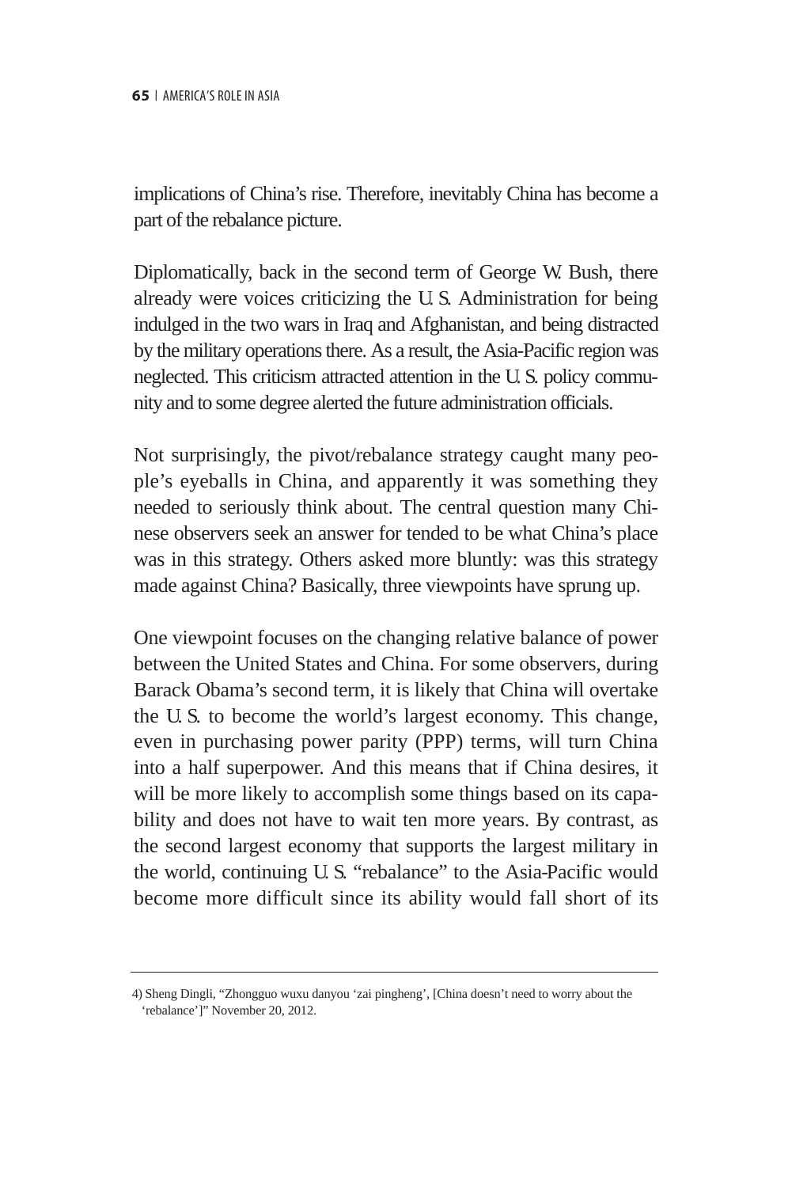implications of China's rise. Therefore, inevitably China has become a part of the rebalance picture.

Diplomatically, back in the second term of George W. Bush, there already were voices criticizing the U.S. Administration for being indulged in the two wars in Iraq and Afghanistan, and being distracted by the military operations there. As a result, the Asia-Pacific region was neglected. This criticism attracted attention in the U.S. policy community and to some degree alerted the future administration officials.

Not surprisingly, the pivot/rebalance strategy caught many people's eyeballs in China, and apparently it was something they needed to seriously think about. The central question many Chinese observers seek an answer for tended to be what China's place was in this strategy. Others asked more bluntly: was this strategy made against China? Basically, three viewpoints have sprung up.

One viewpoint focuses on the changing relative balance of power between the United States and China. For some observers, during Barack Obama's second term, it is likely that China will overtake the U.S. to become the world's largest economy. This change, even in purchasing power parity (PPP) terms, will turn China into a half superpower. And this means that if China desires, it will be more likely to accomplish some things based on its capability and does not have to wait ten more years. By contrast, as the second largest economy that supports the largest military in the world, continuing U.S. "rebalance" to the Asia-Pacific would become more difficult since its ability would fall short of its

---

4) Sheng Dingli, "Zhongguo wuxu danyou 'zai pingheng', [China doesn't need to worry about the 'rebalance']" November 20, 2012.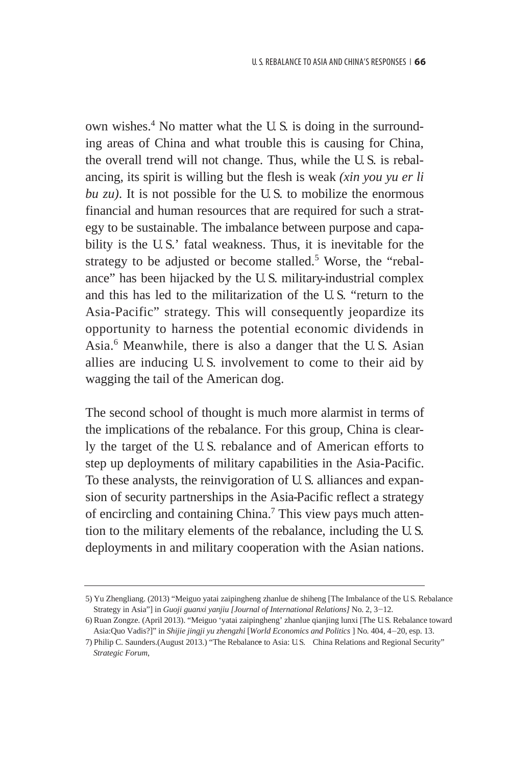own wishes.[4] No matter what the U.S. is doing in the surrounding areas of China and what trouble this is causing for China, the overall trend will not change. Thus, while the U.S. is rebalancing, its spirit is willing but the flesh is weak *(xin you yu er li bu zu)*. It is not possible for the U.S. to mobilize the enormous financial and human resources that are required for such a strategy to be sustainable. The imbalance between purpose and capability is the U.S.' fatal weakness. Thus, it is inevitable for the strategy to be adjusted or become stalled.[5] Worse, the "rebalance" has been hijacked by the U.S. military-industrial complex and this has led to the militarization of the U.S. "return to the Asia-Pacific" strategy. This will consequently jeopardize its opportunity to harness the potential economic dividends in Asia.[6] Meanwhile, there is also a danger that the U.S. Asian allies are inducing U.S. involvement to come to their aid by wagging the tail of the American dog.

The second school of thought is much more alarmist in terms of the implications of the rebalance. For this group, China is clearly the target of the U.S. rebalance and of American efforts to step up deployments of military capabilities in the Asia-Pacific. To these analysts, the reinvigoration of U.S. alliances and expansion of security partnerships in the Asia-Pacific reflect a strategy of encircling and containing China.[7] This view pays much attention to the military elements of the rebalance, including the U.S. deployments in and military cooperation with the Asian nations.

---

5) Yu Zhengliang. (2013) "Meiguo yatai zaipingheng zhanlue de shiheng [The Imbalance of the U.S. Rebalance Strategy in Asia"] in *Guoji guanxi yanjiu [Journal of International Relations]* No. 2, 3−12.

6) Ruan Zongze. (April 2013). "Meiguo 'yatai zaipingheng' zhanlue qianjing lunxi [The U.S. Rebalance toward Asia:Quo Vadis?]" in *Shijie jingji yu zhengzhi* [*World Economics and Politics* ] No. 404, 4−20, esp. 13.

7) Philip C. Saunders.(August 2013.) "The Rebalance to Asia: U.S. China Relations and Regional Security" *Strategic Forum*,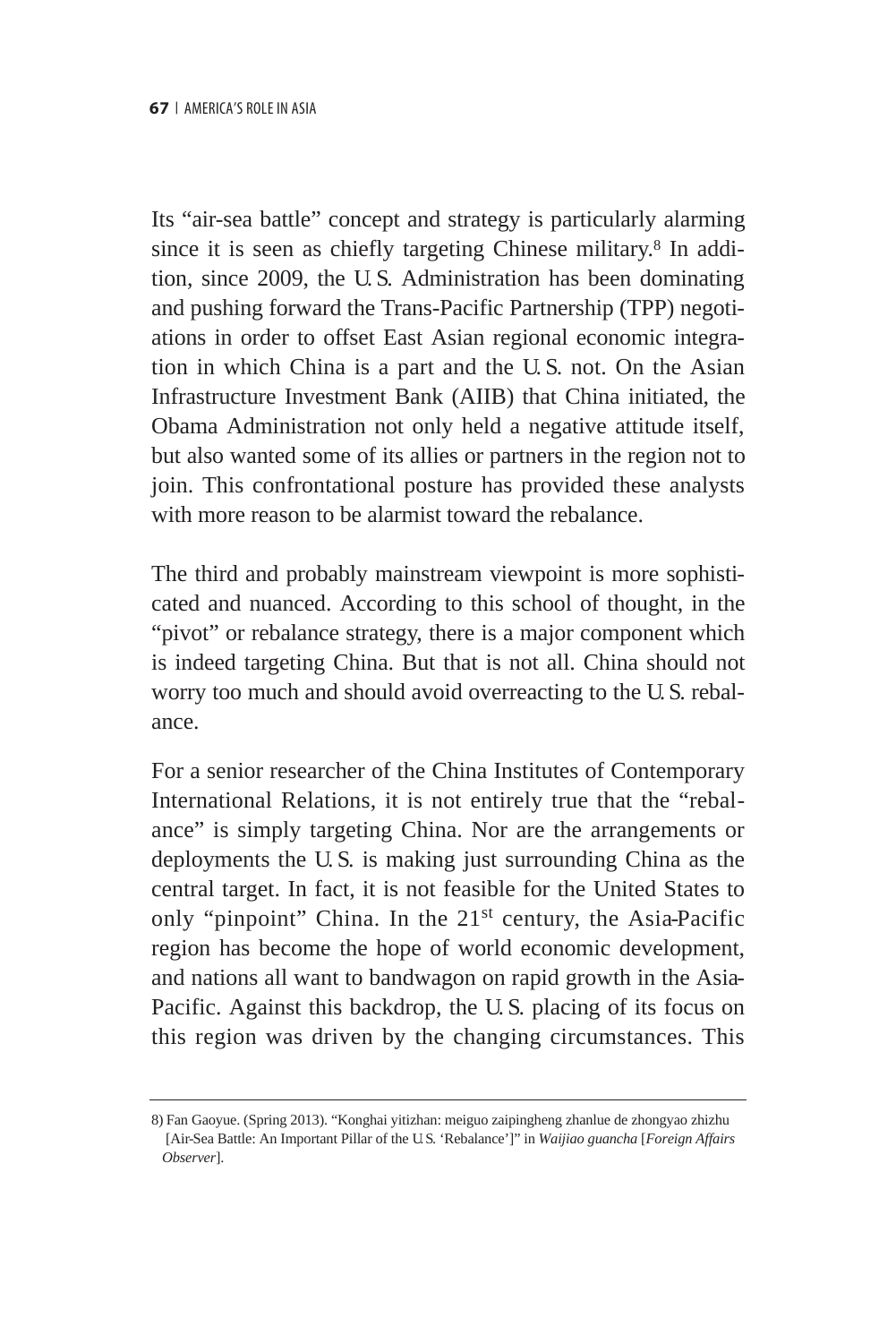Its "air-sea battle" concept and strategy is particularly alarming since it is seen as chiefly targeting Chinese military.[8] In addition, since 2009, the U.S. Administration has been dominating and pushing forward the Trans-Pacific Partnership (TPP) negotiations in order to offset East Asian regional economic integration in which China is a part and the U.S. not. On the Asian Infrastructure Investment Bank (AIIB) that China initiated, the Obama Administration not only held a negative attitude itself, but also wanted some of its allies or partners in the region not to join. This confrontational posture has provided these analysts with more reason to be alarmist toward the rebalance.

The third and probably mainstream viewpoint is more sophisticated and nuanced. According to this school of thought, in the "pivot" or rebalance strategy, there is a major component which is indeed targeting China. But that is not all. China should not worry too much and should avoid overreacting to the U.S. rebalance.

For a senior researcher of the China Institutes of Contemporary International Relations, it is not entirely true that the "rebalance" is simply targeting China. Nor are the arrangements or deployments the U.S. is making just surrounding China as the central target. In fact, it is not feasible for the United States to only "pinpoint" China. In the 21st century, the Asia-Pacific region has become the hope of world economic development, and nations all want to bandwagon on rapid growth in the Asia-Pacific. Against this backdrop, the U.S. placing of its focus on this region was driven by the changing circumstances. This

---

8) Fan Gaoyue. (Spring 2013). "Konghai yitizhan: meiguo zaipingheng zhanlue de zhongyao zhizhu [Air-Sea Battle: An Important Pillar of the U.S. 'Rebalance']" in *Waijiao guancha* [*Foreign Affairs Observer*].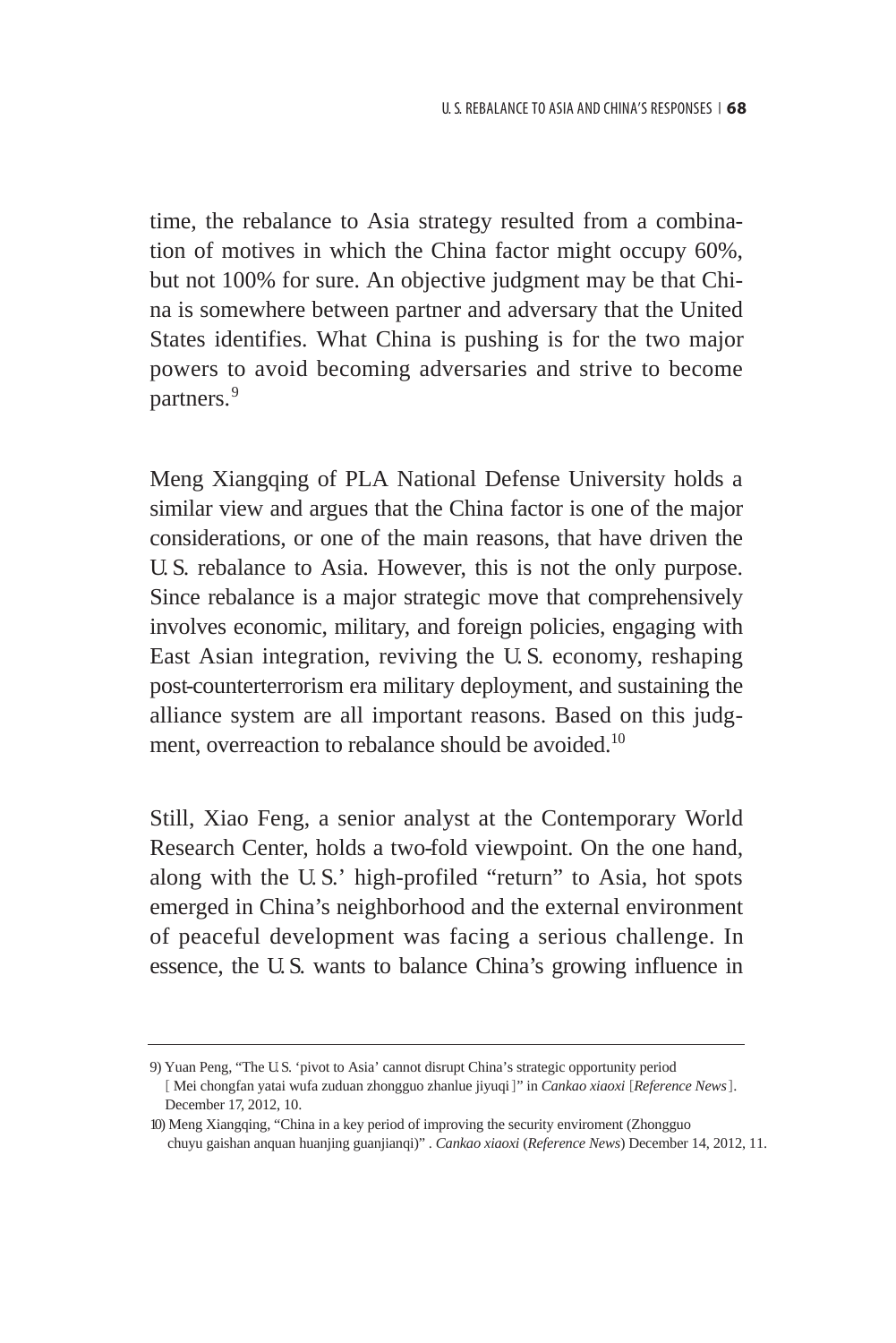time, the rebalance to Asia strategy resulted from a combination of motives in which the China factor might occupy 60%, but not 100% for sure. An objective judgment may be that China is somewhere between partner and adversary that the United States identifies. What China is pushing is for the two major powers to avoid becoming adversaries and strive to become partners.[9]

Meng Xiangqing of PLA National Defense University holds a similar view and argues that the China factor is one of the major considerations, or one of the main reasons, that have driven the U.S. rebalance to Asia. However, this is not the only purpose. Since rebalance is a major strategic move that comprehensively involves economic, military, and foreign policies, engaging with East Asian integration, reviving the U.S. economy, reshaping post-counterterrorism era military deployment, and sustaining the alliance system are all important reasons. Based on this judgment, overreaction to rebalance should be avoided.[10]

Still, Xiao Feng, a senior analyst at the Contemporary World Research Center, holds a two-fold viewpoint. On the one hand, along with the U.S.' high-profiled "return" to Asia, hot spots emerged in China's neighborhood and the external environment of peaceful development was facing a serious challenge. In essence, the U.S. wants to balance China's growing influence in

---

9) Yuan Peng, "The U.S. 'pivot to Asia' cannot disrupt China's strategic opportunity period [ Mei chongfan yatai wufa zuduan zhongguo zhanlue jiyuqi ]" in *Cankao xiaoxi* [*Reference News*]. December 17, 2012, 10.

10) Meng Xiangqing, "China in a key period of improving the security enviroment (Zhongguo chuyu gaishan anquan huanjing guanjianqi)" . *Cankao xiaoxi* (*Reference News*) December 14, 2012, 11.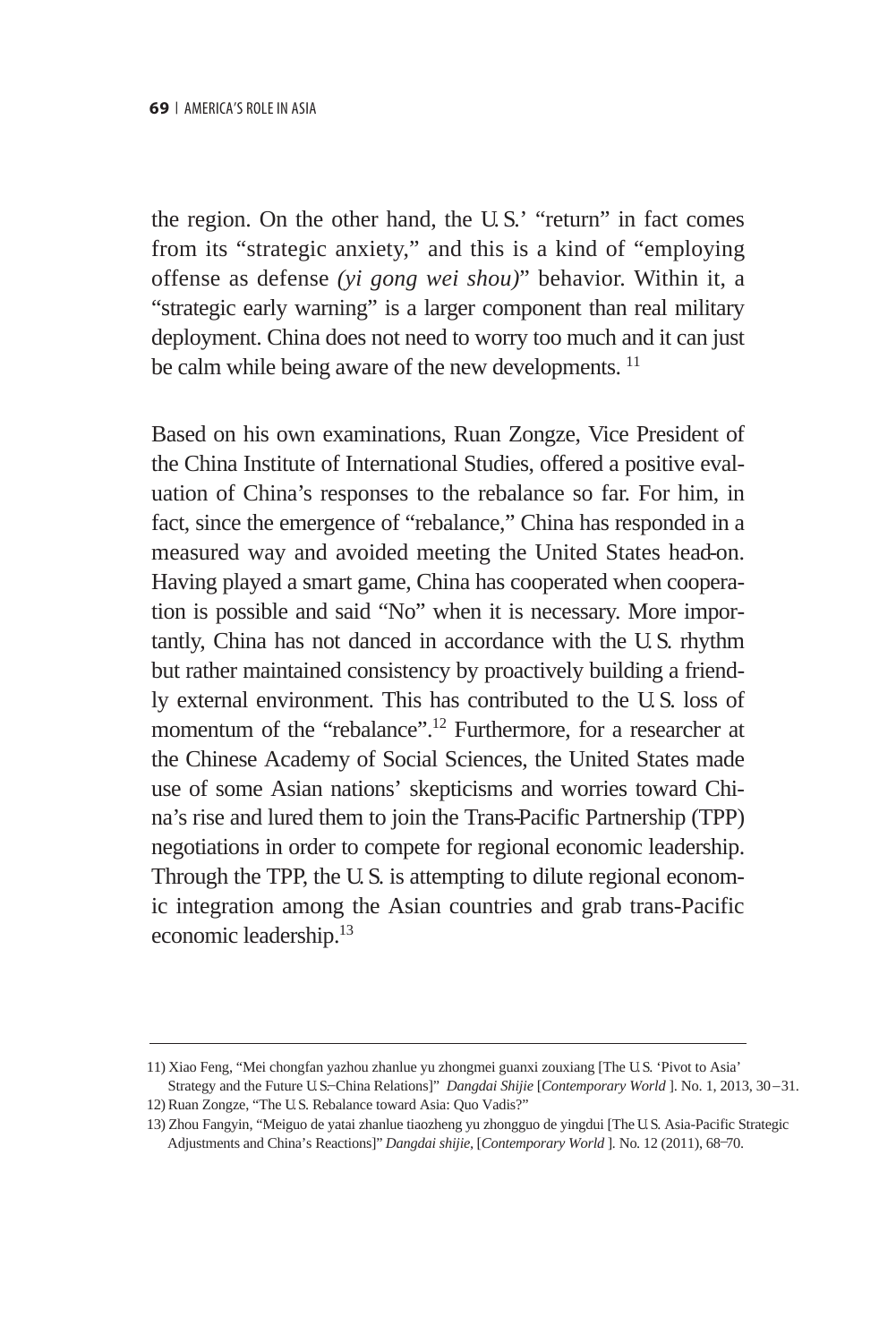the region. On the other hand, the U.S.' "return" in fact comes from its "strategic anxiety," and this is a kind of "employing offense as defense *(yi gong wei shou)*" behavior. Within it, a "strategic early warning" is a larger component than real military deployment. China does not need to worry too much and it can just be calm while being aware of the new developments. [11]

Based on his own examinations, Ruan Zongze, Vice President of the China Institute of International Studies, offered a positive evaluation of China's responses to the rebalance so far. For him, in fact, since the emergence of "rebalance," China has responded in a measured way and avoided meeting the United States head-on. Having played a smart game, China has cooperated when cooperation is possible and said "No" when it is necessary. More importantly, China has not danced in accordance with the U.S. rhythm but rather maintained consistency by proactively building a friendly external environment. This has contributed to the U.S. loss of momentum of the "rebalance".[12] Furthermore, for a researcher at the Chinese Academy of Social Sciences, the United States made use of some Asian nations' skepticisms and worries toward China's rise and lured them to join the Trans-Pacific Partnership (TPP) negotiations in order to compete for regional economic leadership. Through the TPP, the U.S. is attempting to dilute regional economic integration among the Asian countries and grab trans-Pacific economic leadership.[13]

---

11) Xiao Feng, "Mei chongfan yazhou zhanlue yu zhongmei guanxi zouxiang [The U.S. 'Pivot to Asia' Strategy and the Future U.S.–China Relations]" *Dangdai Shijie* [*Contemporary World* ]. No. 1, 2013, 30–31.

12) Ruan Zongze, "The U.S. Rebalance toward Asia: Quo Vadis?"

13) Zhou Fangyin, "Meiguo de yatai zhanlue tiaozheng yu zhongguo de yingdui [The U.S. Asia-Pacific Strategic Adjustments and China's Reactions]" *Dangdai shijie*, [*Contemporary World* ]. No. 12 (2011), 68–70.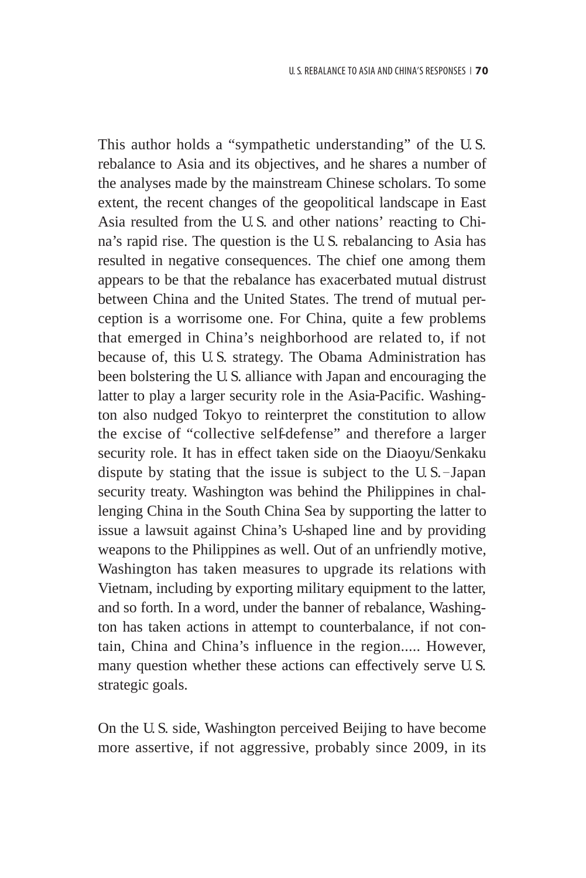This author holds a "sympathetic understanding" of the U.S. rebalance to Asia and its objectives, and he shares a number of the analyses made by the mainstream Chinese scholars. To some extent, the recent changes of the geopolitical landscape in East Asia resulted from the U.S. and other nations' reacting to China's rapid rise. The question is the U.S. rebalancing to Asia has resulted in negative consequences. The chief one among them appears to be that the rebalance has exacerbated mutual distrust between China and the United States. The trend of mutual perception is a worrisome one. For China, quite a few problems that emerged in China's neighborhood are related to, if not because of, this U.S. strategy. The Obama Administration has been bolstering the U.S. alliance with Japan and encouraging the latter to play a larger security role in the Asia-Pacific. Washington also nudged Tokyo to reinterpret the constitution to allow the excise of "collective self-defense" and therefore a larger security role. It has in effect taken side on the Diaoyu/Senkaku dispute by stating that the issue is subject to the U.S.–Japan security treaty. Washington was behind the Philippines in challenging China in the South China Sea by supporting the latter to issue a lawsuit against China's U-shaped line and by providing weapons to the Philippines as well. Out of an unfriendly motive, Washington has taken measures to upgrade its relations with Vietnam, including by exporting military equipment to the latter, and so forth. In a word, under the banner of rebalance, Washington has taken actions in attempt to counterbalance, if not contain, China and China's influence in the region..... However, many question whether these actions can effectively serve U.S. strategic goals.

On the U.S. side, Washington perceived Beijing to have become more assertive, if not aggressive, probably since 2009, in its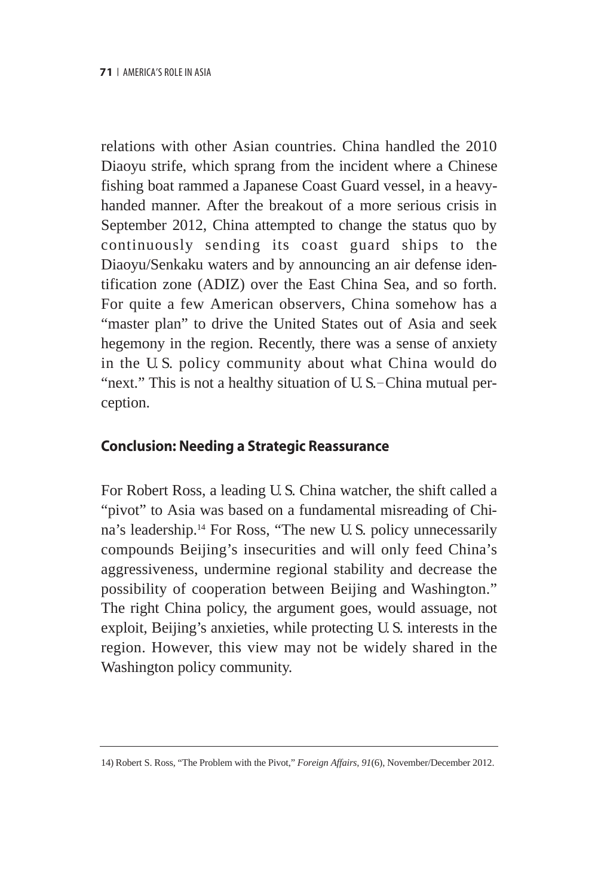relations with other Asian countries. China handled the 2010 Diaoyu strife, which sprang from the incident where a Chinese fishing boat rammed a Japanese Coast Guard vessel, in a heavy-handed manner. After the breakout of a more serious crisis in September 2012, China attempted to change the status quo by continuously sending its coast guard ships to the Diaoyu/Senkaku waters and by announcing an air defense identification zone (ADIZ) over the East China Sea, and so forth. For quite a few American observers, China somehow has a "master plan" to drive the United States out of Asia and seek hegemony in the region. Recently, there was a sense of anxiety in the U.S. policy community about what China would do "next." This is not a healthy situation of U.S.-China mutual perception.

## Conclusion: Needing a Strategic Reassurance

For Robert Ross, a leading U.S. China watcher, the shift called a "pivot" to Asia was based on a fundamental misreading of China's leadership.[14] For Ross, "The new U.S. policy unnecessarily compounds Beijing's insecurities and will only feed China's aggressiveness, undermine regional stability and decrease the possibility of cooperation between Beijing and Washington." The right China policy, the argument goes, would assuage, not exploit, Beijing's anxieties, while protecting U.S. interests in the region. However, this view may not be widely shared in the Washington policy community.

---

14) Robert S. Ross, "The Problem with the Pivot," *Foreign Affairs*, *91*(6), November/December 2012.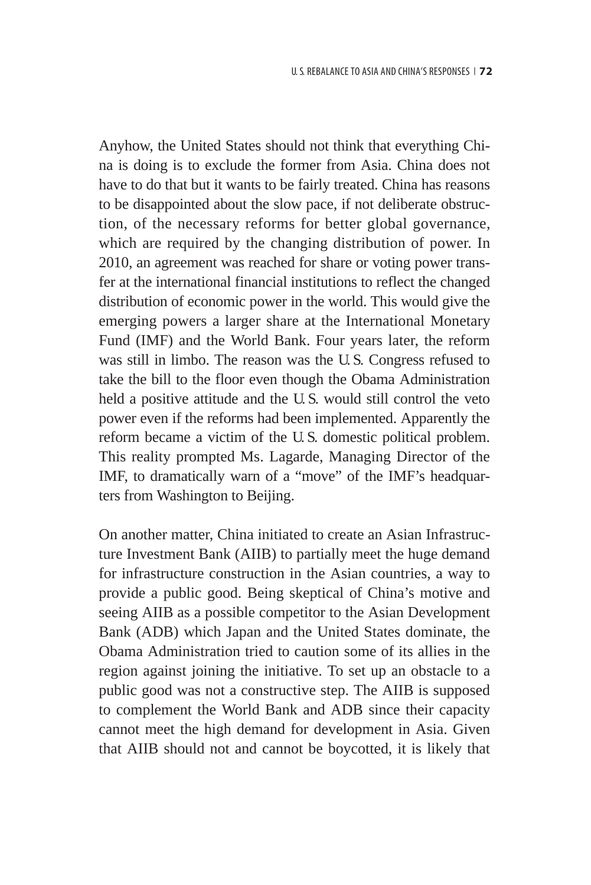Anyhow, the United States should not think that everything China is doing is to exclude the former from Asia. China does not have to do that but it wants to be fairly treated. China has reasons to be disappointed about the slow pace, if not deliberate obstruction, of the necessary reforms for better global governance, which are required by the changing distribution of power. In 2010, an agreement was reached for share or voting power transfer at the international financial institutions to reflect the changed distribution of economic power in the world. This would give the emerging powers a larger share at the International Monetary Fund (IMF) and the World Bank. Four years later, the reform was still in limbo. The reason was the U.S. Congress refused to take the bill to the floor even though the Obama Administration held a positive attitude and the U.S. would still control the veto power even if the reforms had been implemented. Apparently the reform became a victim of the U.S. domestic political problem. This reality prompted Ms. Lagarde, Managing Director of the IMF, to dramatically warn of a "move" of the IMF's headquarters from Washington to Beijing.

On another matter, China initiated to create an Asian Infrastructure Investment Bank (AIIB) to partially meet the huge demand for infrastructure construction in the Asian countries, a way to provide a public good. Being skeptical of China's motive and seeing AIIB as a possible competitor to the Asian Development Bank (ADB) which Japan and the United States dominate, the Obama Administration tried to caution some of its allies in the region against joining the initiative. To set up an obstacle to a public good was not a constructive step. The AIIB is supposed to complement the World Bank and ADB since their capacity cannot meet the high demand for development in Asia. Given that AIIB should not and cannot be boycotted, it is likely that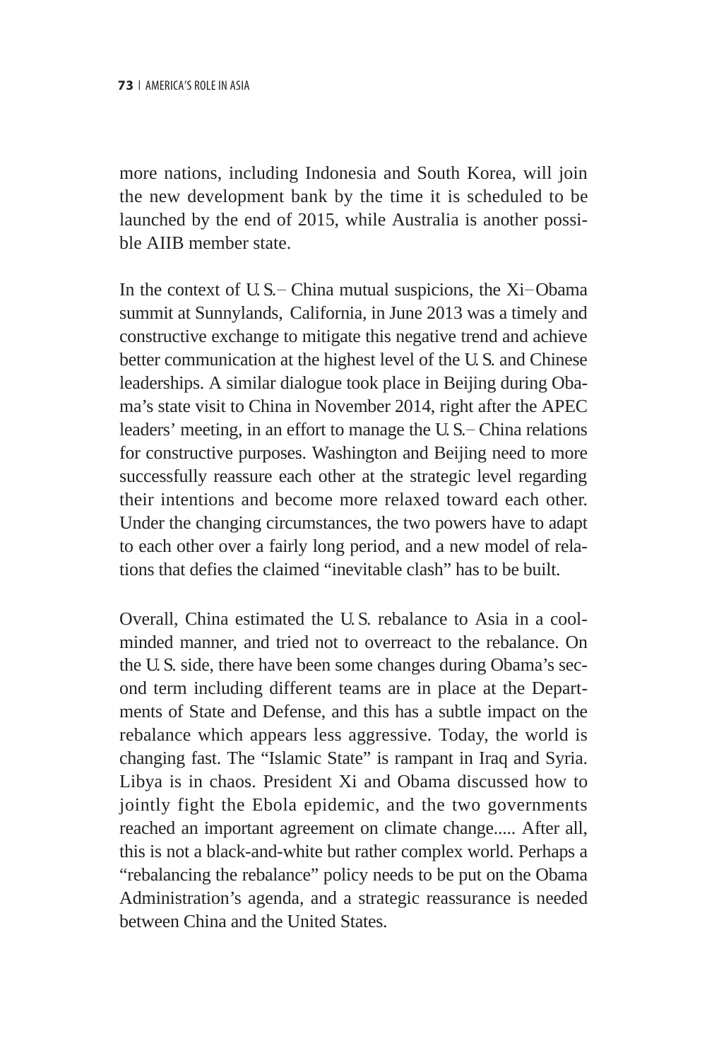more nations, including Indonesia and South Korea, will join the new development bank by the time it is scheduled to be launched by the end of 2015, while Australia is another possible AIIB member state.

In the context of U.S.– China mutual suspicions, the Xi–Obama summit at Sunnylands, California, in June 2013 was a timely and constructive exchange to mitigate this negative trend and achieve better communication at the highest level of the U.S. and Chinese leaderships. A similar dialogue took place in Beijing during Obama's state visit to China in November 2014, right after the APEC leaders' meeting, in an effort to manage the U.S.– China relations for constructive purposes. Washington and Beijing need to more successfully reassure each other at the strategic level regarding their intentions and become more relaxed toward each other. Under the changing circumstances, the two powers have to adapt to each other over a fairly long period, and a new model of relations that defies the claimed "inevitable clash" has to be built.

Overall, China estimated the U.S. rebalance to Asia in a cool-minded manner, and tried not to overreact to the rebalance. On the U.S. side, there have been some changes during Obama's second term including different teams are in place at the Departments of State and Defense, and this has a subtle impact on the rebalance which appears less aggressive. Today, the world is changing fast. The "Islamic State" is rampant in Iraq and Syria. Libya is in chaos. President Xi and Obama discussed how to jointly fight the Ebola epidemic, and the two governments reached an important agreement on climate change..... After all, this is not a black-and-white but rather complex world. Perhaps a "rebalancing the rebalance" policy needs to be put on the Obama Administration's agenda, and a strategic reassurance is needed between China and the United States.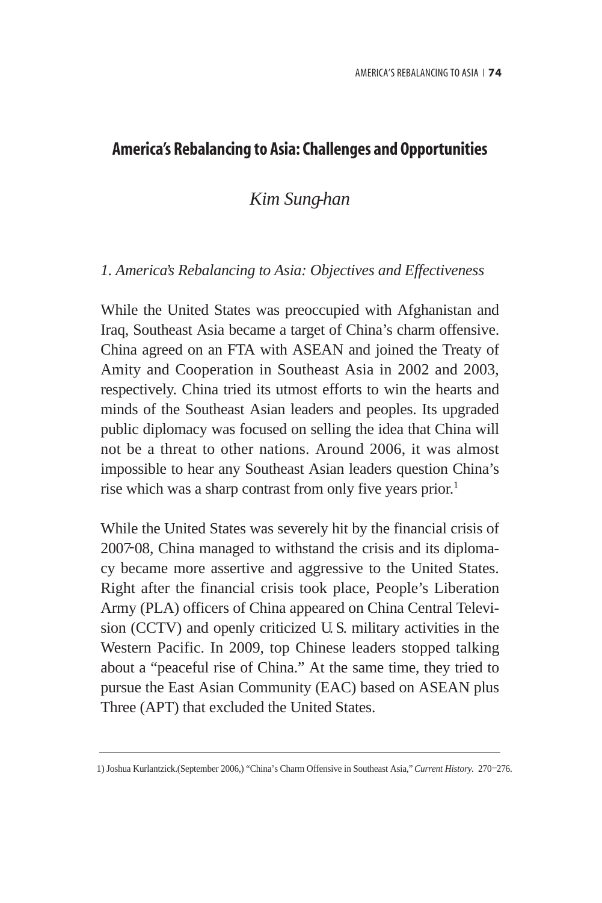# America's Rebalancing to Asia: Challenges and Opportunities

*Kim Sung-han*

## *1. America's Rebalancing to Asia: Objectives and Effectiveness*

While the United States was preoccupied with Afghanistan and Iraq, Southeast Asia became a target of China's charm offensive. China agreed on an FTA with ASEAN and joined the Treaty of Amity and Cooperation in Southeast Asia in 2002 and 2003, respectively. China tried its utmost efforts to win the hearts and minds of the Southeast Asian leaders and peoples. Its upgraded public diplomacy was focused on selling the idea that China will not be a threat to other nations. Around 2006, it was almost impossible to hear any Southeast Asian leaders question China's rise which was a sharp contrast from only five years prior.[1]

While the United States was severely hit by the financial crisis of 2007-08, China managed to withstand the crisis and its diplomacy became more assertive and aggressive to the United States. Right after the financial crisis took place, People's Liberation Army (PLA) officers of China appeared on China Central Television (CCTV) and openly criticized U.S. military activities in the Western Pacific. In 2009, top Chinese leaders stopped talking about a "peaceful rise of China." At the same time, they tried to pursue the East Asian Community (EAC) based on ASEAN plus Three (APT) that excluded the United States.

---

1) Joshua Kurlantzick.(September 2006,) "China's Charm Offensive in Southeast Asia," *Current History*. 270-276.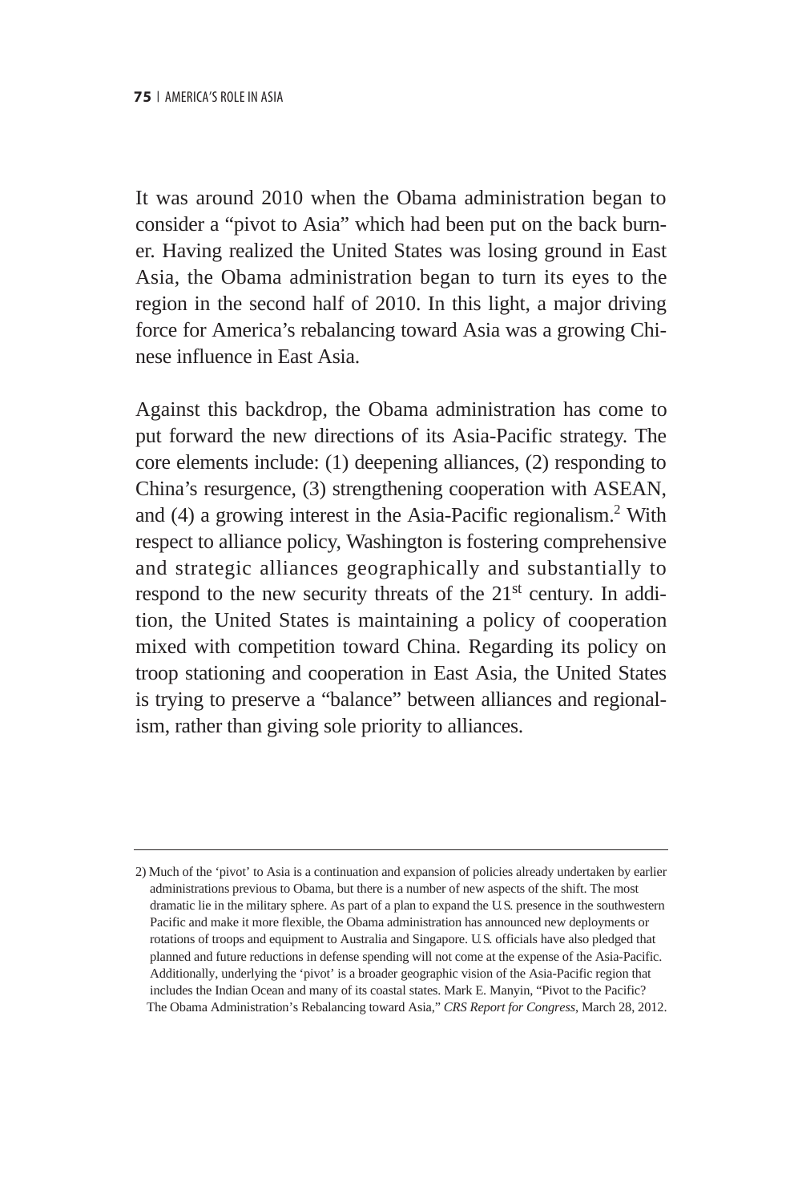It was around 2010 when the Obama administration began to consider a "pivot to Asia" which had been put on the back burner. Having realized the United States was losing ground in East Asia, the Obama administration began to turn its eyes to the region in the second half of 2010. In this light, a major driving force for America's rebalancing toward Asia was a growing Chinese influence in East Asia.

Against this backdrop, the Obama administration has come to put forward the new directions of its Asia-Pacific strategy. The core elements include: (1) deepening alliances, (2) responding to China's resurgence, (3) strengthening cooperation with ASEAN, and (4) a growing interest in the Asia-Pacific regionalism.[2] With respect to alliance policy, Washington is fostering comprehensive and strategic alliances geographically and substantially to respond to the new security threats of the 21st century. In addition, the United States is maintaining a policy of cooperation mixed with competition toward China. Regarding its policy on troop stationing and cooperation in East Asia, the United States is trying to preserve a "balance" between alliances and regionalism, rather than giving sole priority to alliances.

---

2) Much of the 'pivot' to Asia is a continuation and expansion of policies already undertaken by earlier administrations previous to Obama, but there is a number of new aspects of the shift. The most dramatic lie in the military sphere. As part of a plan to expand the U.S. presence in the southwestern Pacific and make it more flexible, the Obama administration has announced new deployments or rotations of troops and equipment to Australia and Singapore. U.S. officials have also pledged that planned and future reductions in defense spending will not come at the expense of the Asia-Pacific. Additionally, underlying the 'pivot' is a broader geographic vision of the Asia-Pacific region that includes the Indian Ocean and many of its coastal states. Mark E. Manyin, "Pivot to the Pacific? The Obama Administration's Rebalancing toward Asia," *CRS Report for Congress*, March 28, 2012.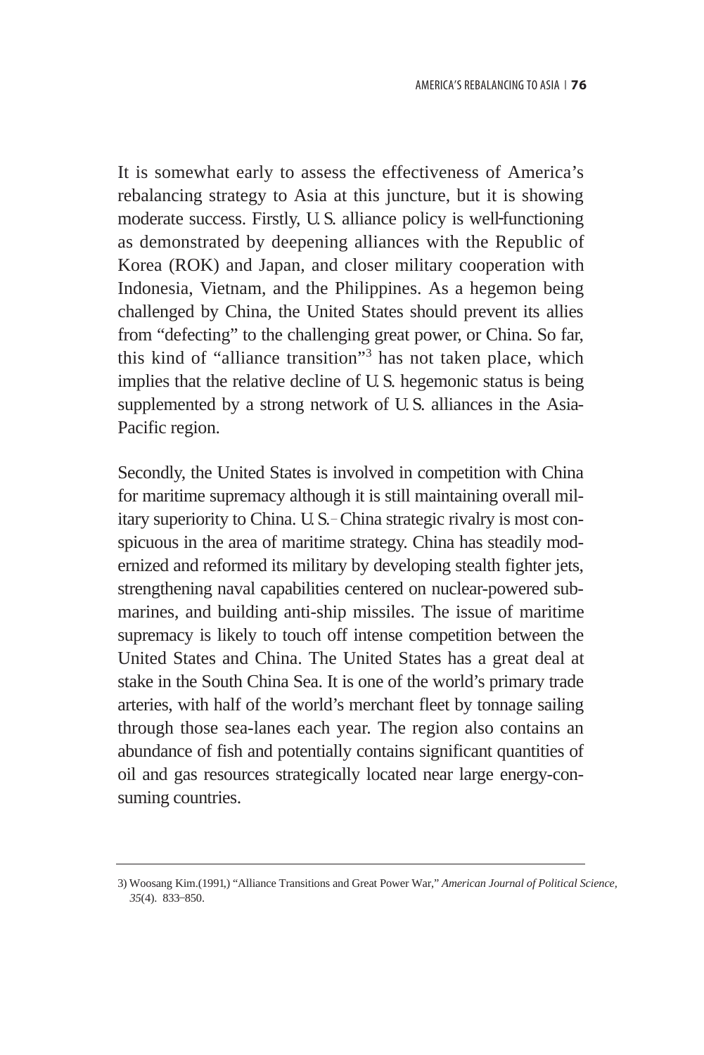It is somewhat early to assess the effectiveness of America's rebalancing strategy to Asia at this juncture, but it is showing moderate success. Firstly, U.S. alliance policy is well-functioning as demonstrated by deepening alliances with the Republic of Korea (ROK) and Japan, and closer military cooperation with Indonesia, Vietnam, and the Philippines. As a hegemon being challenged by China, the United States should prevent its allies from "defecting" to the challenging great power, or China. So far, this kind of "alliance transition"[3] has not taken place, which implies that the relative decline of U.S. hegemonic status is being supplemented by a strong network of U.S. alliances in the Asia-Pacific region.

Secondly, the United States is involved in competition with China for maritime supremacy although it is still maintaining overall military superiority to China. U.S.-China strategic rivalry is most conspicuous in the area of maritime strategy. China has steadily modernized and reformed its military by developing stealth fighter jets, strengthening naval capabilities centered on nuclear-powered submarines, and building anti-ship missiles. The issue of maritime supremacy is likely to touch off intense competition between the United States and China. The United States has a great deal at stake in the South China Sea. It is one of the world's primary trade arteries, with half of the world's merchant fleet by tonnage sailing through those sea-lanes each year. The region also contains an abundance of fish and potentially contains significant quantities of oil and gas resources strategically located near large energy-consuming countries.

---

3) Woosang Kim.(1991,) "Alliance Transitions and Great Power War," *American Journal of Political Science, 35*(4). 833–850.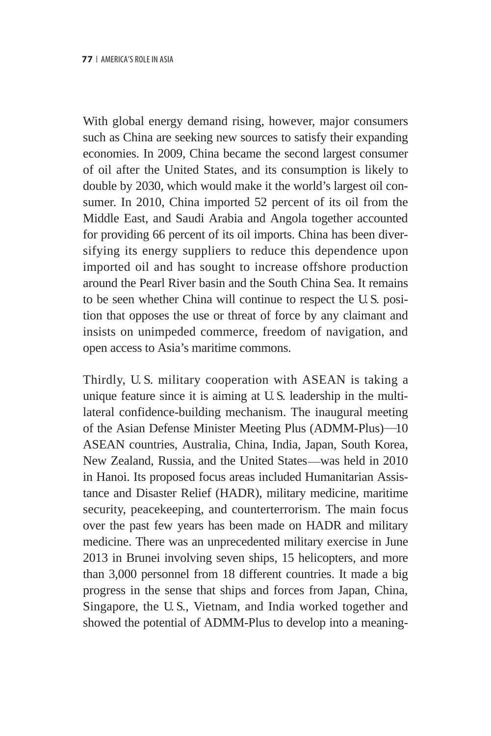With global energy demand rising, however, major consumers such as China are seeking new sources to satisfy their expanding economies. In 2009, China became the second largest consumer of oil after the United States, and its consumption is likely to double by 2030, which would make it the world's largest oil consumer. In 2010, China imported 52 percent of its oil from the Middle East, and Saudi Arabia and Angola together accounted for providing 66 percent of its oil imports. China has been diversifying its energy suppliers to reduce this dependence upon imported oil and has sought to increase offshore production around the Pearl River basin and the South China Sea. It remains to be seen whether China will continue to respect the U.S. position that opposes the use or threat of force by any claimant and insists on unimpeded commerce, freedom of navigation, and open access to Asia's maritime commons.

Thirdly, U.S. military cooperation with ASEAN is taking a unique feature since it is aiming at U.S. leadership in the multilateral confidence-building mechanism. The inaugural meeting of the Asian Defense Minister Meeting Plus (ADMM-Plus)—10 ASEAN countries, Australia, China, India, Japan, South Korea, New Zealand, Russia, and the United States—was held in 2010 in Hanoi. Its proposed focus areas included Humanitarian Assistance and Disaster Relief (HADR), military medicine, maritime security, peacekeeping, and counterterrorism. The main focus over the past few years has been made on HADR and military medicine. There was an unprecedented military exercise in June 2013 in Brunei involving seven ships, 15 helicopters, and more than 3,000 personnel from 18 different countries. It made a big progress in the sense that ships and forces from Japan, China, Singapore, the U.S., Vietnam, and India worked together and showed the potential of ADMM-Plus to develop into a meaning-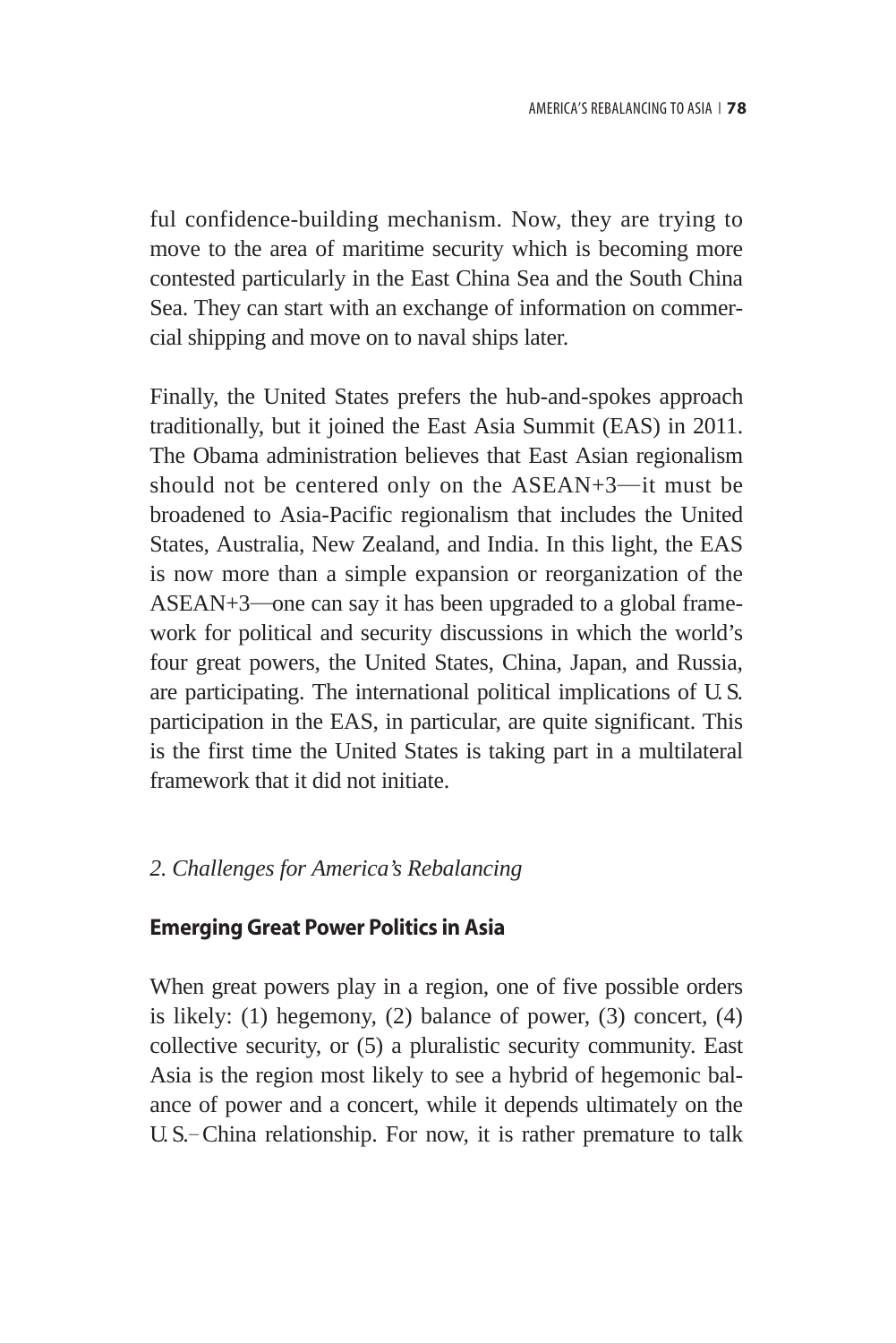ful confidence-building mechanism. Now, they are trying to move to the area of maritime security which is becoming more contested particularly in the East China Sea and the South China Sea. They can start with an exchange of information on commercial shipping and move on to naval ships later.

Finally, the United States prefers the hub-and-spokes approach traditionally, but it joined the East Asia Summit (EAS) in 2011. The Obama administration believes that East Asian regionalism should not be centered only on the ASEAN+3—it must be broadened to Asia-Pacific regionalism that includes the United States, Australia, New Zealand, and India. In this light, the EAS is now more than a simple expansion or reorganization of the ASEAN+3—one can say it has been upgraded to a global framework for political and security discussions in which the world's four great powers, the United States, China, Japan, and Russia, are participating. The international political implications of U.S. participation in the EAS, in particular, are quite significant. This is the first time the United States is taking part in a multilateral framework that it did not initiate.

## *2. Challenges for America's Rebalancing*

### **Emerging Great Power Politics in Asia**

When great powers play in a region, one of five possible orders is likely: (1) hegemony, (2) balance of power, (3) concert, (4) collective security, or (5) a pluralistic security community. East Asia is the region most likely to see a hybrid of hegemonic balance of power and a concert, while it depends ultimately on the U.S.–China relationship. For now, it is rather premature to talk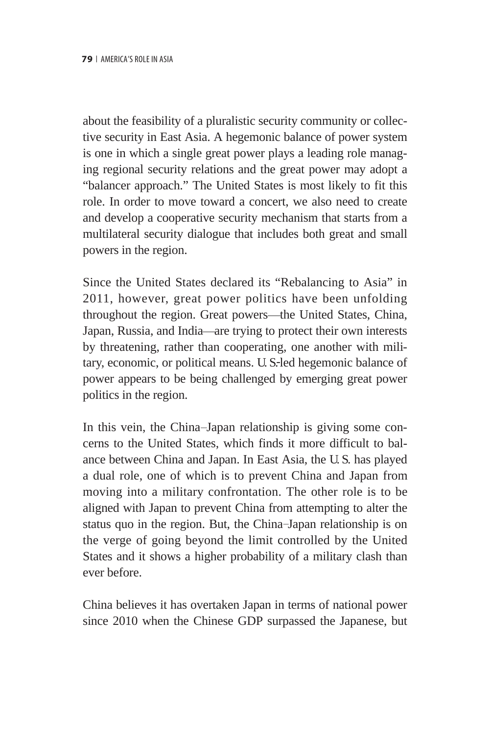about the feasibility of a pluralistic security community or collective security in East Asia. A hegemonic balance of power system is one in which a single great power plays a leading role managing regional security relations and the great power may adopt a "balancer approach." The United States is most likely to fit this role. In order to move toward a concert, we also need to create and develop a cooperative security mechanism that starts from a multilateral security dialogue that includes both great and small powers in the region.

Since the United States declared its "Rebalancing to Asia" in 2011, however, great power politics have been unfolding throughout the region. Great powers—the United States, China, Japan, Russia, and India—are trying to protect their own interests by threatening, rather than cooperating, one another with military, economic, or political means. U.S.-led hegemonic balance of power appears to be being challenged by emerging great power politics in the region.

In this vein, the China–Japan relationship is giving some concerns to the United States, which finds it more difficult to balance between China and Japan. In East Asia, the U.S. has played a dual role, one of which is to prevent China and Japan from moving into a military confrontation. The other role is to be aligned with Japan to prevent China from attempting to alter the status quo in the region. But, the China–Japan relationship is on the verge of going beyond the limit controlled by the United States and it shows a higher probability of a military clash than ever before.

China believes it has overtaken Japan in terms of national power since 2010 when the Chinese GDP surpassed the Japanese, but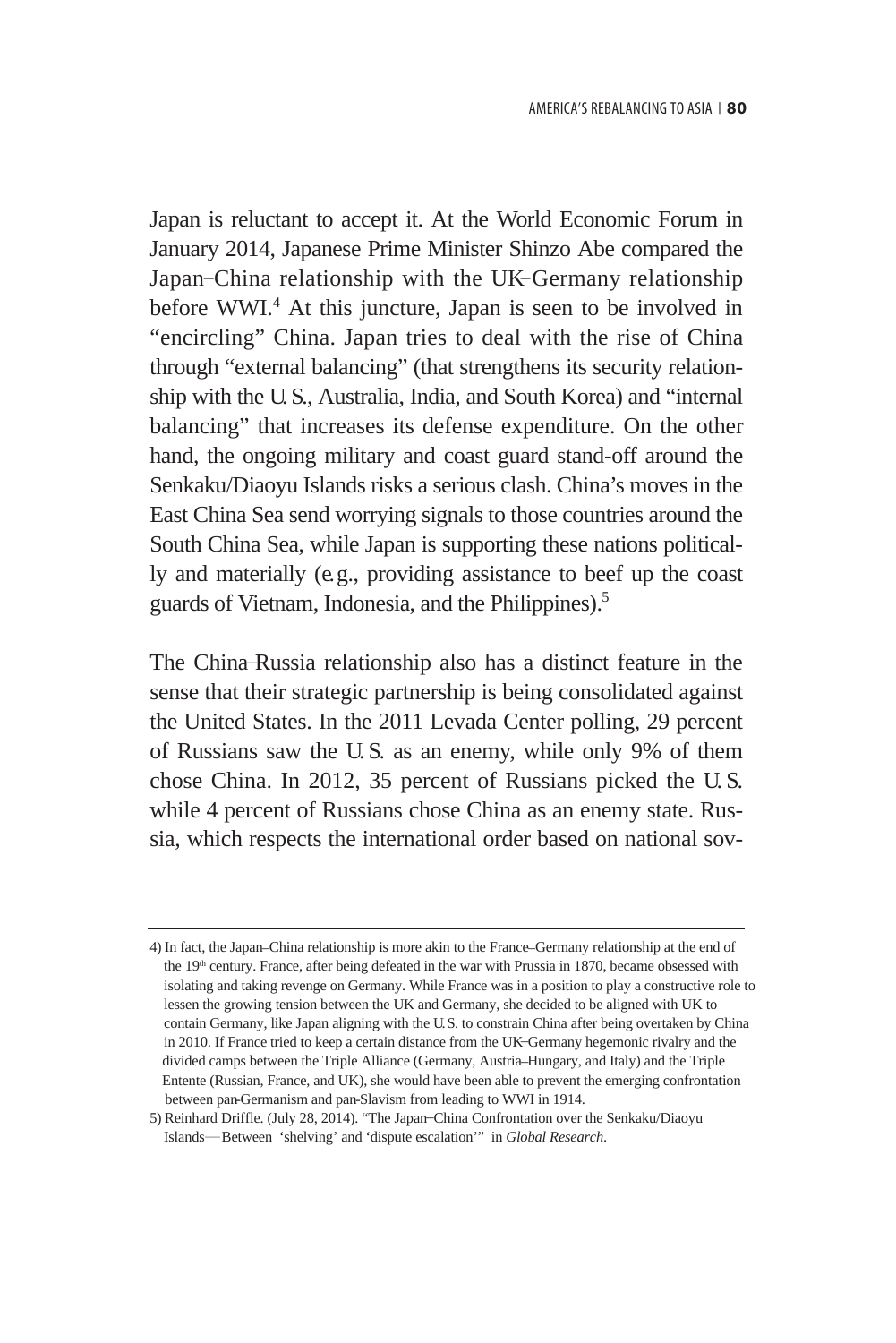Japan is reluctant to accept it. At the World Economic Forum in January 2014, Japanese Prime Minister Shinzo Abe compared the Japan–China relationship with the UK–Germany relationship before WWI.[4] At this juncture, Japan is seen to be involved in "encircling" China. Japan tries to deal with the rise of China through "external balancing" (that strengthens its security relationship with the U.S., Australia, India, and South Korea) and "internal balancing" that increases its defense expenditure. On the other hand, the ongoing military and coast guard stand-off around the Senkaku/Diaoyu Islands risks a serious clash. China's moves in the East China Sea send worrying signals to those countries around the South China Sea, while Japan is supporting these nations politically and materially (e.g., providing assistance to beef up the coast guards of Vietnam, Indonesia, and the Philippines).[5]

The China–Russia relationship also has a distinct feature in the sense that their strategic partnership is being consolidated against the United States. In the 2011 Levada Center polling, 29 percent of Russians saw the U.S. as an enemy, while only 9% of them chose China. In 2012, 35 percent of Russians picked the U.S. while 4 percent of Russians chose China as an enemy state. Russia, which respects the international order based on national sov-

---

4) In fact, the Japan–China relationship is more akin to the France–Germany relationship at the end of the 19th century. France, after being defeated in the war with Prussia in 1870, became obsessed with isolating and taking revenge on Germany. While France was in a position to play a constructive role to lessen the growing tension between the UK and Germany, she decided to be aligned with UK to contain Germany, like Japan aligning with the U.S. to constrain China after being overtaken by China in 2010. If France tried to keep a certain distance from the UK–Germany hegemonic rivalry and the divided camps between the Triple Alliance (Germany, Austria–Hungary, and Italy) and the Triple Entente (Russian, France, and UK), she would have been able to prevent the emerging confrontation between pan-Germanism and pan-Slavism from leading to WWI in 1914.

5) Reinhard Driffle. (July 28, 2014). "The Japan–China Confrontation over the Senkaku/Diaoyu Islands—Between 'shelving' and 'dispute escalation'" in *Global Research*.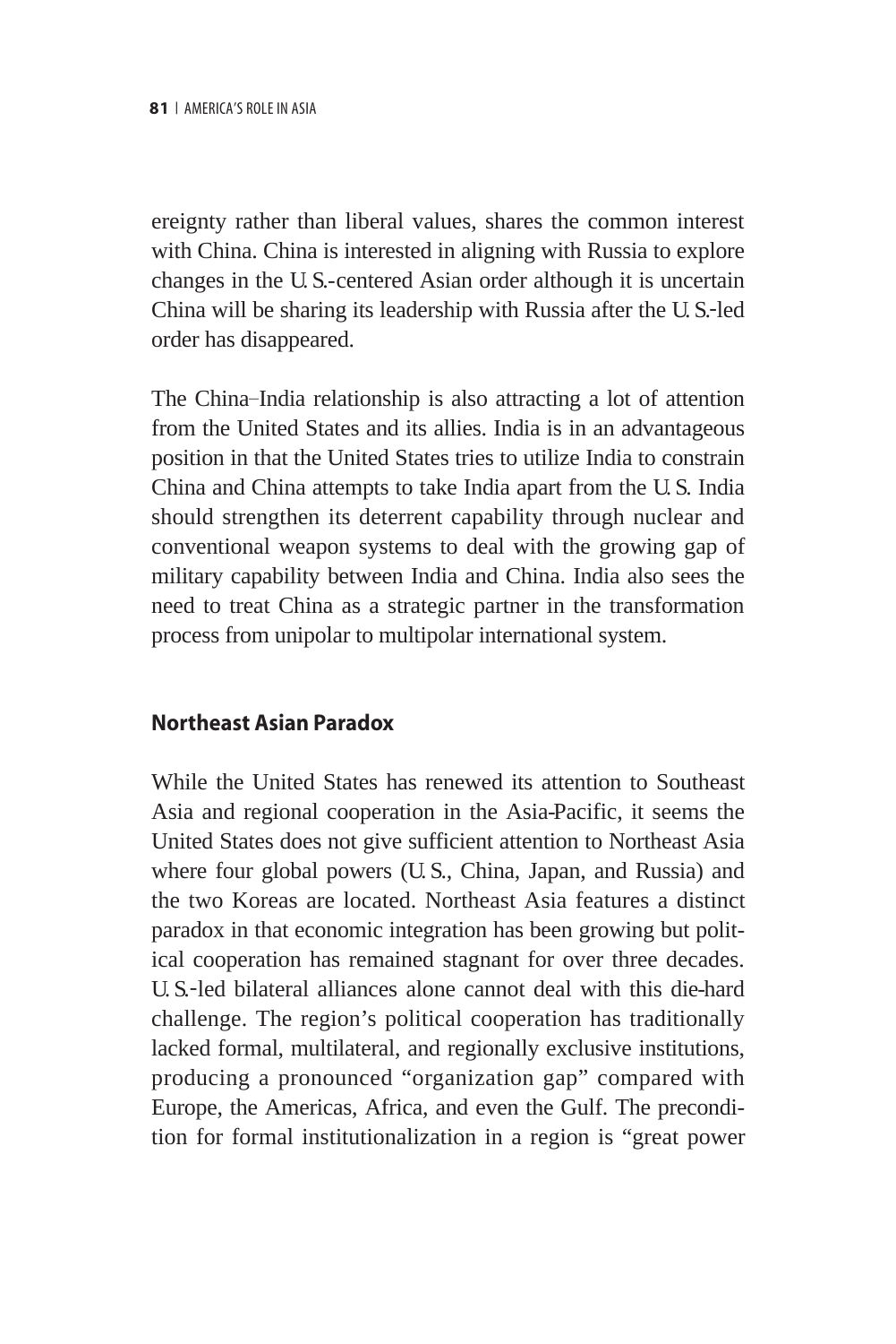ereignty rather than liberal values, shares the common interest with China. China is interested in aligning with Russia to explore changes in the U.S.-centered Asian order although it is uncertain China will be sharing its leadership with Russia after the U.S.-led order has disappeared.

The China–India relationship is also attracting a lot of attention from the United States and its allies. India is in an advantageous position in that the United States tries to utilize India to constrain China and China attempts to take India apart from the U.S. India should strengthen its deterrent capability through nuclear and conventional weapon systems to deal with the growing gap of military capability between India and China. India also sees the need to treat China as a strategic partner in the transformation process from unipolar to multipolar international system.

### Northeast Asian Paradox

While the United States has renewed its attention to Southeast Asia and regional cooperation in the Asia-Pacific, it seems the United States does not give sufficient attention to Northeast Asia where four global powers (U.S., China, Japan, and Russia) and the two Koreas are located. Northeast Asia features a distinct paradox in that economic integration has been growing but political cooperation has remained stagnant for over three decades. U.S.-led bilateral alliances alone cannot deal with this die-hard challenge. The region's political cooperation has traditionally lacked formal, multilateral, and regionally exclusive institutions, producing a pronounced "organization gap" compared with Europe, the Americas, Africa, and even the Gulf. The precondition for formal institutionalization in a region is "great power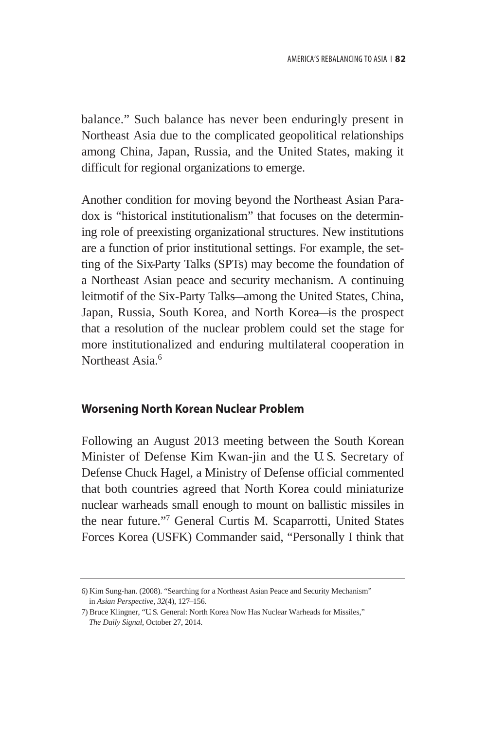balance." Such balance has never been enduringly present in Northeast Asia due to the complicated geopolitical relationships among China, Japan, Russia, and the United States, making it difficult for regional organizations to emerge.

Another condition for moving beyond the Northeast Asian Paradox is "historical institutionalism" that focuses on the determining role of preexisting organizational structures. New institutions are a function of prior institutional settings. For example, the setting of the Six-Party Talks (SPTs) may become the foundation of a Northeast Asian peace and security mechanism. A continuing leitmotif of the Six-Party Talks—among the United States, China, Japan, Russia, South Korea, and North Korea—is the prospect that a resolution of the nuclear problem could set the stage for more institutionalized and enduring multilateral cooperation in Northeast Asia.[6]

## Worsening North Korean Nuclear Problem

Following an August 2013 meeting between the South Korean Minister of Defense Kim Kwan-jin and the U.S. Secretary of Defense Chuck Hagel, a Ministry of Defense official commented that both countries agreed that North Korea could miniaturize nuclear warheads small enough to mount on ballistic missiles in the near future."[7] General Curtis M. Scaparrotti, United States Forces Korea (USFK) Commander said, "Personally I think that

---

6) Kim Sung-han. (2008). "Searching for a Northeast Asian Peace and Security Mechanism" in *Asian Perspective, 32*(4), 127–156.

7) Bruce Klingner, "U.S. General: North Korea Now Has Nuclear Warheads for Missiles," *The Daily Signal*, October 27, 2014.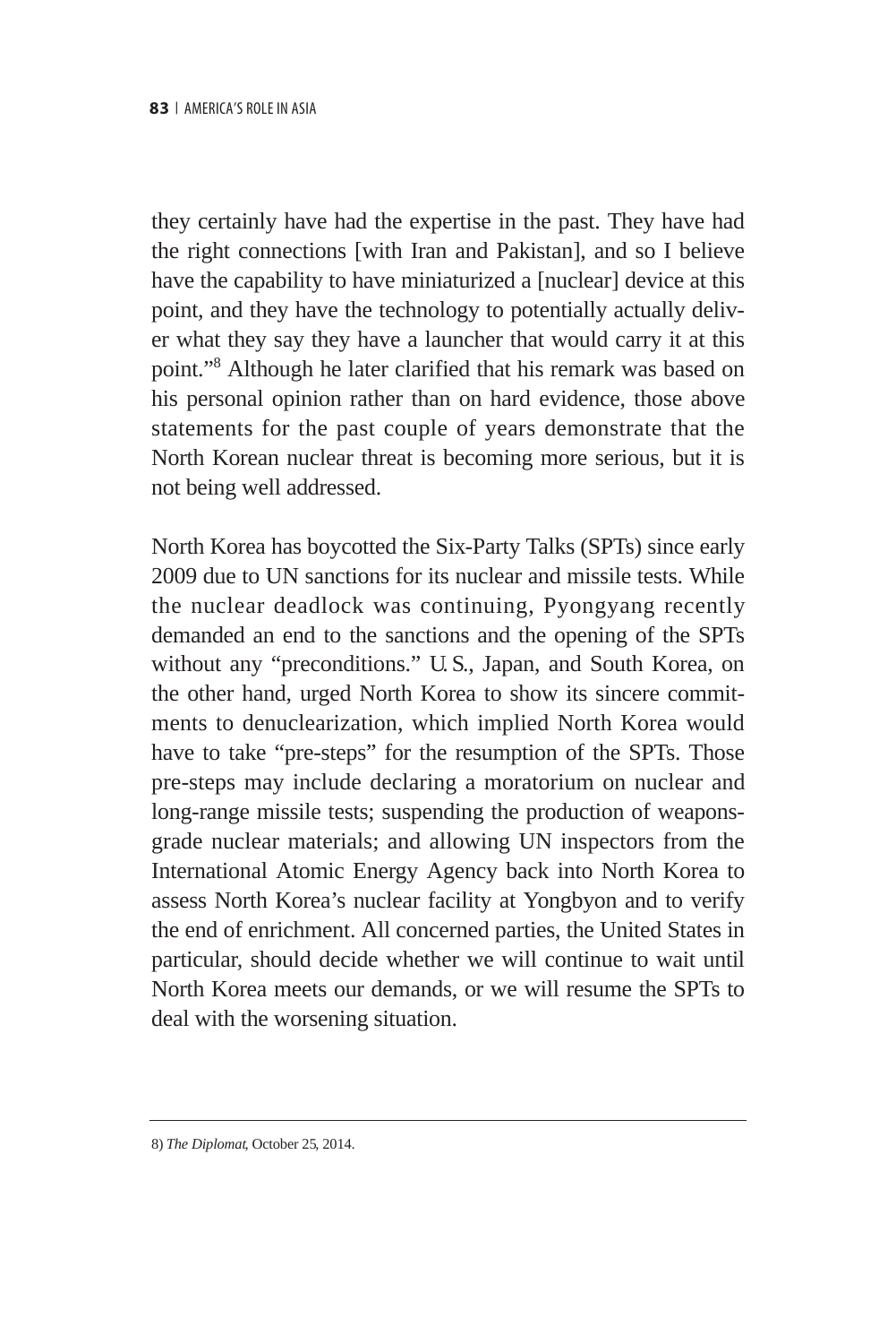they certainly have had the expertise in the past. They have had the right connections [with Iran and Pakistan], and so I believe have the capability to have miniaturized a [nuclear] device at this point, and they have the technology to potentially actually deliver what they say they have a launcher that would carry it at this point."[8] Although he later clarified that his remark was based on his personal opinion rather than on hard evidence, those above statements for the past couple of years demonstrate that the North Korean nuclear threat is becoming more serious, but it is not being well addressed.

North Korea has boycotted the Six-Party Talks (SPTs) since early 2009 due to UN sanctions for its nuclear and missile tests. While the nuclear deadlock was continuing, Pyongyang recently demanded an end to the sanctions and the opening of the SPTs without any "preconditions." U.S., Japan, and South Korea, on the other hand, urged North Korea to show its sincere commitments to denuclearization, which implied North Korea would have to take "pre-steps" for the resumption of the SPTs. Those pre-steps may include declaring a moratorium on nuclear and long-range missile tests; suspending the production of weapons-grade nuclear materials; and allowing UN inspectors from the International Atomic Energy Agency back into North Korea to assess North Korea's nuclear facility at Yongbyon and to verify the end of enrichment. All concerned parties, the United States in particular, should decide whether we will continue to wait until North Korea meets our demands, or we will resume the SPTs to deal with the worsening situation.

---

8) *The Diplomat*, October 25, 2014.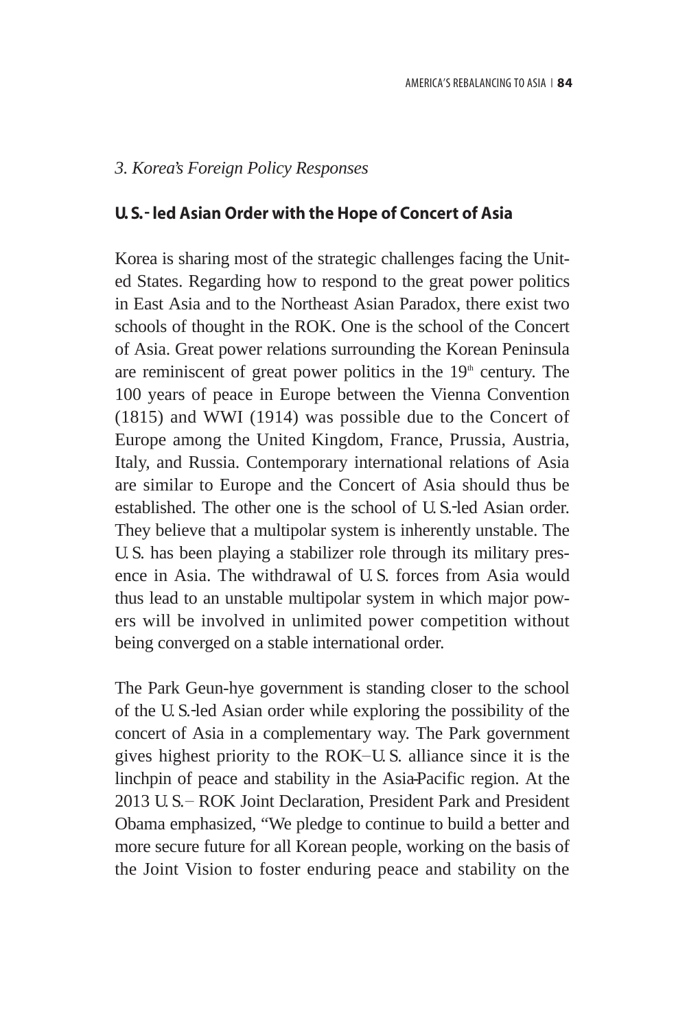*3. Korea's Foreign Policy Responses*

**U.S.-led Asian Order with the Hope of Concert of Asia**

Korea is sharing most of the strategic challenges facing the United States. Regarding how to respond to the great power politics in East Asia and to the Northeast Asian Paradox, there exist two schools of thought in the ROK. One is the school of the Concert of Asia. Great power relations surrounding the Korean Peninsula are reminiscent of great power politics in the 19th century. The 100 years of peace in Europe between the Vienna Convention (1815) and WWI (1914) was possible due to the Concert of Europe among the United Kingdom, France, Prussia, Austria, Italy, and Russia. Contemporary international relations of Asia are similar to Europe and the Concert of Asia should thus be established. The other one is the school of U.S.-led Asian order. They believe that a multipolar system is inherently unstable. The U.S. has been playing a stabilizer role through its military presence in Asia. The withdrawal of U.S. forces from Asia would thus lead to an unstable multipolar system in which major powers will be involved in unlimited power competition without being converged on a stable international order.

The Park Geun-hye government is standing closer to the school of the U.S.-led Asian order while exploring the possibility of the concert of Asia in a complementary way. The Park government gives highest priority to the ROK–U.S. alliance since it is the linchpin of peace and stability in the Asia-Pacific region. At the 2013 U.S.–ROK Joint Declaration, President Park and President Obama emphasized, "We pledge to continue to build a better and more secure future for all Korean people, working on the basis of the Joint Vision to foster enduring peace and stability on the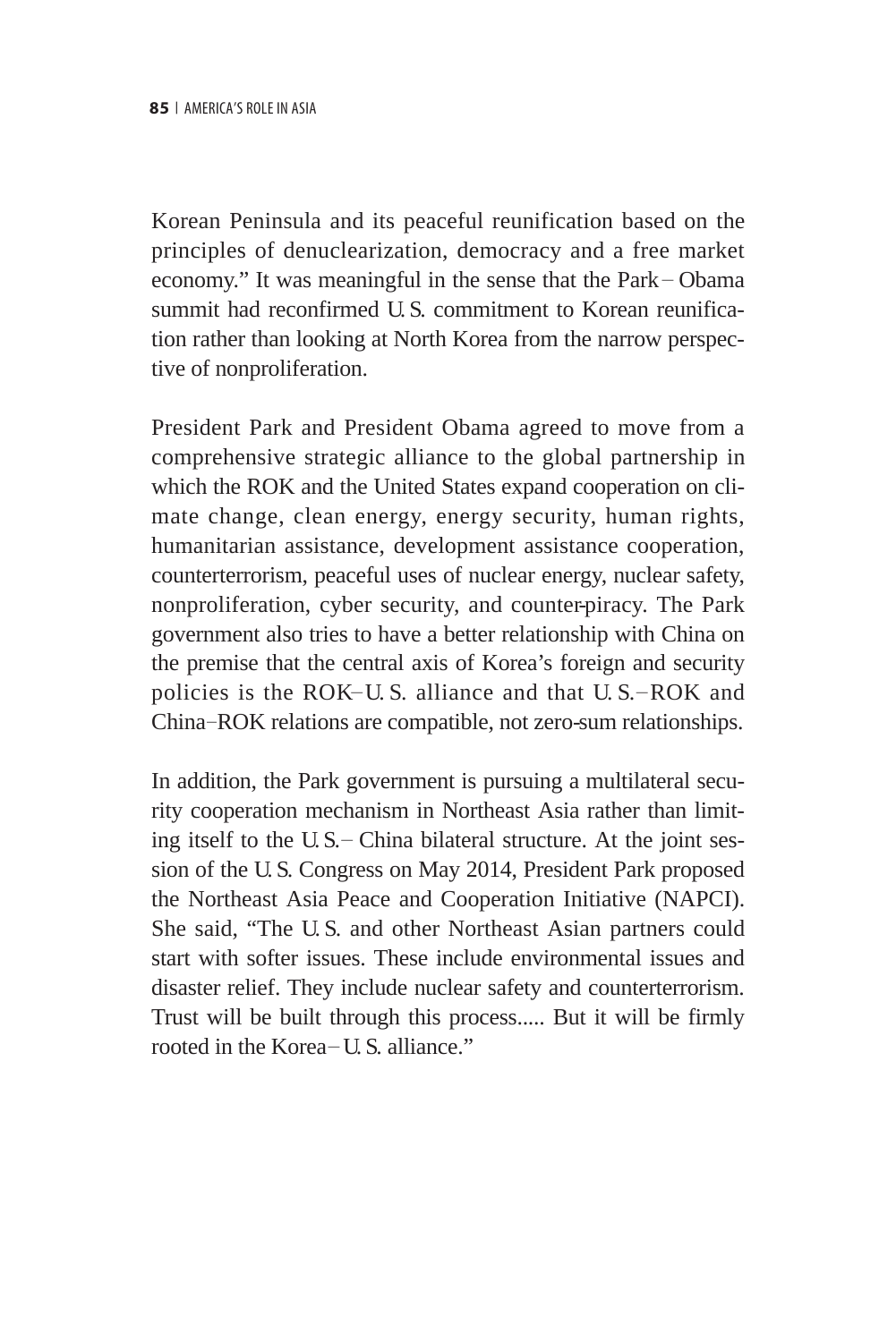Korean Peninsula and its peaceful reunification based on the principles of denuclearization, democracy and a free market economy." It was meaningful in the sense that the Park – Obama summit had reconfirmed U.S. commitment to Korean reunification rather than looking at North Korea from the narrow perspective of nonproliferation.

President Park and President Obama agreed to move from a comprehensive strategic alliance to the global partnership in which the ROK and the United States expand cooperation on climate change, clean energy, energy security, human rights, humanitarian assistance, development assistance cooperation, counterterrorism, peaceful uses of nuclear energy, nuclear safety, nonproliferation, cyber security, and counter-piracy. The Park government also tries to have a better relationship with China on the premise that the central axis of Korea's foreign and security policies is the ROK–U.S. alliance and that U.S.–ROK and China–ROK relations are compatible, not zero-sum relationships.

In addition, the Park government is pursuing a multilateral security cooperation mechanism in Northeast Asia rather than limiting itself to the U.S.– China bilateral structure. At the joint session of the U.S. Congress on May 2014, President Park proposed the Northeast Asia Peace and Cooperation Initiative (NAPCI). She said, "The U.S. and other Northeast Asian partners could start with softer issues. These include environmental issues and disaster relief. They include nuclear safety and counterterrorism. Trust will be built through this process..... But it will be firmly rooted in the Korea– U.S. alliance."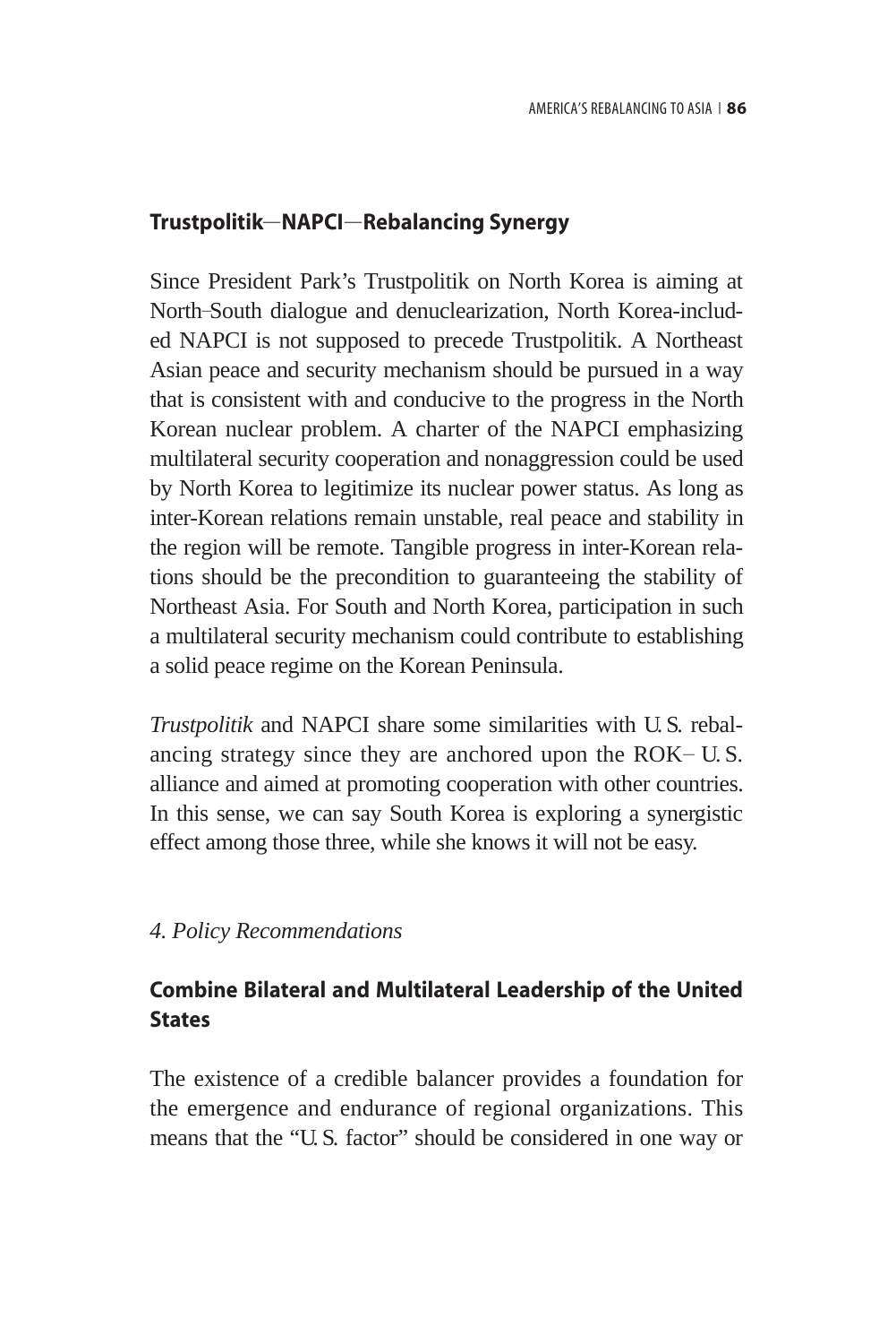### *Trustpolitik*—NAPCI—Rebalancing Synergy

Since President Park's Trustpolitik on North Korea is aiming at North–South dialogue and denuclearization, North Korea-included NAPCI is not supposed to precede Trustpolitik. A Northeast Asian peace and security mechanism should be pursued in a way that is consistent with and conducive to the progress in the North Korean nuclear problem. A charter of the NAPCI emphasizing multilateral security cooperation and nonaggression could be used by North Korea to legitimize its nuclear power status. As long as inter-Korean relations remain unstable, real peace and stability in the region will be remote. Tangible progress in inter-Korean relations should be the precondition to guaranteeing the stability of Northeast Asia. For South and North Korea, participation in such a multilateral security mechanism could contribute to establishing a solid peace regime on the Korean Peninsula.

*Trustpolitik* and NAPCI share some similarities with U.S. rebalancing strategy since they are anchored upon the ROK–U.S. alliance and aimed at promoting cooperation with other countries. In this sense, we can say South Korea is exploring a synergistic effect among those three, while she knows it will not be easy.

## *4. Policy Recommendations*

### Combine Bilateral and Multilateral Leadership of the United States

The existence of a credible balancer provides a foundation for the emergence and endurance of regional organizations. This means that the "U.S. factor" should be considered in one way or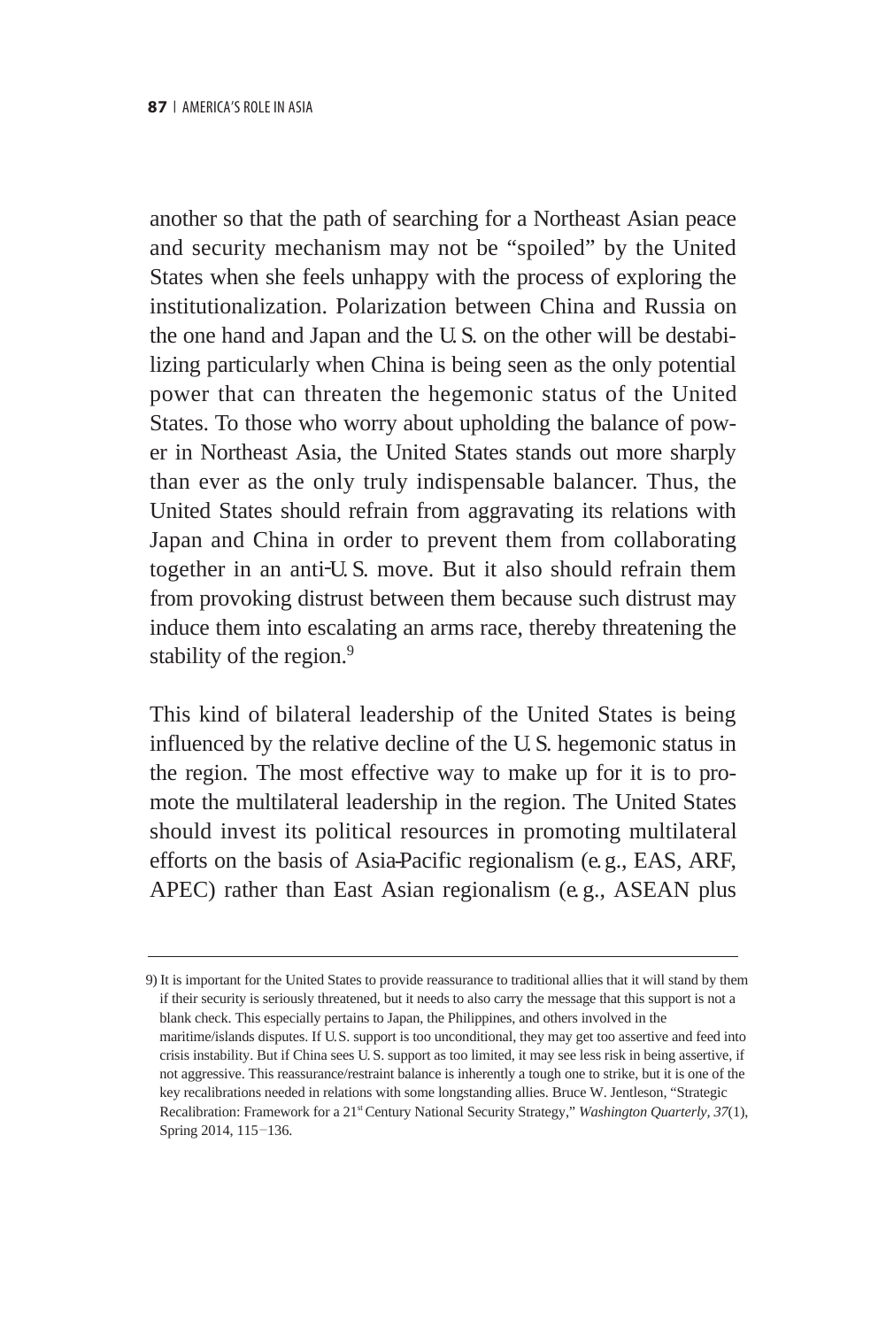another so that the path of searching for a Northeast Asian peace and security mechanism may not be "spoiled" by the United States when she feels unhappy with the process of exploring the institutionalization. Polarization between China and Russia on the one hand and Japan and the U.S. on the other will be destabilizing particularly when China is being seen as the only potential power that can threaten the hegemonic status of the United States. To those who worry about upholding the balance of power in Northeast Asia, the United States stands out more sharply than ever as the only truly indispensable balancer. Thus, the United States should refrain from aggravating its relations with Japan and China in order to prevent them from collaborating together in an anti-U.S. move. But it also should refrain them from provoking distrust between them because such distrust may induce them into escalating an arms race, thereby threatening the stability of the region.[9]

This kind of bilateral leadership of the United States is being influenced by the relative decline of the U.S. hegemonic status in the region. The most effective way to make up for it is to promote the multilateral leadership in the region. The United States should invest its political resources in promoting multilateral efforts on the basis of Asia-Pacific regionalism (e.g., EAS, ARF, APEC) rather than East Asian regionalism (e.g., ASEAN plus

---

9) It is important for the United States to provide reassurance to traditional allies that it will stand by them if their security is seriously threatened, but it needs to also carry the message that this support is not a blank check. This especially pertains to Japan, the Philippines, and others involved in the maritime/islands disputes. If U.S. support is too unconditional, they may get too assertive and feed into crisis instability. But if China sees U.S. support as too limited, it may see less risk in being assertive, if not aggressive. This reassurance/restraint balance is inherently a tough one to strike, but it is one of the key recalibrations needed in relations with some longstanding allies. Bruce W. Jentleson, "Strategic Recalibration: Framework for a 21st Century National Security Strategy," *Washington Quarterly, 37*(1), Spring 2014, 115–136.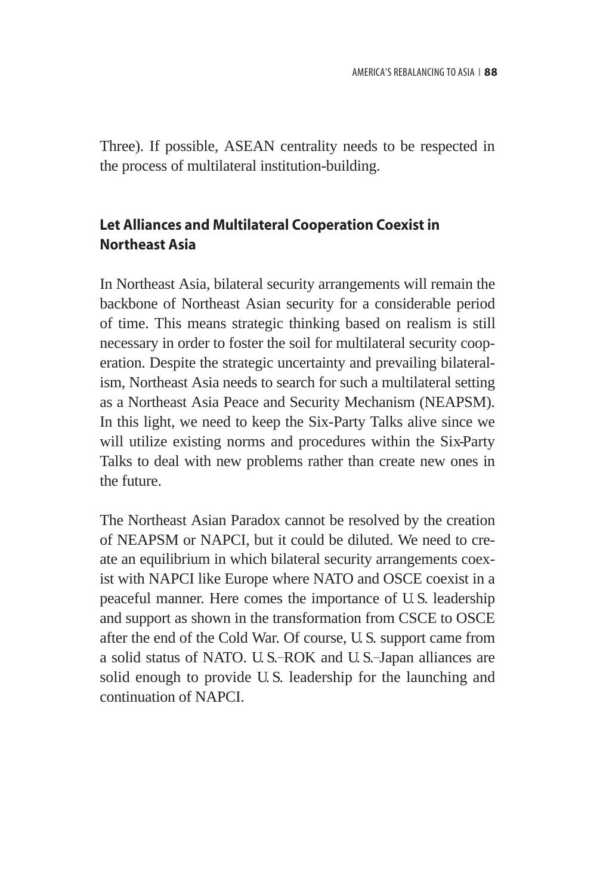Three). If possible, ASEAN centrality needs to be respected in the process of multilateral institution-building.

### Let Alliances and Multilateral Cooperation Coexist in Northeast Asia

In Northeast Asia, bilateral security arrangements will remain the backbone of Northeast Asian security for a considerable period of time. This means strategic thinking based on realism is still necessary in order to foster the soil for multilateral security cooperation. Despite the strategic uncertainty and prevailing bilateralism, Northeast Asia needs to search for such a multilateral setting as a Northeast Asia Peace and Security Mechanism (NEAPSM). In this light, we need to keep the Six-Party Talks alive since we will utilize existing norms and procedures within the Six-Party Talks to deal with new problems rather than create new ones in the future.

The Northeast Asian Paradox cannot be resolved by the creation of NEAPSM or NAPCI, but it could be diluted. We need to create an equilibrium in which bilateral security arrangements coexist with NAPCI like Europe where NATO and OSCE coexist in a peaceful manner. Here comes the importance of U.S. leadership and support as shown in the transformation from CSCE to OSCE after the end of the Cold War. Of course, U.S. support came from a solid status of NATO. U.S.–ROK and U.S.–Japan alliances are solid enough to provide U.S. leadership for the launching and continuation of NAPCI.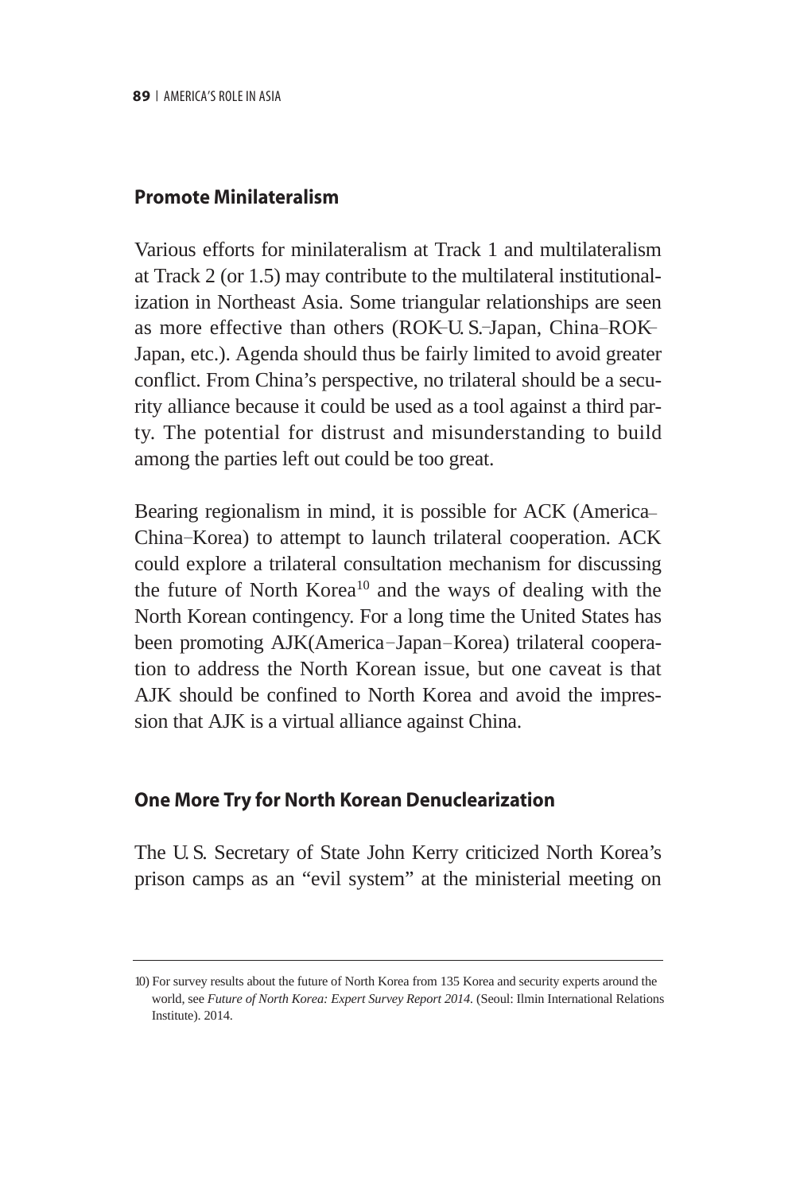## Promote Minilateralism

Various efforts for minilateralism at Track 1 and multilateralism at Track 2 (or 1.5) may contribute to the multilateral institutionalization in Northeast Asia. Some triangular relationships are seen as more effective than others (ROK–U.S.–Japan, China–ROK–Japan, etc.). Agenda should thus be fairly limited to avoid greater conflict. From China's perspective, no trilateral should be a security alliance because it could be used as a tool against a third party. The potential for distrust and misunderstanding to build among the parties left out could be too great.

Bearing regionalism in mind, it is possible for ACK (America–China–Korea) to attempt to launch trilateral cooperation. ACK could explore a trilateral consultation mechanism for discussing the future of North Korea[10] and the ways of dealing with the North Korean contingency. For a long time the United States has been promoting AJK(America–Japan–Korea) trilateral cooperation to address the North Korean issue, but one caveat is that AJK should be confined to North Korea and avoid the impression that AJK is a virtual alliance against China.

## One More Try for North Korean Denuclearization

The U.S. Secretary of State John Kerry criticized North Korea's prison camps as an "evil system" at the ministerial meeting on

---

10) For survey results about the future of North Korea from 135 Korea and security experts around the world, see *Future of North Korea: Expert Survey Report 2014.* (Seoul: Ilmin International Relations Institute). 2014.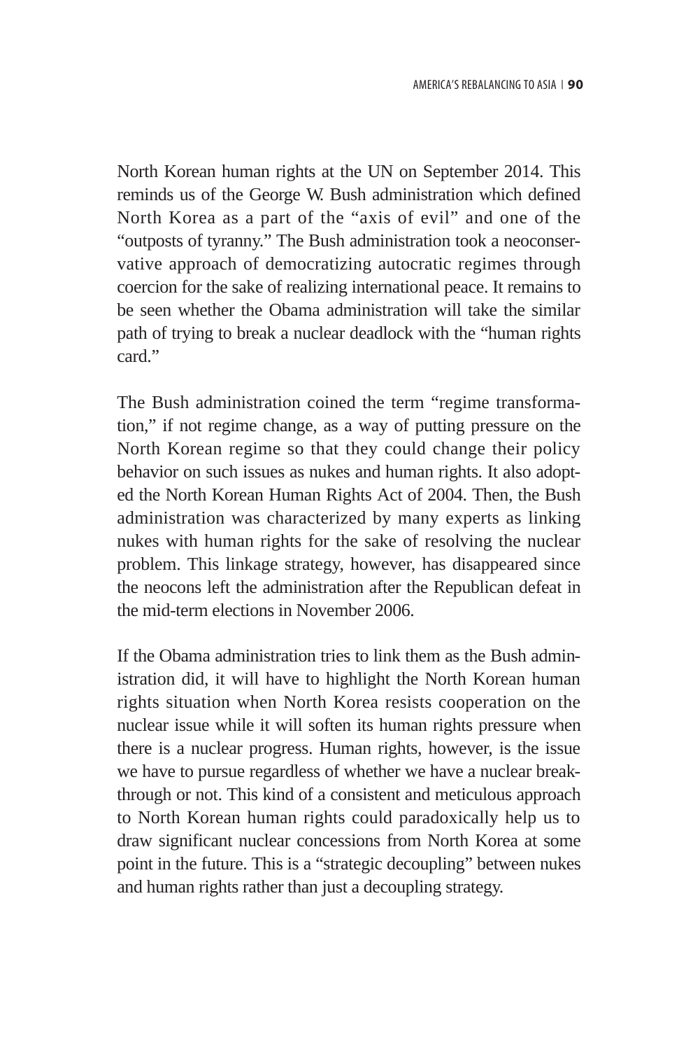North Korean human rights at the UN on September 2014. This reminds us of the George W. Bush administration which defined North Korea as a part of the "axis of evil" and one of the "outposts of tyranny." The Bush administration took a neoconservative approach of democratizing autocratic regimes through coercion for the sake of realizing international peace. It remains to be seen whether the Obama administration will take the similar path of trying to break a nuclear deadlock with the "human rights card."

The Bush administration coined the term "regime transformation," if not regime change, as a way of putting pressure on the North Korean regime so that they could change their policy behavior on such issues as nukes and human rights. It also adopted the North Korean Human Rights Act of 2004. Then, the Bush administration was characterized by many experts as linking nukes with human rights for the sake of resolving the nuclear problem. This linkage strategy, however, has disappeared since the neocons left the administration after the Republican defeat in the mid-term elections in November 2006.

If the Obama administration tries to link them as the Bush administration did, it will have to highlight the North Korean human rights situation when North Korea resists cooperation on the nuclear issue while it will soften its human rights pressure when there is a nuclear progress. Human rights, however, is the issue we have to pursue regardless of whether we have a nuclear breakthrough or not. This kind of a consistent and meticulous approach to North Korean human rights could paradoxically help us to draw significant nuclear concessions from North Korea at some point in the future. This is a "strategic decoupling" between nukes and human rights rather than just a decoupling strategy.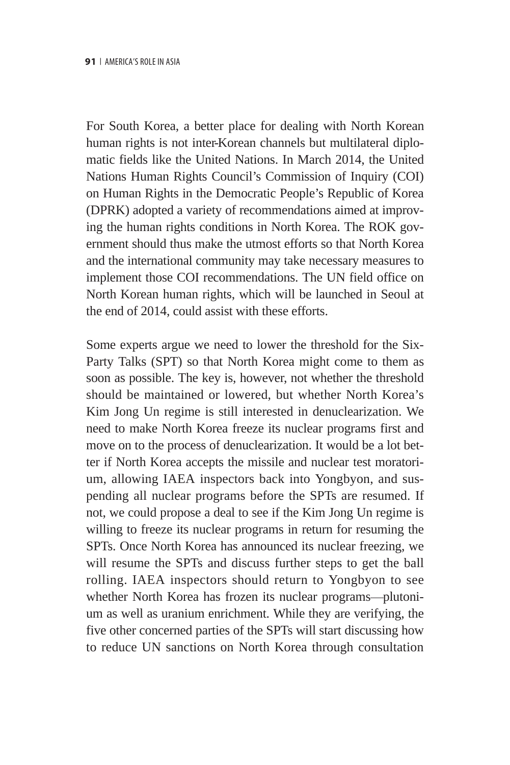For South Korea, a better place for dealing with North Korean human rights is not inter-Korean channels but multilateral diplomatic fields like the United Nations. In March 2014, the United Nations Human Rights Council's Commission of Inquiry (COI) on Human Rights in the Democratic People's Republic of Korea (DPRK) adopted a variety of recommendations aimed at improving the human rights conditions in North Korea. The ROK government should thus make the utmost efforts so that North Korea and the international community may take necessary measures to implement those COI recommendations. The UN field office on North Korean human rights, which will be launched in Seoul at the end of 2014, could assist with these efforts.

Some experts argue we need to lower the threshold for the Six-Party Talks (SPT) so that North Korea might come to them as soon as possible. The key is, however, not whether the threshold should be maintained or lowered, but whether North Korea's Kim Jong Un regime is still interested in denuclearization. We need to make North Korea freeze its nuclear programs first and move on to the process of denuclearization. It would be a lot better if North Korea accepts the missile and nuclear test moratorium, allowing IAEA inspectors back into Yongbyon, and suspending all nuclear programs before the SPTs are resumed. If not, we could propose a deal to see if the Kim Jong Un regime is willing to freeze its nuclear programs in return for resuming the SPTs. Once North Korea has announced its nuclear freezing, we will resume the SPTs and discuss further steps to get the ball rolling. IAEA inspectors should return to Yongbyon to see whether North Korea has frozen its nuclear programs—plutonium as well as uranium enrichment. While they are verifying, the five other concerned parties of the SPTs will start discussing how to reduce UN sanctions on North Korea through consultation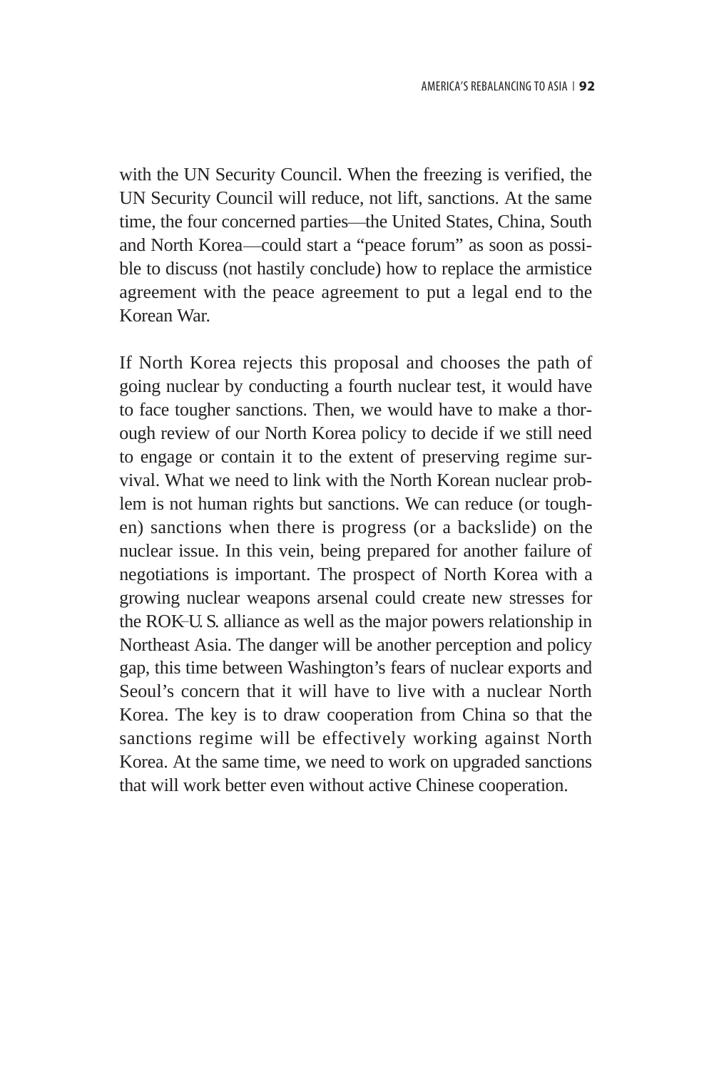with the UN Security Council. When the freezing is verified, the UN Security Council will reduce, not lift, sanctions. At the same time, the four concerned parties—the United States, China, South and North Korea—could start a "peace forum" as soon as possible to discuss (not hastily conclude) how to replace the armistice agreement with the peace agreement to put a legal end to the Korean War.

If North Korea rejects this proposal and chooses the path of going nuclear by conducting a fourth nuclear test, it would have to face tougher sanctions. Then, we would have to make a thorough review of our North Korea policy to decide if we still need to engage or contain it to the extent of preserving regime survival. What we need to link with the North Korean nuclear problem is not human rights but sanctions. We can reduce (or toughen) sanctions when there is progress (or a backslide) on the nuclear issue. In this vein, being prepared for another failure of negotiations is important. The prospect of North Korea with a growing nuclear weapons arsenal could create new stresses for the ROK-U.S. alliance as well as the major powers relationship in Northeast Asia. The danger will be another perception and policy gap, this time between Washington's fears of nuclear exports and Seoul's concern that it will have to live with a nuclear North Korea. The key is to draw cooperation from China so that the sanctions regime will be effectively working against North Korea. At the same time, we need to work on upgraded sanctions that will work better even without active Chinese cooperation.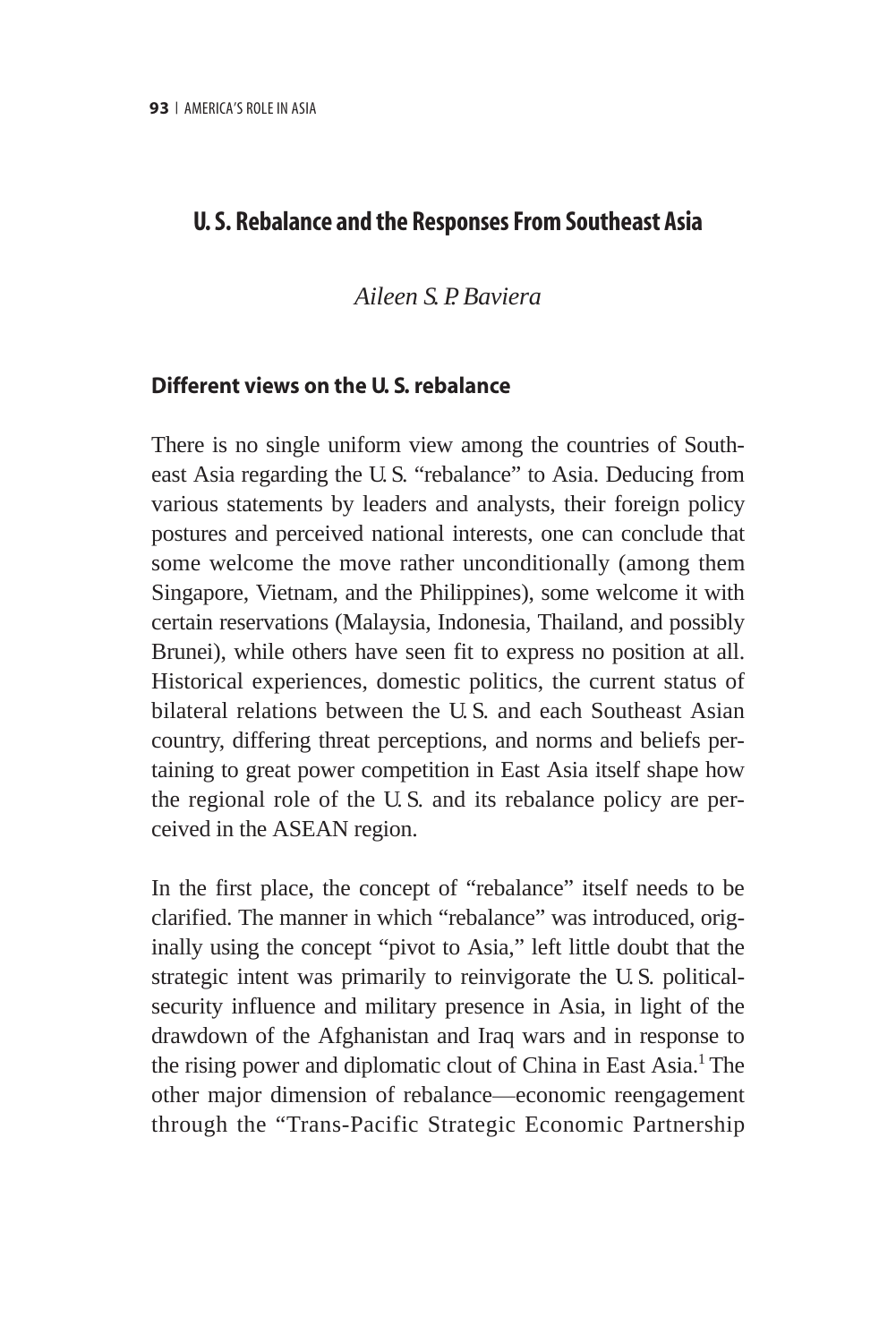## U. S. Rebalance and the Responses From Southeast Asia

*Aileen S. P. Baviera*

### Different views on the U. S. rebalance

There is no single uniform view among the countries of Southeast Asia regarding the U. S. "rebalance" to Asia. Deducing from various statements by leaders and analysts, their foreign policy postures and perceived national interests, one can conclude that some welcome the move rather unconditionally (among them Singapore, Vietnam, and the Philippines), some welcome it with certain reservations (Malaysia, Indonesia, Thailand, and possibly Brunei), while others have seen fit to express no position at all. Historical experiences, domestic politics, the current status of bilateral relations between the U. S. and each Southeast Asian country, differing threat perceptions, and norms and beliefs pertaining to great power competition in East Asia itself shape how the regional role of the U. S. and its rebalance policy are perceived in the ASEAN region.

In the first place, the concept of "rebalance" itself needs to be clarified. The manner in which "rebalance" was introduced, originally using the concept "pivot to Asia," left little doubt that the strategic intent was primarily to reinvigorate the U. S. political-security influence and military presence in Asia, in light of the drawdown of the Afghanistan and Iraq wars and in response to the rising power and diplomatic clout of China in East Asia.[1] The other major dimension of rebalance—economic reengagement through the "Trans-Pacific Strategic Economic Partnership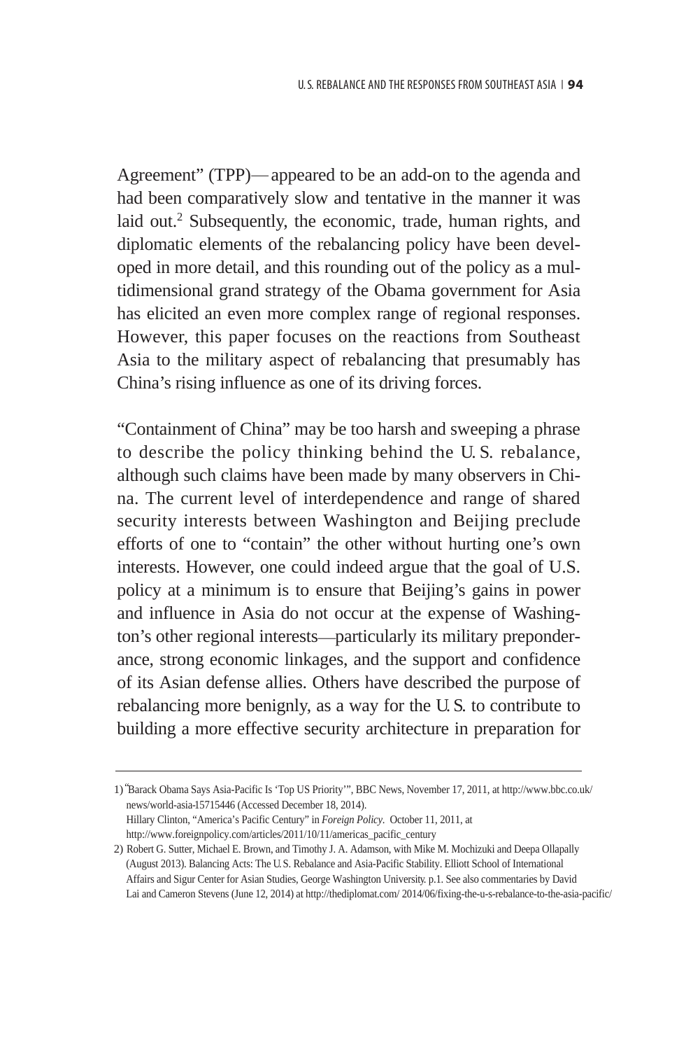Agreement" (TPP)—appeared to be an add-on to the agenda and had been comparatively slow and tentative in the manner it was laid out.[2] Subsequently, the economic, trade, human rights, and diplomatic elements of the rebalancing policy have been developed in more detail, and this rounding out of the policy as a multidimensional grand strategy of the Obama government for Asia has elicited an even more complex range of regional responses. However, this paper focuses on the reactions from Southeast Asia to the military aspect of rebalancing that presumably has China's rising influence as one of its driving forces.

"Containment of China" may be too harsh and sweeping a phrase to describe the policy thinking behind the U.S. rebalance, although such claims have been made by many observers in China. The current level of interdependence and range of shared security interests between Washington and Beijing preclude efforts of one to "contain" the other without hurting one's own interests. However, one could indeed argue that the goal of U.S. policy at a minimum is to ensure that Beijing's gains in power and influence in Asia do not occur at the expense of Washington's other regional interests—particularly its military preponderance, strong economic linkages, and the support and confidence of its Asian defense allies. Others have described the purpose of rebalancing more benignly, as a way for the U.S. to contribute to building a more effective security architecture in preparation for

---

1) "Barack Obama Says Asia-Pacific Is 'Top US Priority'", BBC News, November 17, 2011, at http://www.bbc.co.uk/news/world-asia-15715446 (Accessed December 18, 2014).
Hillary Clinton, "America's Pacific Century" in *Foreign Policy*. October 11, 2011, at http://www.foreignpolicy.com/articles/2011/10/11/americas_pacific_century

2) Robert G. Sutter, Michael E. Brown, and Timothy J. A. Adamson, with Mike M. Mochizuki and Deepa Ollapally (August 2013). Balancing Acts: The U.S. Rebalance and Asia-Pacific Stability. Elliott School of International Affairs and Sigur Center for Asian Studies, George Washington University. p.1. See also commentaries by David Lai and Cameron Stevens (June 12, 2014) at http://thediplomat.com/ 2014/06/fixing-the-u-s-rebalance-to-the-asia-pacific/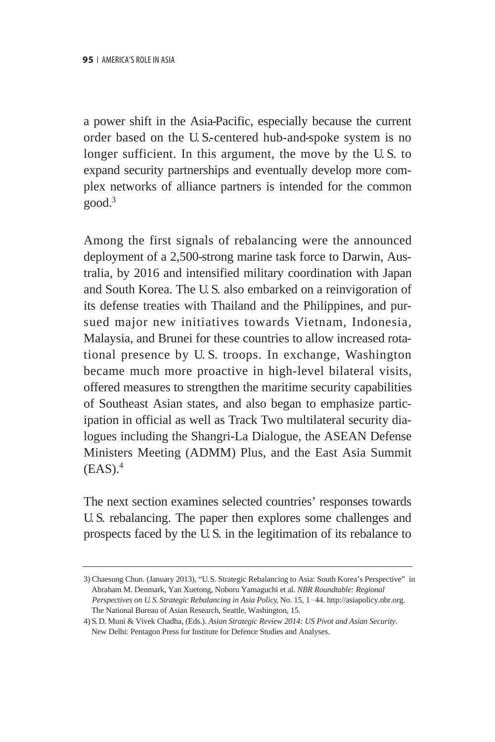a power shift in the Asia-Pacific, especially because the current order based on the U.S.-centered hub-and-spoke system is no longer sufficient. In this argument, the move by the U.S. to expand security partnerships and eventually develop more complex networks of alliance partners is intended for the common good.[3]

Among the first signals of rebalancing were the announced deployment of a 2,500-strong marine task force to Darwin, Australia, by 2016 and intensified military coordination with Japan and South Korea. The U.S. also embarked on a reinvigoration of its defense treaties with Thailand and the Philippines, and pursued major new initiatives towards Vietnam, Indonesia, Malaysia, and Brunei for these countries to allow increased rotational presence by U.S. troops. In exchange, Washington became much more proactive in high-level bilateral visits, offered measures to strengthen the maritime security capabilities of Southeast Asian states, and also began to emphasize participation in official as well as Track Two multilateral security dialogues including the Shangri-La Dialogue, the ASEAN Defense Ministers Meeting (ADMM) Plus, and the East Asia Summit (EAS).[4]

The next section examines selected countries' responses towards U.S. rebalancing. The paper then explores some challenges and prospects faced by the U.S. in the legitimation of its rebalance to

---

3) Chaesung Chun. (January 2013), "U.S. Strategic Rebalancing to Asia: South Korea's Perspective" in Abraham M. Denmark, Yan Xuetong, Noboru Yamaguchi et al. *NBR Roundtable: Regional Perspectives on U.S. Strategic Rebalancing in Asia Policy*, No. 15, 1–44. http://asiapolicy.nbr.org. The National Bureau of Asian Research, Seattle, Washington, 15.

4) S.D. Muni & Vivek Chadha, (Eds.). *Asian Strategic Review 2014: US Pivot and Asian Security*. New Delhi: Pentagon Press for Institute for Defence Studies and Analyses.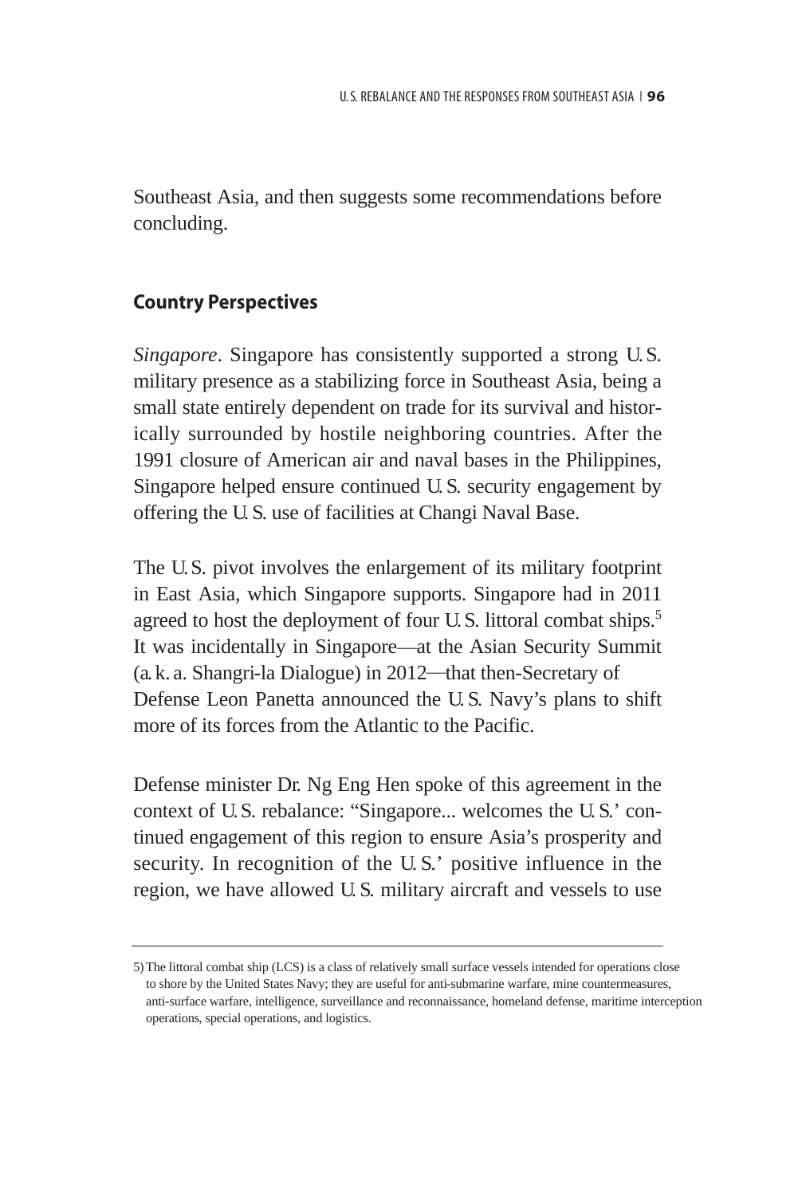Southeast Asia, and then suggests some recommendations before concluding.

## Country Perspectives

*Singapore*. Singapore has consistently supported a strong U.S. military presence as a stabilizing force in Southeast Asia, being a small state entirely dependent on trade for its survival and historically surrounded by hostile neighboring countries. After the 1991 closure of American air and naval bases in the Philippines, Singapore helped ensure continued U.S. security engagement by offering the U.S. use of facilities at Changi Naval Base.

The U.S. pivot involves the enlargement of its military footprint in East Asia, which Singapore supports. Singapore had in 2011 agreed to host the deployment of four U.S. littoral combat ships.[5] It was incidentally in Singapore—at the Asian Security Summit (a.k.a. Shangri-la Dialogue) in 2012—that then-Secretary of Defense Leon Panetta announced the U.S. Navy's plans to shift more of its forces from the Atlantic to the Pacific.

Defense minister Dr. Ng Eng Hen spoke of this agreement in the context of U.S. rebalance: "Singapore... welcomes the U.S.' continued engagement of this region to ensure Asia's prosperity and security. In recognition of the U.S.' positive influence in the region, we have allowed U.S. military aircraft and vessels to use

---

5) The littoral combat ship (LCS) is a class of relatively small surface vessels intended for operations close to shore by the United States Navy; they are useful for anti-submarine warfare, mine countermeasures, anti-surface warfare, intelligence, surveillance and reconnaissance, homeland defense, maritime interception operations, special operations, and logistics.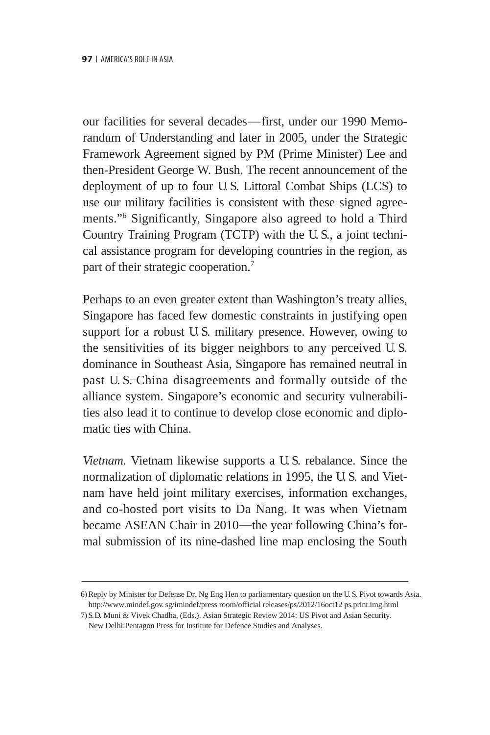our facilities for several decades—first, under our 1990 Memorandum of Understanding and later in 2005, under the Strategic Framework Agreement signed by PM (Prime Minister) Lee and then-President George W. Bush. The recent announcement of the deployment of up to four U.S. Littoral Combat Ships (LCS) to use our military facilities is consistent with these signed agreements."[6] Significantly, Singapore also agreed to hold a Third Country Training Program (TCTP) with the U.S., a joint technical assistance program for developing countries in the region, as part of their strategic cooperation.[7]

Perhaps to an even greater extent than Washington's treaty allies, Singapore has faced few domestic constraints in justifying open support for a robust U.S. military presence. However, owing to the sensitivities of its bigger neighbors to any perceived U.S. dominance in Southeast Asia, Singapore has remained neutral in past U.S.–China disagreements and formally outside of the alliance system. Singapore's economic and security vulnerabilities also lead it to continue to develop close economic and diplomatic ties with China.

*Vietnam.* Vietnam likewise supports a U.S. rebalance. Since the normalization of diplomatic relations in 1995, the U.S. and Vietnam have held joint military exercises, information exchanges, and co-hosted port visits to Da Nang. It was when Vietnam became ASEAN Chair in 2010—the year following China's formal submission of its nine-dashed line map enclosing the South

---

6) Reply by Minister for Defense Dr. Ng Eng Hen to parliamentary question on the U.S. Pivot towards Asia. http://www.mindef.gov.sg/imindef/press room/official releases/ps/2012/16oct12 ps.print.img.html

7) S.D. Muni & Vivek Chadha, (Eds.). Asian Strategic Review 2014: US Pivot and Asian Security. New Delhi:Pentagon Press for Institute for Defence Studies and Analyses.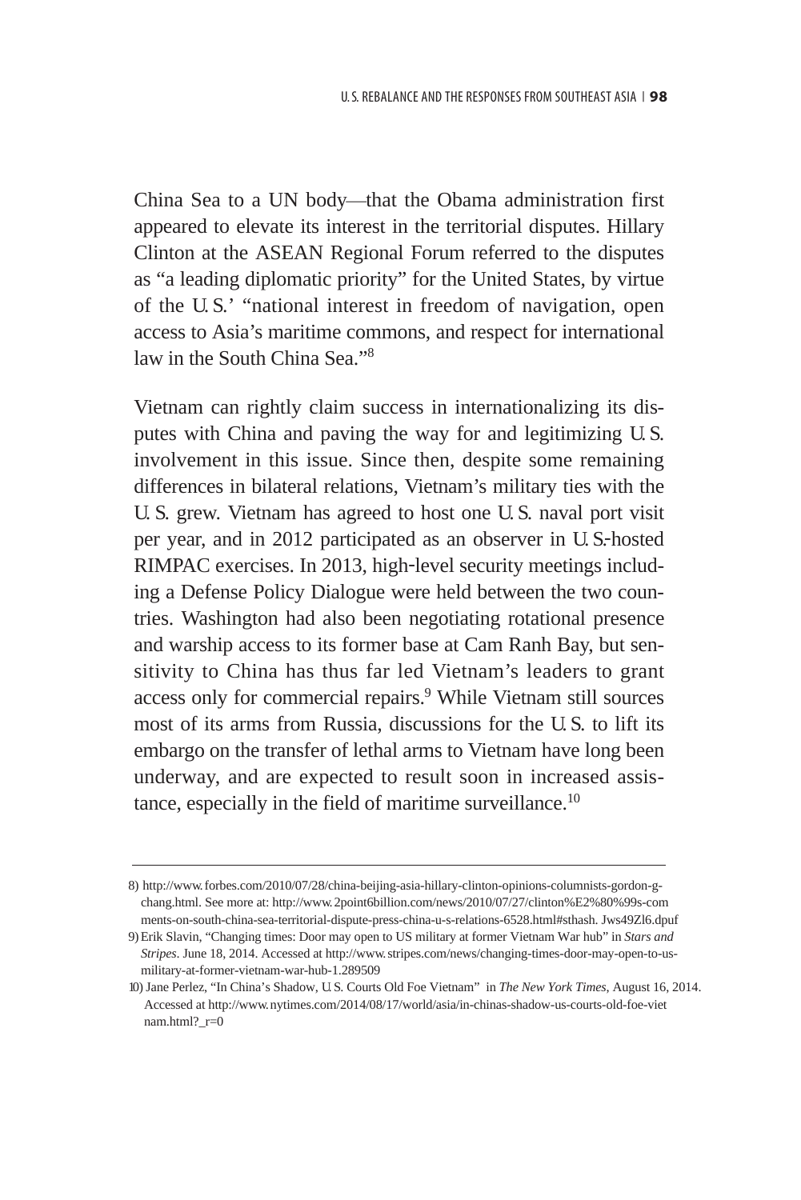China Sea to a UN body—that the Obama administration first appeared to elevate its interest in the territorial disputes. Hillary Clinton at the ASEAN Regional Forum referred to the disputes as "a leading diplomatic priority" for the United States, by virtue of the U.S.' "national interest in freedom of navigation, open access to Asia's maritime commons, and respect for international law in the South China Sea."[8]

Vietnam can rightly claim success in internationalizing its disputes with China and paving the way for and legitimizing U.S. involvement in this issue. Since then, despite some remaining differences in bilateral relations, Vietnam's military ties with the U.S. grew. Vietnam has agreed to host one U.S. naval port visit per year, and in 2012 participated as an observer in U.S.-hosted RIMPAC exercises. In 2013, high-level security meetings including a Defense Policy Dialogue were held between the two countries. Washington had also been negotiating rotational presence and warship access to its former base at Cam Ranh Bay, but sensitivity to China has thus far led Vietnam's leaders to grant access only for commercial repairs.[9] While Vietnam still sources most of its arms from Russia, discussions for the U.S. to lift its embargo on the transfer of lethal arms to Vietnam have long been underway, and are expected to result soon in increased assistance, especially in the field of maritime surveillance.[10]

---

8) http://www.forbes.com/2010/07/28/china-beijing-asia-hillary-clinton-opinions-columnists-gordon-g-chang.html. See more at: http://www.2point6billion.com/news/2010/07/27/clinton%E2%80%99s-comments-on-south-china-sea-territorial-dispute-press-china-u-s-relations-6528.html#sthash.Jws49Zl6.dpuf

9) Erik Slavin, "Changing times: Door may open to US military at former Vietnam War hub" in *Stars and Stripes*. June 18, 2014. Accessed at http://www.stripes.com/news/changing-times-door-may-open-to-us-military-at-former-vietnam-war-hub-1.289509

10) Jane Perlez, "In China's Shadow, U.S. Courts Old Foe Vietnam" in *The New York Times*, August 16, 2014. Accessed at http://www.nytimes.com/2014/08/17/world/asia/in-chinas-shadow-us-courts-old-foe-vietnam.html?_r=0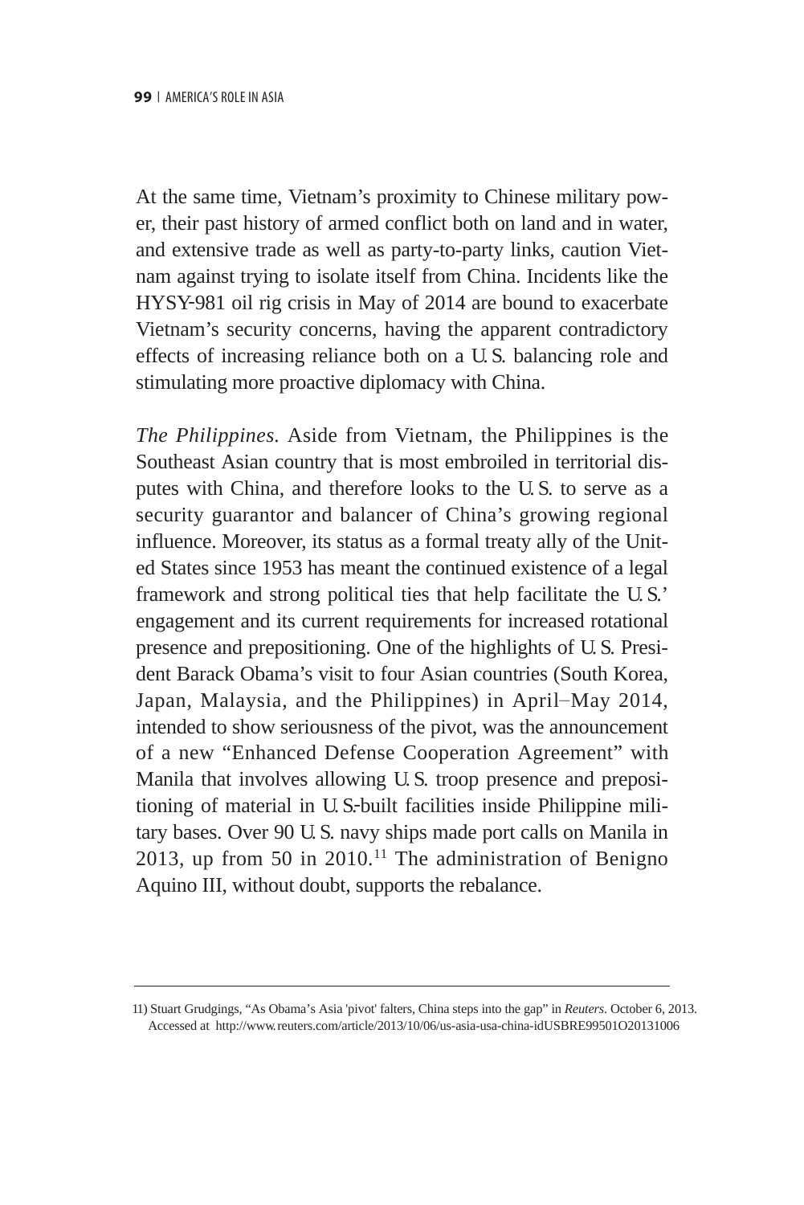At the same time, Vietnam's proximity to Chinese military power, their past history of armed conflict both on land and in water, and extensive trade as well as party-to-party links, caution Vietnam against trying to isolate itself from China. Incidents like the HYSY-981 oil rig crisis in May of 2014 are bound to exacerbate Vietnam's security concerns, having the apparent contradictory effects of increasing reliance both on a U.S. balancing role and stimulating more proactive diplomacy with China.

*The Philippines*. Aside from Vietnam, the Philippines is the Southeast Asian country that is most embroiled in territorial disputes with China, and therefore looks to the U.S. to serve as a security guarantor and balancer of China's growing regional influence. Moreover, its status as a formal treaty ally of the United States since 1953 has meant the continued existence of a legal framework and strong political ties that help facilitate the U.S.' engagement and its current requirements for increased rotational presence and prepositioning. One of the highlights of U.S. President Barack Obama's visit to four Asian countries (South Korea, Japan, Malaysia, and the Philippines) in April–May 2014, intended to show seriousness of the pivot, was the announcement of a new "Enhanced Defense Cooperation Agreement" with Manila that involves allowing U.S. troop presence and prepositioning of material in U.S.-built facilities inside Philippine military bases. Over 90 U.S. navy ships made port calls on Manila in 2013, up from 50 in 2010.[11] The administration of Benigno Aquino III, without doubt, supports the rebalance.

---

11) Stuart Grudgings, "As Obama's Asia 'pivot' falters, China steps into the gap" in *Reuters*. October 6, 2013. Accessed at http://www.reuters.com/article/2013/10/06/us-asia-usa-china-idUSBRE99501O20131006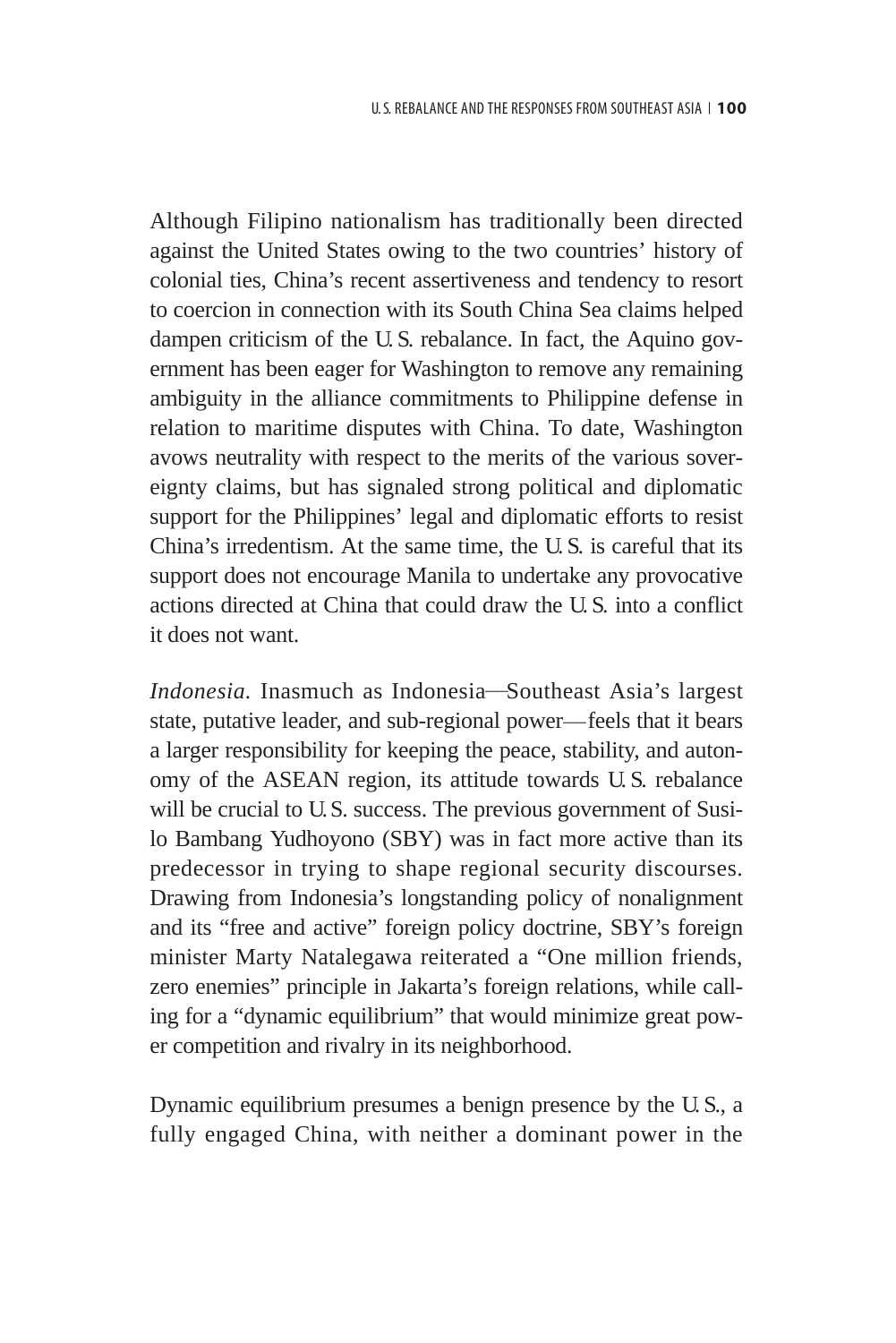Although Filipino nationalism has traditionally been directed against the United States owing to the two countries' history of colonial ties, China's recent assertiveness and tendency to resort to coercion in connection with its South China Sea claims helped dampen criticism of the U.S. rebalance. In fact, the Aquino government has been eager for Washington to remove any remaining ambiguity in the alliance commitments to Philippine defense in relation to maritime disputes with China. To date, Washington avows neutrality with respect to the merits of the various sovereignty claims, but has signaled strong political and diplomatic support for the Philippines' legal and diplomatic efforts to resist China's irredentism. At the same time, the U.S. is careful that its support does not encourage Manila to undertake any provocative actions directed at China that could draw the U.S. into a conflict it does not want.

*Indonesia.* Inasmuch as Indonesia—Southeast Asia's largest state, putative leader, and sub-regional power—feels that it bears a larger responsibility for keeping the peace, stability, and autonomy of the ASEAN region, its attitude towards U.S. rebalance will be crucial to U.S. success. The previous government of Susilo Bambang Yudhoyono (SBY) was in fact more active than its predecessor in trying to shape regional security discourses. Drawing from Indonesia's longstanding policy of nonalignment and its "free and active" foreign policy doctrine, SBY's foreign minister Marty Natalegawa reiterated a "One million friends, zero enemies" principle in Jakarta's foreign relations, while calling for a "dynamic equilibrium" that would minimize great power competition and rivalry in its neighborhood.

Dynamic equilibrium presumes a benign presence by the U.S., a fully engaged China, with neither a dominant power in the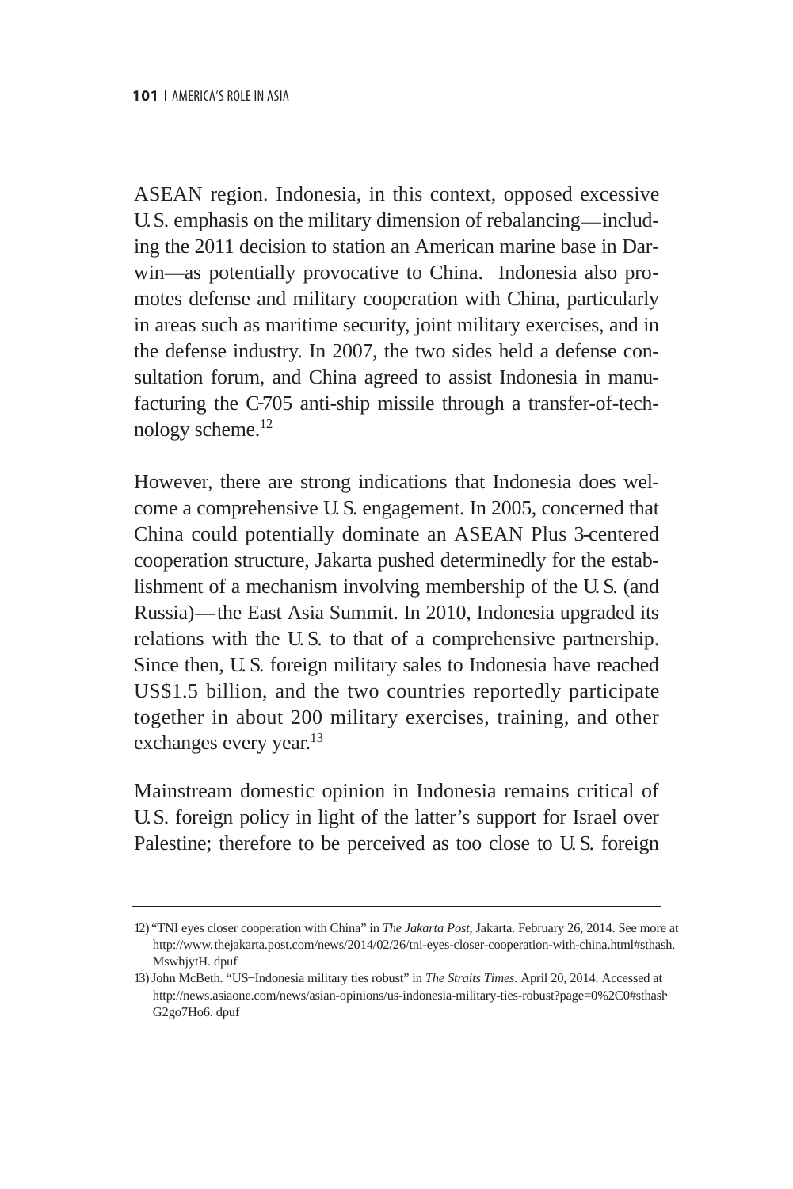ASEAN region. Indonesia, in this context, opposed excessive U.S. emphasis on the military dimension of rebalancing—including the 2011 decision to station an American marine base in Darwin—as potentially provocative to China. Indonesia also promotes defense and military cooperation with China, particularly in areas such as maritime security, joint military exercises, and in the defense industry. In 2007, the two sides held a defense consultation forum, and China agreed to assist Indonesia in manufacturing the C-705 anti-ship missile through a transfer-of-technology scheme.[12]

However, there are strong indications that Indonesia does welcome a comprehensive U.S. engagement. In 2005, concerned that China could potentially dominate an ASEAN Plus 3-centered cooperation structure, Jakarta pushed determinedly for the establishment of a mechanism involving membership of the U.S. (and Russia)—the East Asia Summit. In 2010, Indonesia upgraded its relations with the U.S. to that of a comprehensive partnership. Since then, U.S. foreign military sales to Indonesia have reached US$1.5 billion, and the two countries reportedly participate together in about 200 military exercises, training, and other exchanges every year.[13]

Mainstream domestic opinion in Indonesia remains critical of U.S. foreign policy in light of the latter's support for Israel over Palestine; therefore to be perceived as too close to U.S. foreign

---

12) "TNI eyes closer cooperation with China" in *The Jakarta Post*, Jakarta. February 26, 2014. See more at http://www.thejakarta.post.com/news/2014/02/26/tni-eyes-closer-cooperation-with-china.html#sthash.MswhjytH. dpuf

13) John McBeth. "US–Indonesia military ties robust" in *The Straits Times*. April 20, 2014. Accessed at http://news.asiaone.com/news/asian-opinions/us-indonesia-military-ties-robust?page=0%2C0#sthash.G2go7Ho6. dpuf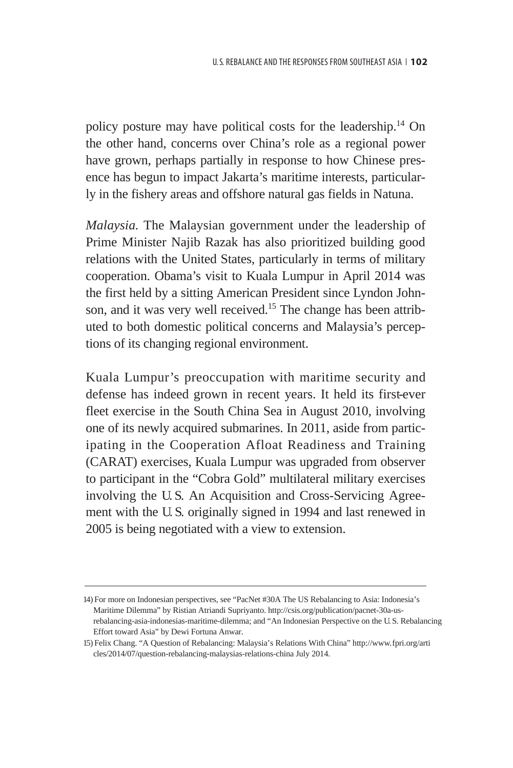policy posture may have political costs for the leadership.[14] On the other hand, concerns over China's role as a regional power have grown, perhaps partially in response to how Chinese presence has begun to impact Jakarta's maritime interests, particularly in the fishery areas and offshore natural gas fields in Natuna.

*Malaysia.* The Malaysian government under the leadership of Prime Minister Najib Razak has also prioritized building good relations with the United States, particularly in terms of military cooperation. Obama's visit to Kuala Lumpur in April 2014 was the first held by a sitting American President since Lyndon Johnson, and it was very well received.[15] The change has been attributed to both domestic political concerns and Malaysia's perceptions of its changing regional environment.

Kuala Lumpur's preoccupation with maritime security and defense has indeed grown in recent years. It held its first-ever fleet exercise in the South China Sea in August 2010, involving one of its newly acquired submarines. In 2011, aside from participating in the Cooperation Afloat Readiness and Training (CARAT) exercises, Kuala Lumpur was upgraded from observer to participant in the "Cobra Gold" multilateral military exercises involving the U.S. An Acquisition and Cross-Servicing Agreement with the U.S. originally signed in 1994 and last renewed in 2005 is being negotiated with a view to extension.

---

14) For more on Indonesian perspectives, see "PacNet #30A The US Rebalancing to Asia: Indonesia's Maritime Dilemma" by Ristian Atriandi Supriyanto. http://csis.org/publication/pacnet-30a-us-rebalancing-asia-indonesias-maritime-dilemma; and "An Indonesian Perspective on the U.S. Rebalancing Effort toward Asia" by Dewi Fortuna Anwar.

15) Felix Chang. "A Question of Rebalancing: Malaysia's Relations With China" http://www.fpri.org/articles/2014/07/question-rebalancing-malaysias-relations-china July 2014.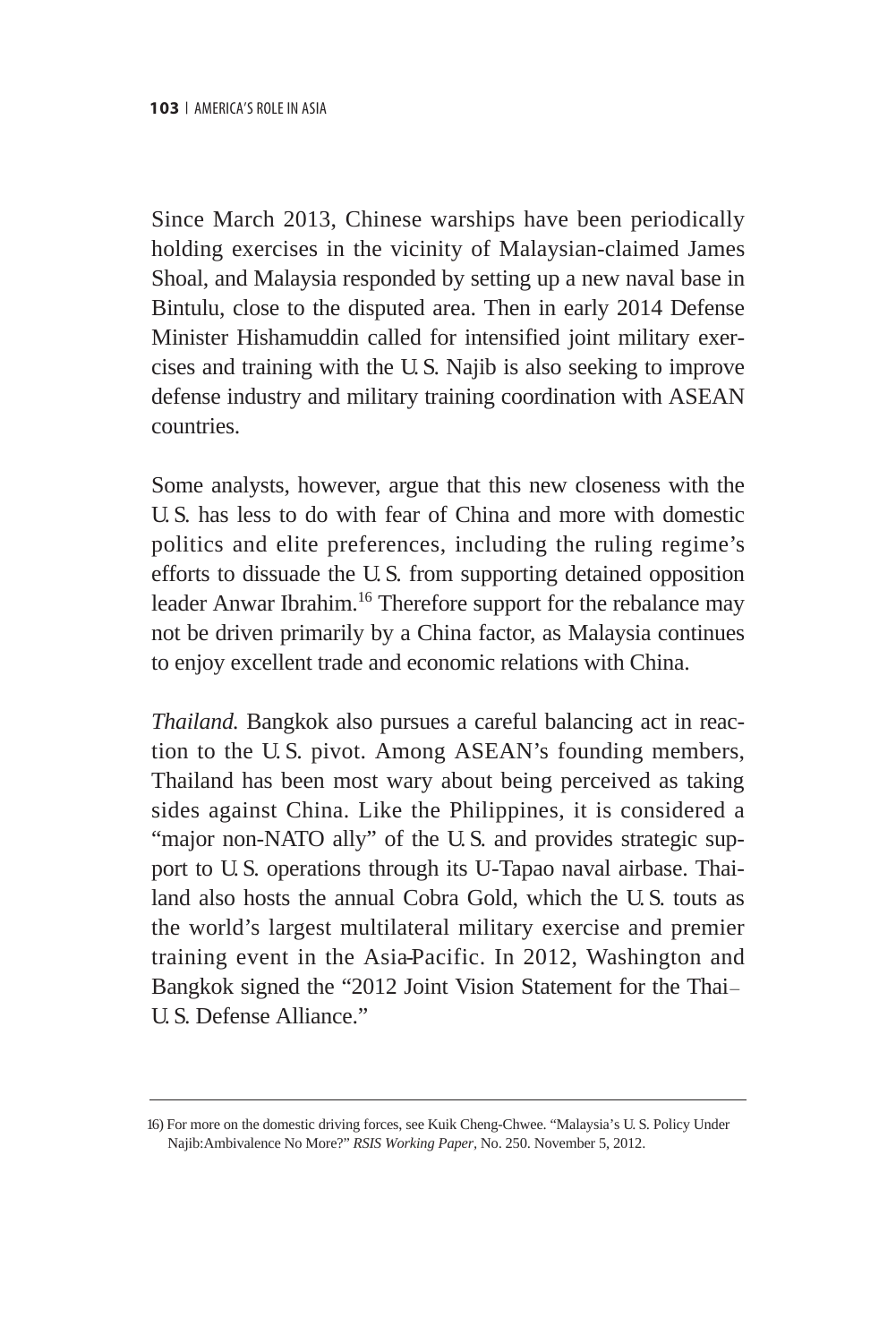Since March 2013, Chinese warships have been periodically holding exercises in the vicinity of Malaysian-claimed James Shoal, and Malaysia responded by setting up a new naval base in Bintulu, close to the disputed area. Then in early 2014 Defense Minister Hishamuddin called for intensified joint military exercises and training with the U.S. Najib is also seeking to improve defense industry and military training coordination with ASEAN countries.

Some analysts, however, argue that this new closeness with the U.S. has less to do with fear of China and more with domestic politics and elite preferences, including the ruling regime's efforts to dissuade the U.S. from supporting detained opposition leader Anwar Ibrahim.[16] Therefore support for the rebalance may not be driven primarily by a China factor, as Malaysia continues to enjoy excellent trade and economic relations with China.

*Thailand.* Bangkok also pursues a careful balancing act in reaction to the U.S. pivot. Among ASEAN's founding members, Thailand has been most wary about being perceived as taking sides against China. Like the Philippines, it is considered a "major non-NATO ally" of the U.S. and provides strategic support to U.S. operations through its U-Tapao naval airbase. Thailand also hosts the annual Cobra Gold, which the U.S. touts as the world's largest multilateral military exercise and premier training event in the Asia-Pacific. In 2012, Washington and Bangkok signed the "2012 Joint Vision Statement for the Thai–U.S. Defense Alliance."

---

16) For more on the domestic driving forces, see Kuik Cheng-Chwee. "Malaysia's U.S. Policy Under Najib:Ambivalence No More?" *RSIS Working Paper*, No. 250. November 5, 2012.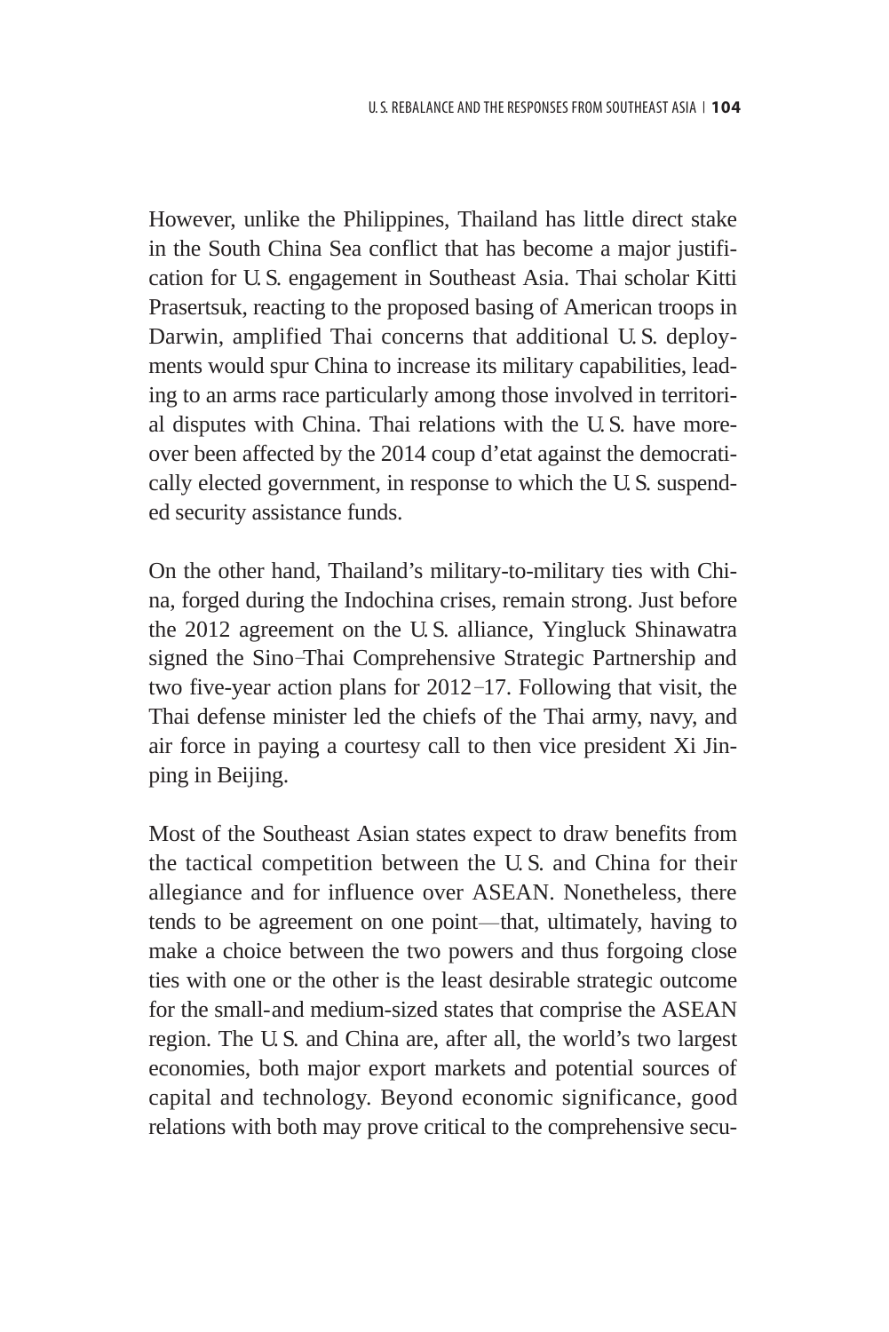However, unlike the Philippines, Thailand has little direct stake in the South China Sea conflict that has become a major justification for U.S. engagement in Southeast Asia. Thai scholar Kitti Prasertsuk, reacting to the proposed basing of American troops in Darwin, amplified Thai concerns that additional U.S. deployments would spur China to increase its military capabilities, leading to an arms race particularly among those involved in territorial disputes with China. Thai relations with the U.S. have moreover been affected by the 2014 coup d'etat against the democratically elected government, in response to which the U.S. suspended security assistance funds.

On the other hand, Thailand's military-to-military ties with China, forged during the Indochina crises, remain strong. Just before the 2012 agreement on the U.S. alliance, Yingluck Shinawatra signed the Sino–Thai Comprehensive Strategic Partnership and two five-year action plans for 2012–17. Following that visit, the Thai defense minister led the chiefs of the Thai army, navy, and air force in paying a courtesy call to then vice president Xi Jinping in Beijing.

Most of the Southeast Asian states expect to draw benefits from the tactical competition between the U.S. and China for their allegiance and for influence over ASEAN. Nonetheless, there tends to be agreement on one point—that, ultimately, having to make a choice between the two powers and thus forgoing close ties with one or the other is the least desirable strategic outcome for the small-and medium-sized states that comprise the ASEAN region. The U.S. and China are, after all, the world's two largest economies, both major export markets and potential sources of capital and technology. Beyond economic significance, good relations with both may prove critical to the comprehensive secu-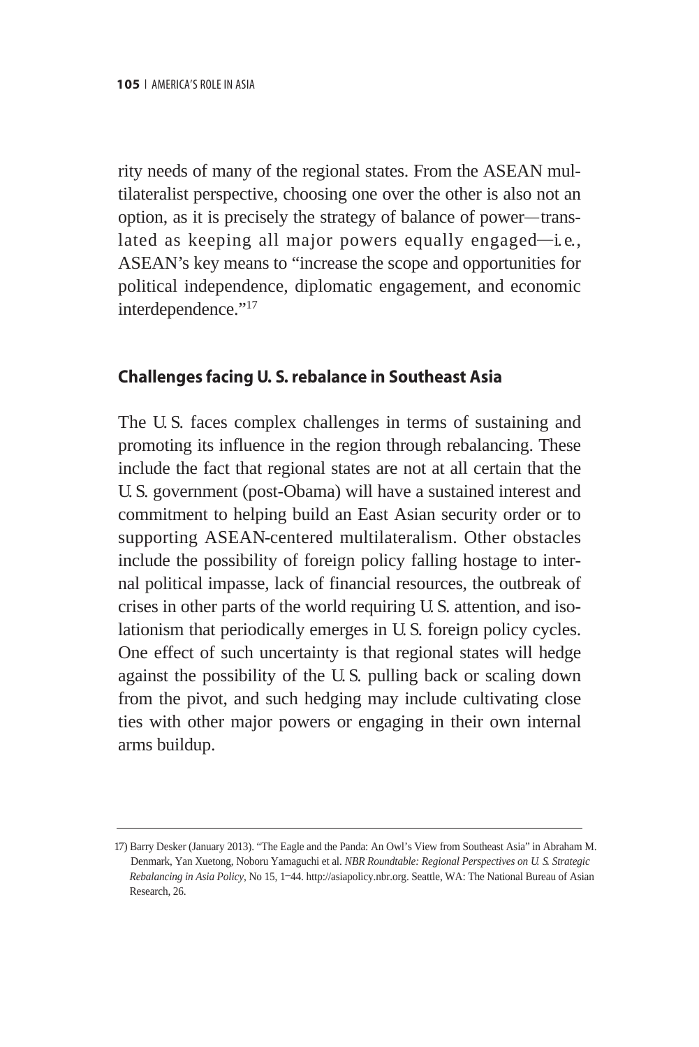rity needs of many of the regional states. From the ASEAN multilateralist perspective, choosing one over the other is also not an option, as it is precisely the strategy of balance of power—translated as keeping all major powers equally engaged—i.e., ASEAN's key means to "increase the scope and opportunities for political independence, diplomatic engagement, and economic interdependence."[17]

## Challenges facing U. S. rebalance in Southeast Asia

The U.S. faces complex challenges in terms of sustaining and promoting its influence in the region through rebalancing. These include the fact that regional states are not at all certain that the U.S. government (post-Obama) will have a sustained interest and commitment to helping build an East Asian security order or to supporting ASEAN-centered multilateralism. Other obstacles include the possibility of foreign policy falling hostage to internal political impasse, lack of financial resources, the outbreak of crises in other parts of the world requiring U.S. attention, and isolationism that periodically emerges in U.S. foreign policy cycles. One effect of such uncertainty is that regional states will hedge against the possibility of the U.S. pulling back or scaling down from the pivot, and such hedging may include cultivating close ties with other major powers or engaging in their own internal arms buildup.

---

17) Barry Desker (January 2013). "The Eagle and the Panda: An Owl's View from Southeast Asia" in Abraham M. Denmark, Yan Xuetong, Noboru Yamaguchi et al. *NBR Roundtable: Regional Perspectives on U. S. Strategic Rebalancing in Asia Policy*, No 15, 1–44. http://asiapolicy.nbr.org. Seattle, WA: The National Bureau of Asian Research, 26.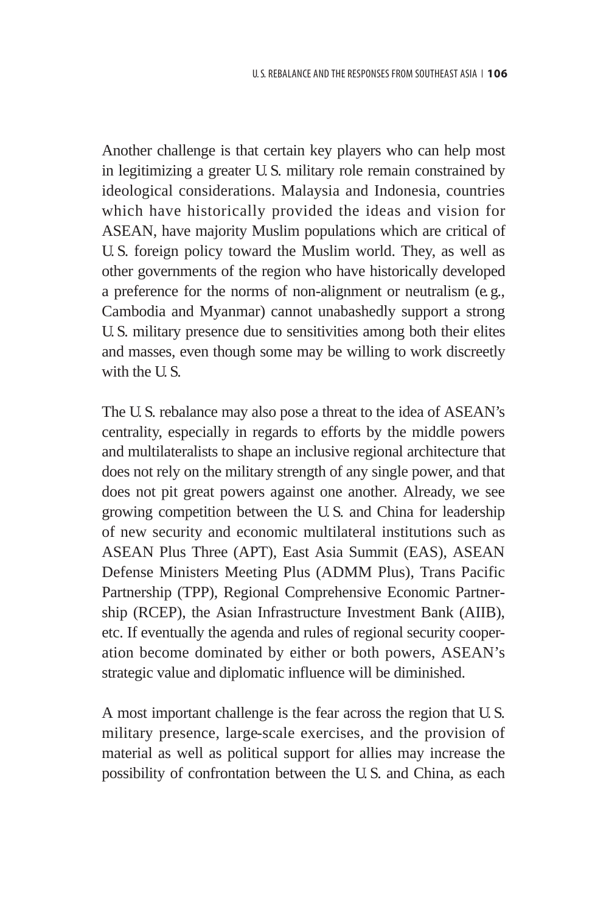Another challenge is that certain key players who can help most in legitimizing a greater U.S. military role remain constrained by ideological considerations. Malaysia and Indonesia, countries which have historically provided the ideas and vision for ASEAN, have majority Muslim populations which are critical of U.S. foreign policy toward the Muslim world. They, as well as other governments of the region who have historically developed a preference for the norms of non-alignment or neutralism (e.g., Cambodia and Myanmar) cannot unabashedly support a strong U.S. military presence due to sensitivities among both their elites and masses, even though some may be willing to work discreetly with the U.S.

The U.S. rebalance may also pose a threat to the idea of ASEAN's centrality, especially in regards to efforts by the middle powers and multilateralists to shape an inclusive regional architecture that does not rely on the military strength of any single power, and that does not pit great powers against one another. Already, we see growing competition between the U.S. and China for leadership of new security and economic multilateral institutions such as ASEAN Plus Three (APT), East Asia Summit (EAS), ASEAN Defense Ministers Meeting Plus (ADMM Plus), Trans Pacific Partnership (TPP), Regional Comprehensive Economic Partnership (RCEP), the Asian Infrastructure Investment Bank (AIIB), etc. If eventually the agenda and rules of regional security cooperation become dominated by either or both powers, ASEAN's strategic value and diplomatic influence will be diminished.

A most important challenge is the fear across the region that U.S. military presence, large-scale exercises, and the provision of material as well as political support for allies may increase the possibility of confrontation between the U.S. and China, as each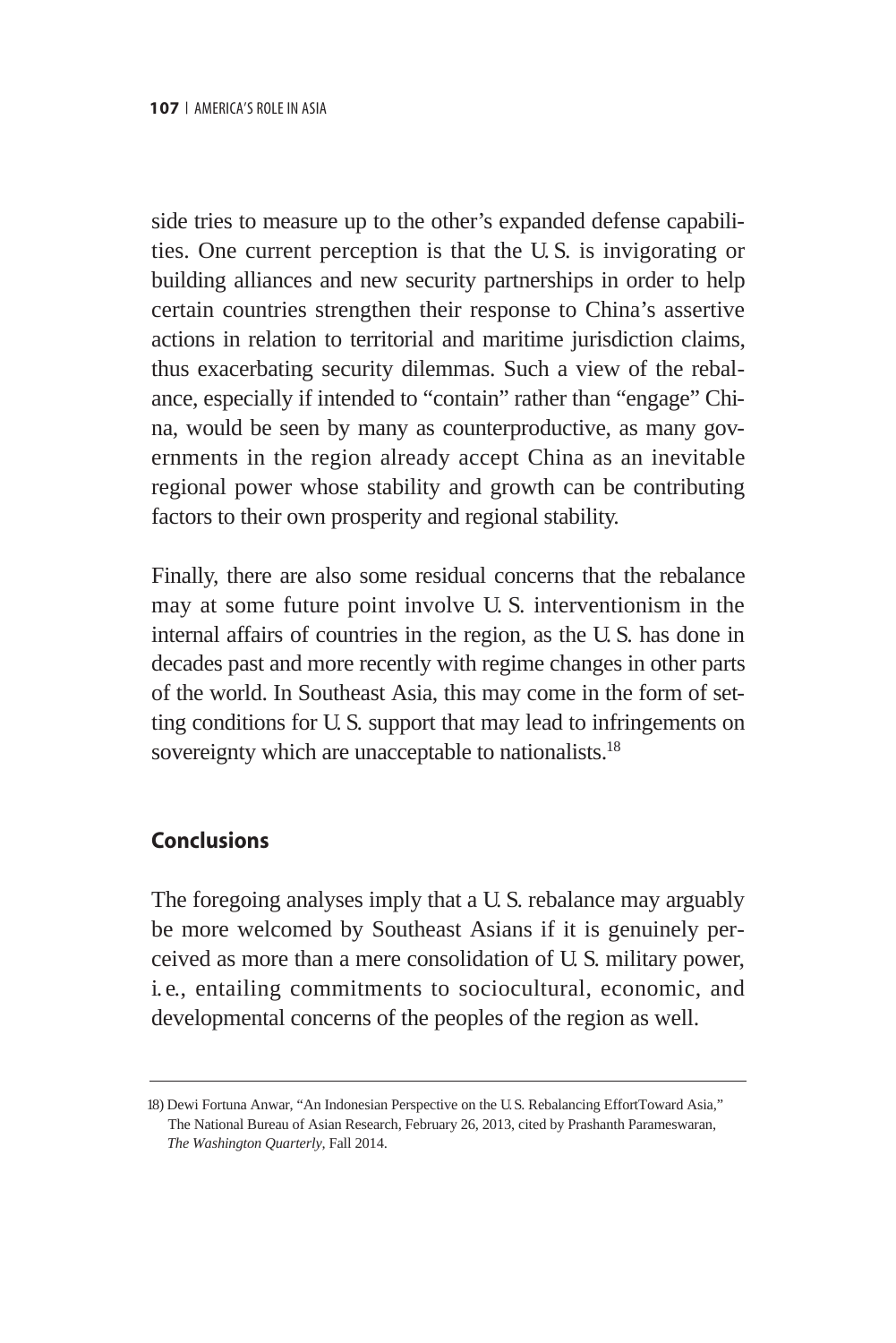side tries to measure up to the other's expanded defense capabilities. One current perception is that the U.S. is invigorating or building alliances and new security partnerships in order to help certain countries strengthen their response to China's assertive actions in relation to territorial and maritime jurisdiction claims, thus exacerbating security dilemmas. Such a view of the rebalance, especially if intended to "contain" rather than "engage" China, would be seen by many as counterproductive, as many governments in the region already accept China as an inevitable regional power whose stability and growth can be contributing factors to their own prosperity and regional stability.

Finally, there are also some residual concerns that the rebalance may at some future point involve U.S. interventionism in the internal affairs of countries in the region, as the U.S. has done in decades past and more recently with regime changes in other parts of the world. In Southeast Asia, this may come in the form of setting conditions for U.S. support that may lead to infringements on sovereignty which are unacceptable to nationalists.[18]

## Conclusions

The foregoing analyses imply that a U.S. rebalance may arguably be more welcomed by Southeast Asians if it is genuinely perceived as more than a mere consolidation of U.S. military power, i.e., entailing commitments to sociocultural, economic, and developmental concerns of the peoples of the region as well.

---

18) Dewi Fortuna Anwar, "An Indonesian Perspective on the U.S. Rebalancing EffortToward Asia," The National Bureau of Asian Research, February 26, 2013, cited by Prashanth Parameswaran, *The Washington Quarterly*, Fall 2014.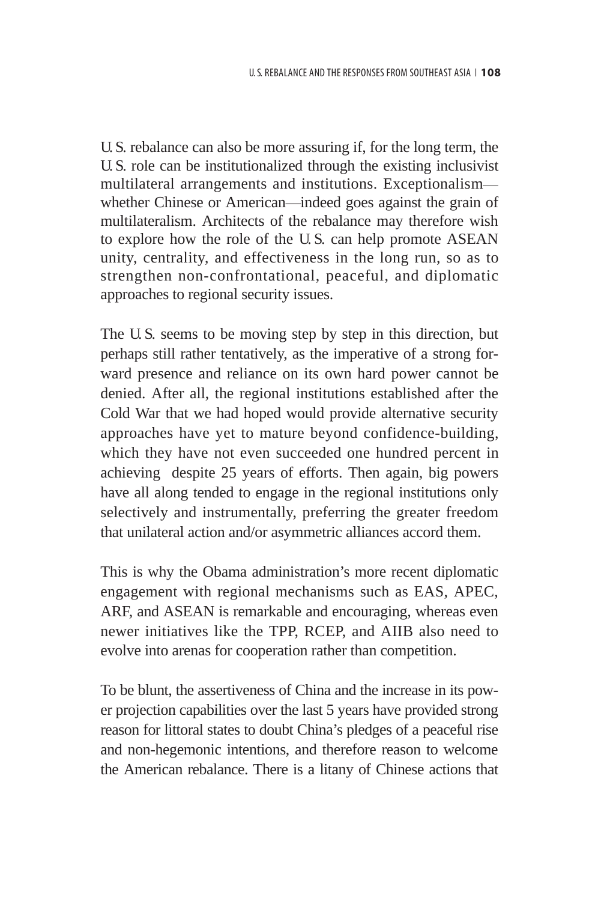U.S. rebalance can also be more assuring if, for the long term, the U.S. role can be institutionalized through the existing inclusivist multilateral arrangements and institutions. Exceptionalism—whether Chinese or American—indeed goes against the grain of multilateralism. Architects of the rebalance may therefore wish to explore how the role of the U.S. can help promote ASEAN unity, centrality, and effectiveness in the long run, so as to strengthen non-confrontational, peaceful, and diplomatic approaches to regional security issues.

The U.S. seems to be moving step by step in this direction, but perhaps still rather tentatively, as the imperative of a strong forward presence and reliance on its own hard power cannot be denied. After all, the regional institutions established after the Cold War that we had hoped would provide alternative security approaches have yet to mature beyond confidence-building, which they have not even succeeded one hundred percent in achieving despite 25 years of efforts. Then again, big powers have all along tended to engage in the regional institutions only selectively and instrumentally, preferring the greater freedom that unilateral action and/or asymmetric alliances accord them.

This is why the Obama administration's more recent diplomatic engagement with regional mechanisms such as EAS, APEC, ARF, and ASEAN is remarkable and encouraging, whereas even newer initiatives like the TPP, RCEP, and AIIB also need to evolve into arenas for cooperation rather than competition.

To be blunt, the assertiveness of China and the increase in its power projection capabilities over the last 5 years have provided strong reason for littoral states to doubt China's pledges of a peaceful rise and non-hegemonic intentions, and therefore reason to welcome the American rebalance. There is a litany of Chinese actions that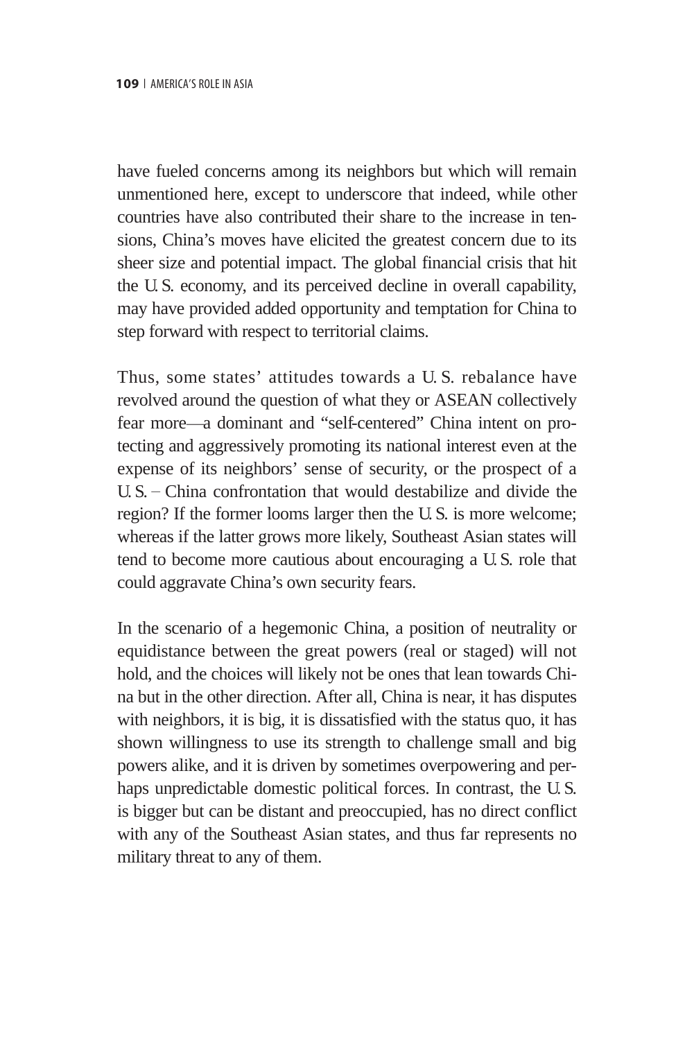have fueled concerns among its neighbors but which will remain unmentioned here, except to underscore that indeed, while other countries have also contributed their share to the increase in tensions, China's moves have elicited the greatest concern due to its sheer size and potential impact. The global financial crisis that hit the U.S. economy, and its perceived decline in overall capability, may have provided added opportunity and temptation for China to step forward with respect to territorial claims.

Thus, some states' attitudes towards a U.S. rebalance have revolved around the question of what they or ASEAN collectively fear more—a dominant and "self-centered" China intent on protecting and aggressively promoting its national interest even at the expense of its neighbors' sense of security, or the prospect of a U.S. – China confrontation that would destabilize and divide the region? If the former looms larger then the U.S. is more welcome; whereas if the latter grows more likely, Southeast Asian states will tend to become more cautious about encouraging a U.S. role that could aggravate China's own security fears.

In the scenario of a hegemonic China, a position of neutrality or equidistance between the great powers (real or staged) will not hold, and the choices will likely not be ones that lean towards China but in the other direction. After all, China is near, it has disputes with neighbors, it is big, it is dissatisfied with the status quo, it has shown willingness to use its strength to challenge small and big powers alike, and it is driven by sometimes overpowering and perhaps unpredictable domestic political forces. In contrast, the U.S. is bigger but can be distant and preoccupied, has no direct conflict with any of the Southeast Asian states, and thus far represents no military threat to any of them.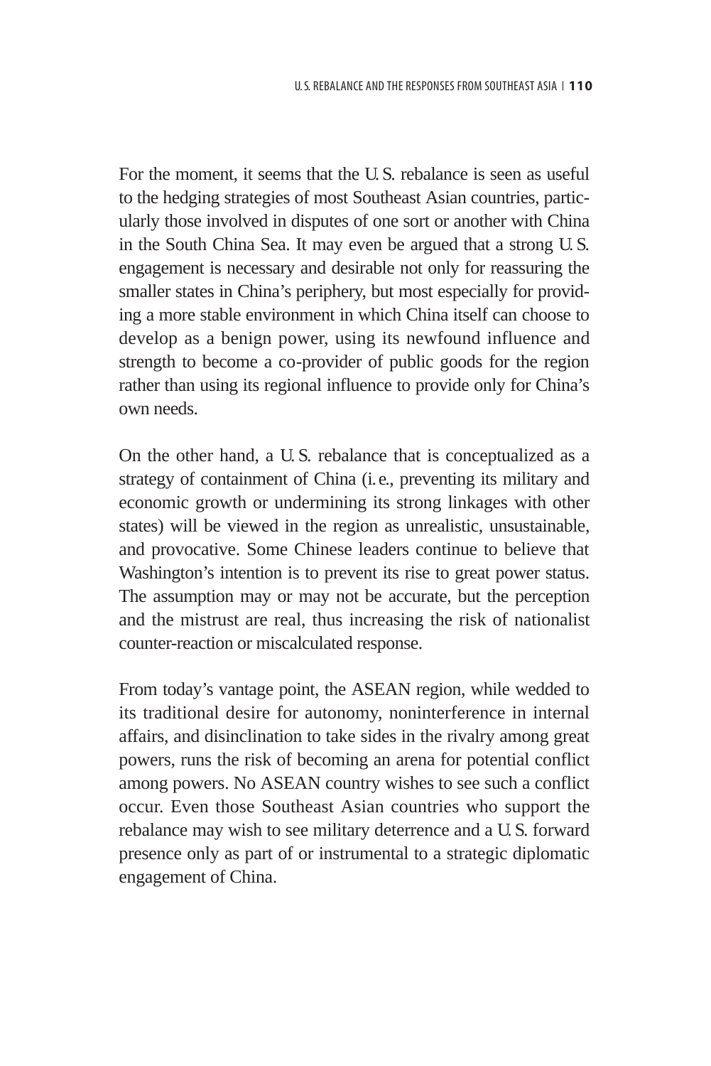For the moment, it seems that the U.S. rebalance is seen as useful to the hedging strategies of most Southeast Asian countries, particularly those involved in disputes of one sort or another with China in the South China Sea. It may even be argued that a strong U.S. engagement is necessary and desirable not only for reassuring the smaller states in China's periphery, but most especially for providing a more stable environment in which China itself can choose to develop as a benign power, using its newfound influence and strength to become a co-provider of public goods for the region rather than using its regional influence to provide only for China's own needs.

On the other hand, a U.S. rebalance that is conceptualized as a strategy of containment of China (i.e., preventing its military and economic growth or undermining its strong linkages with other states) will be viewed in the region as unrealistic, unsustainable, and provocative. Some Chinese leaders continue to believe that Washington's intention is to prevent its rise to great power status. The assumption may or may not be accurate, but the perception and the mistrust are real, thus increasing the risk of nationalist counter-reaction or miscalculated response.

From today's vantage point, the ASEAN region, while wedded to its traditional desire for autonomy, noninterference in internal affairs, and disinclination to take sides in the rivalry among great powers, runs the risk of becoming an arena for potential conflict among powers. No ASEAN country wishes to see such a conflict occur. Even those Southeast Asian countries who support the rebalance may wish to see military deterrence and a U.S. forward presence only as part of or instrumental to a strategic diplomatic engagement of China.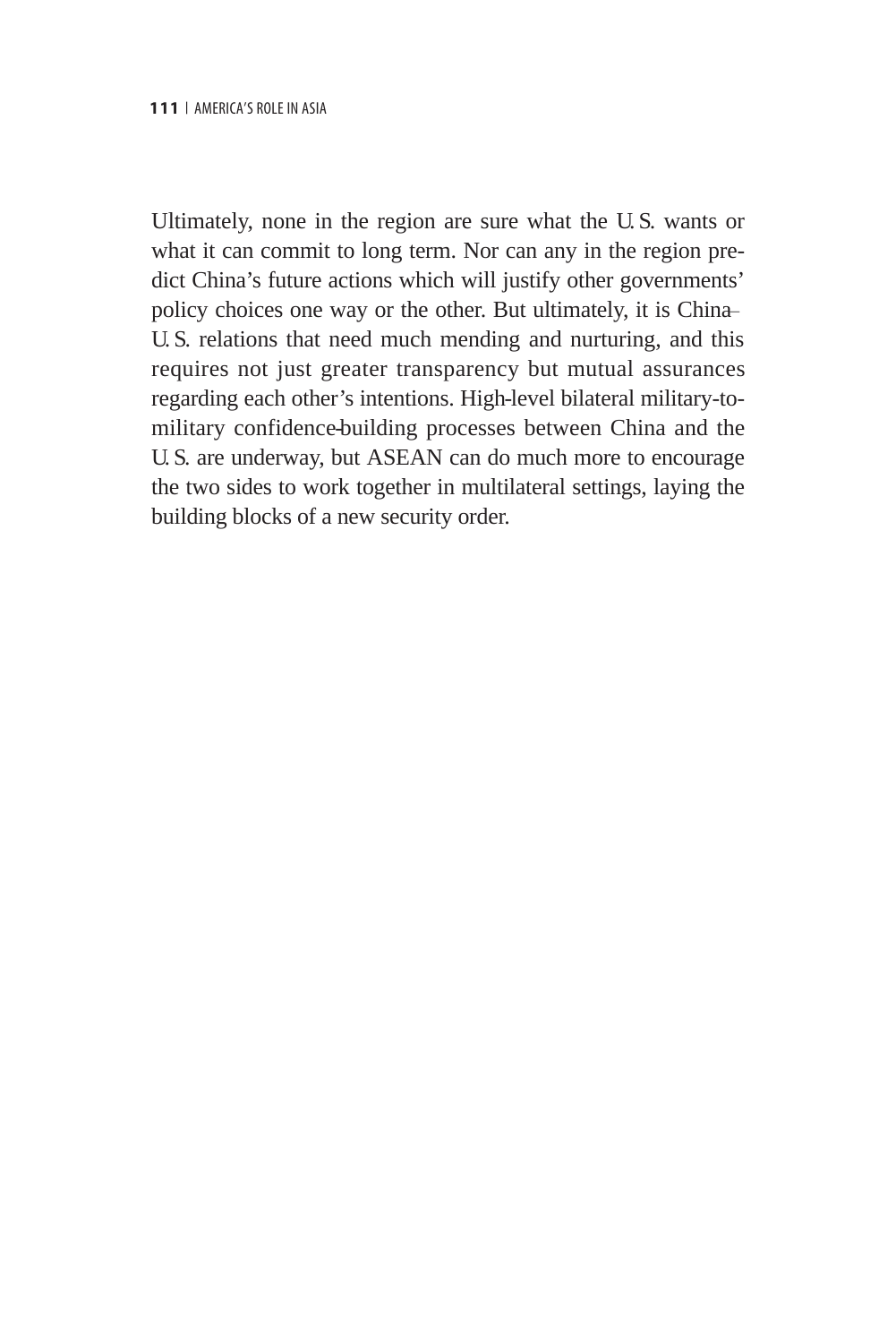Ultimately, none in the region are sure what the U.S. wants or what it can commit to long term. Nor can any in the region predict China's future actions which will justify other governments' policy choices one way or the other. But ultimately, it is China–U.S. relations that need much mending and nurturing, and this requires not just greater transparency but mutual assurances regarding each other's intentions. High-level bilateral military-to-military confidence-building processes between China and the U.S. are underway, but ASEAN can do much more to encourage the two sides to work together in multilateral settings, laying the building blocks of a new security order.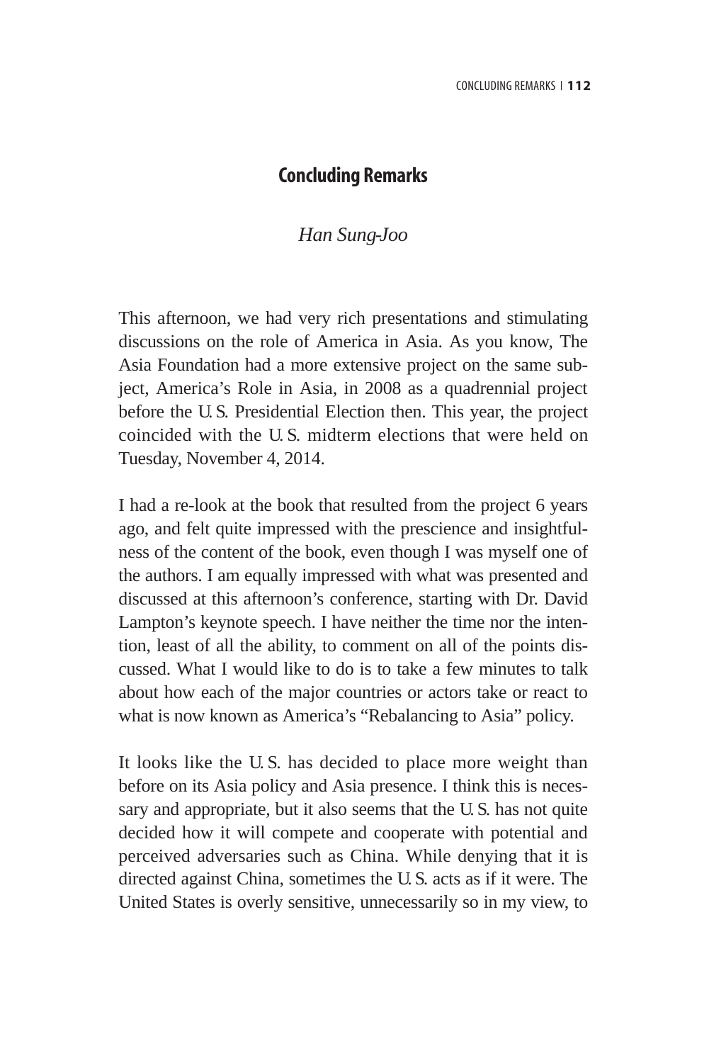# Concluding Remarks

*Han Sung-Joo*

This afternoon, we had very rich presentations and stimulating discussions on the role of America in Asia. As you know, The Asia Foundation had a more extensive project on the same subject, America's Role in Asia, in 2008 as a quadrennial project before the U.S. Presidential Election then. This year, the project coincided with the U.S. midterm elections that were held on Tuesday, November 4, 2014.

I had a re-look at the book that resulted from the project 6 years ago, and felt quite impressed with the prescience and insightfulness of the content of the book, even though I was myself one of the authors. I am equally impressed with what was presented and discussed at this afternoon's conference, starting with Dr. David Lampton's keynote speech. I have neither the time nor the intention, least of all the ability, to comment on all of the points discussed. What I would like to do is to take a few minutes to talk about how each of the major countries or actors take or react to what is now known as America's "Rebalancing to Asia" policy.

It looks like the U.S. has decided to place more weight than before on its Asia policy and Asia presence. I think this is necessary and appropriate, but it also seems that the U.S. has not quite decided how it will compete and cooperate with potential and perceived adversaries such as China. While denying that it is directed against China, sometimes the U.S. acts as if it were. The United States is overly sensitive, unnecessarily so in my view, to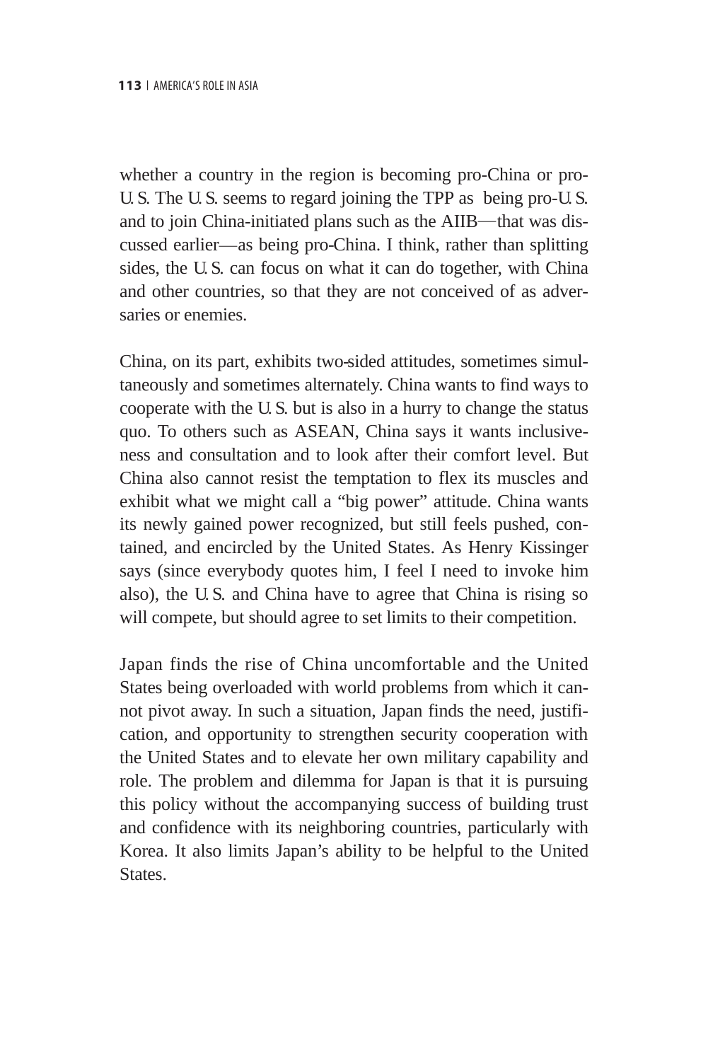whether a country in the region is becoming pro-China or pro-U.S. The U.S. seems to regard joining the TPP as being pro-U.S. and to join China-initiated plans such as the AIIB—that was discussed earlier—as being pro-China. I think, rather than splitting sides, the U.S. can focus on what it can do together, with China and other countries, so that they are not conceived of as adversaries or enemies.

China, on its part, exhibits two-sided attitudes, sometimes simultaneously and sometimes alternately. China wants to find ways to cooperate with the U.S. but is also in a hurry to change the status quo. To others such as ASEAN, China says it wants inclusiveness and consultation and to look after their comfort level. But China also cannot resist the temptation to flex its muscles and exhibit what we might call a "big power" attitude. China wants its newly gained power recognized, but still feels pushed, contained, and encircled by the United States. As Henry Kissinger says (since everybody quotes him, I feel I need to invoke him also), the U.S. and China have to agree that China is rising so will compete, but should agree to set limits to their competition.

Japan finds the rise of China uncomfortable and the United States being overloaded with world problems from which it cannot pivot away. In such a situation, Japan finds the need, justification, and opportunity to strengthen security cooperation with the United States and to elevate her own military capability and role. The problem and dilemma for Japan is that it is pursuing this policy without the accompanying success of building trust and confidence with its neighboring countries, particularly with Korea. It also limits Japan's ability to be helpful to the United States.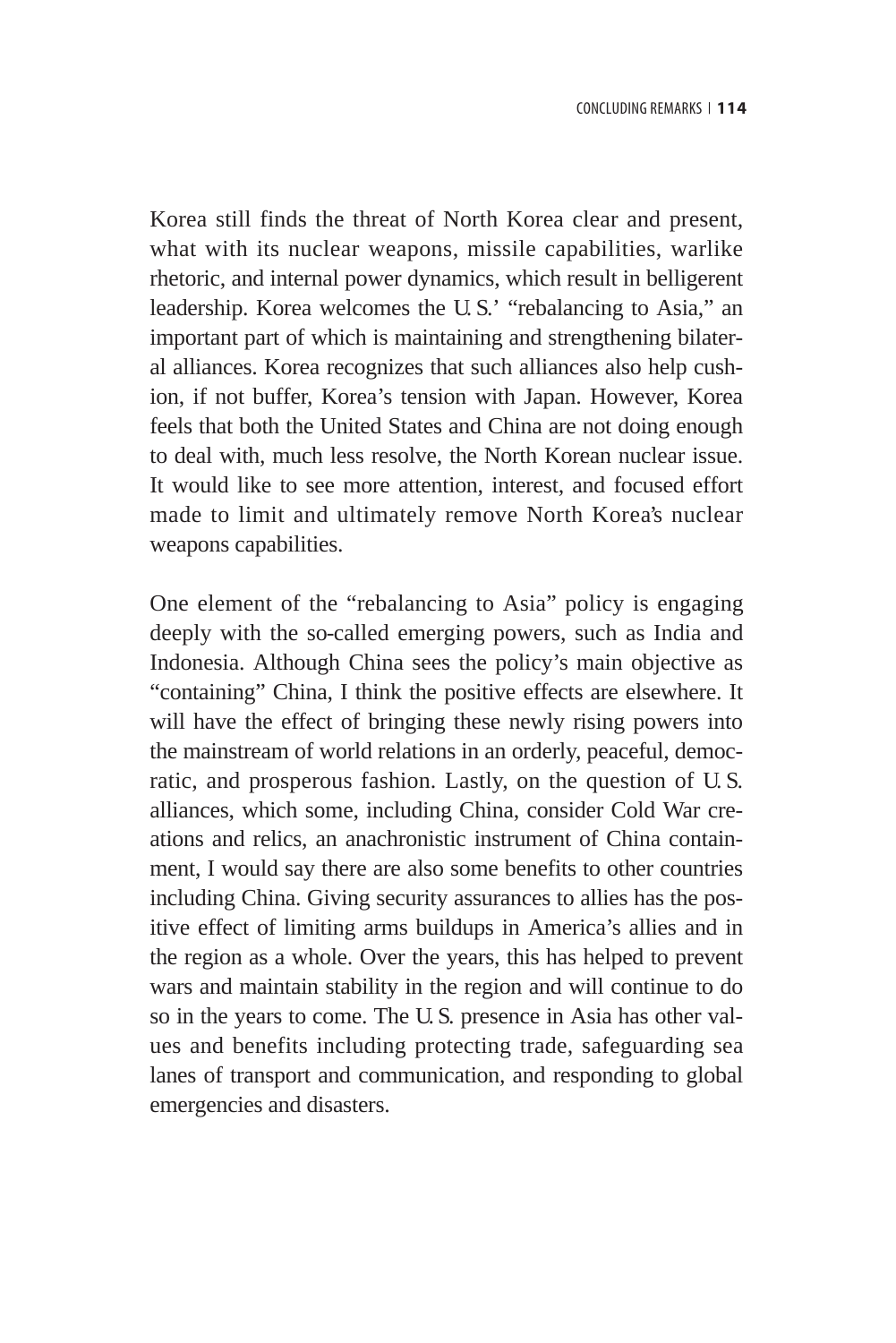Korea still finds the threat of North Korea clear and present, what with its nuclear weapons, missile capabilities, warlike rhetoric, and internal power dynamics, which result in belligerent leadership. Korea welcomes the U.S.' "rebalancing to Asia," an important part of which is maintaining and strengthening bilateral alliances. Korea recognizes that such alliances also help cushion, if not buffer, Korea's tension with Japan. However, Korea feels that both the United States and China are not doing enough to deal with, much less resolve, the North Korean nuclear issue. It would like to see more attention, interest, and focused effort made to limit and ultimately remove North Korea's nuclear weapons capabilities.

One element of the "rebalancing to Asia" policy is engaging deeply with the so-called emerging powers, such as India and Indonesia. Although China sees the policy's main objective as "containing" China, I think the positive effects are elsewhere. It will have the effect of bringing these newly rising powers into the mainstream of world relations in an orderly, peaceful, democratic, and prosperous fashion. Lastly, on the question of U.S. alliances, which some, including China, consider Cold War creations and relics, an anachronistic instrument of China containment, I would say there are also some benefits to other countries including China. Giving security assurances to allies has the positive effect of limiting arms buildups in America's allies and in the region as a whole. Over the years, this has helped to prevent wars and maintain stability in the region and will continue to do so in the years to come. The U.S. presence in Asia has other values and benefits including protecting trade, safeguarding sea lanes of transport and communication, and responding to global emergencies and disasters.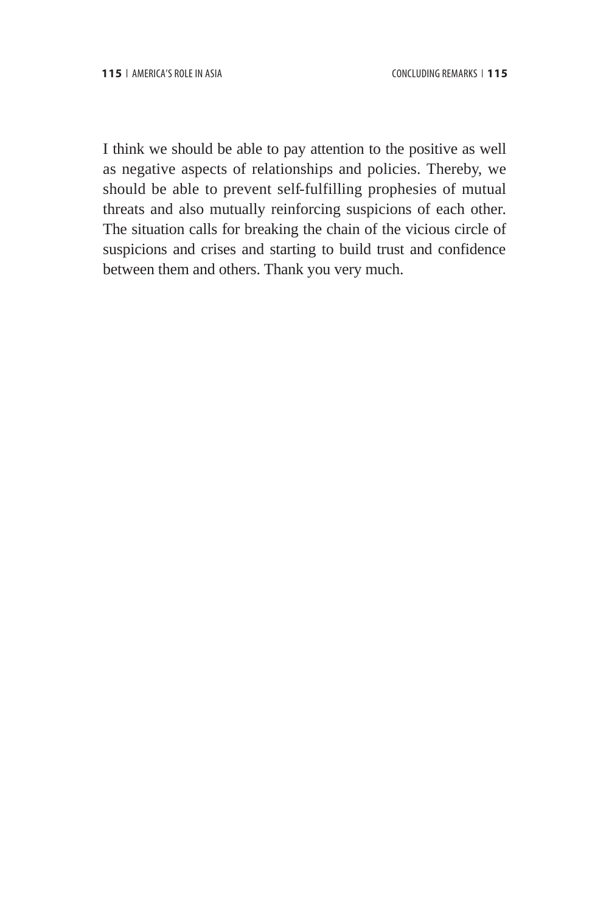I think we should be able to pay attention to the positive as well as negative aspects of relationships and policies. Thereby, we should be able to prevent self-fulfilling prophesies of mutual threats and also mutually reinforcing suspicions of each other. The situation calls for breaking the chain of the vicious circle of suspicions and crises and starting to build trust and confidence between them and others. Thank you very much.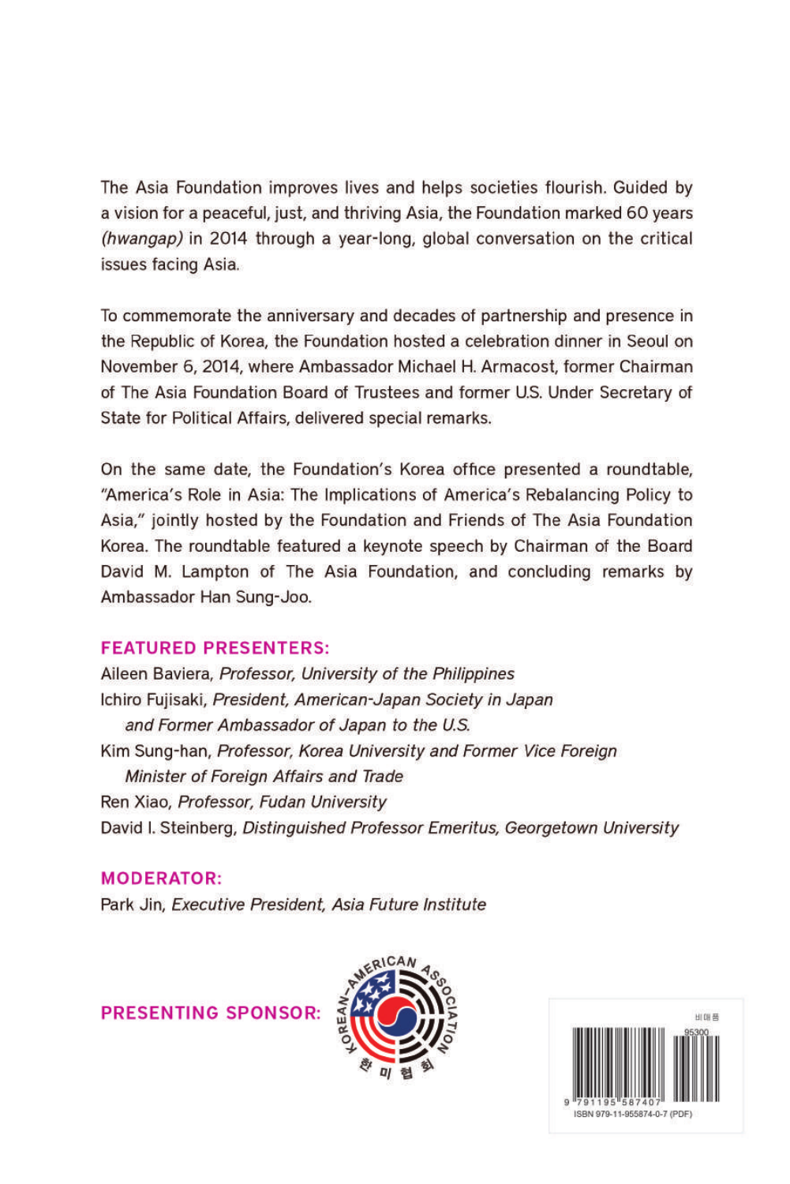The Asia Foundation improves lives and helps societies flourish. Guided by a vision for a peaceful, just, and thriving Asia, the Foundation marked 60 years *(hwangap)* in 2014 through a year-long, global conversation on the critical issues facing Asia.

To commemorate the anniversary and decades of partnership and presence in the Republic of Korea, the Foundation hosted a celebration dinner in Seoul on November 6, 2014, where Ambassador Michael H. Armacost, former Chairman of The Asia Foundation Board of Trustees and former U.S. Under Secretary of State for Political Affairs, delivered special remarks.

On the same date, the Foundation's Korea office presented a roundtable, "America's Role in Asia: The Implications of America's Rebalancing Policy to Asia," jointly hosted by the Foundation and Friends of The Asia Foundation Korea. The roundtable featured a keynote speech by Chairman of the Board David M. Lampton of The Asia Foundation, and concluding remarks by Ambassador Han Sung-Joo.

**FEATURED PRESENTERS:**

Aileen Baviera, *Professor, University of the Philippines*
Ichiro Fujisaki, *President, American-Japan Society in Japan and Former Ambassador of Japan to the U.S.*
Kim Sung-han, *Professor, Korea University and Former Vice Foreign Minister of Foreign Affairs and Trade*
Ren Xiao, *Professor, Fudan University*
David I. Steinberg, *Distinguished Professor Emeritus, Georgetown University*

**MODERATOR:**

Park Jin, *Executive President, Asia Future Institute*

**PRESENTING SPONSOR:**

KOREAN-AMERICAN ASSOCIATION
한 미 협 회

비매품
95300
9 791195 587407
ISBN 979-11-955874-0-7 (PDF)